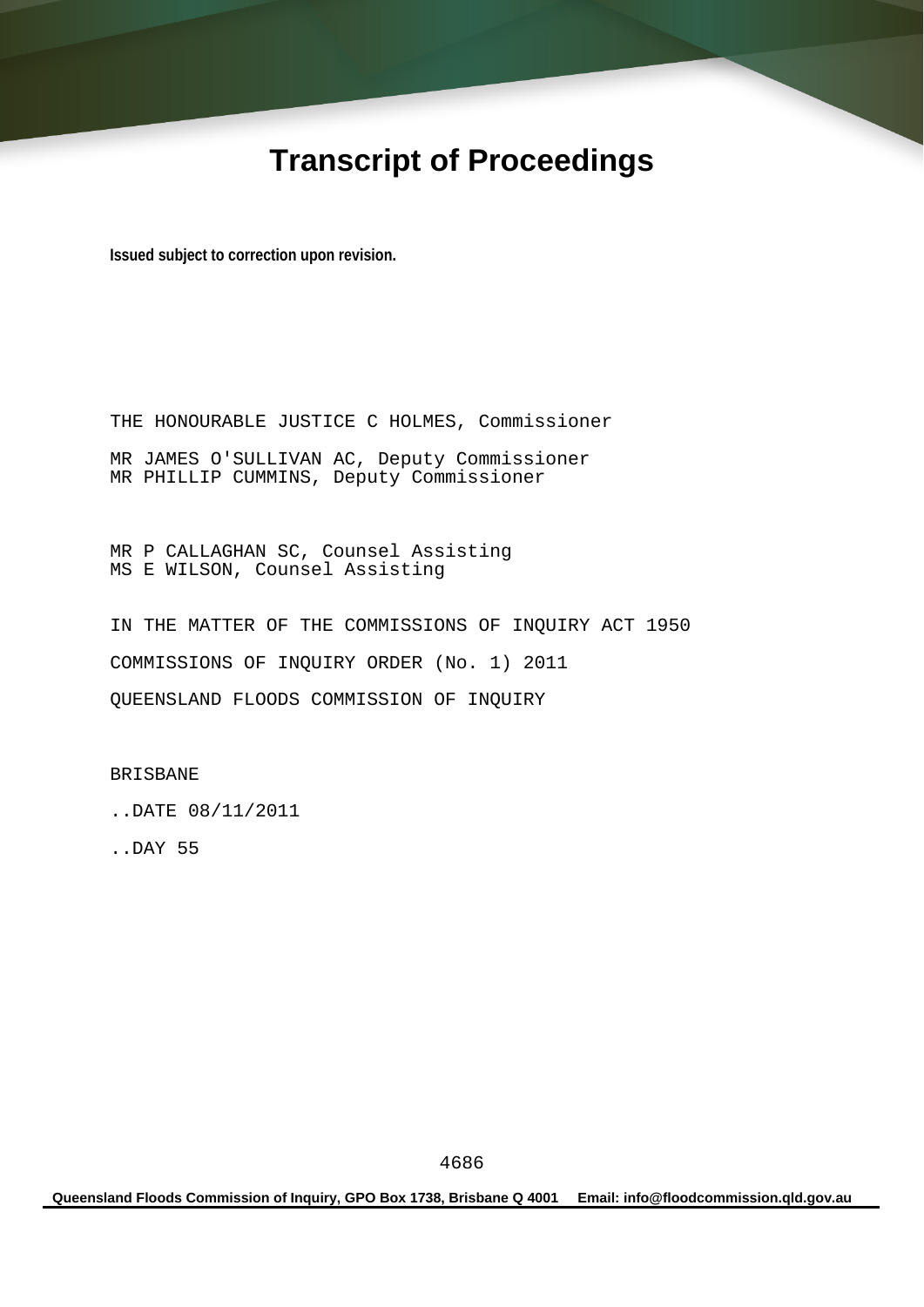# Transcript of Proceedings

**Issued subject to correction upon revision.**

THE HONOURABLE JUSTICE C HOLMES, Commissioner

MR JAMES O'SULLIVAN AC, Deputy Commissioner
MR PHILLIP CUMMINS, Deputy Commissioner

MR P CALLAGHAN SC, Counsel Assisting
MS E WILSON, Counsel Assisting

IN THE MATTER OF THE COMMISSIONS OF INQUIRY ACT 1950

COMMISSIONS OF INQUIRY ORDER (No. 1) 2011

QUEENSLAND FLOODS COMMISSION OF INQUIRY

BRISBANE

..DATE 08/11/2011

..DAY 55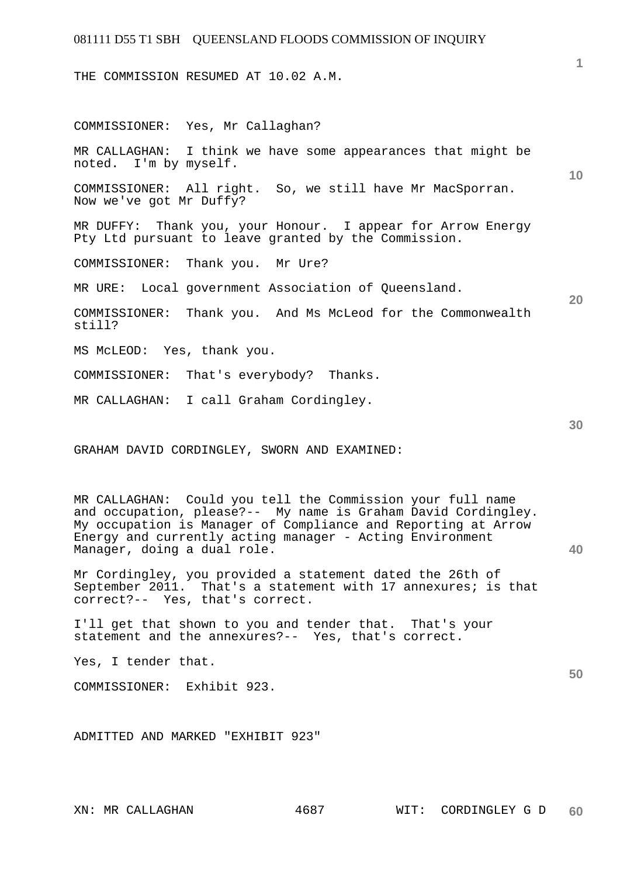THE COMMISSION RESUMED AT 10.02 A.M.

COMMISSIONER: Yes, Mr Callaghan?

MR CALLAGHAN: I think we have some appearances that might be noted. I'm by myself.

COMMISSIONER: All right. So, we still have Mr MacSporran. Now we've got Mr Duffy?

MR DUFFY: Thank you, your Honour. I appear for Arrow Energy Pty Ltd pursuant to leave granted by the Commission.

COMMISSIONER: Thank you. Mr Ure?

MR URE: Local government Association of Queensland.

COMMISSIONER: Thank you. And Ms McLeod for the Commonwealth still?

MS McLEOD: Yes, thank you.

COMMISSIONER: That's everybody? Thanks.

MR CALLAGHAN: I call Graham Cordingley.

GRAHAM DAVID CORDINGLEY, SWORN AND EXAMINED:

MR CALLAGHAN: Could you tell the Commission your full name and occupation, please?-- My name is Graham David Cordingley. My occupation is Manager of Compliance and Reporting at Arrow Energy and currently acting manager - Acting Environment Manager, doing a dual role.

Mr Cordingley, you provided a statement dated the 26th of September 2011. That's a statement with 17 annexures; is that correct?-- Yes, that's correct.

I'll get that shown to you and tender that. That's your statement and the annexures?-- Yes, that's correct.

Yes, I tender that.

COMMISSIONER: Exhibit 923.

ADMITTED AND MARKED "EXHIBIT 923"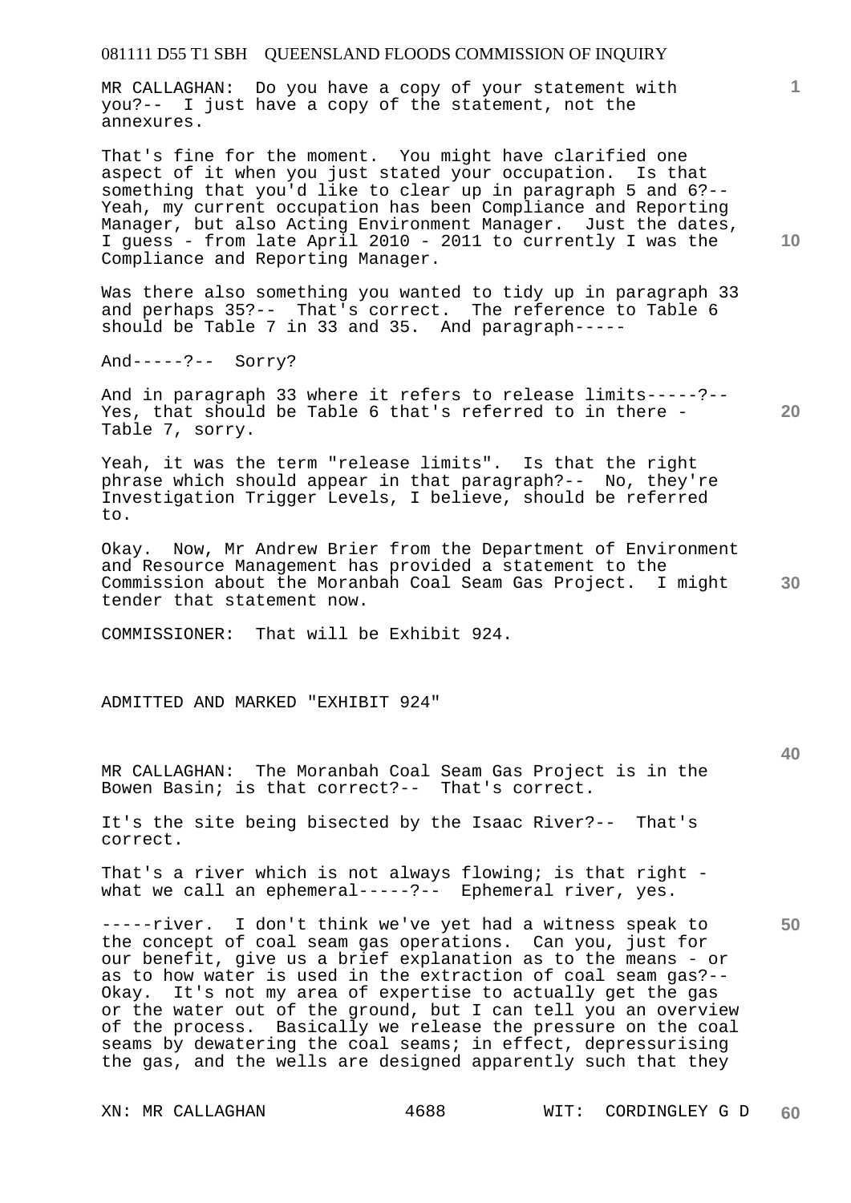MR CALLAGHAN: Do you have a copy of your statement with you?-- I just have a copy of the statement, not the annexures.

That's fine for the moment. You might have clarified one aspect of it when you just stated your occupation. Is that something that you'd like to clear up in paragraph 5 and 6?-- Yeah, my current occupation has been Compliance and Reporting Manager, but also Acting Environment Manager. Just the dates, I guess - from late April 2010 - 2011 to currently I was the Compliance and Reporting Manager.

Was there also something you wanted to tidy up in paragraph 33 and perhaps 35?-- That's correct. The reference to Table 6 should be Table 7 in 33 and 35. And paragraph-----

And-----?-- Sorry?

And in paragraph 33 where it refers to release limits-----?-- Yes, that should be Table 6 that's referred to in there - Table 7, sorry.

Yeah, it was the term "release limits". Is that the right phrase which should appear in that paragraph?-- No, they're Investigation Trigger Levels, I believe, should be referred to.

Okay. Now, Mr Andrew Brier from the Department of Environment and Resource Management has provided a statement to the Commission about the Moranbah Coal Seam Gas Project. I might tender that statement now.

COMMISSIONER: That will be Exhibit 924.

ADMITTED AND MARKED "EXHIBIT 924"

MR CALLAGHAN: The Moranbah Coal Seam Gas Project is in the Bowen Basin; is that correct?-- That's correct.

It's the site being bisected by the Isaac River?-- That's correct.

That's a river which is not always flowing; is that right - what we call an ephemeral-----?-- Ephemeral river, yes.

-----river. I don't think we've yet had a witness speak to the concept of coal seam gas operations. Can you, just for our benefit, give us a brief explanation as to the means - or as to how water is used in the extraction of coal seam gas?-- Okay. It's not my area of expertise to actually get the gas or the water out of the ground, but I can tell you an overview of the process. Basically we release the pressure on the coal seams by dewatering the coal seams; in effect, depressurising the gas, and the wells are designed apparently such that they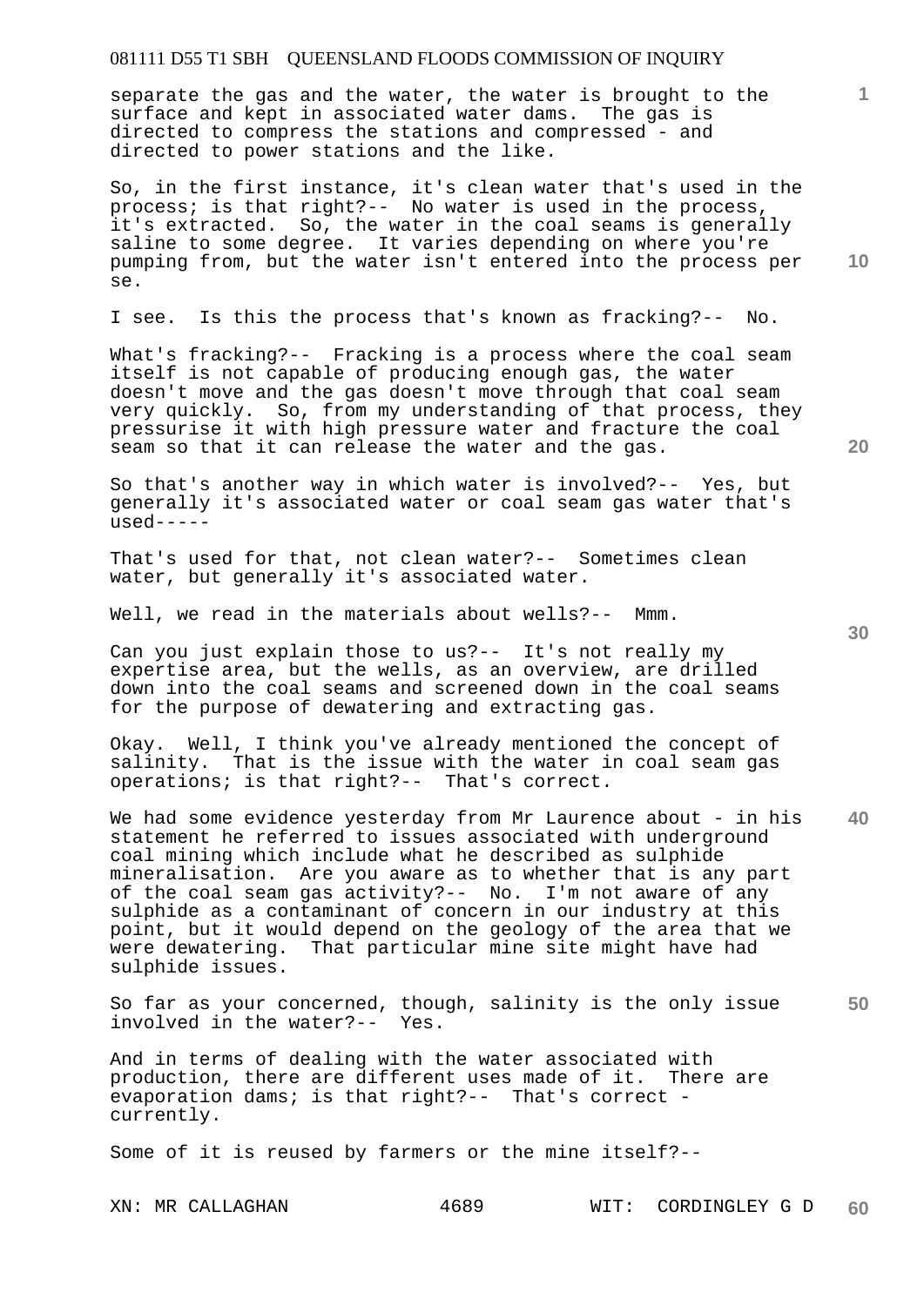separate the gas and the water, the water is brought to the surface and kept in associated water dams. The gas is directed to compress the stations and compressed - and directed to power stations and the like.

So, in the first instance, it's clean water that's used in the process; is that right?-- No water is used in the process, it's extracted. So, the water in the coal seams is generally saline to some degree. It varies depending on where you're pumping from, but the water isn't entered into the process per se.

I see. Is this the process that's known as fracking?-- No.

What's fracking?-- Fracking is a process where the coal seam itself is not capable of producing enough gas, the water doesn't move and the gas doesn't move through that coal seam very quickly. So, from my understanding of that process, they pressurise it with high pressure water and fracture the coal seam so that it can release the water and the gas.

So that's another way in which water is involved?-- Yes, but generally it's associated water or coal seam gas water that's used-----

That's used for that, not clean water?-- Sometimes clean water, but generally it's associated water.

Well, we read in the materials about wells?-- Mmm.

Can you just explain those to us?-- It's not really my expertise area, but the wells, as an overview, are drilled down into the coal seams and screened down in the coal seams for the purpose of dewatering and extracting gas.

Okay. Well, I think you've already mentioned the concept of salinity. That is the issue with the water in coal seam gas operations; is that right?-- That's correct.

We had some evidence yesterday from Mr Laurence about - in his statement he referred to issues associated with underground coal mining which include what he described as sulphide mineralisation. Are you aware as to whether that is any part of the coal seam gas activity?-- No. I'm not aware of any sulphide as a contaminant of concern in our industry at this point, but it would depend on the geology of the area that we were dewatering. That particular mine site might have had sulphide issues.

So far as your concerned, though, salinity is the only issue involved in the water?-- Yes.

And in terms of dealing with the water associated with production, there are different uses made of it. There are evaporation dams; is that right?-- That's correct - currently.

Some of it is reused by farmers or the mine itself?--

XN: MR CALLAGHAN WIT: CORDINGLEY G D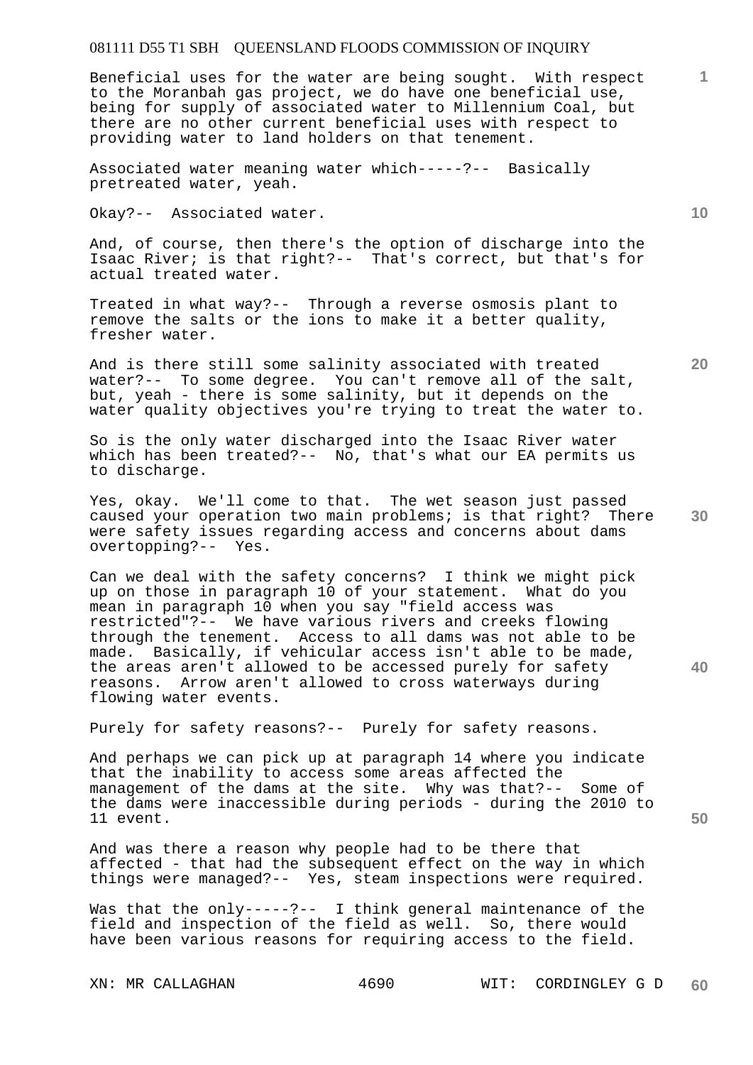Beneficial uses for the water are being sought. With respect to the Moranbah gas project, we do have one beneficial use, being for supply of associated water to Millennium Coal, but there are no other current beneficial uses with respect to providing water to land holders on that tenement.

Associated water meaning water which-----?-- Basically pretreated water, yeah.

Okay?-- Associated water.

And, of course, then there's the option of discharge into the Isaac River; is that right?-- That's correct, but that's for actual treated water.

Treated in what way?-- Through a reverse osmosis plant to remove the salts or the ions to make it a better quality, fresher water.

And is there still some salinity associated with treated water?-- To some degree. You can't remove all of the salt, but, yeah - there is some salinity, but it depends on the water quality objectives you're trying to treat the water to.

So is the only water discharged into the Isaac River water which has been treated?-- No, that's what our EA permits us to discharge.

Yes, okay. We'll come to that. The wet season just passed caused your operation two main problems; is that right? There were safety issues regarding access and concerns about dams overtopping?-- Yes.

Can we deal with the safety concerns? I think we might pick up on those in paragraph 10 of your statement. What do you mean in paragraph 10 when you say "field access was restricted"?-- We have various rivers and creeks flowing through the tenement. Access to all dams was not able to be made. Basically, if vehicular access isn't able to be made, the areas aren't allowed to be accessed purely for safety reasons. Arrow aren't allowed to cross waterways during flowing water events.

Purely for safety reasons?-- Purely for safety reasons.

And perhaps we can pick up at paragraph 14 where you indicate that the inability to access some areas affected the management of the dams at the site. Why was that?-- Some of the dams were inaccessible during periods - during the 2010 to 11 event.

And was there a reason why people had to be there that affected - that had the subsequent effect on the way in which things were managed?-- Yes, steam inspections were required.

Was that the only-----?-- I think general maintenance of the field and inspection of the field as well. So, there would have been various reasons for requiring access to the field.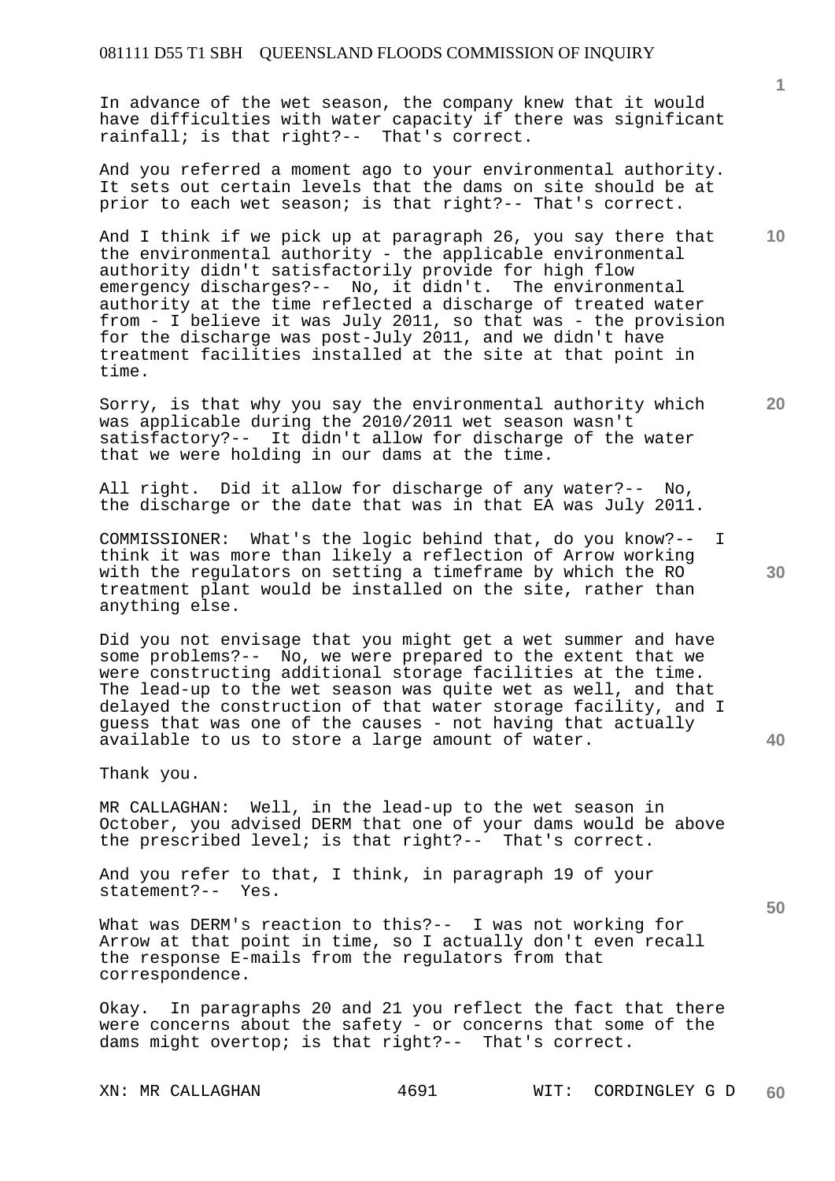In advance of the wet season, the company knew that it would have difficulties with water capacity if there was significant rainfall; is that right?-- That's correct.

And you referred a moment ago to your environmental authority. It sets out certain levels that the dams on site should be at prior to each wet season; is that right?-- That's correct.

And I think if we pick up at paragraph 26, you say there that the environmental authority - the applicable environmental authority didn't satisfactorily provide for high flow emergency discharges?-- No, it didn't. The environmental authority at the time reflected a discharge of treated water from - I believe it was July 2011, so that was - the provision for the discharge was post-July 2011, and we didn't have treatment facilities installed at the site at that point in time.

Sorry, is that why you say the environmental authority which was applicable during the 2010/2011 wet season wasn't satisfactory?-- It didn't allow for discharge of the water that we were holding in our dams at the time.

All right. Did it allow for discharge of any water?-- No, the discharge or the date that was in that EA was July 2011.

COMMISSIONER: What's the logic behind that, do you know?-- I think it was more than likely a reflection of Arrow working with the regulators on setting a timeframe by which the RO treatment plant would be installed on the site, rather than anything else.

Did you not envisage that you might get a wet summer and have some problems?-- No, we were prepared to the extent that we were constructing additional storage facilities at the time. The lead-up to the wet season was quite wet as well, and that delayed the construction of that water storage facility, and I guess that was one of the causes - not having that actually available to us to store a large amount of water.

Thank you.

MR CALLAGHAN: Well, in the lead-up to the wet season in October, you advised DERM that one of your dams would be above the prescribed level; is that right?-- That's correct.

And you refer to that, I think, in paragraph 19 of your statement?-- Yes.

What was DERM's reaction to this?-- I was not working for Arrow at that point in time, so I actually don't even recall the response E-mails from the regulators from that correspondence.

Okay. In paragraphs 20 and 21 you reflect the fact that there were concerns about the safety - or concerns that some of the dams might overtop; is that right?-- That's correct.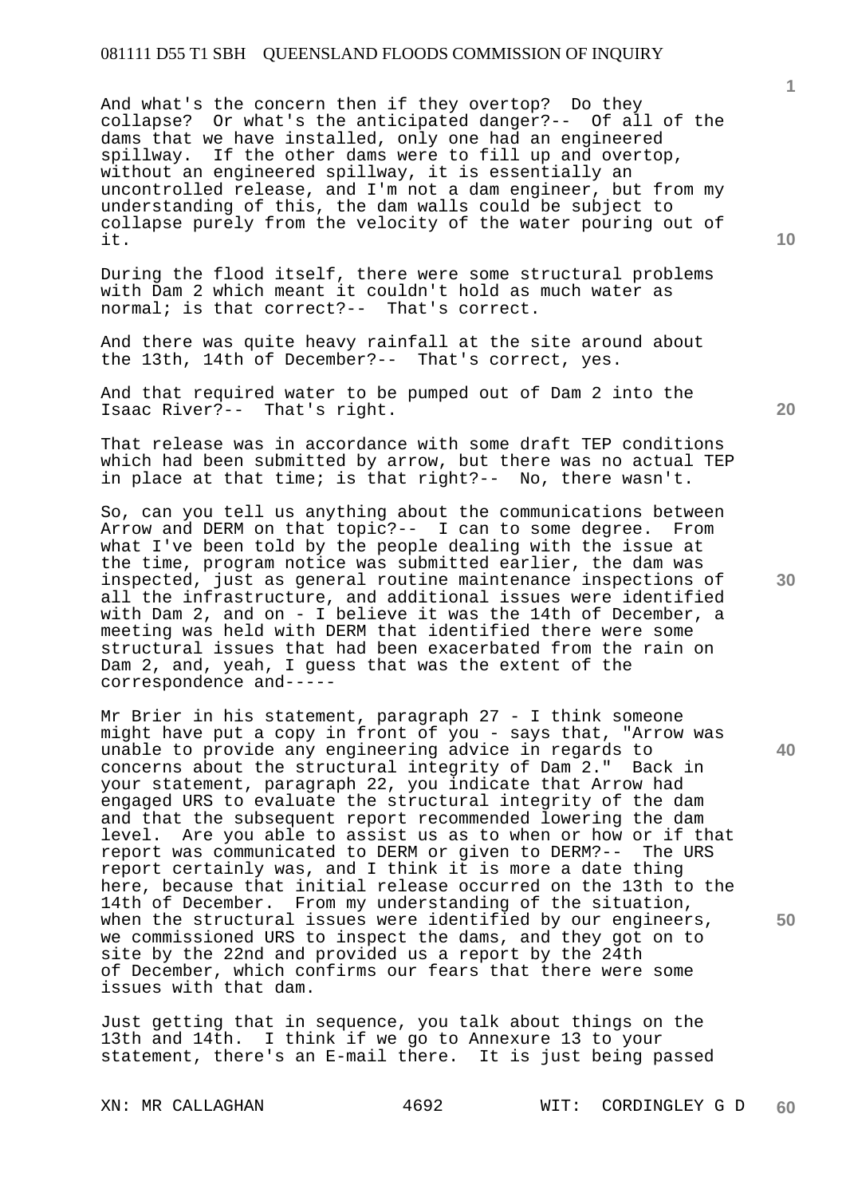And what's the concern then if they overtop? Do they collapse? Or what's the anticipated danger?-- Of all of the dams that we have installed, only one had an engineered spillway. If the other dams were to fill up and overtop, without an engineered spillway, it is essentially an uncontrolled release, and I'm not a dam engineer, but from my understanding of this, the dam walls could be subject to collapse purely from the velocity of the water pouring out of it.

During the flood itself, there were some structural problems with Dam 2 which meant it couldn't hold as much water as normal; is that correct?-- That's correct.

And there was quite heavy rainfall at the site around about the 13th, 14th of December?-- That's correct, yes.

And that required water to be pumped out of Dam 2 into the Isaac River?-- That's right.

That release was in accordance with some draft TEP conditions which had been submitted by arrow, but there was no actual TEP in place at that time; is that right?-- No, there wasn't.

So, can you tell us anything about the communications between Arrow and DERM on that topic?-- I can to some degree. From what I've been told by the people dealing with the issue at the time, program notice was submitted earlier, the dam was inspected, just as general routine maintenance inspections of all the infrastructure, and additional issues were identified with Dam 2, and on - I believe it was the 14th of December, a meeting was held with DERM that identified there were some structural issues that had been exacerbated from the rain on Dam 2, and, yeah, I guess that was the extent of the correspondence and-----

Mr Brier in his statement, paragraph 27 - I think someone might have put a copy in front of you - says that, "Arrow was unable to provide any engineering advice in regards to concerns about the structural integrity of Dam 2." Back in your statement, paragraph 22, you indicate that Arrow had engaged URS to evaluate the structural integrity of the dam and that the subsequent report recommended lowering the dam level. Are you able to assist us as to when or how or if that report was communicated to DERM or given to DERM?-- The URS report certainly was, and I think it is more a date thing here, because that initial release occurred on the 13th to the 14th of December. From my understanding of the situation, when the structural issues were identified by our engineers, we commissioned URS to inspect the dams, and they got on to site by the 22nd and provided us a report by the 24th of December, which confirms our fears that there were some issues with that dam.

Just getting that in sequence, you talk about things on the 13th and 14th. I think if we go to Annexure 13 to your statement, there's an E-mail there. It is just being passed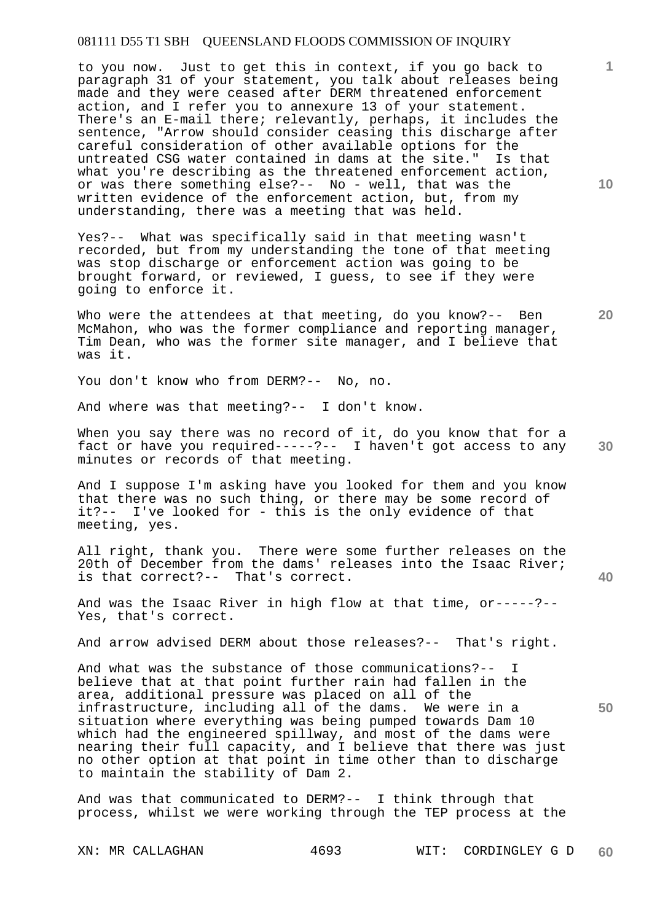to you now. Just to get this in context, if you go back to paragraph 31 of your statement, you talk about releases being made and they were ceased after DERM threatened enforcement action, and I refer you to annexure 13 of your statement. There's an E-mail there; relevantly, perhaps, it includes the sentence, "Arrow should consider ceasing this discharge after careful consideration of other available options for the untreated CSG water contained in dams at the site." Is that what you're describing as the threatened enforcement action, or was there something else?-- No - well, that was the written evidence of the enforcement action, but, from my understanding, there was a meeting that was held.

Yes?-- What was specifically said in that meeting wasn't recorded, but from my understanding the tone of that meeting was stop discharge or enforcement action was going to be brought forward, or reviewed, I guess, to see if they were going to enforce it.

Who were the attendees at that meeting, do you know?-- Ben McMahon, who was the former compliance and reporting manager, Tim Dean, who was the former site manager, and I believe that was it.

You don't know who from DERM?-- No, no.

And where was that meeting?-- I don't know.

When you say there was no record of it, do you know that for a fact or have you required-----?-- I haven't got access to any minutes or records of that meeting.

And I suppose I'm asking have you looked for them and you know that there was no such thing, or there may be some record of it?-- I've looked for - this is the only evidence of that meeting, yes.

All right, thank you. There were some further releases on the 20th of December from the dams' releases into the Isaac River; is that correct?-- That's correct.

And was the Isaac River in high flow at that time, or-----?-- Yes, that's correct.

And arrow advised DERM about those releases?-- That's right.

And what was the substance of those communications?-- I believe that at that point further rain had fallen in the area, additional pressure was placed on all of the infrastructure, including all of the dams. We were in a situation where everything was being pumped towards Dam 10 which had the engineered spillway, and most of the dams were nearing their full capacity, and I believe that there was just no other option at that point in time other than to discharge to maintain the stability of Dam 2.

And was that communicated to DERM?-- I think through that process, whilst we were working through the TEP process at the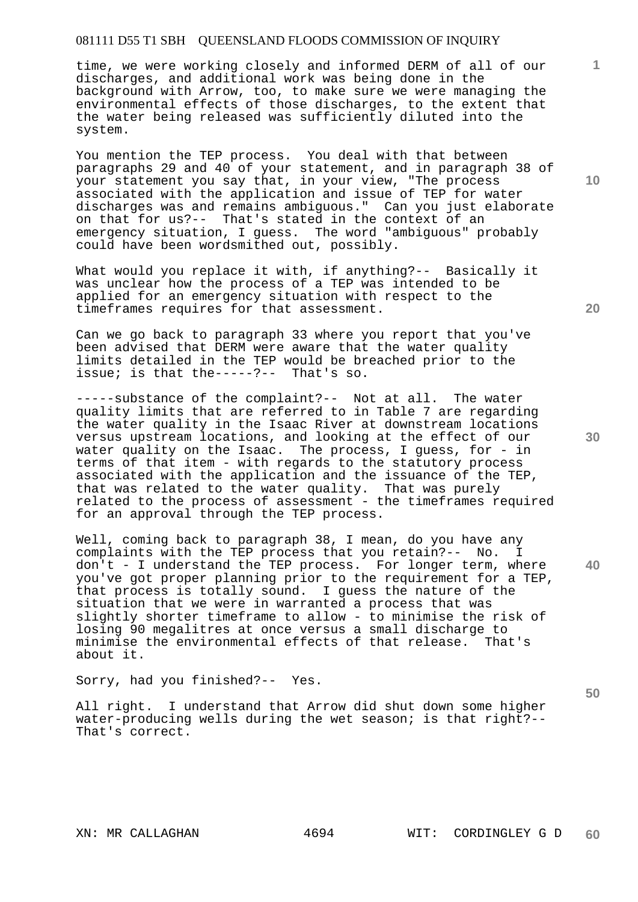time, we were working closely and informed DERM of all of our discharges, and additional work was being done in the background with Arrow, too, to make sure we were managing the environmental effects of those discharges, to the extent that the water being released was sufficiently diluted into the system.

You mention the TEP process. You deal with that between paragraphs 29 and 40 of your statement, and in paragraph 38 of your statement you say that, in your view, "The process associated with the application and issue of TEP for water discharges was and remains ambiguous." Can you just elaborate on that for us?-- That's stated in the context of an emergency situation, I guess. The word "ambiguous" probably could have been wordsmithed out, possibly.

What would you replace it with, if anything?-- Basically it was unclear how the process of a TEP was intended to be applied for an emergency situation with respect to the timeframes requires for that assessment.

Can we go back to paragraph 33 where you report that you've been advised that DERM were aware that the water quality limits detailed in the TEP would be breached prior to the issue; is that the-----?-- That's so.

-----substance of the complaint?-- Not at all. The water quality limits that are referred to in Table 7 are regarding the water quality in the Isaac River at downstream locations versus upstream locations, and looking at the effect of our water quality on the Isaac. The process, I guess, for - in terms of that item - with regards to the statutory process associated with the application and the issuance of the TEP, that was related to the water quality. That was purely related to the process of assessment - the timeframes required for an approval through the TEP process.

Well, coming back to paragraph 38, I mean, do you have any complaints with the TEP process that you retain?-- No. I don't - I understand the TEP process. For longer term, where you've got proper planning prior to the requirement for a TEP, that process is totally sound. I guess the nature of the situation that we were in warranted a process that was slightly shorter timeframe to allow - to minimise the risk of losing 90 megalitres at once versus a small discharge to minimise the environmental effects of that release. That's about it.

Sorry, had you finished?-- Yes.

All right. I understand that Arrow did shut down some higher water-producing wells during the wet season; is that right?-- That's correct.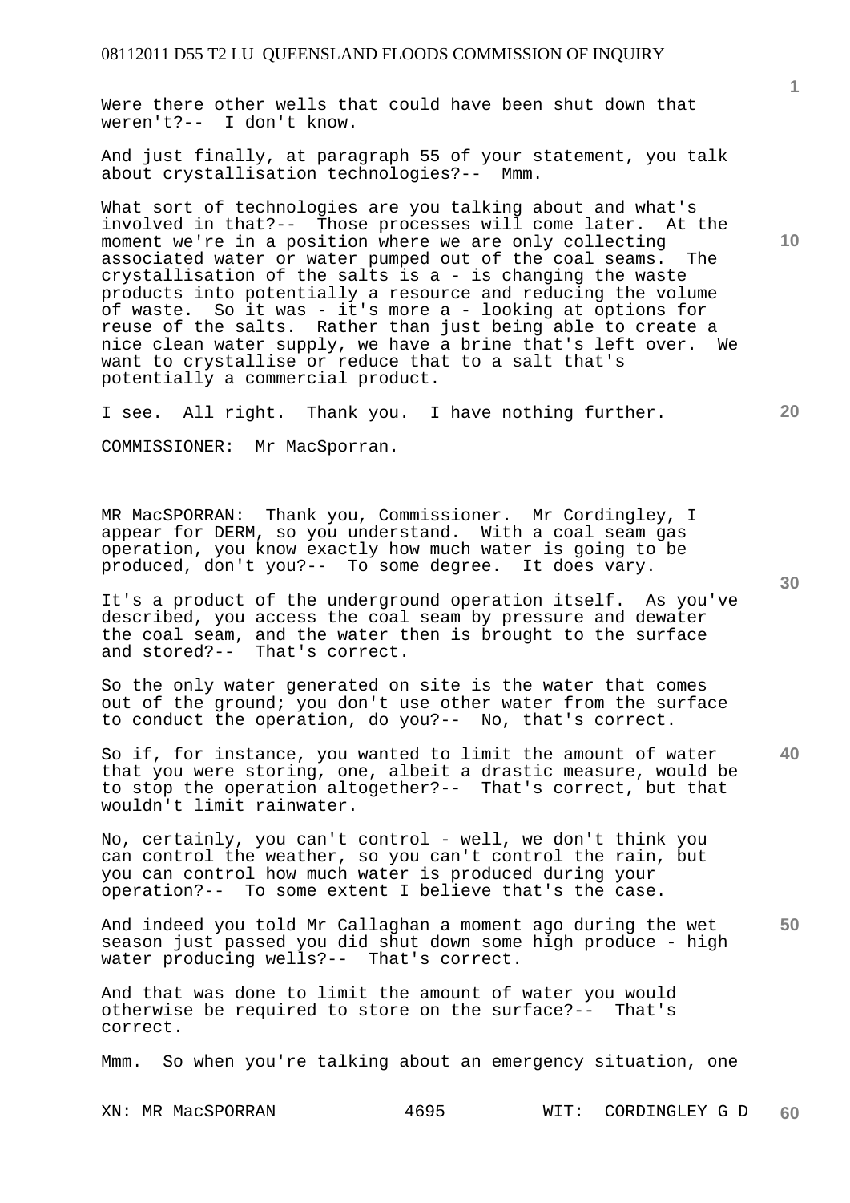Were there other wells that could have been shut down that weren't?-- I don't know.

And just finally, at paragraph 55 of your statement, you talk about crystallisation technologies?-- Mmm.

What sort of technologies are you talking about and what's involved in that?-- Those processes will come later. At the moment we're in a position where we are only collecting associated water or water pumped out of the coal seams. The crystallisation of the salts is a - is changing the waste products into potentially a resource and reducing the volume of waste. So it was - it's more a - looking at options for reuse of the salts. Rather than just being able to create a nice clean water supply, we have a brine that's left over. We want to crystallise or reduce that to a salt that's potentially a commercial product.

I see. All right. Thank you. I have nothing further.

COMMISSIONER: Mr MacSporran.

MR MacSPORRAN: Thank you, Commissioner. Mr Cordingley, I appear for DERM, so you understand. With a coal seam gas operation, you know exactly how much water is going to be produced, don't you?-- To some degree. It does vary.

It's a product of the underground operation itself. As you've described, you access the coal seam by pressure and dewater the coal seam, and the water then is brought to the surface and stored?-- That's correct.

So the only water generated on site is the water that comes out of the ground; you don't use other water from the surface to conduct the operation, do you?-- No, that's correct.

So if, for instance, you wanted to limit the amount of water that you were storing, one, albeit a drastic measure, would be to stop the operation altogether?-- That's correct, but that wouldn't limit rainwater.

No, certainly, you can't control - well, we don't think you can control the weather, so you can't control the rain, but you can control how much water is produced during your operation?-- To some extent I believe that's the case.

And indeed you told Mr Callaghan a moment ago during the wet season just passed you did shut down some high produce - high water producing wells?-- That's correct.

And that was done to limit the amount of water you would otherwise be required to store on the surface?-- That's correct.

Mmm. So when you're talking about an emergency situation, one

XN: MR MacSPORRAN WIT: CORDINGLEY G D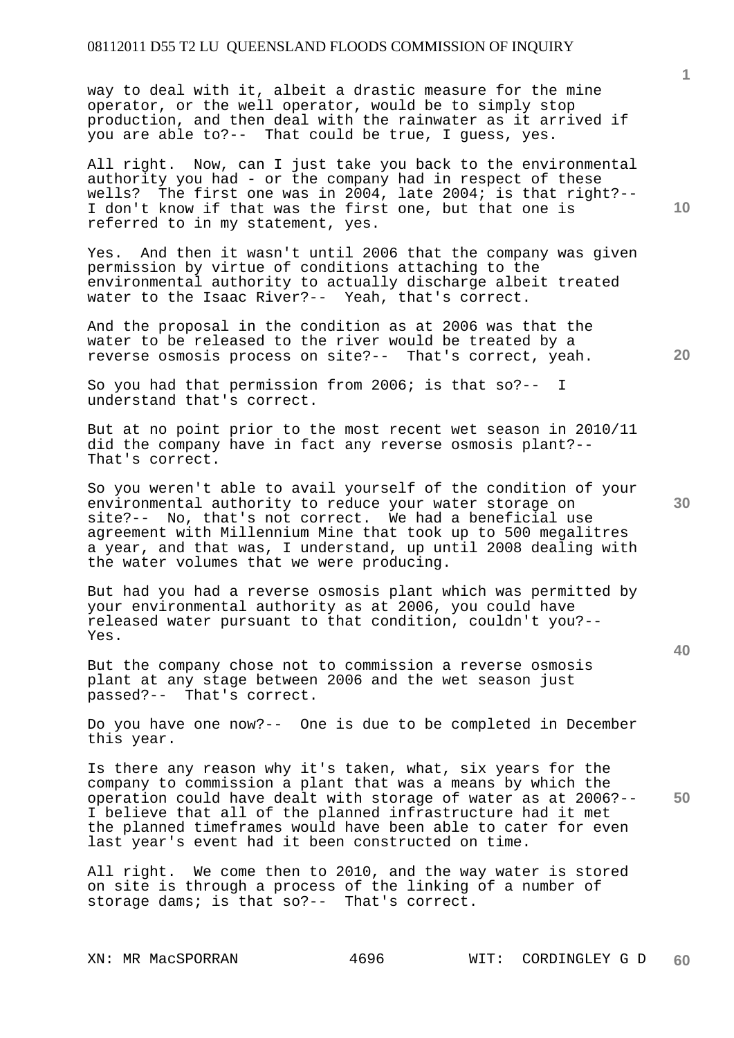way to deal with it, albeit a drastic measure for the mine operator, or the well operator, would be to simply stop production, and then deal with the rainwater as it arrived if you are able to?-- That could be true, I guess, yes.

All right. Now, can I just take you back to the environmental authority you had - or the company had in respect of these wells? The first one was in 2004, late 2004; is that right?-- I don't know if that was the first one, but that one is referred to in my statement, yes.

Yes. And then it wasn't until 2006 that the company was given permission by virtue of conditions attaching to the environmental authority to actually discharge albeit treated water to the Isaac River?-- Yeah, that's correct.

And the proposal in the condition as at 2006 was that the water to be released to the river would be treated by a reverse osmosis process on site?-- That's correct, yeah.

So you had that permission from 2006; is that so?-- I understand that's correct.

But at no point prior to the most recent wet season in 2010/11 did the company have in fact any reverse osmosis plant?-- That's correct.

So you weren't able to avail yourself of the condition of your environmental authority to reduce your water storage on site?-- No, that's not correct. We had a beneficial use agreement with Millennium Mine that took up to 500 megalitres a year, and that was, I understand, up until 2008 dealing with the water volumes that we were producing.

But had you had a reverse osmosis plant which was permitted by your environmental authority as at 2006, you could have released water pursuant to that condition, couldn't you?-- Yes.

But the company chose not to commission a reverse osmosis plant at any stage between 2006 and the wet season just passed?-- That's correct.

Do you have one now?-- One is due to be completed in December this year.

Is there any reason why it's taken, what, six years for the company to commission a plant that was a means by which the operation could have dealt with storage of water as at 2006?-- I believe that all of the planned infrastructure had it met the planned timeframes would have been able to cater for even last year's event had it been constructed on time.

All right. We come then to 2010, and the way water is stored on site is through a process of the linking of a number of storage dams; is that so?-- That's correct.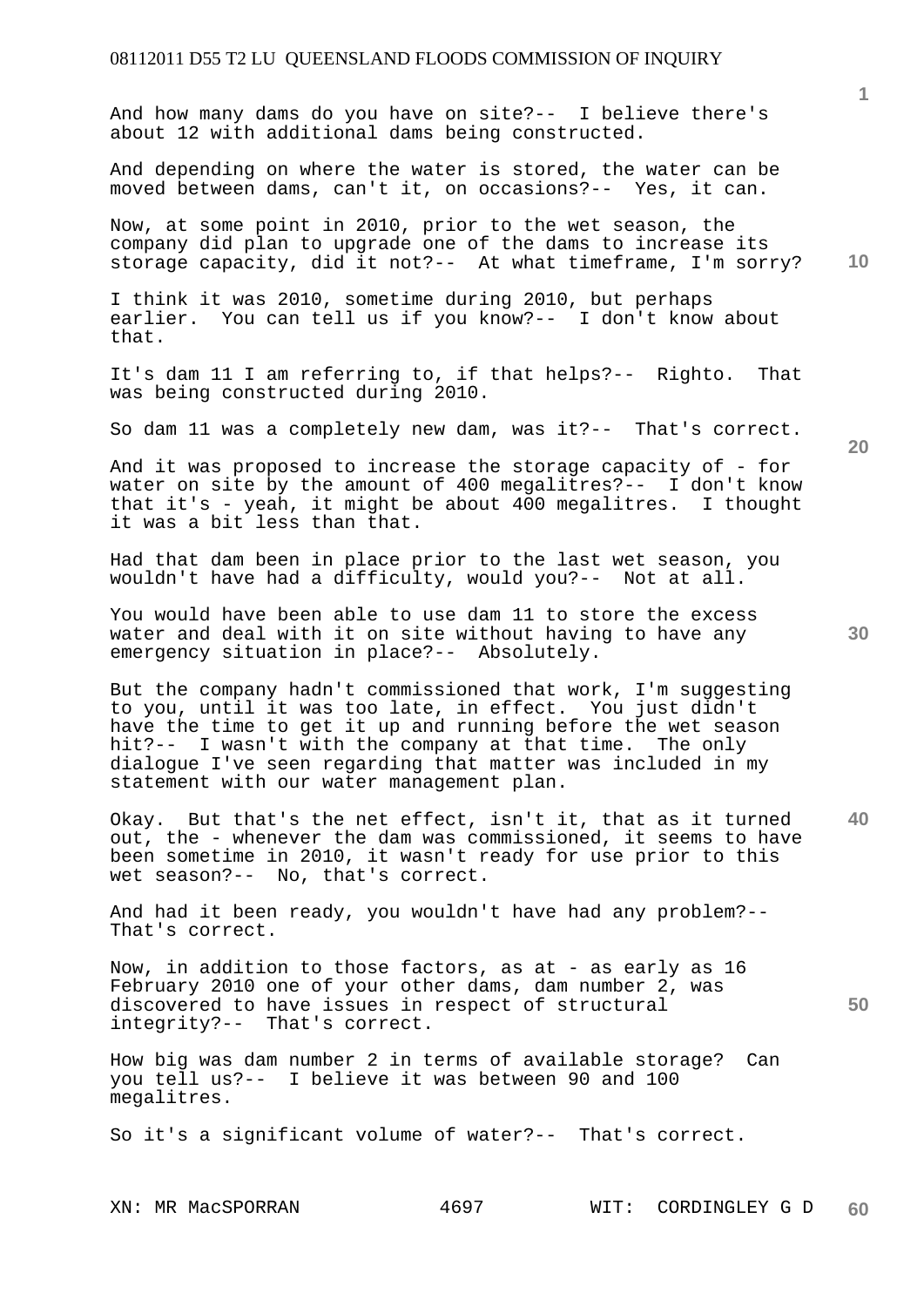And how many dams do you have on site?-- I believe there's about 12 with additional dams being constructed.

And depending on where the water is stored, the water can be moved between dams, can't it, on occasions?-- Yes, it can.

Now, at some point in 2010, prior to the wet season, the company did plan to upgrade one of the dams to increase its storage capacity, did it not?-- At what timeframe, I'm sorry?

I think it was 2010, sometime during 2010, but perhaps earlier. You can tell us if you know?-- I don't know about that.

It's dam 11 I am referring to, if that helps?-- Righto. That was being constructed during 2010.

So dam 11 was a completely new dam, was it?-- That's correct.

And it was proposed to increase the storage capacity of - for water on site by the amount of 400 megalitres?-- I don't know that it's - yeah, it might be about 400 megalitres. I thought it was a bit less than that.

Had that dam been in place prior to the last wet season, you wouldn't have had a difficulty, would you?-- Not at all.

You would have been able to use dam 11 to store the excess water and deal with it on site without having to have any emergency situation in place?-- Absolutely.

But the company hadn't commissioned that work, I'm suggesting to you, until it was too late, in effect. You just didn't have the time to get it up and running before the wet season hit?-- I wasn't with the company at that time. The only dialogue I've seen regarding that matter was included in my statement with our water management plan.

Okay. But that's the net effect, isn't it, that as it turned out, the - whenever the dam was commissioned, it seems to have been sometime in 2010, it wasn't ready for use prior to this wet season?-- No, that's correct.

And had it been ready, you wouldn't have had any problem?-- That's correct.

Now, in addition to those factors, as at - as early as 16 February 2010 one of your other dams, dam number 2, was discovered to have issues in respect of structural integrity?-- That's correct.

How big was dam number 2 in terms of available storage? Can you tell us?-- I believe it was between 90 and 100 megalitres.

So it's a significant volume of water?-- That's correct.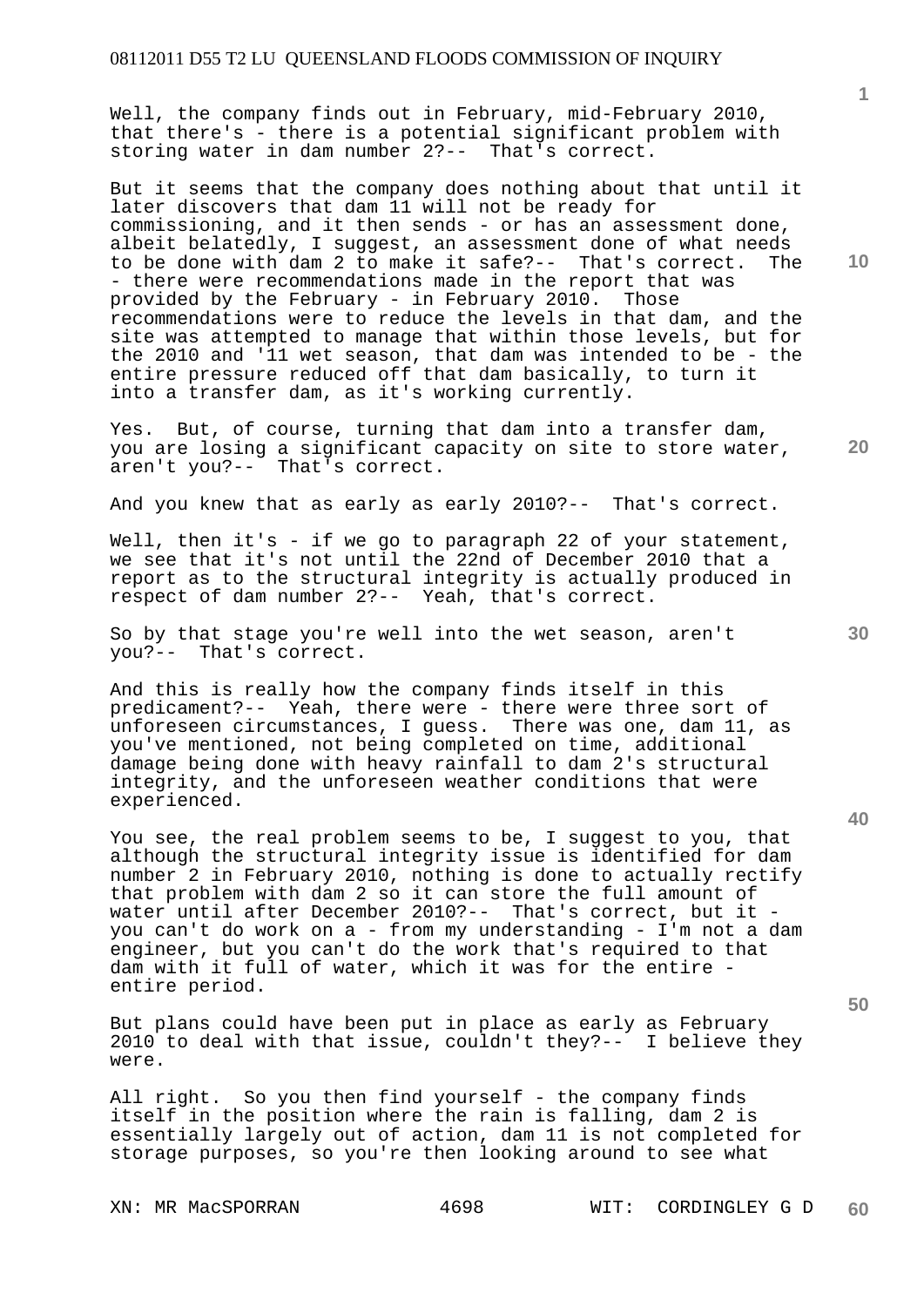Well, the company finds out in February, mid-February 2010, that there's - there is a potential significant problem with storing water in dam number 2?-- That's correct.

But it seems that the company does nothing about that until it later discovers that dam 11 will not be ready for commissioning, and it then sends - or has an assessment done, albeit belatedly, I suggest, an assessment done of what needs to be done with dam 2 to make it safe?-- That's correct. The - there were recommendations made in the report that was provided by the February - in February 2010. Those recommendations were to reduce the levels in that dam, and the site was attempted to manage that within those levels, but for the 2010 and '11 wet season, that dam was intended to be - the entire pressure reduced off that dam basically, to turn it into a transfer dam, as it's working currently.

Yes. But, of course, turning that dam into a transfer dam, you are losing a significant capacity on site to store water, aren't you?-- That's correct.

And you knew that as early as early 2010?-- That's correct.

Well, then it's - if we go to paragraph 22 of your statement, we see that it's not until the 22nd of December 2010 that a report as to the structural integrity is actually produced in respect of dam number 2?-- Yeah, that's correct.

So by that stage you're well into the wet season, aren't you?-- That's correct.

And this is really how the company finds itself in this predicament?-- Yeah, there were - there were three sort of unforeseen circumstances, I guess. There was one, dam 11, as you've mentioned, not being completed on time, additional damage being done with heavy rainfall to dam 2's structural integrity, and the unforeseen weather conditions that were experienced.

You see, the real problem seems to be, I suggest to you, that although the structural integrity issue is identified for dam number 2 in February 2010, nothing is done to actually rectify that problem with dam 2 so it can store the full amount of water until after December 2010?-- That's correct, but it - you can't do work on a - from my understanding - I'm not a dam engineer, but you can't do the work that's required to that dam with it full of water, which it was for the entire - entire period.

But plans could have been put in place as early as February 2010 to deal with that issue, couldn't they?-- I believe they were.

All right. So you then find yourself - the company finds itself in the position where the rain is falling, dam 2 is essentially largely out of action, dam 11 is not completed for storage purposes, so you're then looking around to see what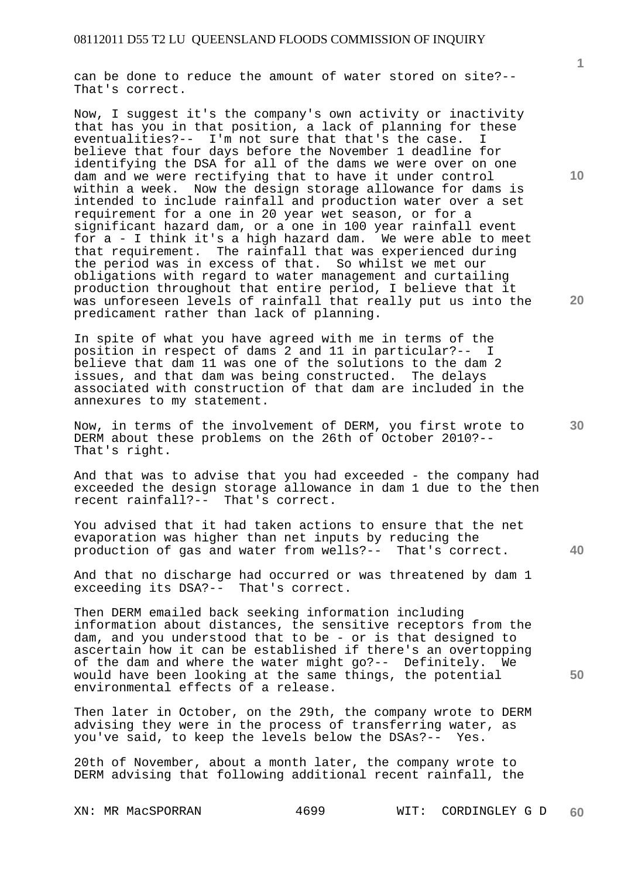can be done to reduce the amount of water stored on site?-- That's correct.

Now, I suggest it's the company's own activity or inactivity that has you in that position, a lack of planning for these eventualities?-- I'm not sure that that's the case. I believe that four days before the November 1 deadline for identifying the DSA for all of the dams we were over on one dam and we were rectifying that to have it under control within a week. Now the design storage allowance for dams is intended to include rainfall and production water over a set requirement for a one in 20 year wet season, or for a significant hazard dam, or a one in 100 year rainfall event for a - I think it's a high hazard dam. We were able to meet that requirement. The rainfall that was experienced during the period was in excess of that. So whilst we met our obligations with regard to water management and curtailing production throughout that entire period, I believe that it was unforeseen levels of rainfall that really put us into the predicament rather than lack of planning.

In spite of what you have agreed with me in terms of the position in respect of dams 2 and 11 in particular?-- I believe that dam 11 was one of the solutions to the dam 2 issues, and that dam was being constructed. The delays associated with construction of that dam are included in the annexures to my statement.

Now, in terms of the involvement of DERM, you first wrote to DERM about these problems on the 26th of October 2010?-- That's right.

And that was to advise that you had exceeded - the company had exceeded the design storage allowance in dam 1 due to the then recent rainfall?-- That's correct.

You advised that it had taken actions to ensure that the net evaporation was higher than net inputs by reducing the production of gas and water from wells?-- That's correct.

And that no discharge had occurred or was threatened by dam 1 exceeding its DSA?-- That's correct.

Then DERM emailed back seeking information including information about distances, the sensitive receptors from the dam, and you understood that to be - or is that designed to ascertain how it can be established if there's an overtopping of the dam and where the water might go?-- Definitely. We would have been looking at the same things, the potential environmental effects of a release.

Then later in October, on the 29th, the company wrote to DERM advising they were in the process of transferring water, as you've said, to keep the levels below the DSAs?-- Yes.

20th of November, about a month later, the company wrote to DERM advising that following additional recent rainfall, the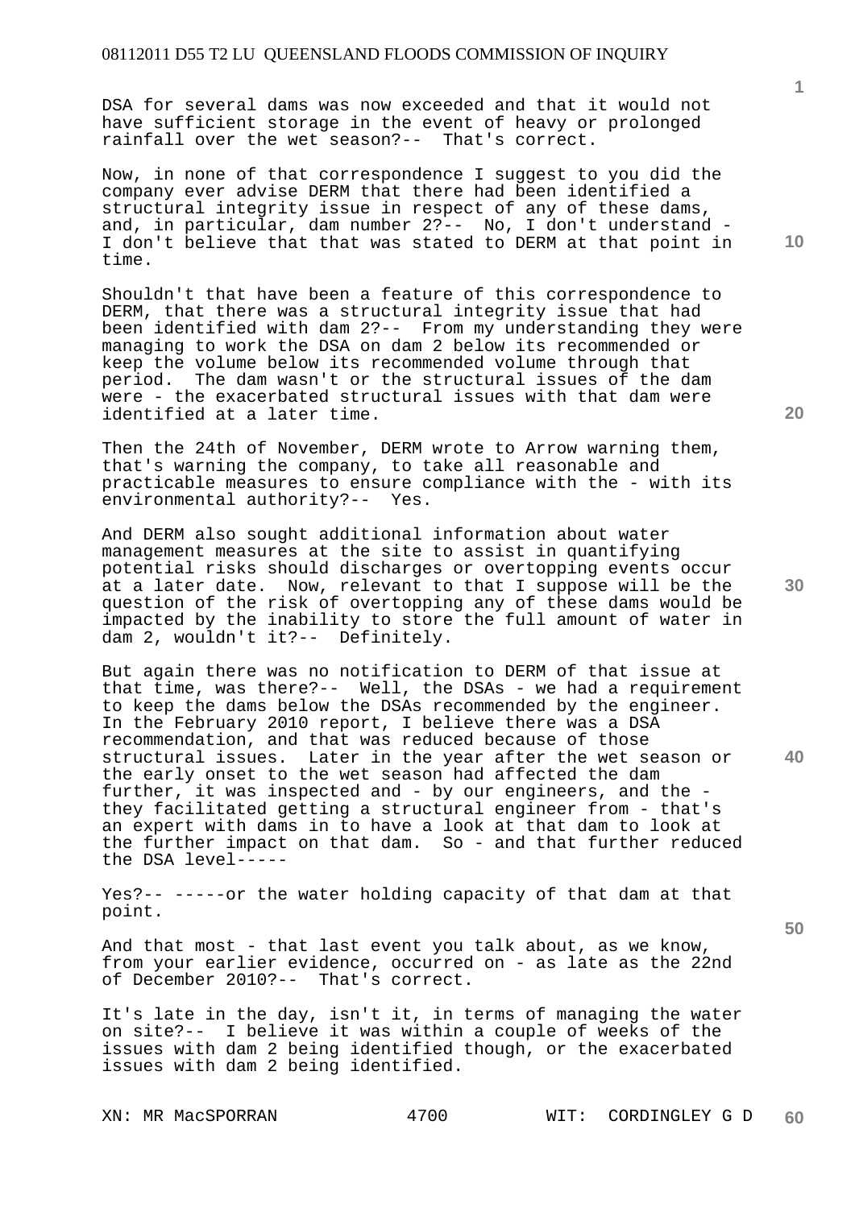DSA for several dams was now exceeded and that it would not have sufficient storage in the event of heavy or prolonged rainfall over the wet season?-- That's correct.

Now, in none of that correspondence I suggest to you did the company ever advise DERM that there had been identified a structural integrity issue in respect of any of these dams, and, in particular, dam number 2?-- No, I don't understand - I don't believe that that was stated to DERM at that point in time.

Shouldn't that have been a feature of this correspondence to DERM, that there was a structural integrity issue that had been identified with dam 2?-- From my understanding they were managing to work the DSA on dam 2 below its recommended or keep the volume below its recommended volume through that period. The dam wasn't or the structural issues of the dam were - the exacerbated structural issues with that dam were identified at a later time.

Then the 24th of November, DERM wrote to Arrow warning them, that's warning the company, to take all reasonable and practicable measures to ensure compliance with the - with its environmental authority?-- Yes.

And DERM also sought additional information about water management measures at the site to assist in quantifying potential risks should discharges or overtopping events occur at a later date. Now, relevant to that I suppose will be the question of the risk of overtopping any of these dams would be impacted by the inability to store the full amount of water in dam 2, wouldn't it?-- Definitely.

But again there was no notification to DERM of that issue at that time, was there?-- Well, the DSAs - we had a requirement to keep the dams below the DSAs recommended by the engineer. In the February 2010 report, I believe there was a DSA recommendation, and that was reduced because of those structural issues. Later in the year after the wet season or the early onset to the wet season had affected the dam further, it was inspected and - by our engineers, and the - they facilitated getting a structural engineer from - that's an expert with dams in to have a look at that dam to look at the further impact on that dam. So - and that further reduced the DSA level-----

Yes?-- -----or the water holding capacity of that dam at that point.

And that most - that last event you talk about, as we know, from your earlier evidence, occurred on - as late as the 22nd of December 2010?-- That's correct.

It's late in the day, isn't it, in terms of managing the water on site?-- I believe it was within a couple of weeks of the issues with dam 2 being identified though, or the exacerbated issues with dam 2 being identified.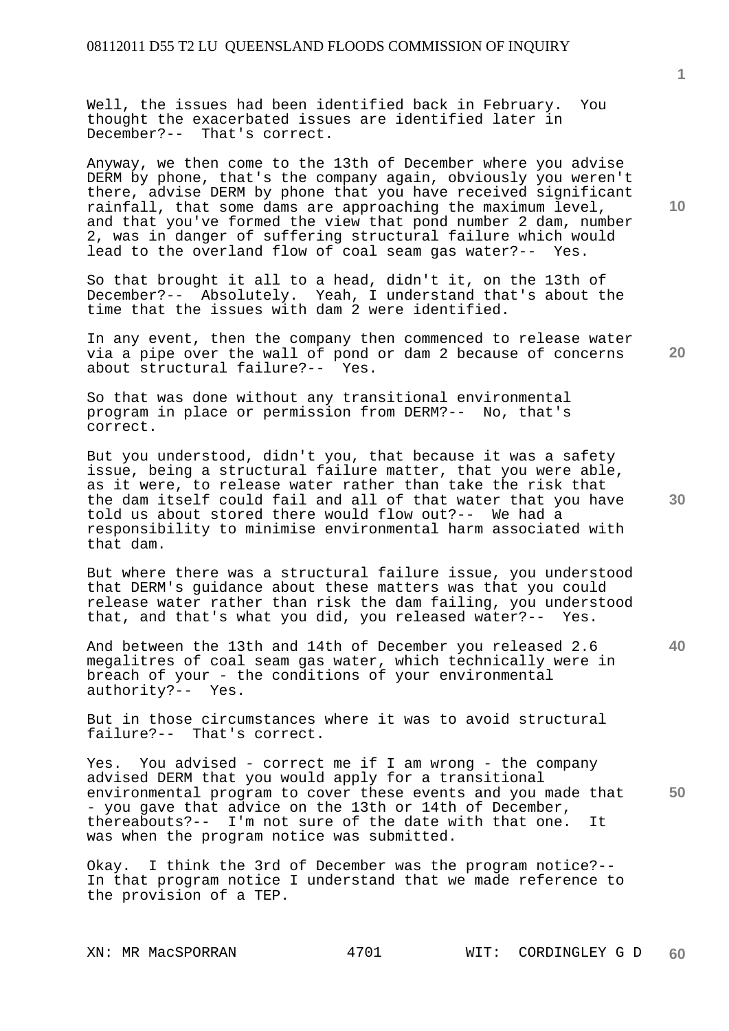Well, the issues had been identified back in February. You thought the exacerbated issues are identified later in December?-- That's correct.

Anyway, we then come to the 13th of December where you advise DERM by phone, that's the company again, obviously you weren't there, advise DERM by phone that you have received significant rainfall, that some dams are approaching the maximum level, and that you've formed the view that pond number 2 dam, number 2, was in danger of suffering structural failure which would lead to the overland flow of coal seam gas water?-- Yes.

So that brought it all to a head, didn't it, on the 13th of December?-- Absolutely. Yeah, I understand that's about the time that the issues with dam 2 were identified.

In any event, then the company then commenced to release water via a pipe over the wall of pond or dam 2 because of concerns about structural failure?-- Yes.

So that was done without any transitional environmental program in place or permission from DERM?-- No, that's correct.

But you understood, didn't you, that because it was a safety issue, being a structural failure matter, that you were able, as it were, to release water rather than take the risk that the dam itself could fail and all of that water that you have told us about stored there would flow out?-- We had a responsibility to minimise environmental harm associated with that dam.

But where there was a structural failure issue, you understood that DERM's guidance about these matters was that you could release water rather than risk the dam failing, you understood that, and that's what you did, you released water?-- Yes.

And between the 13th and 14th of December you released 2.6 megalitres of coal seam gas water, which technically were in breach of your - the conditions of your environmental authority?-- Yes.

But in those circumstances where it was to avoid structural failure?-- That's correct.

Yes. You advised - correct me if I am wrong - the company advised DERM that you would apply for a transitional environmental program to cover these events and you made that - you gave that advice on the 13th or 14th of December, thereabouts?-- I'm not sure of the date with that one. It was when the program notice was submitted.

Okay. I think the 3rd of December was the program notice?-- In that program notice I understand that we made reference to the provision of a TEP.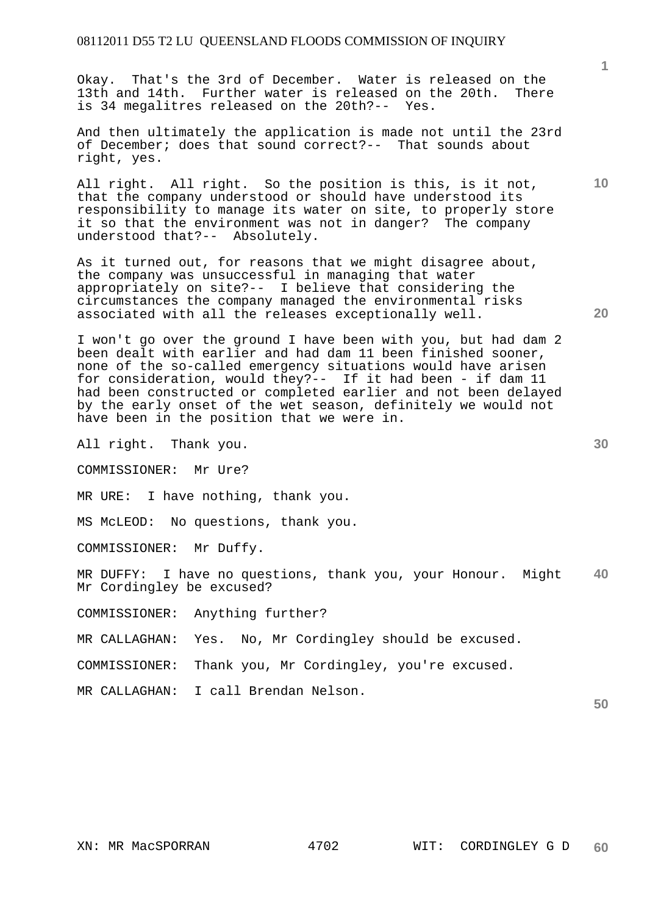Okay. That's the 3rd of December. Water is released on the 13th and 14th. Further water is released on the 20th. There is 34 megalitres released on the 20th?-- Yes.

And then ultimately the application is made not until the 23rd of December; does that sound correct?-- That sounds about right, yes.

All right. All right. So the position is this, is it not, that the company understood or should have understood its responsibility to manage its water on site, to properly store it so that the environment was not in danger? The company understood that?-- Absolutely.

As it turned out, for reasons that we might disagree about, the company was unsuccessful in managing that water appropriately on site?-- I believe that considering the circumstances the company managed the environmental risks associated with all the releases exceptionally well.

I won't go over the ground I have been with you, but had dam 2 been dealt with earlier and had dam 11 been finished sooner, none of the so-called emergency situations would have arisen for consideration, would they?-- If it had been - if dam 11 had been constructed or completed earlier and not been delayed by the early onset of the wet season, definitely we would not have been in the position that we were in.

All right. Thank you.

COMMISSIONER: Mr Ure?

MR URE: I have nothing, thank you.

MS McLEOD: No questions, thank you.

COMMISSIONER: Mr Duffy.

MR DUFFY: I have no questions, thank you, your Honour. Might Mr Cordingley be excused?

COMMISSIONER: Anything further?

MR CALLAGHAN: Yes. No, Mr Cordingley should be excused.

COMMISSIONER: Thank you, Mr Cordingley, you're excused.

MR CALLAGHAN: I call Brendan Nelson.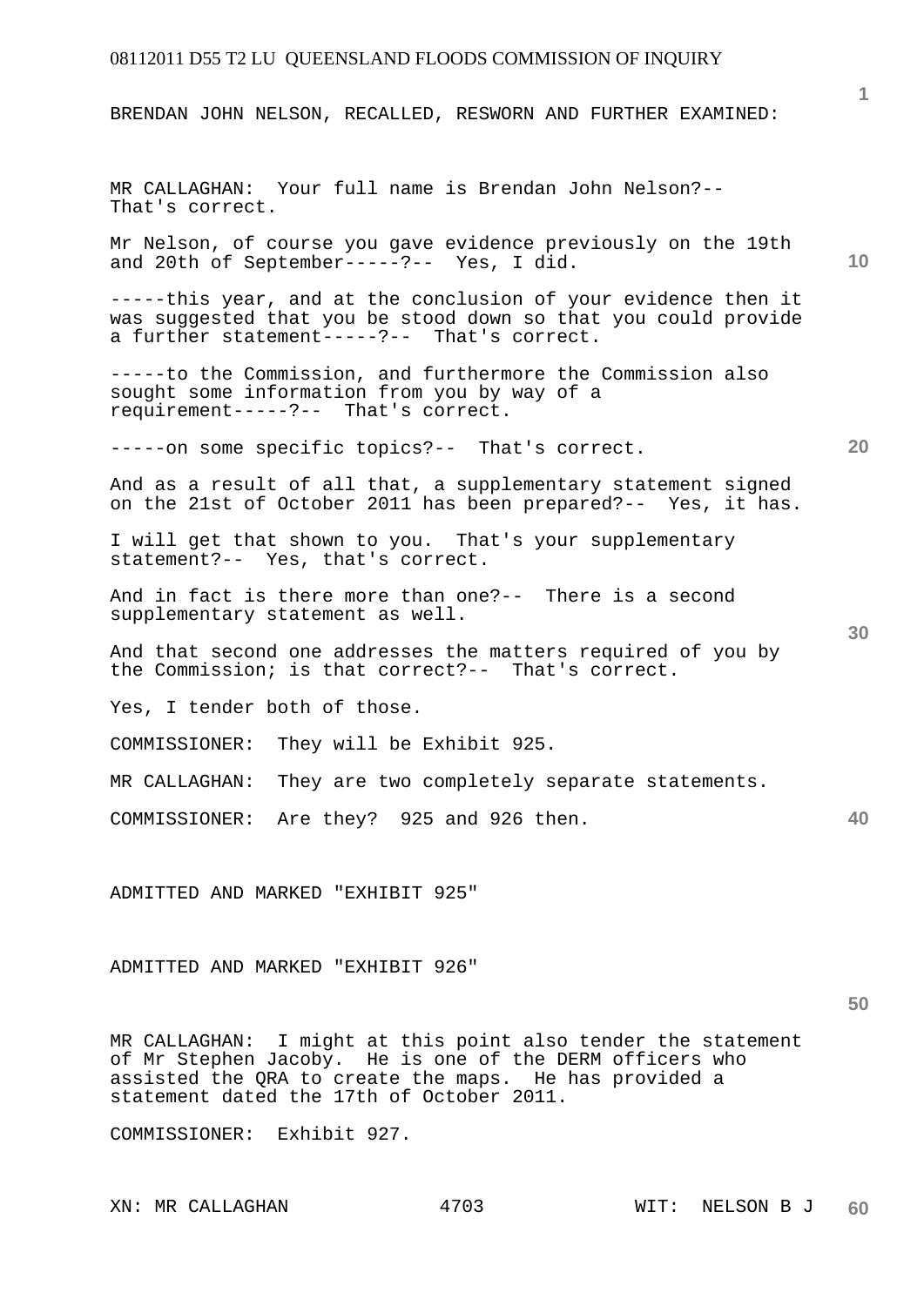BRENDAN JOHN NELSON, RECALLED, RESWORN AND FURTHER EXAMINED:

MR CALLAGHAN: Your full name is Brendan John Nelson?-- That's correct.

Mr Nelson, of course you gave evidence previously on the 19th and 20th of September-----?-- Yes, I did.

-----this year, and at the conclusion of your evidence then it was suggested that you be stood down so that you could provide a further statement-----?-- That's correct.

-----to the Commission, and furthermore the Commission also sought some information from you by way of a requirement-----?-- That's correct.

-----on some specific topics?-- That's correct.

And as a result of all that, a supplementary statement signed on the 21st of October 2011 has been prepared?-- Yes, it has.

I will get that shown to you. That's your supplementary statement?-- Yes, that's correct.

And in fact is there more than one?-- There is a second supplementary statement as well.

And that second one addresses the matters required of you by the Commission; is that correct?-- That's correct.

Yes, I tender both of those.

COMMISSIONER: They will be Exhibit 925.

MR CALLAGHAN: They are two completely separate statements.

COMMISSIONER: Are they? 925 and 926 then.

ADMITTED AND MARKED "EXHIBIT 925"

ADMITTED AND MARKED "EXHIBIT 926"

MR CALLAGHAN: I might at this point also tender the statement of Mr Stephen Jacoby. He is one of the DERM officers who assisted the QRA to create the maps. He has provided a statement dated the 17th of October 2011.

COMMISSIONER: Exhibit 927.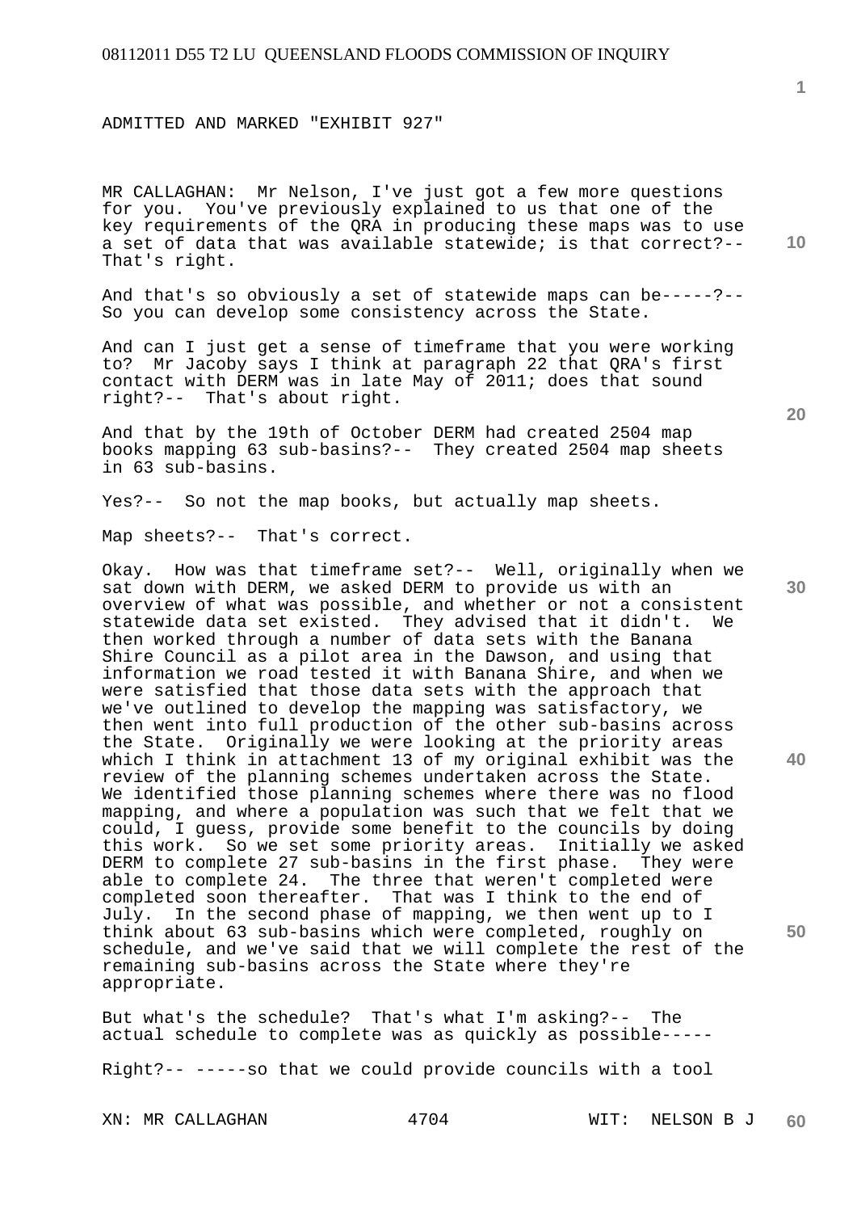ADMITTED AND MARKED "EXHIBIT 927"

MR CALLAGHAN: Mr Nelson, I've just got a few more questions for you. You've previously explained to us that one of the key requirements of the QRA in producing these maps was to use a set of data that was available statewide; is that correct?-- That's right.

And that's so obviously a set of statewide maps can be-----?-- So you can develop some consistency across the State.

And can I just get a sense of timeframe that you were working to? Mr Jacoby says I think at paragraph 22 that QRA's first contact with DERM was in late May of 2011; does that sound right?-- That's about right.

And that by the 19th of October DERM had created 2504 map books mapping 63 sub-basins?-- They created 2504 map sheets in 63 sub-basins.

Yes?-- So not the map books, but actually map sheets.

Map sheets?-- That's correct.

Okay. How was that timeframe set?-- Well, originally when we sat down with DERM, we asked DERM to provide us with an overview of what was possible, and whether or not a consistent statewide data set existed. They advised that it didn't. We then worked through a number of data sets with the Banana Shire Council as a pilot area in the Dawson, and using that information we road tested it with Banana Shire, and when we were satisfied that those data sets with the approach that we've outlined to develop the mapping was satisfactory, we then went into full production of the other sub-basins across the State. Originally we were looking at the priority areas which I think in attachment 13 of my original exhibit was the review of the planning schemes undertaken across the State. We identified those planning schemes where there was no flood mapping, and where a population was such that we felt that we could, I guess, provide some benefit to the councils by doing this work. So we set some priority areas. Initially we asked DERM to complete 27 sub-basins in the first phase. They were able to complete 24. The three that weren't completed were completed soon thereafter. That was I think to the end of July. In the second phase of mapping, we then went up to I think about 63 sub-basins which were completed, roughly on schedule, and we've said that we will complete the rest of the remaining sub-basins across the State where they're appropriate.

But what's the schedule? That's what I'm asking?-- The actual schedule to complete was as quickly as possible-----

Right?-- -----so that we could provide councils with a tool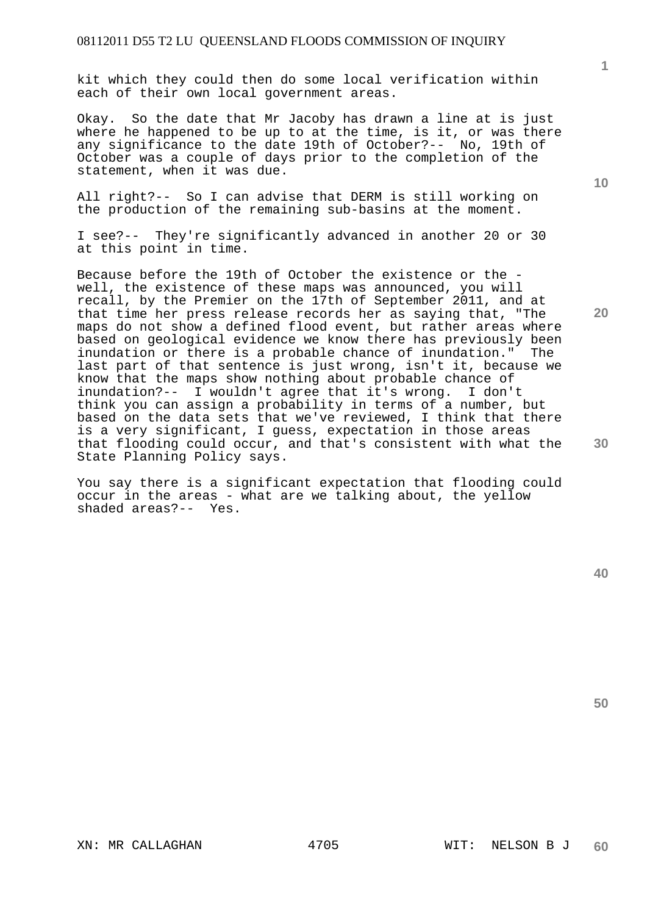kit which they could then do some local verification within each of their own local government areas.

Okay. So the date that Mr Jacoby has drawn a line at is just where he happened to be up to at the time, is it, or was there any significance to the date 19th of October?-- No, 19th of October was a couple of days prior to the completion of the statement, when it was due.

All right?-- So I can advise that DERM is still working on the production of the remaining sub-basins at the moment.

I see?-- They're significantly advanced in another 20 or 30 at this point in time.

Because before the 19th of October the existence or the - well, the existence of these maps was announced, you will recall, by the Premier on the 17th of September 2011, and at that time her press release records her as saying that, "The maps do not show a defined flood event, but rather areas where based on geological evidence we know there has previously been inundation or there is a probable chance of inundation." The last part of that sentence is just wrong, isn't it, because we know that the maps show nothing about probable chance of inundation?-- I wouldn't agree that it's wrong. I don't think you can assign a probability in terms of a number, but based on the data sets that we've reviewed, I think that there is a very significant, I guess, expectation in those areas that flooding could occur, and that's consistent with what the State Planning Policy says.

You say there is a significant expectation that flooding could occur in the areas - what are we talking about, the yellow shaded areas?-- Yes.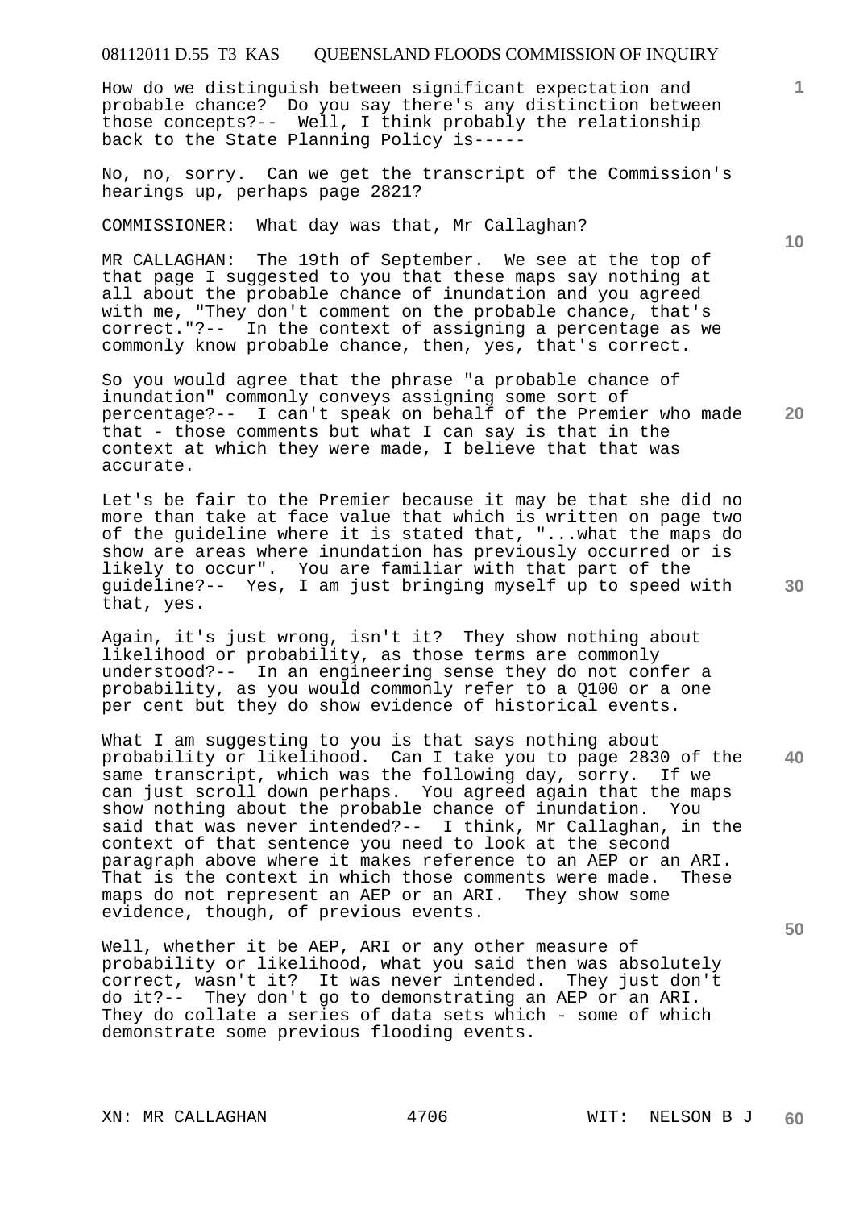How do we distinguish between significant expectation and probable chance? Do you say there's any distinction between those concepts?-- Well, I think probably the relationship back to the State Planning Policy is-----

No, no, sorry. Can we get the transcript of the Commission's hearings up, perhaps page 2821?

COMMISSIONER: What day was that, Mr Callaghan?

MR CALLAGHAN: The 19th of September. We see at the top of that page I suggested to you that these maps say nothing at all about the probable chance of inundation and you agreed with me, "They don't comment on the probable chance, that's correct."?-- In the context of assigning a percentage as we commonly know probable chance, then, yes, that's correct.

So you would agree that the phrase "a probable chance of inundation" commonly conveys assigning some sort of percentage?-- I can't speak on behalf of the Premier who made that - those comments but what I can say is that in the context at which they were made, I believe that that was accurate.

Let's be fair to the Premier because it may be that she did no more than take at face value that which is written on page two of the guideline where it is stated that, "...what the maps do show are areas where inundation has previously occurred or is likely to occur". You are familiar with that part of the guideline?-- Yes, I am just bringing myself up to speed with that, yes.

Again, it's just wrong, isn't it? They show nothing about likelihood or probability, as those terms are commonly understood?-- In an engineering sense they do not confer a probability, as you would commonly refer to a Q100 or a one per cent but they do show evidence of historical events.

What I am suggesting to you is that says nothing about probability or likelihood. Can I take you to page 2830 of the same transcript, which was the following day, sorry. If we can just scroll down perhaps. You agreed again that the maps show nothing about the probable chance of inundation. You said that was never intended?-- I think, Mr Callaghan, in the context of that sentence you need to look at the second paragraph above where it makes reference to an AEP or an ARI. That is the context in which those comments were made. These maps do not represent an AEP or an ARI. They show some evidence, though, of previous events.

Well, whether it be AEP, ARI or any other measure of probability or likelihood, what you said then was absolutely correct, wasn't it? It was never intended. They just don't do it?-- They don't go to demonstrating an AEP or an ARI. They do collate a series of data sets which - some of which demonstrate some previous flooding events.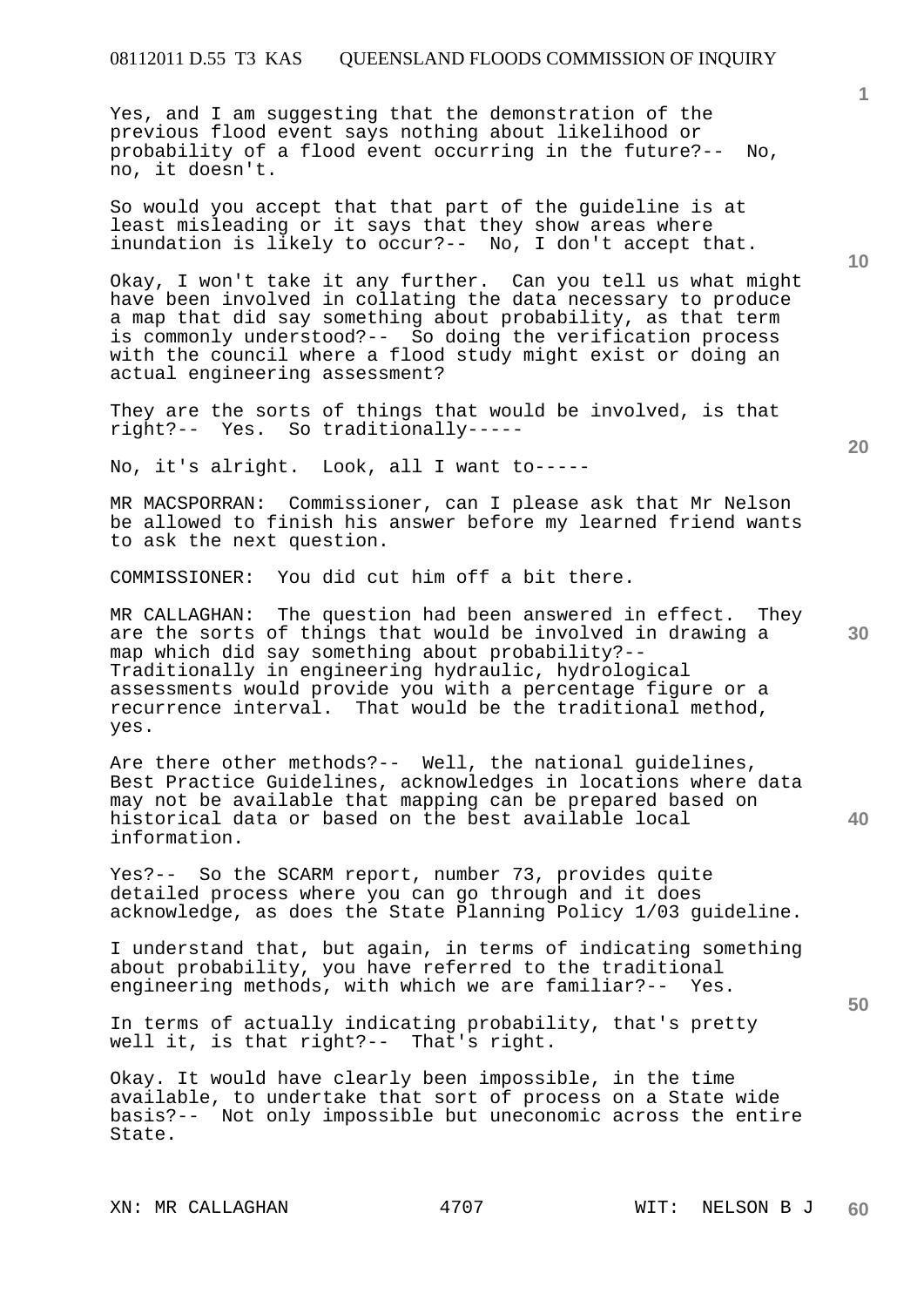Yes, and I am suggesting that the demonstration of the previous flood event says nothing about likelihood or probability of a flood event occurring in the future?-- No, no, it doesn't.

So would you accept that that part of the guideline is at least misleading or it says that they show areas where inundation is likely to occur?-- No, I don't accept that.

Okay, I won't take it any further. Can you tell us what might have been involved in collating the data necessary to produce a map that did say something about probability, as that term is commonly understood?-- So doing the verification process with the council where a flood study might exist or doing an actual engineering assessment?

They are the sorts of things that would be involved, is that right?-- Yes. So traditionally-----

No, it's alright. Look, all I want to-----

MR MACSPORRAN: Commissioner, can I please ask that Mr Nelson be allowed to finish his answer before my learned friend wants to ask the next question.

COMMISSIONER: You did cut him off a bit there.

MR CALLAGHAN: The question had been answered in effect. They are the sorts of things that would be involved in drawing a map which did say something about probability?-- Traditionally in engineering hydraulic, hydrological assessments would provide you with a percentage figure or a recurrence interval. That would be the traditional method, yes.

Are there other methods?-- Well, the national guidelines, Best Practice Guidelines, acknowledges in locations where data may not be available that mapping can be prepared based on historical data or based on the best available local information.

Yes?-- So the SCARM report, number 73, provides quite detailed process where you can go through and it does acknowledge, as does the State Planning Policy 1/03 guideline.

I understand that, but again, in terms of indicating something about probability, you have referred to the traditional engineering methods, with which we are familiar?-- Yes.

In terms of actually indicating probability, that's pretty well it, is that right?-- That's right.

Okay. It would have clearly been impossible, in the time available, to undertake that sort of process on a State wide basis?-- Not only impossible but uneconomic across the entire State.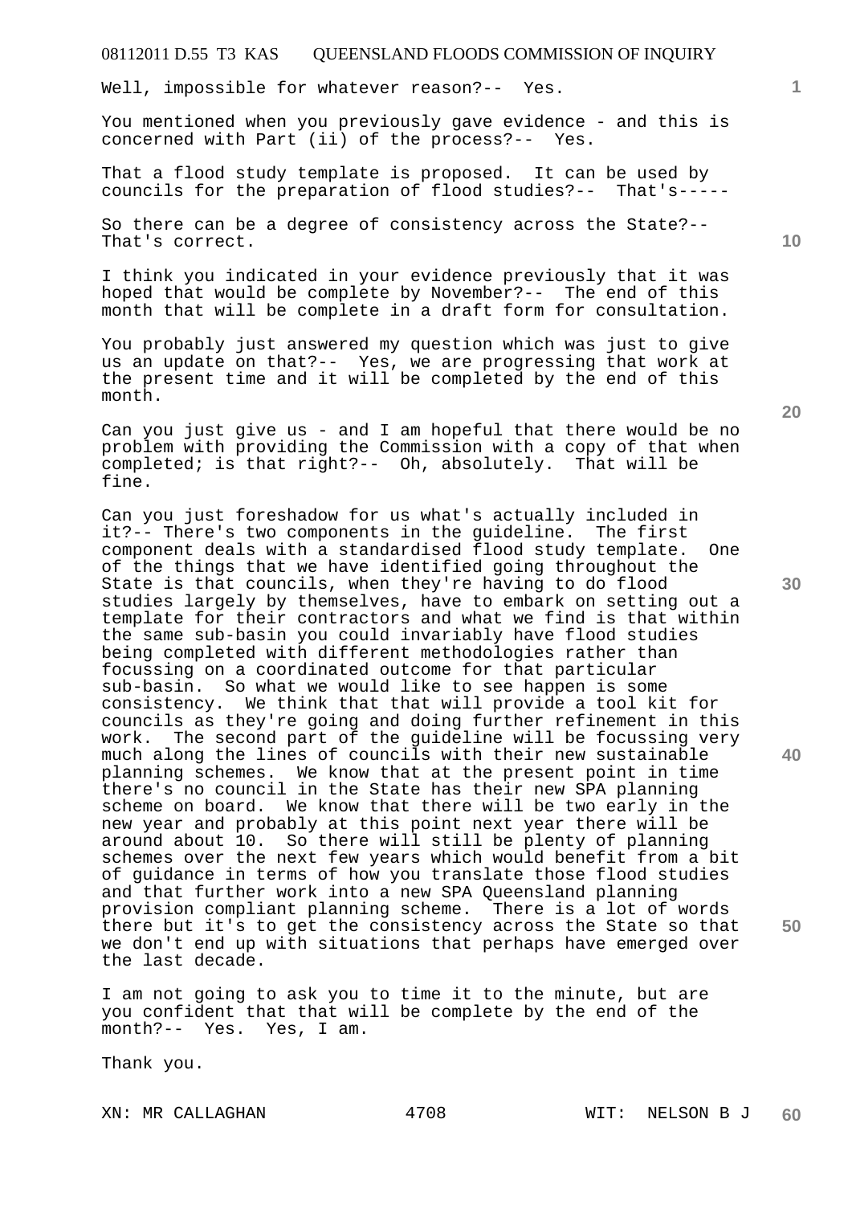Well, impossible for whatever reason?-- Yes.

You mentioned when you previously gave evidence - and this is concerned with Part (ii) of the process?-- Yes.

That a flood study template is proposed. It can be used by councils for the preparation of flood studies?-- That's-----

So there can be a degree of consistency across the State?-- That's correct.

I think you indicated in your evidence previously that it was hoped that would be complete by November?-- The end of this month that will be complete in a draft form for consultation.

You probably just answered my question which was just to give us an update on that?-- Yes, we are progressing that work at the present time and it will be completed by the end of this month.

Can you just give us - and I am hopeful that there would be no problem with providing the Commission with a copy of that when completed; is that right?-- Oh, absolutely. That will be fine.

Can you just foreshadow for us what's actually included in it?-- There's two components in the guideline. The first component deals with a standardised flood study template. One of the things that we have identified going throughout the State is that councils, when they're having to do flood studies largely by themselves, have to embark on setting out a template for their contractors and what we find is that within the same sub-basin you could invariably have flood studies being completed with different methodologies rather than focussing on a coordinated outcome for that particular sub-basin. So what we would like to see happen is some consistency. We think that that will provide a tool kit for councils as they're going and doing further refinement in this work. The second part of the guideline will be focussing very much along the lines of councils with their new sustainable planning schemes. We know that at the present point in time there's no council in the State has their new SPA planning scheme on board. We know that there will be two early in the new year and probably at this point next year there will be around about 10. So there will still be plenty of planning schemes over the next few years which would benefit from a bit of guidance in terms of how you translate those flood studies and that further work into a new SPA Queensland planning provision compliant planning scheme. There is a lot of words there but it's to get the consistency across the State so that we don't end up with situations that perhaps have emerged over the last decade.

I am not going to ask you to time it to the minute, but are you confident that that will be complete by the end of the month?-- Yes. Yes, I am.

Thank you.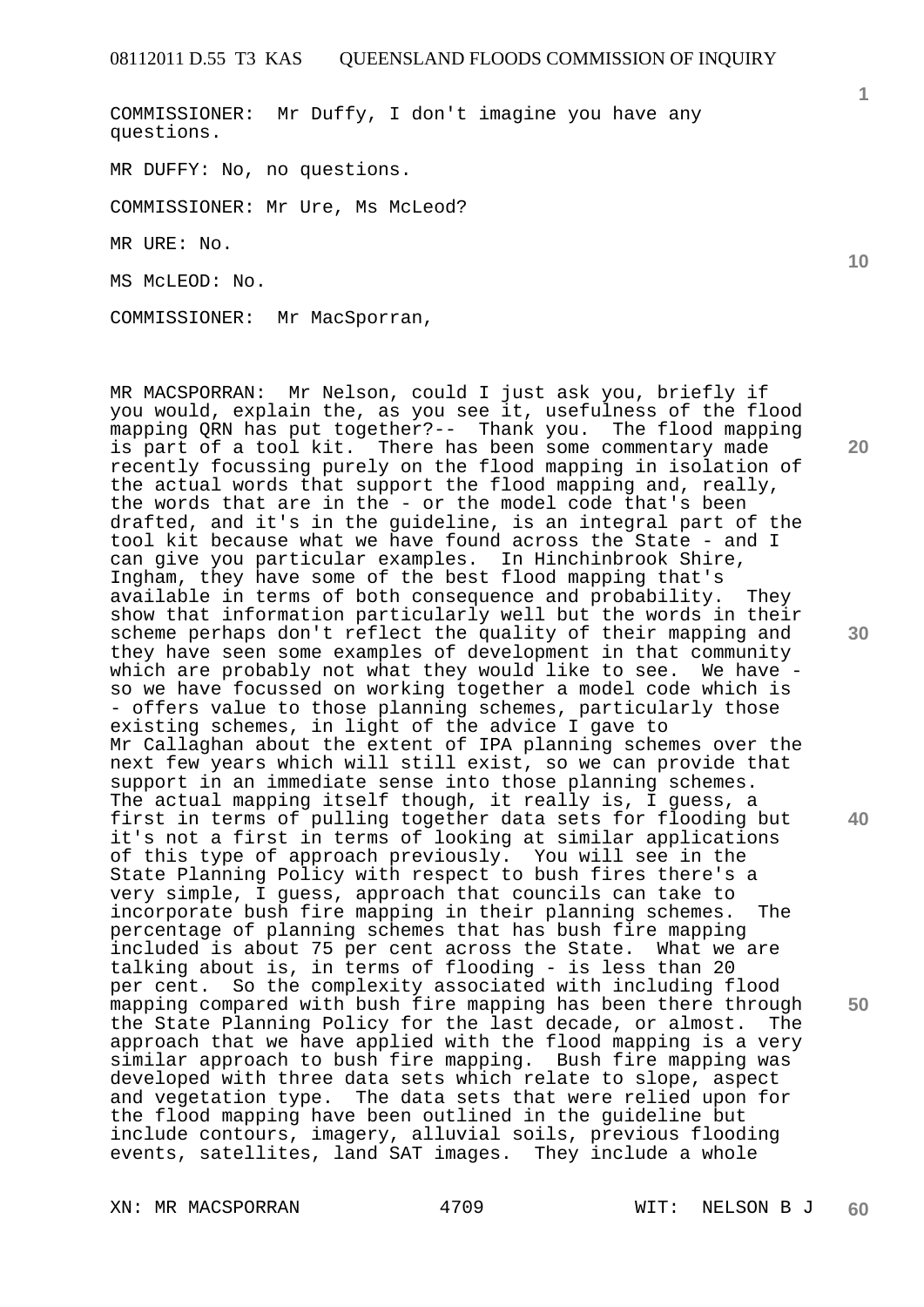COMMISSIONER:  Mr Duffy, I don't imagine you have any questions.

MR DUFFY: No, no questions.

COMMISSIONER: Mr Ure, Ms McLeod?

MR URE: No.

MS McLEOD: No.

COMMISSIONER:  Mr MacSporran,

MR MACSPORRAN:  Mr Nelson, could I just ask you, briefly if you would, explain the, as you see it, usefulness of the flood mapping QRN has put together?-- Thank you.  The flood mapping is part of a tool kit.  There has been some commentary made recently focussing purely on the flood mapping in isolation of the actual words that support the flood mapping and, really, the words that are in the - or the model code that's been drafted, and it's in the guideline, is an integral part of the tool kit because what we have found across the State - and I can give you particular examples.  In Hinchinbrook Shire, Ingham, they have some of the best flood mapping that's available in terms of both consequence and probability.  They show that information particularly well but the words in their scheme perhaps don't reflect the quality of their mapping and they have seen some examples of development in that community which are probably not what they would like to see.  We have - so we have focussed on working together a model code which is - offers value to those planning schemes, particularly those existing schemes, in light of the advice I gave to Mr Callaghan about the extent of IPA planning schemes over the next few years which will still exist, so we can provide that support in an immediate sense into those planning schemes. The actual mapping itself though, it really is, I guess, a first in terms of pulling together data sets for flooding but it's not a first in terms of looking at similar applications of this type of approach previously.  You will see in the State Planning Policy with respect to bush fires there's a very simple, I guess, approach that councils can take to incorporate bush fire mapping in their planning schemes.  The percentage of planning schemes that has bush fire mapping included is about 75 per cent across the State.  What we are talking about is, in terms of flooding - is less than 20 per cent.  So the complexity associated with including flood mapping compared with bush fire mapping has been there through the State Planning Policy for the last decade, or almost.  The approach that we have applied with the flood mapping is a very similar approach to bush fire mapping.  Bush fire mapping was developed with three data sets which relate to slope, aspect and vegetation type.  The data sets that were relied upon for the flood mapping have been outlined in the guideline but include contours, imagery, alluvial soils, previous flooding events, satellites, land SAT images.  They include a whole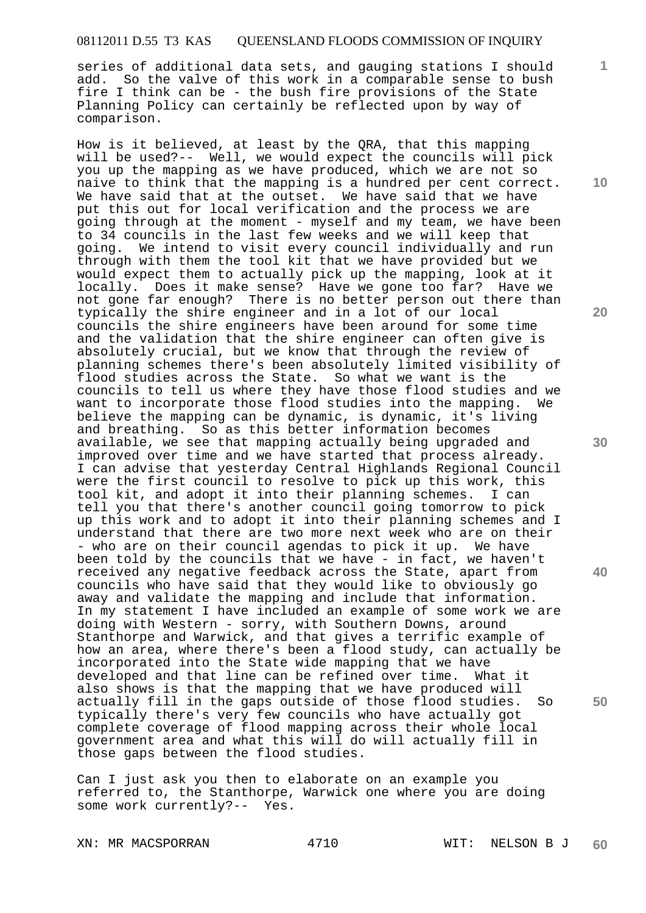series of additional data sets, and gauging stations I should add. So the valve of this work in a comparable sense to bush fire I think can be - the bush fire provisions of the State Planning Policy can certainly be reflected upon by way of comparison.

How is it believed, at least by the QRA, that this mapping will be used?-- Well, we would expect the councils will pick you up the mapping as we have produced, which we are not so naive to think that the mapping is a hundred per cent correct. We have said that at the outset. We have said that we have put this out for local verification and the process we are going through at the moment - myself and my team, we have been to 34 councils in the last few weeks and we will keep that going. We intend to visit every council individually and run through with them the tool kit that we have provided but we would expect them to actually pick up the mapping, look at it locally. Does it make sense? Have we gone too far? Have we not gone far enough? There is no better person out there than typically the shire engineer and in a lot of our local councils the shire engineers have been around for some time and the validation that the shire engineer can often give is absolutely crucial, but we know that through the review of planning schemes there's been absolutely limited visibility of flood studies across the State. So what we want is the councils to tell us where they have those flood studies and we want to incorporate those flood studies into the mapping. We believe the mapping can be dynamic, is dynamic, it's living and breathing. So as this better information becomes available, we see that mapping actually being upgraded and improved over time and we have started that process already. I can advise that yesterday Central Highlands Regional Council were the first council to resolve to pick up this work, this tool kit, and adopt it into their planning schemes. I can tell you that there's another council going tomorrow to pick up this work and to adopt it into their planning schemes and I understand that there are two more next week who are on their - who are on their council agendas to pick it up. We have been told by the councils that we have - in fact, we haven't received any negative feedback across the State, apart from councils who have said that they would like to obviously go away and validate the mapping and include that information. In my statement I have included an example of some work we are doing with Western - sorry, with Southern Downs, around Stanthorpe and Warwick, and that gives a terrific example of how an area, where there's been a flood study, can actually be incorporated into the State wide mapping that we have developed and that line can be refined over time. What it also shows is that the mapping that we have produced will actually fill in the gaps outside of those flood studies. So typically there's very few councils who have actually got complete coverage of flood mapping across their whole local government area and what this will do will actually fill in those gaps between the flood studies.

Can I just ask you then to elaborate on an example you referred to, the Stanthorpe, Warwick one where you are doing some work currently?-- Yes.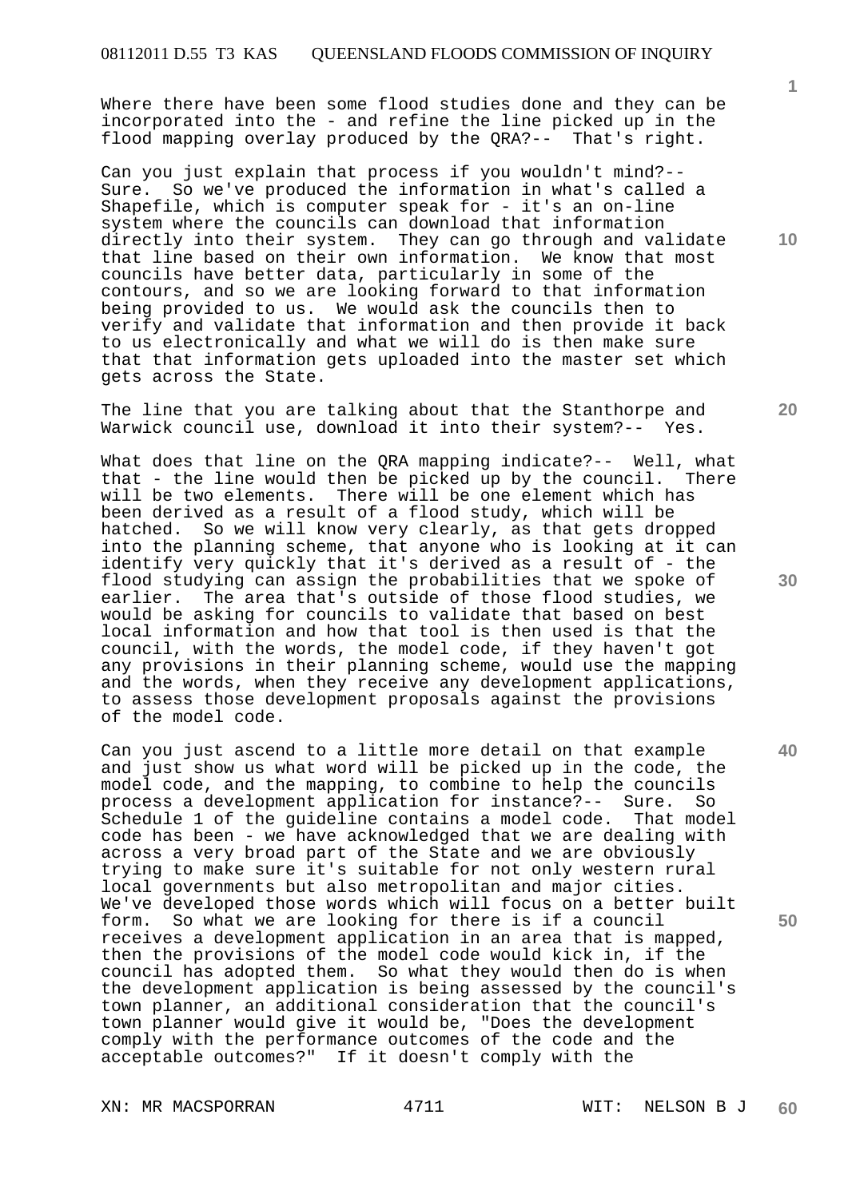Where there have been some flood studies done and they can be incorporated into the - and refine the line picked up in the flood mapping overlay produced by the QRA?-- That's right.

Can you just explain that process if you wouldn't mind?-- Sure. So we've produced the information in what's called a Shapefile, which is computer speak for - it's an on-line system where the councils can download that information directly into their system. They can go through and validate that line based on their own information. We know that most councils have better data, particularly in some of the contours, and so we are looking forward to that information being provided to us. We would ask the councils then to verify and validate that information and then provide it back to us electronically and what we will do is then make sure that that information gets uploaded into the master set which gets across the State.

The line that you are talking about that the Stanthorpe and Warwick council use, download it into their system?-- Yes.

What does that line on the QRA mapping indicate?-- Well, what that - the line would then be picked up by the council. There will be two elements. There will be one element which has been derived as a result of a flood study, which will be hatched. So we will know very clearly, as that gets dropped into the planning scheme, that anyone who is looking at it can identify very quickly that it's derived as a result of - the flood studying can assign the probabilities that we spoke of earlier. The area that's outside of those flood studies, we would be asking for councils to validate that based on best local information and how that tool is then used is that the council, with the words, the model code, if they haven't got any provisions in their planning scheme, would use the mapping and the words, when they receive any development applications, to assess those development proposals against the provisions of the model code.

Can you just ascend to a little more detail on that example and just show us what word will be picked up in the code, the model code, and the mapping, to combine to help the councils process a development application for instance?-- Sure. So Schedule 1 of the guideline contains a model code. That model code has been - we have acknowledged that we are dealing with across a very broad part of the State and we are obviously trying to make sure it's suitable for not only western rural local governments but also metropolitan and major cities. We've developed those words which will focus on a better built form. So what we are looking for there is if a council receives a development application in an area that is mapped, then the provisions of the model code would kick in, if the council has adopted them. So what they would then do is when the development application is being assessed by the council's town planner, an additional consideration that the council's town planner would give it would be, "Does the development comply with the performance outcomes of the code and the acceptable outcomes?" If it doesn't comply with the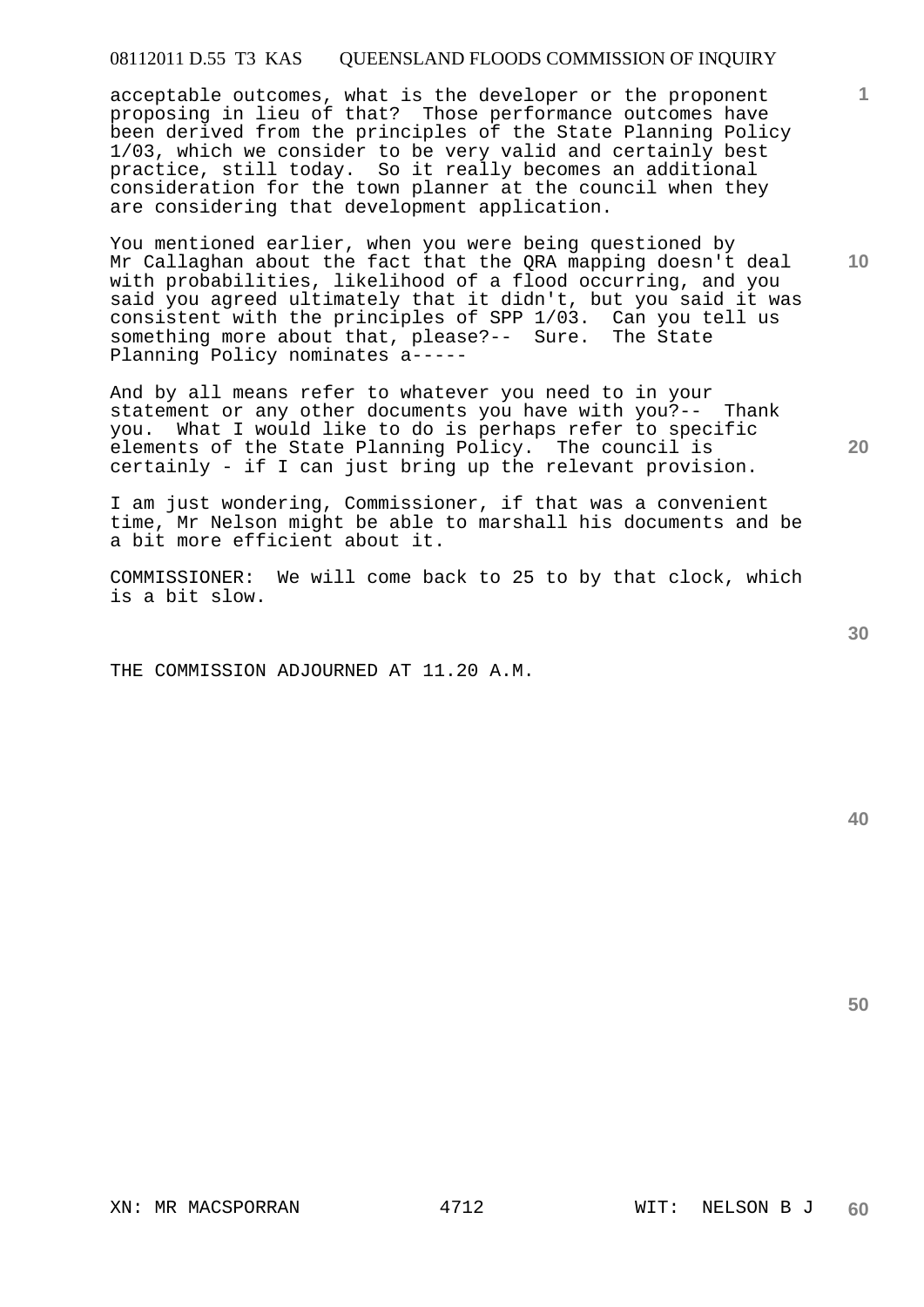acceptable outcomes, what is the developer or the proponent proposing in lieu of that? Those performance outcomes have been derived from the principles of the State Planning Policy 1/03, which we consider to be very valid and certainly best practice, still today. So it really becomes an additional consideration for the town planner at the council when they are considering that development application.

You mentioned earlier, when you were being questioned by Mr Callaghan about the fact that the QRA mapping doesn't deal with probabilities, likelihood of a flood occurring, and you said you agreed ultimately that it didn't, but you said it was consistent with the principles of SPP 1/03. Can you tell us something more about that, please?-- Sure. The State Planning Policy nominates a-----

And by all means refer to whatever you need to in your statement or any other documents you have with you?-- Thank you. What I would like to do is perhaps refer to specific elements of the State Planning Policy. The council is certainly - if I can just bring up the relevant provision.

I am just wondering, Commissioner, if that was a convenient time, Mr Nelson might be able to marshall his documents and be a bit more efficient about it.

COMMISSIONER: We will come back to 25 to by that clock, which is a bit slow.

THE COMMISSION ADJOURNED AT 11.20 A.M.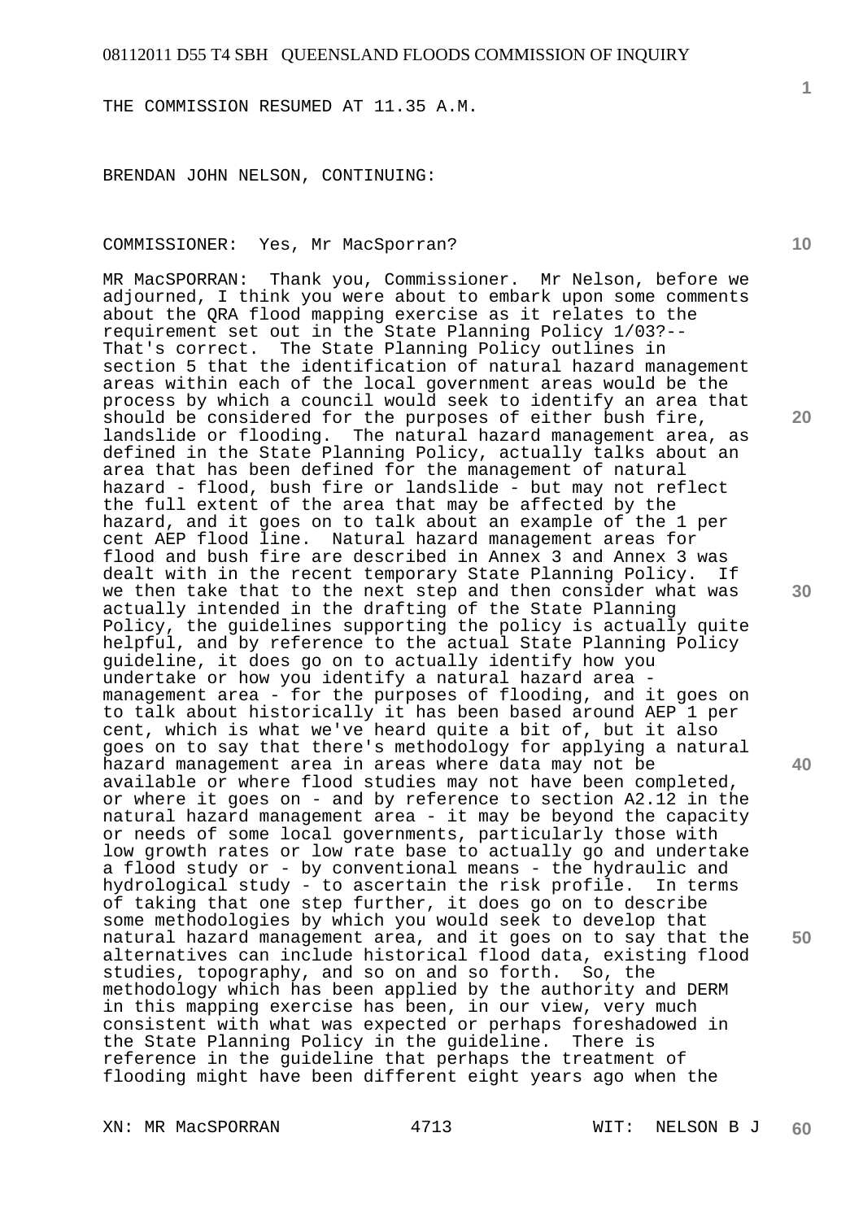THE COMMISSION RESUMED AT 11.35 A.M.

BRENDAN JOHN NELSON, CONTINUING:

COMMISSIONER: Yes, Mr MacSporran?

MR MacSPORRAN: Thank you, Commissioner. Mr Nelson, before we adjourned, I think you were about to embark upon some comments about the QRA flood mapping exercise as it relates to the requirement set out in the State Planning Policy 1/03?-- That's correct. The State Planning Policy outlines in section 5 that the identification of natural hazard management areas within each of the local government areas would be the process by which a council would seek to identify an area that should be considered for the purposes of either bush fire, landslide or flooding. The natural hazard management area, as defined in the State Planning Policy, actually talks about an area that has been defined for the management of natural hazard - flood, bush fire or landslide - but may not reflect the full extent of the area that may be affected by the hazard, and it goes on to talk about an example of the 1 per cent AEP flood line. Natural hazard management areas for flood and bush fire are described in Annex 3 and Annex 3 was dealt with in the recent temporary State Planning Policy. If we then take that to the next step and then consider what was actually intended in the drafting of the State Planning Policy, the guidelines supporting the policy is actually quite helpful, and by reference to the actual State Planning Policy guideline, it does go on to actually identify how you undertake or how you identify a natural hazard area - management area - for the purposes of flooding, and it goes on to talk about historically it has been based around AEP 1 per cent, which is what we've heard quite a bit of, but it also goes on to say that there's methodology for applying a natural hazard management area in areas where data may not be available or where flood studies may not have been completed, or where it goes on - and by reference to section A2.12 in the natural hazard management area - it may be beyond the capacity or needs of some local governments, particularly those with low growth rates or low rate base to actually go and undertake a flood study or - by conventional means - the hydraulic and hydrological study - to ascertain the risk profile. In terms of taking that one step further, it does go on to describe some methodologies by which you would seek to develop that natural hazard management area, and it goes on to say that the alternatives can include historical flood data, existing flood studies, topography, and so on and so forth. So, the methodology which has been applied by the authority and DERM in this mapping exercise has been, in our view, very much consistent with what was expected or perhaps foreshadowed in the State Planning Policy in the guideline. There is reference in the guideline that perhaps the treatment of flooding might have been different eight years ago when the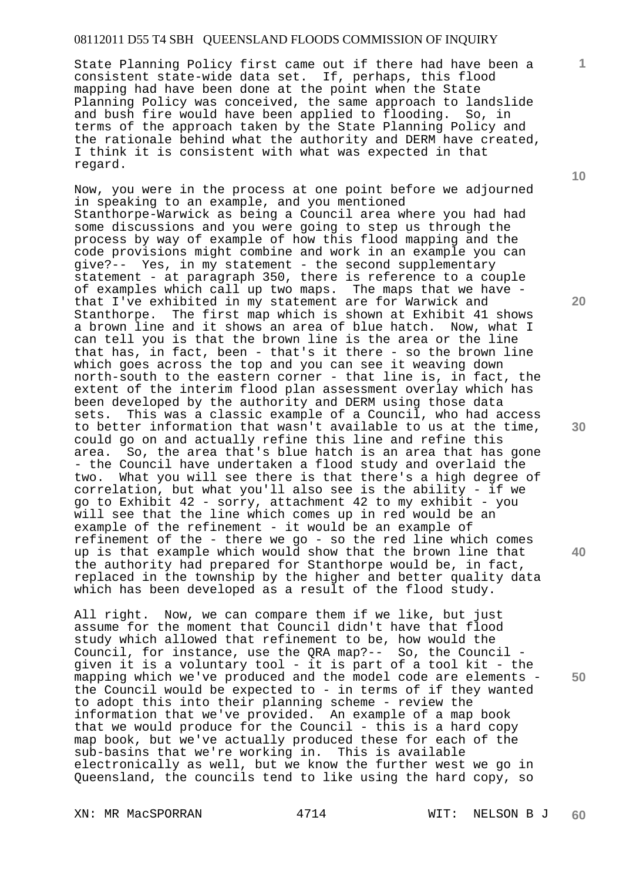State Planning Policy first came out if there had have been a consistent state-wide data set. If, perhaps, this flood mapping had have been done at the point when the State Planning Policy was conceived, the same approach to landslide and bush fire would have been applied to flooding. So, in terms of the approach taken by the State Planning Policy and the rationale behind what the authority and DERM have created, I think it is consistent with what was expected in that regard.

Now, you were in the process at one point before we adjourned in speaking to an example, and you mentioned Stanthorpe-Warwick as being a Council area where you had had some discussions and you were going to step us through the process by way of example of how this flood mapping and the code provisions might combine and work in an example you can give?-- Yes, in my statement - the second supplementary statement - at paragraph 350, there is reference to a couple of examples which call up two maps. The maps that we have - that I've exhibited in my statement are for Warwick and Stanthorpe. The first map which is shown at Exhibit 41 shows a brown line and it shows an area of blue hatch. Now, what I can tell you is that the brown line is the area or the line that has, in fact, been - that's it there - so the brown line which goes across the top and you can see it weaving down north-south to the eastern corner - that line is, in fact, the extent of the interim flood plan assessment overlay which has been developed by the authority and DERM using those data sets. This was a classic example of a Council, who had access to better information that wasn't available to us at the time, could go on and actually refine this line and refine this area. So, the area that's blue hatch is an area that has gone - the Council have undertaken a flood study and overlaid the two. What you will see there is that there's a high degree of correlation, but what you'll also see is the ability - if we go to Exhibit 42 - sorry, attachment 42 to my exhibit - you will see that the line which comes up in red would be an example of the refinement - it would be an example of refinement of the - there we go - so the red line which comes up is that example which would show that the brown line that the authority had prepared for Stanthorpe would be, in fact, replaced in the township by the higher and better quality data which has been developed as a result of the flood study.

All right. Now, we can compare them if we like, but just assume for the moment that Council didn't have that flood study which allowed that refinement to be, how would the Council, for instance, use the QRA map?-- So, the Council - given it is a voluntary tool - it is part of a tool kit - the mapping which we've produced and the model code are elements - the Council would be expected to - in terms of if they wanted to adopt this into their planning scheme - review the information that we've provided. An example of a map book that we would produce for the Council - this is a hard copy map book, but we've actually produced these for each of the sub-basins that we're working in. This is available electronically as well, but we know the further west we go in Queensland, the councils tend to like using the hard copy, so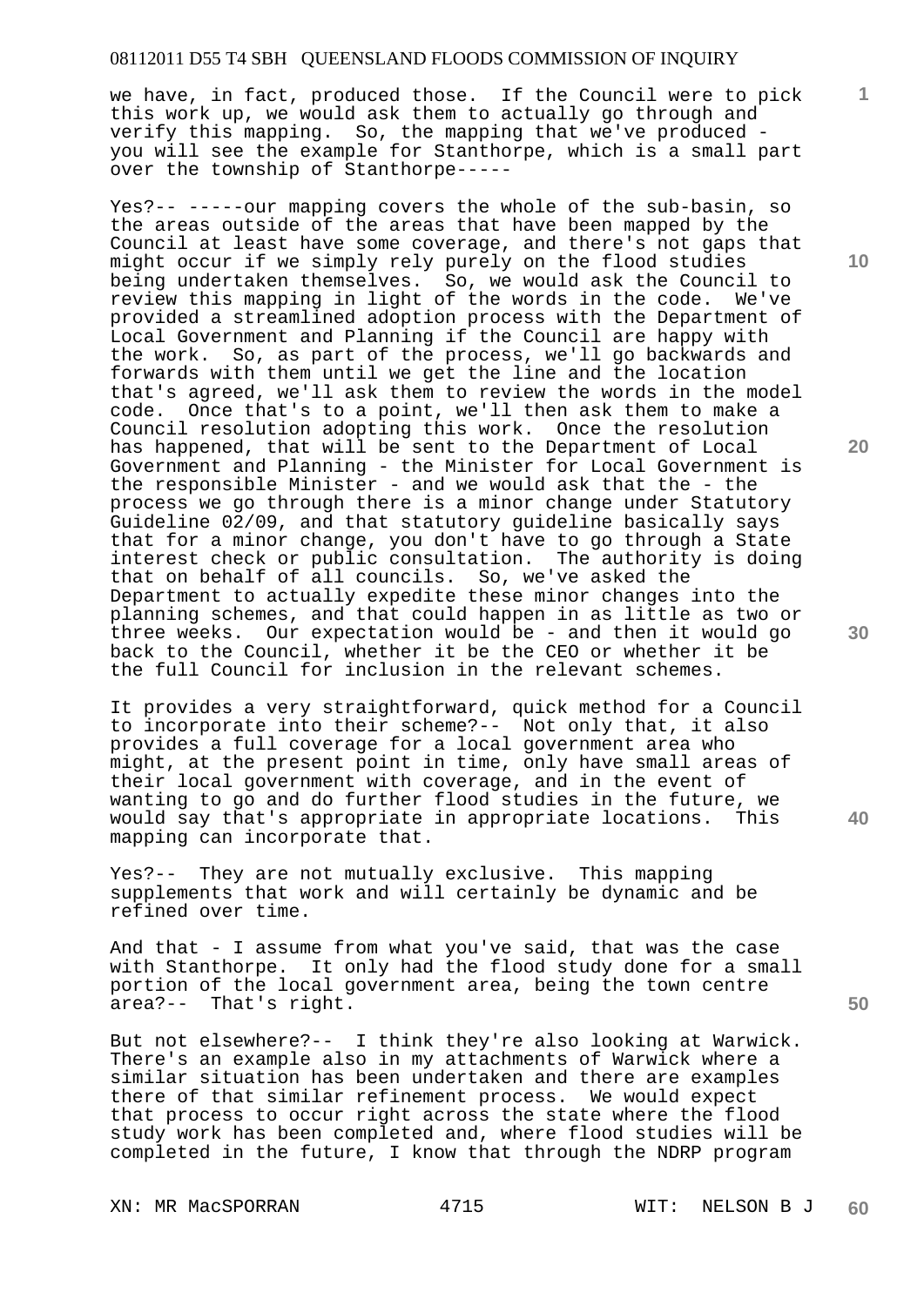we have, in fact, produced those. If the Council were to pick this work up, we would ask them to actually go through and verify this mapping. So, the mapping that we've produced - you will see the example for Stanthorpe, which is a small part over the township of Stanthorpe-----

Yes?-- -----our mapping covers the whole of the sub-basin, so the areas outside of the areas that have been mapped by the Council at least have some coverage, and there's not gaps that might occur if we simply rely purely on the flood studies being undertaken themselves. So, we would ask the Council to review this mapping in light of the words in the code. We've provided a streamlined adoption process with the Department of Local Government and Planning if the Council are happy with the work. So, as part of the process, we'll go backwards and forwards with them until we get the line and the location that's agreed, we'll ask them to review the words in the model code. Once that's to a point, we'll then ask them to make a Council resolution adopting this work. Once the resolution has happened, that will be sent to the Department of Local Government and Planning - the Minister for Local Government is the responsible Minister - and we would ask that the - the process we go through there is a minor change under Statutory Guideline 02/09, and that statutory guideline basically says that for a minor change, you don't have to go through a State interest check or public consultation. The authority is doing that on behalf of all councils. So, we've asked the Department to actually expedite these minor changes into the planning schemes, and that could happen in as little as two or three weeks. Our expectation would be - and then it would go back to the Council, whether it be the CEO or whether it be the full Council for inclusion in the relevant schemes.

It provides a very straightforward, quick method for a Council to incorporate into their scheme?-- Not only that, it also provides a full coverage for a local government area who might, at the present point in time, only have small areas of their local government with coverage, and in the event of wanting to go and do further flood studies in the future, we would say that's appropriate in appropriate locations. This mapping can incorporate that.

Yes?-- They are not mutually exclusive. This mapping supplements that work and will certainly be dynamic and be refined over time.

And that - I assume from what you've said, that was the case with Stanthorpe. It only had the flood study done for a small portion of the local government area, being the town centre area?-- That's right.

But not elsewhere?-- I think they're also looking at Warwick. There's an example also in my attachments of Warwick where a similar situation has been undertaken and there are examples there of that similar refinement process. We would expect that process to occur right across the state where the flood study work has been completed and, where flood studies will be completed in the future, I know that through the NDRP program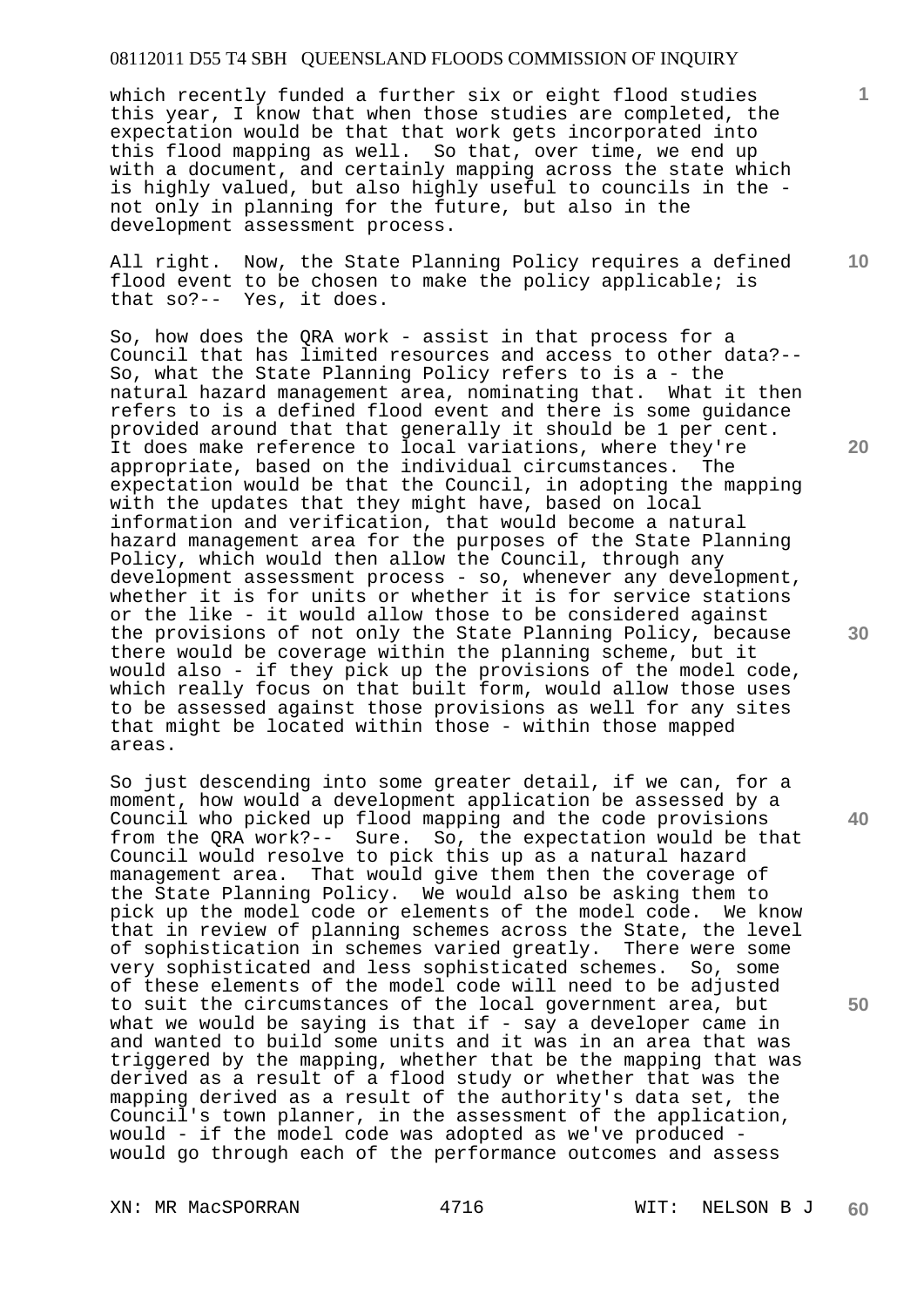which recently funded a further six or eight flood studies this year, I know that when those studies are completed, the expectation would be that that work gets incorporated into this flood mapping as well. So that, over time, we end up with a document, and certainly mapping across the state which is highly valued, but also highly useful to councils in the - not only in planning for the future, but also in the development assessment process.

All right. Now, the State Planning Policy requires a defined flood event to be chosen to make the policy applicable; is that so?-- Yes, it does.

So, how does the QRA work - assist in that process for a Council that has limited resources and access to other data?-- So, what the State Planning Policy refers to is a - the natural hazard management area, nominating that. What it then refers to is a defined flood event and there is some guidance provided around that that generally it should be 1 per cent. It does make reference to local variations, where they're appropriate, based on the individual circumstances. The expectation would be that the Council, in adopting the mapping with the updates that they might have, based on local information and verification, that would become a natural hazard management area for the purposes of the State Planning Policy, which would then allow the Council, through any development assessment process - so, whenever any development, whether it is for units or whether it is for service stations or the like - it would allow those to be considered against the provisions of not only the State Planning Policy, because there would be coverage within the planning scheme, but it would also - if they pick up the provisions of the model code, which really focus on that built form, would allow those uses to be assessed against those provisions as well for any sites that might be located within those - within those mapped areas.

So just descending into some greater detail, if we can, for a moment, how would a development application be assessed by a Council who picked up flood mapping and the code provisions from the QRA work?-- Sure. So, the expectation would be that Council would resolve to pick this up as a natural hazard management area. That would give them then the coverage of the State Planning Policy. We would also be asking them to pick up the model code or elements of the model code. We know that in review of planning schemes across the State, the level of sophistication in schemes varied greatly. There were some very sophisticated and less sophisticated schemes. So, some of these elements of the model code will need to be adjusted to suit the circumstances of the local government area, but what we would be saying is that if - say a developer came in and wanted to build some units and it was in an area that was triggered by the mapping, whether that be the mapping that was derived as a result of a flood study or whether that was the mapping derived as a result of the authority's data set, the Council's town planner, in the assessment of the application, would - if the model code was adopted as we've produced - would go through each of the performance outcomes and assess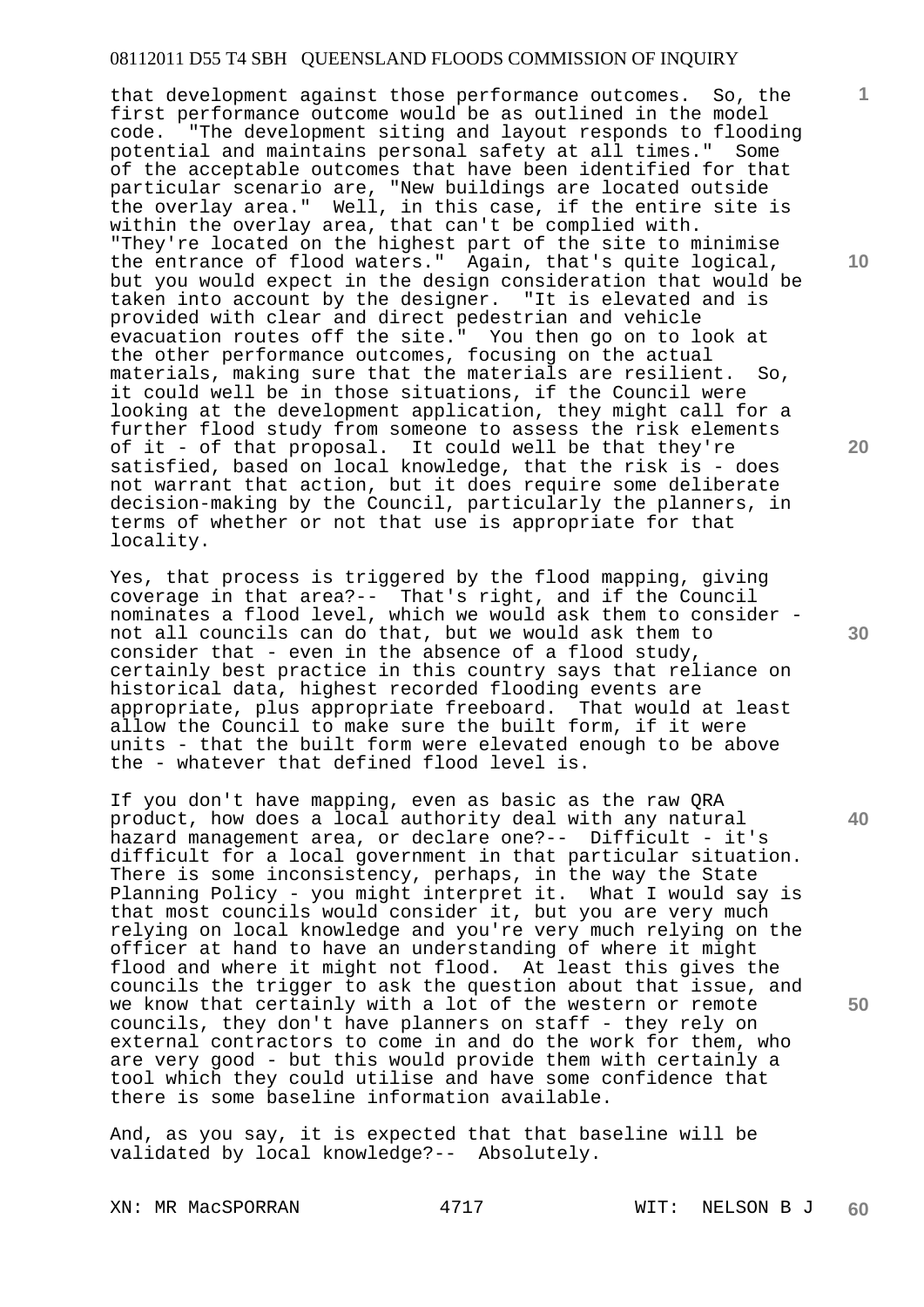that development against those performance outcomes. So, the first performance outcome would be as outlined in the model code. "The development siting and layout responds to flooding potential and maintains personal safety at all times." Some of the acceptable outcomes that have been identified for that particular scenario are, "New buildings are located outside the overlay area." Well, in this case, if the entire site is within the overlay area, that can't be complied with. "They're located on the highest part of the site to minimise the entrance of flood waters." Again, that's quite logical, but you would expect in the design consideration that would be taken into account by the designer. "It is elevated and is provided with clear and direct pedestrian and vehicle evacuation routes off the site." You then go on to look at the other performance outcomes, focusing on the actual materials, making sure that the materials are resilient. So, it could well be in those situations, if the Council were looking at the development application, they might call for a further flood study from someone to assess the risk elements of it - of that proposal. It could well be that they're satisfied, based on local knowledge, that the risk is - does not warrant that action, but it does require some deliberate decision-making by the Council, particularly the planners, in terms of whether or not that use is appropriate for that locality.

Yes, that process is triggered by the flood mapping, giving coverage in that area?-- That's right, and if the Council nominates a flood level, which we would ask them to consider - not all councils can do that, but we would ask them to consider that - even in the absence of a flood study, certainly best practice in this country says that reliance on historical data, highest recorded flooding events are appropriate, plus appropriate freeboard. That would at least allow the Council to make sure the built form, if it were units - that the built form were elevated enough to be above the - whatever that defined flood level is.

If you don't have mapping, even as basic as the raw QRA product, how does a local authority deal with any natural hazard management area, or declare one?-- Difficult - it's difficult for a local government in that particular situation. There is some inconsistency, perhaps, in the way the State Planning Policy - you might interpret it. What I would say is that most councils would consider it, but you are very much relying on local knowledge and you're very much relying on the officer at hand to have an understanding of where it might flood and where it might not flood. At least this gives the councils the trigger to ask the question about that issue, and we know that certainly with a lot of the western or remote councils, they don't have planners on staff - they rely on external contractors to come in and do the work for them, who are very good - but this would provide them with certainly a tool which they could utilise and have some confidence that there is some baseline information available.

And, as you say, it is expected that that baseline will be validated by local knowledge?-- Absolutely.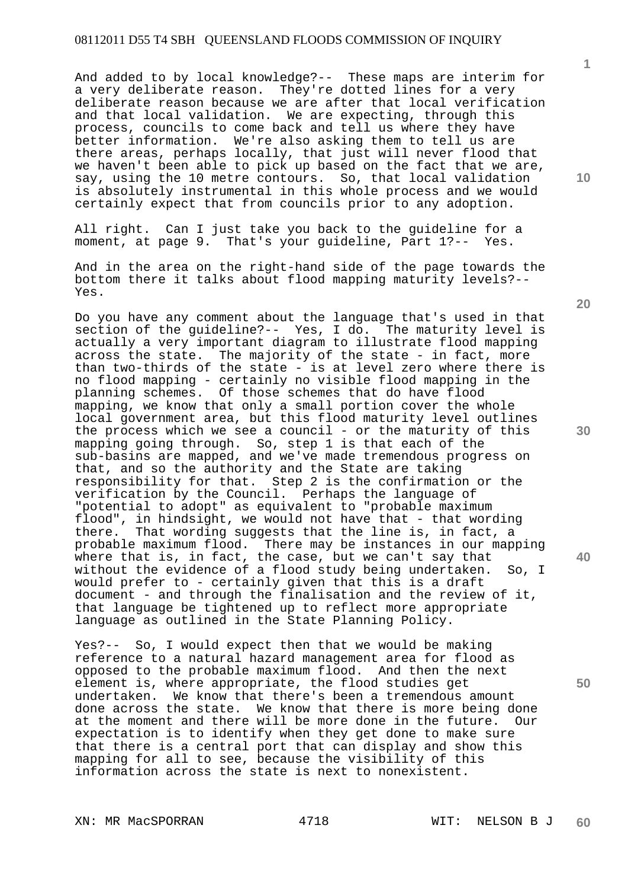And added to by local knowledge?-- These maps are interim for a very deliberate reason. They're dotted lines for a very deliberate reason because we are after that local verification and that local validation. We are expecting, through this process, councils to come back and tell us where they have better information. We're also asking them to tell us are there areas, perhaps locally, that just will never flood that we haven't been able to pick up based on the fact that we are, say, using the 10 metre contours. So, that local validation is absolutely instrumental in this whole process and we would certainly expect that from councils prior to any adoption.

All right. Can I just take you back to the guideline for a moment, at page 9. That's your guideline, Part 1?-- Yes.

And in the area on the right-hand side of the page towards the bottom there it talks about flood mapping maturity levels?-- Yes.

Do you have any comment about the language that's used in that section of the guideline?-- Yes, I do. The maturity level is actually a very important diagram to illustrate flood mapping across the state. The majority of the state - in fact, more than two-thirds of the state - is at level zero where there is no flood mapping - certainly no visible flood mapping in the planning schemes. Of those schemes that do have flood mapping, we know that only a small portion cover the whole local government area, but this flood maturity level outlines the process which we see a council - or the maturity of this mapping going through. So, step 1 is that each of the sub-basins are mapped, and we've made tremendous progress on that, and so the authority and the State are taking responsibility for that. Step 2 is the confirmation or the verification by the Council. Perhaps the language of "potential to adopt" as equivalent to "probable maximum flood", in hindsight, we would not have that - that wording there. That wording suggests that the line is, in fact, a probable maximum flood. There may be instances in our mapping where that is, in fact, the case, but we can't say that without the evidence of a flood study being undertaken. So, I would prefer to - certainly given that this is a draft document - and through the finalisation and the review of it, that language be tightened up to reflect more appropriate language as outlined in the State Planning Policy.

Yes?-- So, I would expect then that we would be making reference to a natural hazard management area for flood as opposed to the probable maximum flood. And then the next element is, where appropriate, the flood studies get undertaken. We know that there's been a tremendous amount done across the state. We know that there is more being done at the moment and there will be more done in the future. Our expectation is to identify when they get done to make sure that there is a central port that can display and show this mapping for all to see, because the visibility of this information across the state is next to nonexistent.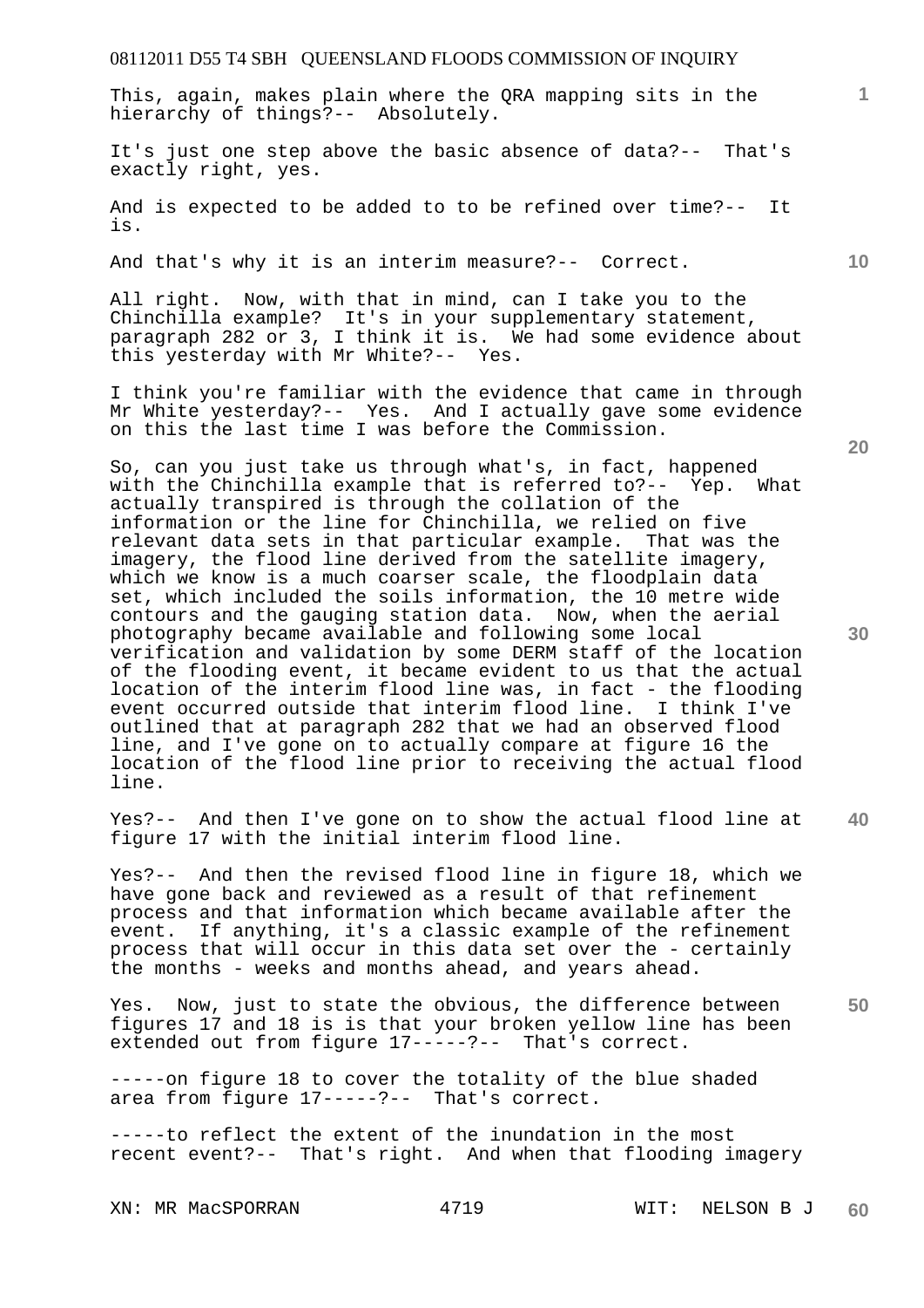This, again, makes plain where the QRA mapping sits in the hierarchy of things?-- Absolutely.

It's just one step above the basic absence of data?-- That's exactly right, yes.

And is expected to be added to to be refined over time?-- It is.

And that's why it is an interim measure?-- Correct.

All right. Now, with that in mind, can I take you to the Chinchilla example? It's in your supplementary statement, paragraph 282 or 3, I think it is. We had some evidence about this yesterday with Mr White?-- Yes.

I think you're familiar with the evidence that came in through Mr White yesterday?-- Yes. And I actually gave some evidence on this the last time I was before the Commission.

So, can you just take us through what's, in fact, happened with the Chinchilla example that is referred to?-- Yep. What actually transpired is through the collation of the information or the line for Chinchilla, we relied on five relevant data sets in that particular example. That was the imagery, the flood line derived from the satellite imagery, which we know is a much coarser scale, the floodplain data set, which included the soils information, the 10 metre wide contours and the gauging station data. Now, when the aerial photography became available and following some local verification and validation by some DERM staff of the location of the flooding event, it became evident to us that the actual location of the interim flood line was, in fact - the flooding event occurred outside that interim flood line. I think I've outlined that at paragraph 282 that we had an observed flood line, and I've gone on to actually compare at figure 16 the location of the flood line prior to receiving the actual flood line.

Yes?-- And then I've gone on to show the actual flood line at figure 17 with the initial interim flood line.

Yes?-- And then the revised flood line in figure 18, which we have gone back and reviewed as a result of that refinement process and that information which became available after the event. If anything, it's a classic example of the refinement process that will occur in this data set over the - certainly the months - weeks and months ahead, and years ahead.

Yes. Now, just to state the obvious, the difference between figures 17 and 18 is is that your broken yellow line has been extended out from figure 17-----?-- That's correct.

-----on figure 18 to cover the totality of the blue shaded area from figure 17-----?-- That's correct.

-----to reflect the extent of the inundation in the most recent event?-- That's right. And when that flooding imagery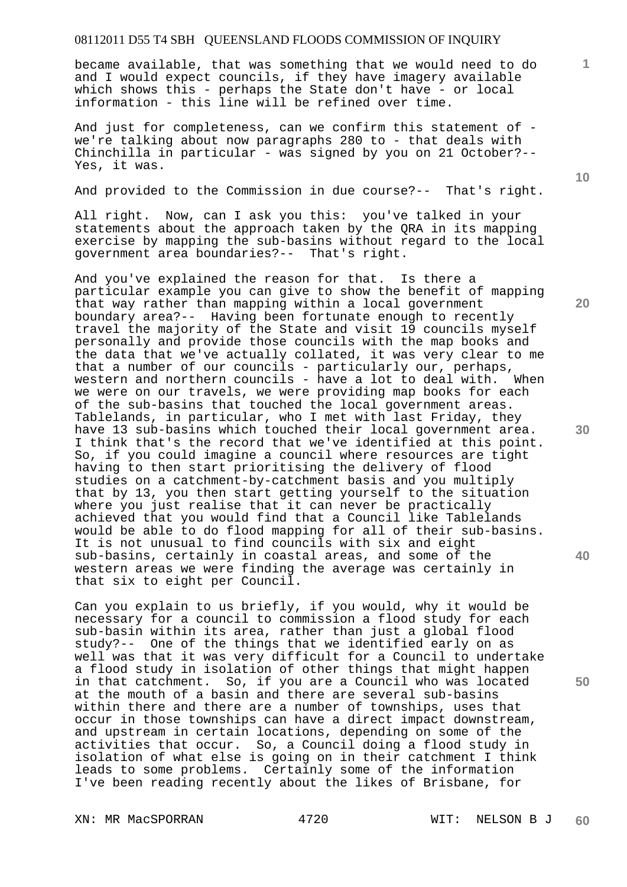became available, that was something that we would need to do and I would expect councils, if they have imagery available which shows this - perhaps the State don't have - or local information - this line will be refined over time.

And just for completeness, can we confirm this statement of - we're talking about now paragraphs 280 to - that deals with Chinchilla in particular - was signed by you on 21 October?-- Yes, it was.

And provided to the Commission in due course?-- That's right.

All right. Now, can I ask you this: you've talked in your statements about the approach taken by the QRA in its mapping exercise by mapping the sub-basins without regard to the local government area boundaries?-- That's right.

And you've explained the reason for that. Is there a particular example you can give to show the benefit of mapping that way rather than mapping within a local government boundary area?-- Having been fortunate enough to recently travel the majority of the State and visit 19 councils myself personally and provide those councils with the map books and the data that we've actually collated, it was very clear to me that a number of our councils - particularly our, perhaps, western and northern councils - have a lot to deal with. When we were on our travels, we were providing map books for each of the sub-basins that touched the local government areas. Tablelands, in particular, who I met with last Friday, they have 13 sub-basins which touched their local government area. I think that's the record that we've identified at this point. So, if you could imagine a council where resources are tight having to then start prioritising the delivery of flood studies on a catchment-by-catchment basis and you multiply that by 13, you then start getting yourself to the situation where you just realise that it can never be practically achieved that you would find that a Council like Tablelands would be able to do flood mapping for all of their sub-basins. It is not unusual to find councils with six and eight sub-basins, certainly in coastal areas, and some of the western areas we were finding the average was certainly in that six to eight per Council.

Can you explain to us briefly, if you would, why it would be necessary for a council to commission a flood study for each sub-basin within its area, rather than just a global flood study?-- One of the things that we identified early on as well was that it was very difficult for a Council to undertake a flood study in isolation of other things that might happen in that catchment. So, if you are a Council who was located at the mouth of a basin and there are several sub-basins within there and there are a number of townships, uses that occur in those townships can have a direct impact downstream, and upstream in certain locations, depending on some of the activities that occur. So, a Council doing a flood study in isolation of what else is going on in their catchment I think leads to some problems. Certainly some of the information I've been reading recently about the likes of Brisbane, for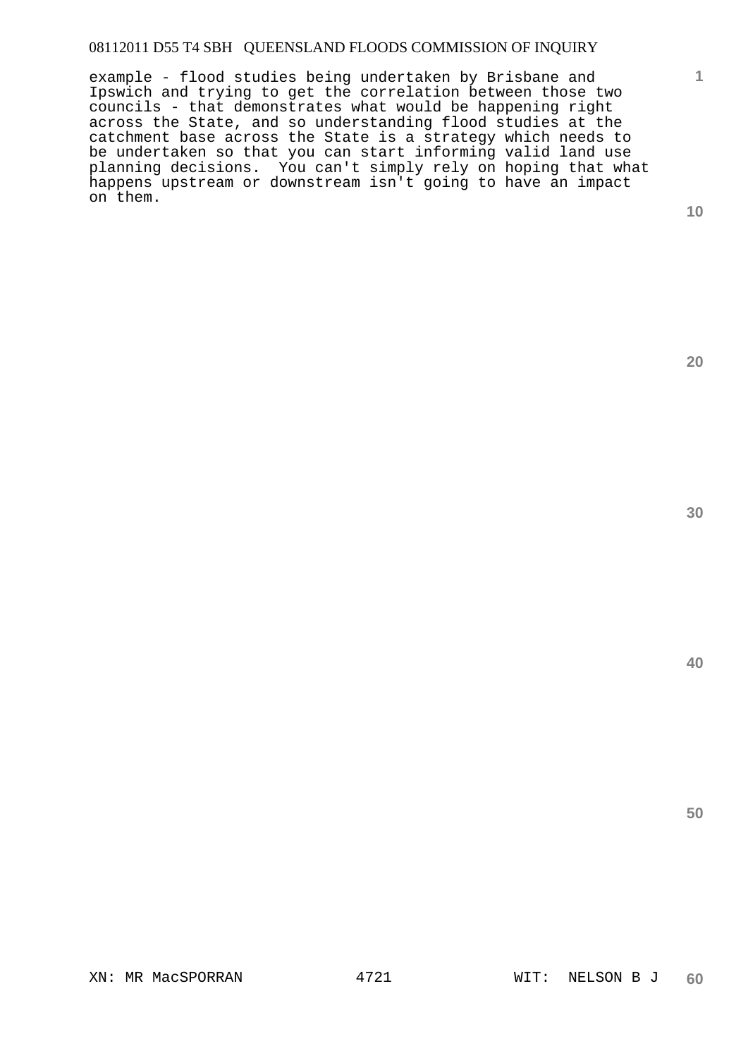example - flood studies being undertaken by Brisbane and Ipswich and trying to get the correlation between those two councils - that demonstrates what would be happening right across the State, and so understanding flood studies at the catchment base across the State is a strategy which needs to be undertaken so that you can start informing valid land use planning decisions. You can't simply rely on hoping that what happens upstream or downstream isn't going to have an impact on them.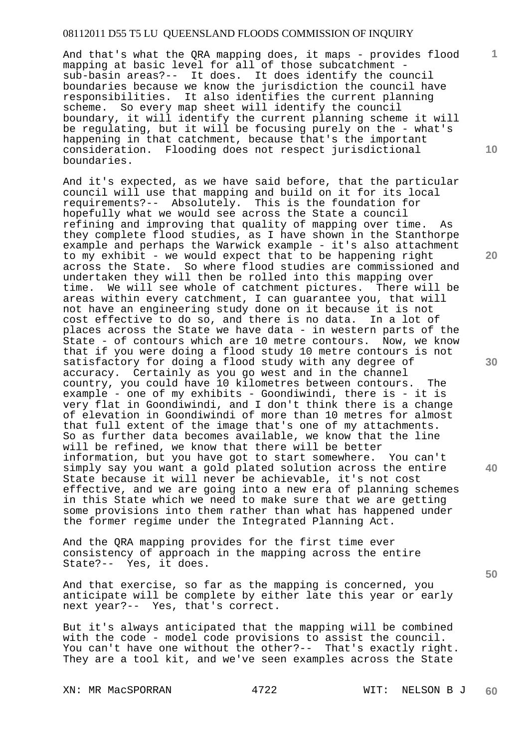And that's what the QRA mapping does, it maps - provides flood mapping at basic level for all of those subcatchment - sub-basin areas?-- It does. It does identify the council boundaries because we know the jurisdiction the council have responsibilities. It also identifies the current planning scheme. So every map sheet will identify the council boundary, it will identify the current planning scheme it will be regulating, but it will be focusing purely on the - what's happening in that catchment, because that's the important consideration. Flooding does not respect jurisdictional boundaries.

And it's expected, as we have said before, that the particular council will use that mapping and build on it for its local requirements?-- Absolutely. This is the foundation for hopefully what we would see across the State a council refining and improving that quality of mapping over time. As they complete flood studies, as I have shown in the Stanthorpe example and perhaps the Warwick example - it's also attachment to my exhibit - we would expect that to be happening right across the State. So where flood studies are commissioned and undertaken they will then be rolled into this mapping over time. We will see whole of catchment pictures. There will be areas within every catchment, I can guarantee you, that will not have an engineering study done on it because it is not cost effective to do so, and there is no data. In a lot of places across the State we have data - in western parts of the State - of contours which are 10 metre contours. Now, we know that if you were doing a flood study 10 metre contours is not satisfactory for doing a flood study with any degree of accuracy. Certainly as you go west and in the channel country, you could have 10 kilometres between contours. The example - one of my exhibits - Goondiwindi, there is - it is very flat in Goondiwindi, and I don't think there is a change of elevation in Goondiwindi of more than 10 metres for almost that full extent of the image that's one of my attachments. So as further data becomes available, we know that the line will be refined, we know that there will be better information, but you have got to start somewhere. You can't simply say you want a gold plated solution across the entire State because it will never be achievable, it's not cost effective, and we are going into a new era of planning schemes in this State which we need to make sure that we are getting some provisions into them rather than what has happened under the former regime under the Integrated Planning Act.

And the QRA mapping provides for the first time ever consistency of approach in the mapping across the entire State?-- Yes, it does.

And that exercise, so far as the mapping is concerned, you anticipate will be complete by either late this year or early next year?-- Yes, that's correct.

But it's always anticipated that the mapping will be combined with the code - model code provisions to assist the council. You can't have one without the other?-- That's exactly right. They are a tool kit, and we've seen examples across the State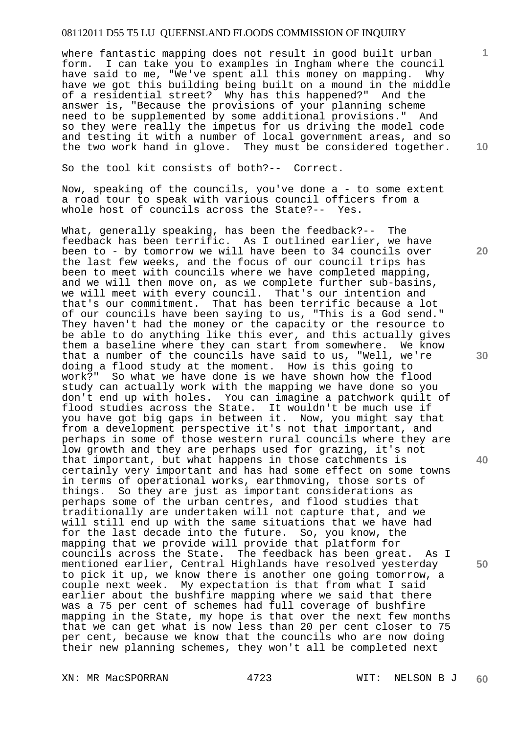where fantastic mapping does not result in good built urban form. I can take you to examples in Ingham where the council have said to me, "We've spent all this money on mapping. Why have we got this building being built on a mound in the middle of a residential street? Why has this happened?" And the answer is, "Because the provisions of your planning scheme need to be supplemented by some additional provisions." And so they were really the impetus for us driving the model code and testing it with a number of local government areas, and so the two work hand in glove. They must be considered together.

So the tool kit consists of both?-- Correct.

Now, speaking of the councils, you've done a - to some extent a road tour to speak with various council officers from a whole host of councils across the State?-- Yes.

What, generally speaking, has been the feedback?-- The feedback has been terrific. As I outlined earlier, we have been to - by tomorrow we will have been to 34 councils over the last few weeks, and the focus of our council trips has been to meet with councils where we have completed mapping, and we will then move on, as we complete further sub-basins, we will meet with every council. That's our intention and that's our commitment. That has been terrific because a lot of our councils have been saying to us, "This is a God send." They haven't had the money or the capacity or the resource to be able to do anything like this ever, and this actually gives them a baseline where they can start from somewhere. We know that a number of the councils have said to us, "Well, we're doing a flood study at the moment. How is this going to work?" So what we have done is we have shown how the flood study can actually work with the mapping we have done so you don't end up with holes. You can imagine a patchwork quilt of flood studies across the State. It wouldn't be much use if you have got big gaps in between it. Now, you might say that from a development perspective it's not that important, and perhaps in some of those western rural councils where they are low growth and they are perhaps used for grazing, it's not that important, but what happens in those catchments is certainly very important and has had some effect on some towns in terms of operational works, earthmoving, those sorts of things. So they are just as important considerations as perhaps some of the urban centres, and flood studies that traditionally are undertaken will not capture that, and we will still end up with the same situations that we have had for the last decade into the future. So, you know, the mapping that we provide will provide that platform for councils across the State. The feedback has been great. As I mentioned earlier, Central Highlands have resolved yesterday to pick it up, we know there is another one going tomorrow, a couple next week. My expectation is that from what I said earlier about the bushfire mapping where we said that there was a 75 per cent of schemes had full coverage of bushfire mapping in the State, my hope is that over the next few months that we can get what is now less than 20 per cent closer to 75 per cent, because we know that the councils who are now doing their new planning schemes, they won't all be completed next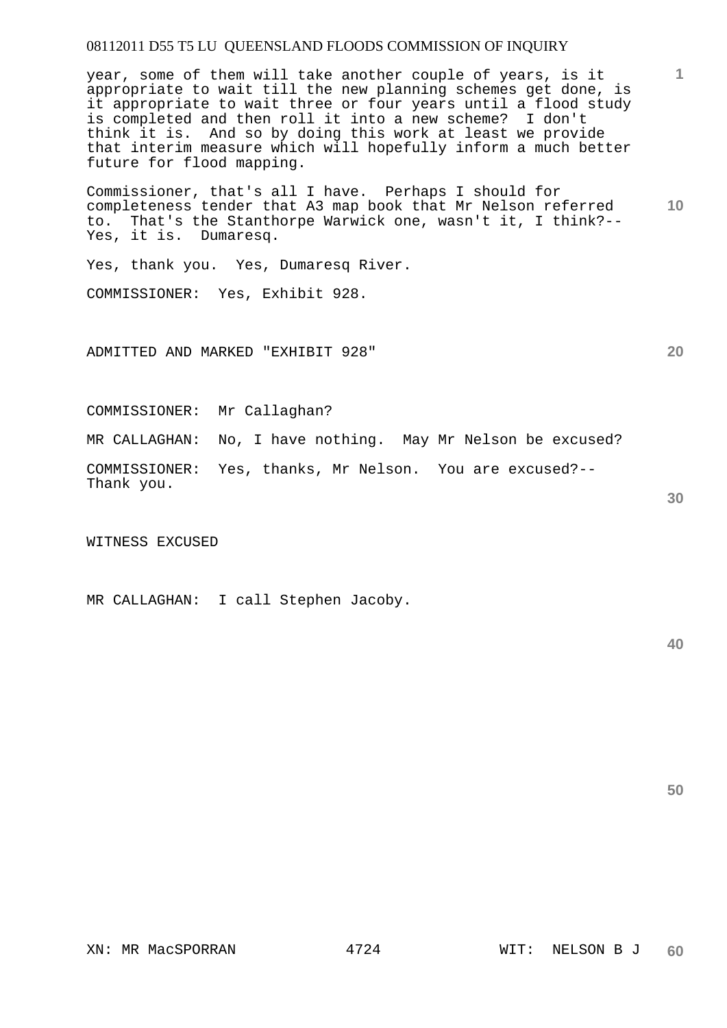year, some of them will take another couple of years, is it appropriate to wait till the new planning schemes get done, is it appropriate to wait three or four years until a flood study is completed and then roll it into a new scheme? I don't think it is. And so by doing this work at least we provide that interim measure which will hopefully inform a much better future for flood mapping.

Commissioner, that's all I have. Perhaps I should for completeness tender that A3 map book that Mr Nelson referred to. That's the Stanthorpe Warwick one, wasn't it, I think?-- Yes, it is. Dumaresq.

Yes, thank you. Yes, Dumaresq River.

COMMISSIONER: Yes, Exhibit 928.

ADMITTED AND MARKED "EXHIBIT 928"

COMMISSIONER: Mr Callaghan?

MR CALLAGHAN: No, I have nothing. May Mr Nelson be excused?

COMMISSIONER: Yes, thanks, Mr Nelson. You are excused?-- Thank you.

WITNESS EXCUSED

MR CALLAGHAN: I call Stephen Jacoby.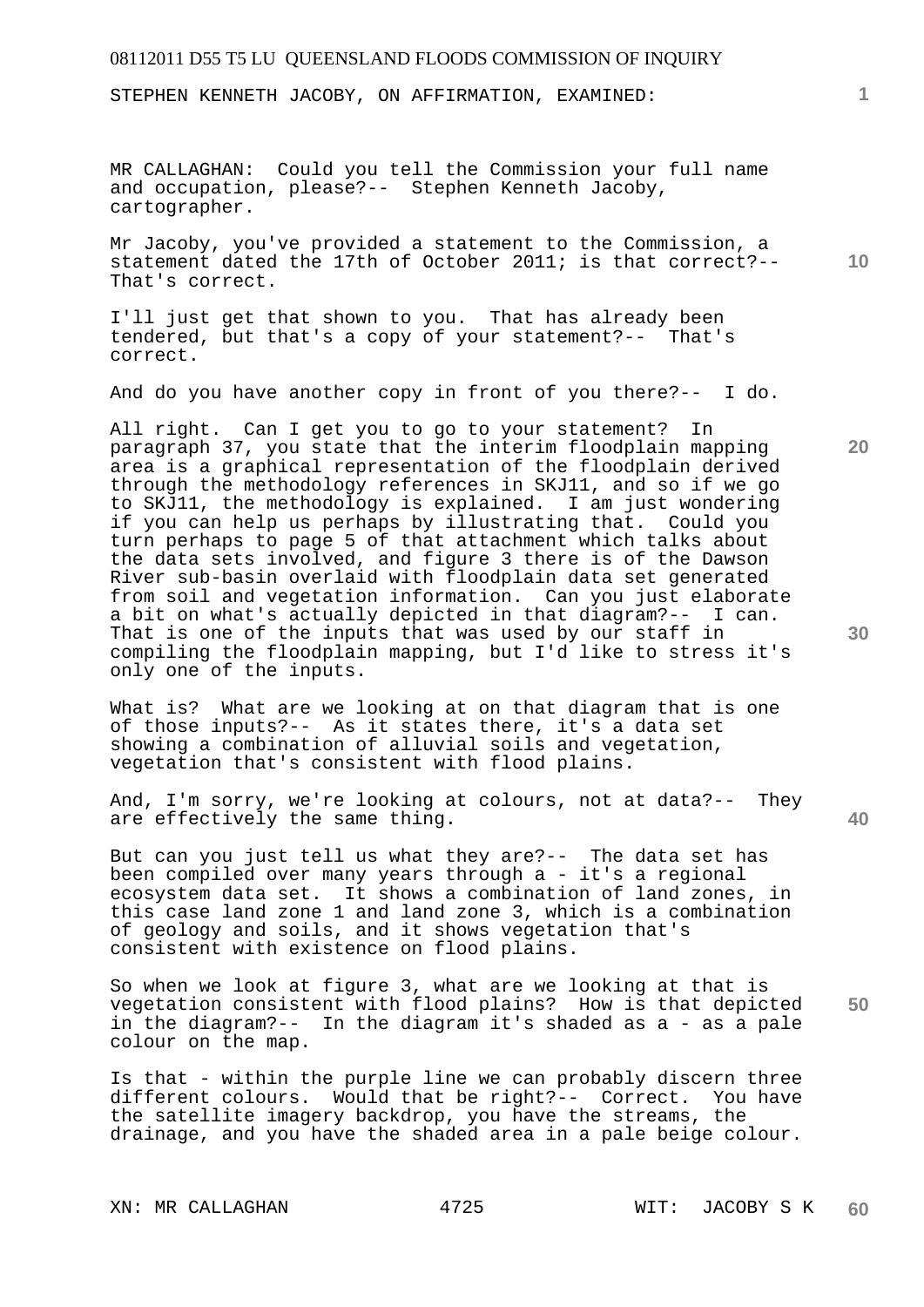STEPHEN KENNETH JACOBY, ON AFFIRMATION, EXAMINED:

MR CALLAGHAN: Could you tell the Commission your full name and occupation, please?-- Stephen Kenneth Jacoby, cartographer.

Mr Jacoby, you've provided a statement to the Commission, a statement dated the 17th of October 2011; is that correct?-- That's correct.

I'll just get that shown to you. That has already been tendered, but that's a copy of your statement?-- That's correct.

And do you have another copy in front of you there?-- I do.

All right. Can I get you to go to your statement? In paragraph 37, you state that the interim floodplain mapping area is a graphical representation of the floodplain derived through the methodology references in SKJ11, and so if we go to SKJ11, the methodology is explained. I am just wondering if you can help us perhaps by illustrating that. Could you turn perhaps to page 5 of that attachment which talks about the data sets involved, and figure 3 there is of the Dawson River sub-basin overlaid with floodplain data set generated from soil and vegetation information. Can you just elaborate a bit on what's actually depicted in that diagram?-- I can. That is one of the inputs that was used by our staff in compiling the floodplain mapping, but I'd like to stress it's only one of the inputs.

What is? What are we looking at on that diagram that is one of those inputs?-- As it states there, it's a data set showing a combination of alluvial soils and vegetation, vegetation that's consistent with flood plains.

And, I'm sorry, we're looking at colours, not at data?-- They are effectively the same thing.

But can you just tell us what they are?-- The data set has been compiled over many years through a - it's a regional ecosystem data set. It shows a combination of land zones, in this case land zone 1 and land zone 3, which is a combination of geology and soils, and it shows vegetation that's consistent with existence on flood plains.

So when we look at figure 3, what are we looking at that is vegetation consistent with flood plains? How is that depicted in the diagram?-- In the diagram it's shaded as a - as a pale colour on the map.

Is that - within the purple line we can probably discern three different colours. Would that be right?-- Correct. You have the satellite imagery backdrop, you have the streams, the drainage, and you have the shaded area in a pale beige colour.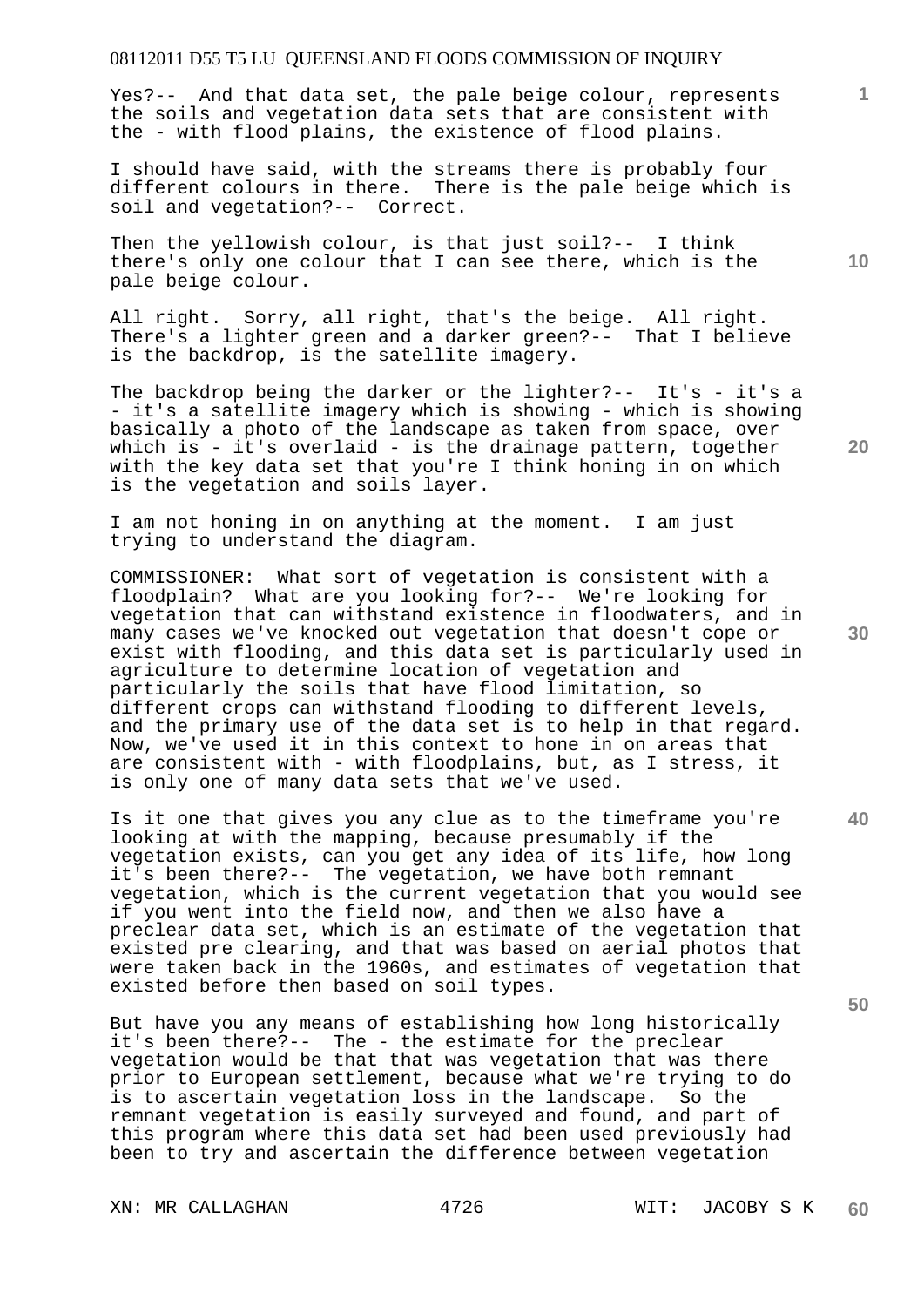Yes?-- And that data set, the pale beige colour, represents the soils and vegetation data sets that are consistent with the - with flood plains, the existence of flood plains.

I should have said, with the streams there is probably four different colours in there. There is the pale beige which is soil and vegetation?-- Correct.

Then the yellowish colour, is that just soil?-- I think there's only one colour that I can see there, which is the pale beige colour.

All right. Sorry, all right, that's the beige. All right. There's a lighter green and a darker green?-- That I believe is the backdrop, is the satellite imagery.

The backdrop being the darker or the lighter?-- It's - it's a - it's a satellite imagery which is showing - which is showing basically a photo of the landscape as taken from space, over which is - it's overlaid - is the drainage pattern, together with the key data set that you're I think honing in on which is the vegetation and soils layer.

I am not honing in on anything at the moment. I am just trying to understand the diagram.

COMMISSIONER: What sort of vegetation is consistent with a floodplain? What are you looking for?-- We're looking for vegetation that can withstand existence in floodwaters, and in many cases we've knocked out vegetation that doesn't cope or exist with flooding, and this data set is particularly used in agriculture to determine location of vegetation and particularly the soils that have flood limitation, so different crops can withstand flooding to different levels, and the primary use of the data set is to help in that regard. Now, we've used it in this context to hone in on areas that are consistent with - with floodplains, but, as I stress, it is only one of many data sets that we've used.

Is it one that gives you any clue as to the timeframe you're looking at with the mapping, because presumably if the vegetation exists, can you get any idea of its life, how long it's been there?-- The vegetation, we have both remnant vegetation, which is the current vegetation that you would see if you went into the field now, and then we also have a preclear data set, which is an estimate of the vegetation that existed pre clearing, and that was based on aerial photos that were taken back in the 1960s, and estimates of vegetation that existed before then based on soil types.

But have you any means of establishing how long historically it's been there?-- The - the estimate for the preclear vegetation would be that that was vegetation that was there prior to European settlement, because what we're trying to do is to ascertain vegetation loss in the landscape. So the remnant vegetation is easily surveyed and found, and part of this program where this data set had been used previously had been to try and ascertain the difference between vegetation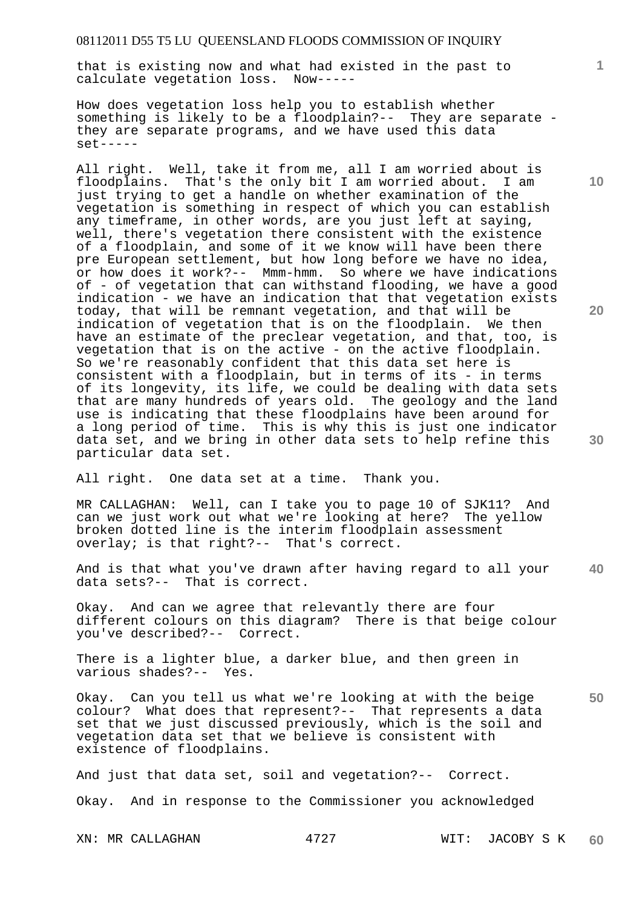that is existing now and what had existed in the past to calculate vegetation loss. Now-----

How does vegetation loss help you to establish whether something is likely to be a floodplain?-- They are separate - they are separate programs, and we have used this data set-----

All right. Well, take it from me, all I am worried about is floodplains. That's the only bit I am worried about. I am just trying to get a handle on whether examination of the vegetation is something in respect of which you can establish any timeframe, in other words, are you just left at saying, well, there's vegetation there consistent with the existence of a floodplain, and some of it we know will have been there pre European settlement, but how long before we have no idea, or how does it work?-- Mmm-hmm. So where we have indications of - of vegetation that can withstand flooding, we have a good indication - we have an indication that that vegetation exists today, that will be remnant vegetation, and that will be indication of vegetation that is on the floodplain. We then have an estimate of the preclear vegetation, and that, too, is vegetation that is on the active - on the active floodplain. So we're reasonably confident that this data set here is consistent with a floodplain, but in terms of its - in terms of its longevity, its life, we could be dealing with data sets that are many hundreds of years old. The geology and the land use is indicating that these floodplains have been around for a long period of time. This is why this is just one indicator data set, and we bring in other data sets to help refine this particular data set.

All right. One data set at a time. Thank you.

MR CALLAGHAN: Well, can I take you to page 10 of SJK11? And can we just work out what we're looking at here? The yellow broken dotted line is the interim floodplain assessment overlay; is that right?-- That's correct.

And is that what you've drawn after having regard to all your data sets?-- That is correct.

Okay. And can we agree that relevantly there are four different colours on this diagram? There is that beige colour you've described?-- Correct.

There is a lighter blue, a darker blue, and then green in various shades?-- Yes.

Okay. Can you tell us what we're looking at with the beige colour? What does that represent?-- That represents a data set that we just discussed previously, which is the soil and vegetation data set that we believe is consistent with existence of floodplains.

And just that data set, soil and vegetation?-- Correct.

Okay. And in response to the Commissioner you acknowledged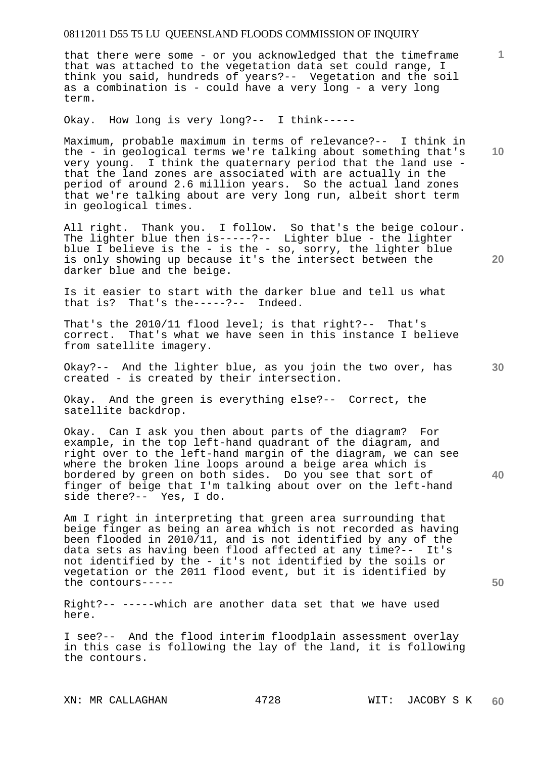that there were some - or you acknowledged that the timeframe that was attached to the vegetation data set could range, I think you said, hundreds of years?-- Vegetation and the soil as a combination is - could have a very long - a very long term.

Okay. How long is very long?-- I think-----

Maximum, probable maximum in terms of relevance?-- I think in the - in geological terms we're talking about something that's very young. I think the quaternary period that the land use - that the land zones are associated with are actually in the period of around 2.6 million years. So the actual land zones that we're talking about are very long run, albeit short term in geological times.

All right. Thank you. I follow. So that's the beige colour. The lighter blue then is-----?-- Lighter blue - the lighter blue I believe is the - is the - so, sorry, the lighter blue is only showing up because it's the intersect between the darker blue and the beige.

Is it easier to start with the darker blue and tell us what that is? That's the-----?-- Indeed.

That's the 2010/11 flood level; is that right?-- That's correct. That's what we have seen in this instance I believe from satellite imagery.

Okay?-- And the lighter blue, as you join the two over, has created - is created by their intersection.

Okay. And the green is everything else?-- Correct, the satellite backdrop.

Okay. Can I ask you then about parts of the diagram? For example, in the top left-hand quadrant of the diagram, and right over to the left-hand margin of the diagram, we can see where the broken line loops around a beige area which is bordered by green on both sides. Do you see that sort of finger of beige that I'm talking about over on the left-hand side there?-- Yes, I do.

Am I right in interpreting that green area surrounding that beige finger as being an area which is not recorded as having been flooded in 2010/11, and is not identified by any of the data sets as having been flood affected at any time?-- It's not identified by the - it's not identified by the soils or vegetation or the 2011 flood event, but it is identified by the contours-----

Right?-- -----which are another data set that we have used here.

I see?-- And the flood interim floodplain assessment overlay in this case is following the lay of the land, it is following the contours.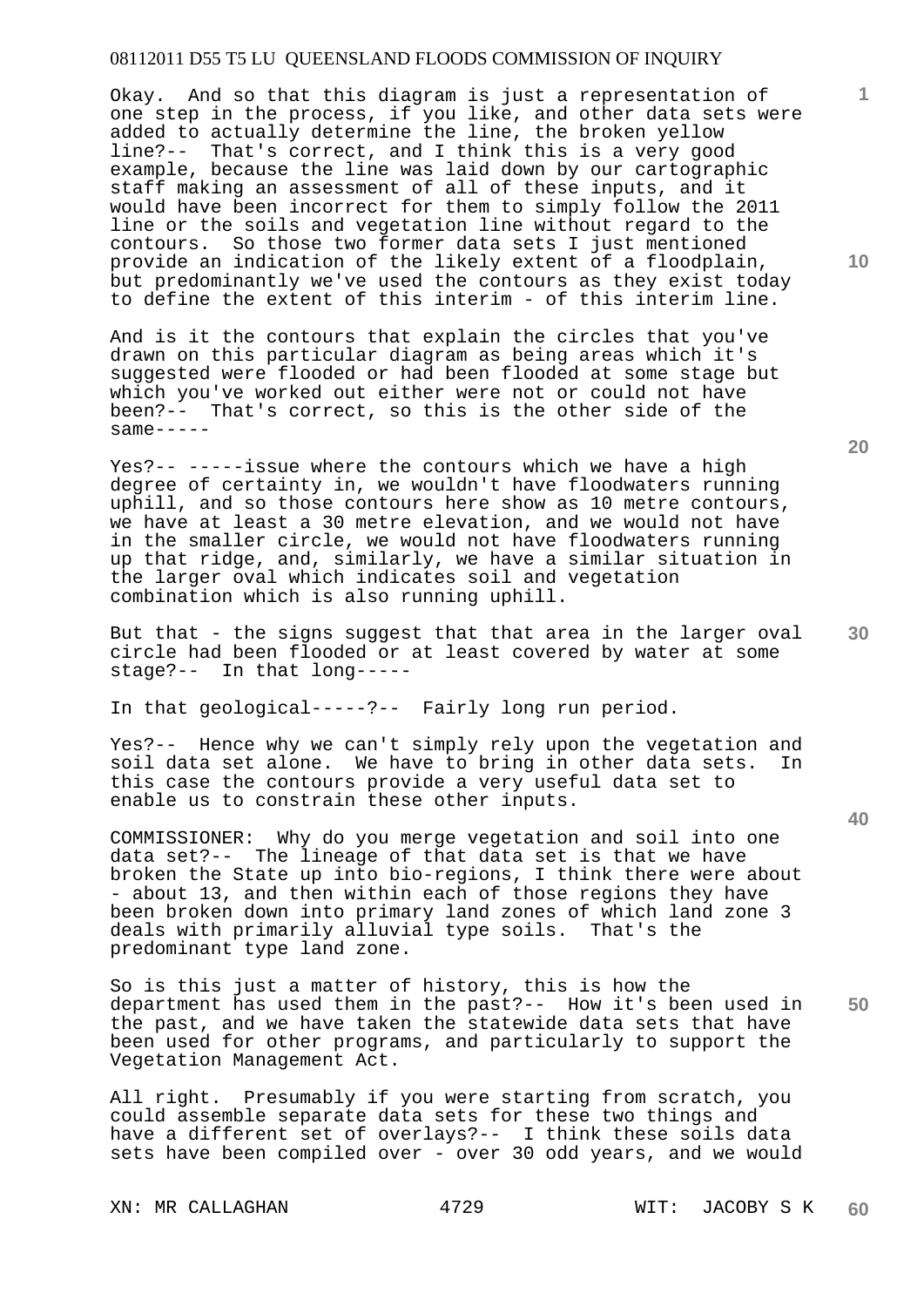Okay. And so that this diagram is just a representation of one step in the process, if you like, and other data sets were added to actually determine the line, the broken yellow line?-- That's correct, and I think this is a very good example, because the line was laid down by our cartographic staff making an assessment of all of these inputs, and it would have been incorrect for them to simply follow the 2011 line or the soils and vegetation line without regard to the contours. So those two former data sets I just mentioned provide an indication of the likely extent of a floodplain, but predominantly we've used the contours as they exist today to define the extent of this interim - of this interim line.

And is it the contours that explain the circles that you've drawn on this particular diagram as being areas which it's suggested were flooded or had been flooded at some stage but which you've worked out either were not or could not have been?-- That's correct, so this is the other side of the same-----

Yes?-- -----issue where the contours which we have a high degree of certainty in, we wouldn't have floodwaters running uphill, and so those contours here show as 10 metre contours, we have at least a 30 metre elevation, and we would not have in the smaller circle, we would not have floodwaters running up that ridge, and, similarly, we have a similar situation in the larger oval which indicates soil and vegetation combination which is also running uphill.

But that - the signs suggest that that area in the larger oval circle had been flooded or at least covered by water at some stage?-- In that long-----

In that geological-----?-- Fairly long run period.

Yes?-- Hence why we can't simply rely upon the vegetation and soil data set alone. We have to bring in other data sets. In this case the contours provide a very useful data set to enable us to constrain these other inputs.

COMMISSIONER: Why do you merge vegetation and soil into one data set?-- The lineage of that data set is that we have broken the State up into bio-regions, I think there were about - about 13, and then within each of those regions they have been broken down into primary land zones of which land zone 3 deals with primarily alluvial type soils. That's the predominant type land zone.

So is this just a matter of history, this is how the department has used them in the past?-- How it's been used in the past, and we have taken the statewide data sets that have been used for other programs, and particularly to support the Vegetation Management Act.

All right. Presumably if you were starting from scratch, you could assemble separate data sets for these two things and have a different set of overlays?-- I think these soils data sets have been compiled over - over 30 odd years, and we would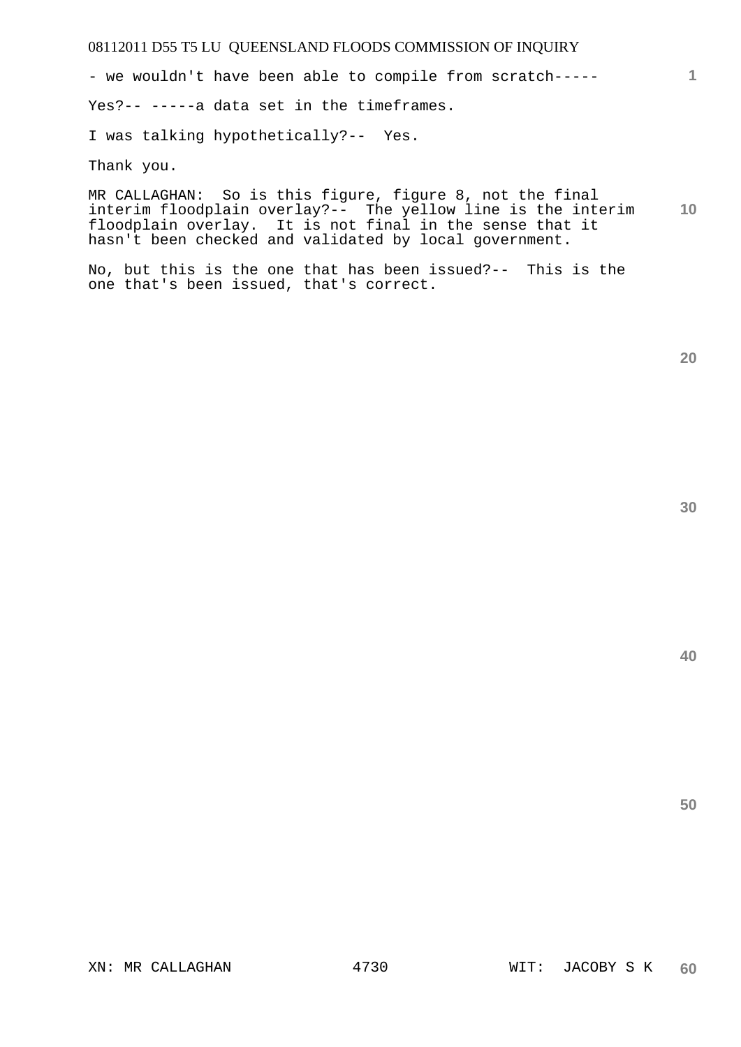- we wouldn't have been able to compile from scratch-----

Yes?-- -----a data set in the timeframes.

I was talking hypothetically?-- Yes.

Thank you.

MR CALLAGHAN: So is this figure, figure 8, not the final interim floodplain overlay?-- The yellow line is the interim floodplain overlay. It is not final in the sense that it hasn't been checked and validated by local government.

No, but this is the one that has been issued?-- This is the one that's been issued, that's correct.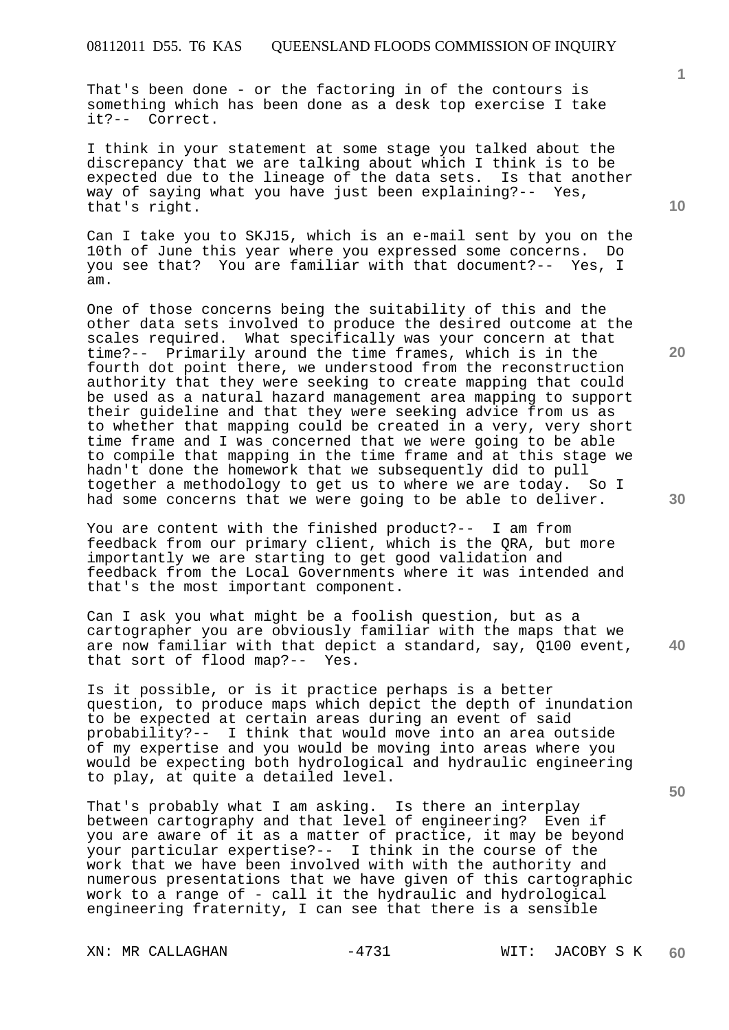That's been done - or the factoring in of the contours is something which has been done as a desk top exercise I take it?-- Correct.

I think in your statement at some stage you talked about the discrepancy that we are talking about which I think is to be expected due to the lineage of the data sets. Is that another way of saying what you have just been explaining?-- Yes, that's right.

Can I take you to SKJ15, which is an e-mail sent by you on the 10th of June this year where you expressed some concerns. Do you see that? You are familiar with that document?-- Yes, I am.

One of those concerns being the suitability of this and the other data sets involved to produce the desired outcome at the scales required. What specifically was your concern at that time?-- Primarily around the time frames, which is in the fourth dot point there, we understood from the reconstruction authority that they were seeking to create mapping that could be used as a natural hazard management area mapping to support their guideline and that they were seeking advice from us as to whether that mapping could be created in a very, very short time frame and I was concerned that we were going to be able to compile that mapping in the time frame and at this stage we hadn't done the homework that we subsequently did to pull together a methodology to get us to where we are today. So I had some concerns that we were going to be able to deliver.

You are content with the finished product?-- I am from feedback from our primary client, which is the QRA, but more importantly we are starting to get good validation and feedback from the Local Governments where it was intended and that's the most important component.

Can I ask you what might be a foolish question, but as a cartographer you are obviously familiar with the maps that we are now familiar with that depict a standard, say, Q100 event, that sort of flood map?-- Yes.

Is it possible, or is it practice perhaps is a better question, to produce maps which depict the depth of inundation to be expected at certain areas during an event of said probability?-- I think that would move into an area outside of my expertise and you would be moving into areas where you would be expecting both hydrological and hydraulic engineering to play, at quite a detailed level.

That's probably what I am asking. Is there an interplay between cartography and that level of engineering? Even if you are aware of it as a matter of practice, it may be beyond your particular expertise?-- I think in the course of the work that we have been involved with with the authority and numerous presentations that we have given of this cartographic work to a range of - call it the hydraulic and hydrological engineering fraternity, I can see that there is a sensible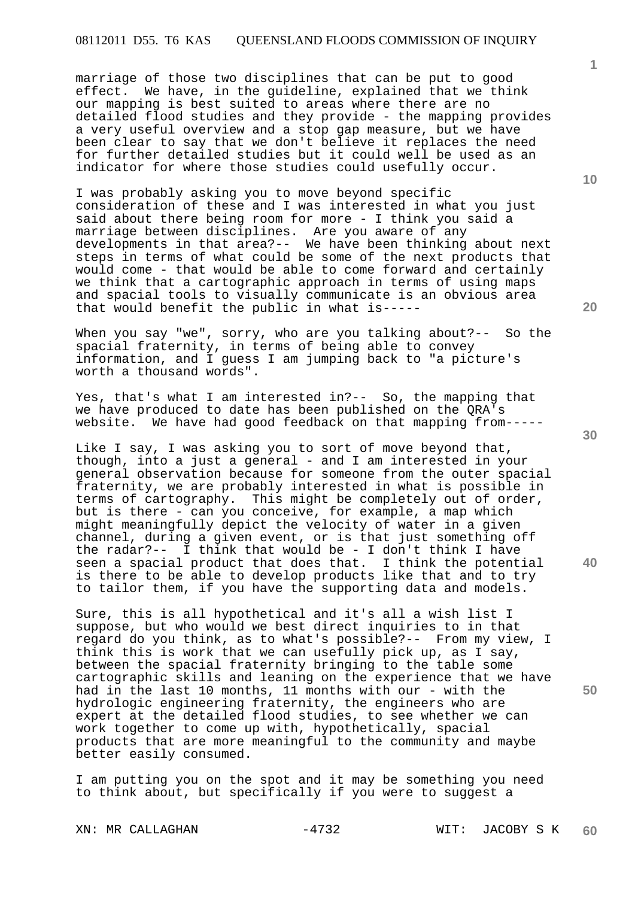marriage of those two disciplines that can be put to good effect. We have, in the guideline, explained that we think our mapping is best suited to areas where there are no detailed flood studies and they provide - the mapping provides a very useful overview and a stop gap measure, but we have been clear to say that we don't believe it replaces the need for further detailed studies but it could well be used as an indicator for where those studies could usefully occur.

I was probably asking you to move beyond specific consideration of these and I was interested in what you just said about there being room for more - I think you said a marriage between disciplines. Are you aware of any developments in that area?-- We have been thinking about next steps in terms of what could be some of the next products that would come - that would be able to come forward and certainly we think that a cartographic approach in terms of using maps and spacial tools to visually communicate is an obvious area that would benefit the public in what is-----

When you say "we", sorry, who are you talking about?-- So the spacial fraternity, in terms of being able to convey information, and I guess I am jumping back to "a picture's worth a thousand words".

Yes, that's what I am interested in?-- So, the mapping that we have produced to date has been published on the QRA's website. We have had good feedback on that mapping from-----

Like I say, I was asking you to sort of move beyond that, though, into a just a general - and I am interested in your general observation because for someone from the outer spacial fraternity, we are probably interested in what is possible in terms of cartography. This might be completely out of order, but is there - can you conceive, for example, a map which might meaningfully depict the velocity of water in a given channel, during a given event, or is that just something off the radar?-- I think that would be - I don't think I have seen a spacial product that does that. I think the potential is there to be able to develop products like that and to try to tailor them, if you have the supporting data and models.

Sure, this is all hypothetical and it's all a wish list I suppose, but who would we best direct inquiries to in that regard do you think, as to what's possible?-- From my view, I think this is work that we can usefully pick up, as I say, between the spacial fraternity bringing to the table some cartographic skills and leaning on the experience that we have had in the last 10 months, 11 months with our - with the hydrologic engineering fraternity, the engineers who are expert at the detailed flood studies, to see whether we can work together to come up with, hypothetically, spacial products that are more meaningful to the community and maybe better easily consumed.

I am putting you on the spot and it may be something you need to think about, but specifically if you were to suggest a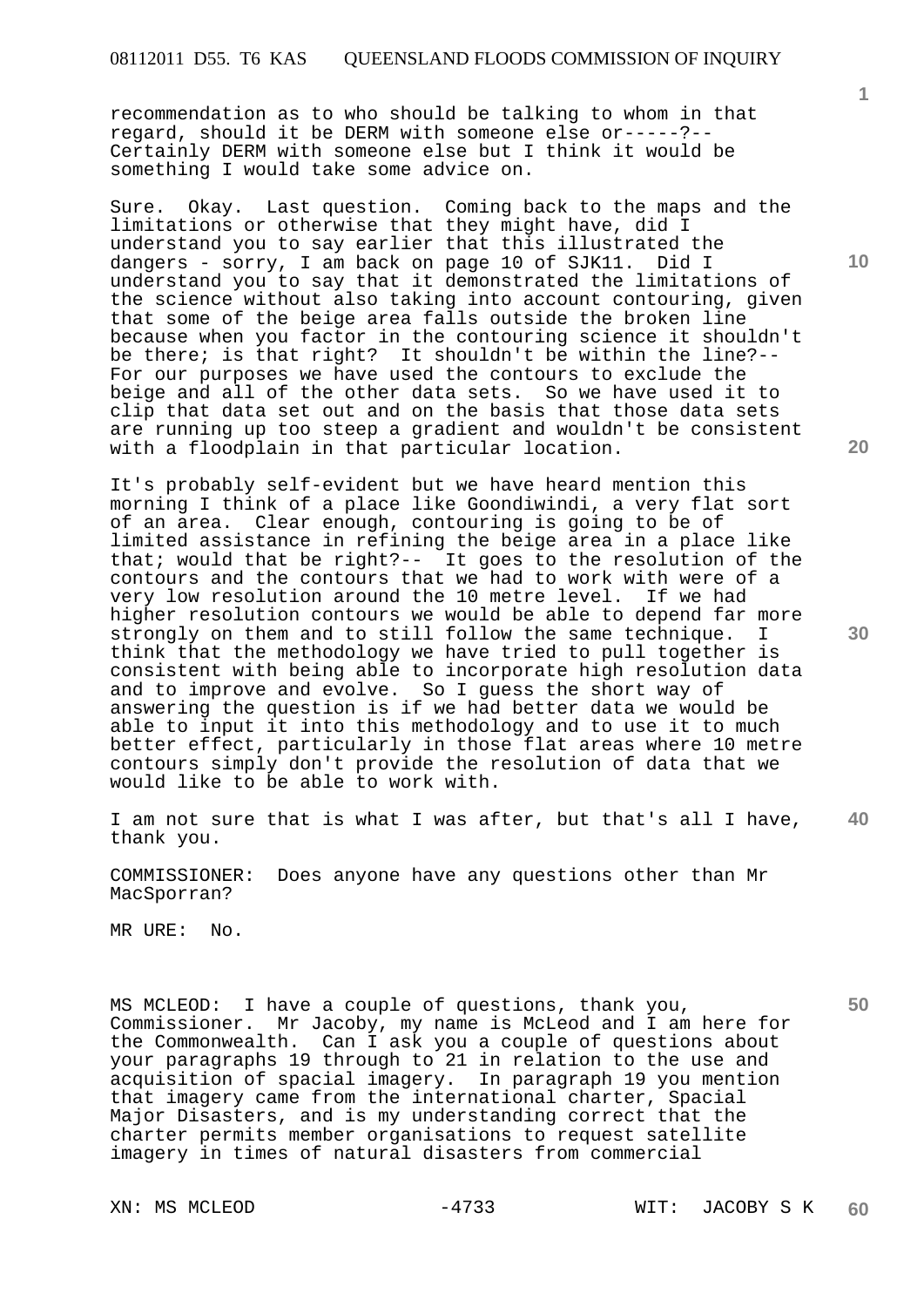recommendation as to who should be talking to whom in that regard, should it be DERM with someone else or-----?-- Certainly DERM with someone else but I think it would be something I would take some advice on.

Sure. Okay. Last question. Coming back to the maps and the limitations or otherwise that they might have, did I understand you to say earlier that this illustrated the dangers - sorry, I am back on page 10 of SJK11. Did I understand you to say that it demonstrated the limitations of the science without also taking into account contouring, given that some of the beige area falls outside the broken line because when you factor in the contouring science it shouldn't be there; is that right? It shouldn't be within the line?-- For our purposes we have used the contours to exclude the beige and all of the other data sets. So we have used it to clip that data set out and on the basis that those data sets are running up too steep a gradient and wouldn't be consistent with a floodplain in that particular location.

It's probably self-evident but we have heard mention this morning I think of a place like Goondiwindi, a very flat sort of an area. Clear enough, contouring is going to be of limited assistance in refining the beige area in a place like that; would that be right?-- It goes to the resolution of the contours and the contours that we had to work with were of a very low resolution around the 10 metre level. If we had higher resolution contours we would be able to depend far more strongly on them and to still follow the same technique. I think that the methodology we have tried to pull together is consistent with being able to incorporate high resolution data and to improve and evolve. So I guess the short way of answering the question is if we had better data we would be able to input it into this methodology and to use it to much better effect, particularly in those flat areas where 10 metre contours simply don't provide the resolution of data that we would like to be able to work with.

I am not sure that is what I was after, but that's all I have, thank you.

COMMISSIONER: Does anyone have any questions other than Mr MacSporran?

MR URE: No.

MS MCLEOD: I have a couple of questions, thank you, Commissioner. Mr Jacoby, my name is McLeod and I am here for the Commonwealth. Can I ask you a couple of questions about your paragraphs 19 through to 21 in relation to the use and acquisition of spacial imagery. In paragraph 19 you mention that imagery came from the international charter, Spacial Major Disasters, and is my understanding correct that the charter permits member organisations to request satellite imagery in times of natural disasters from commercial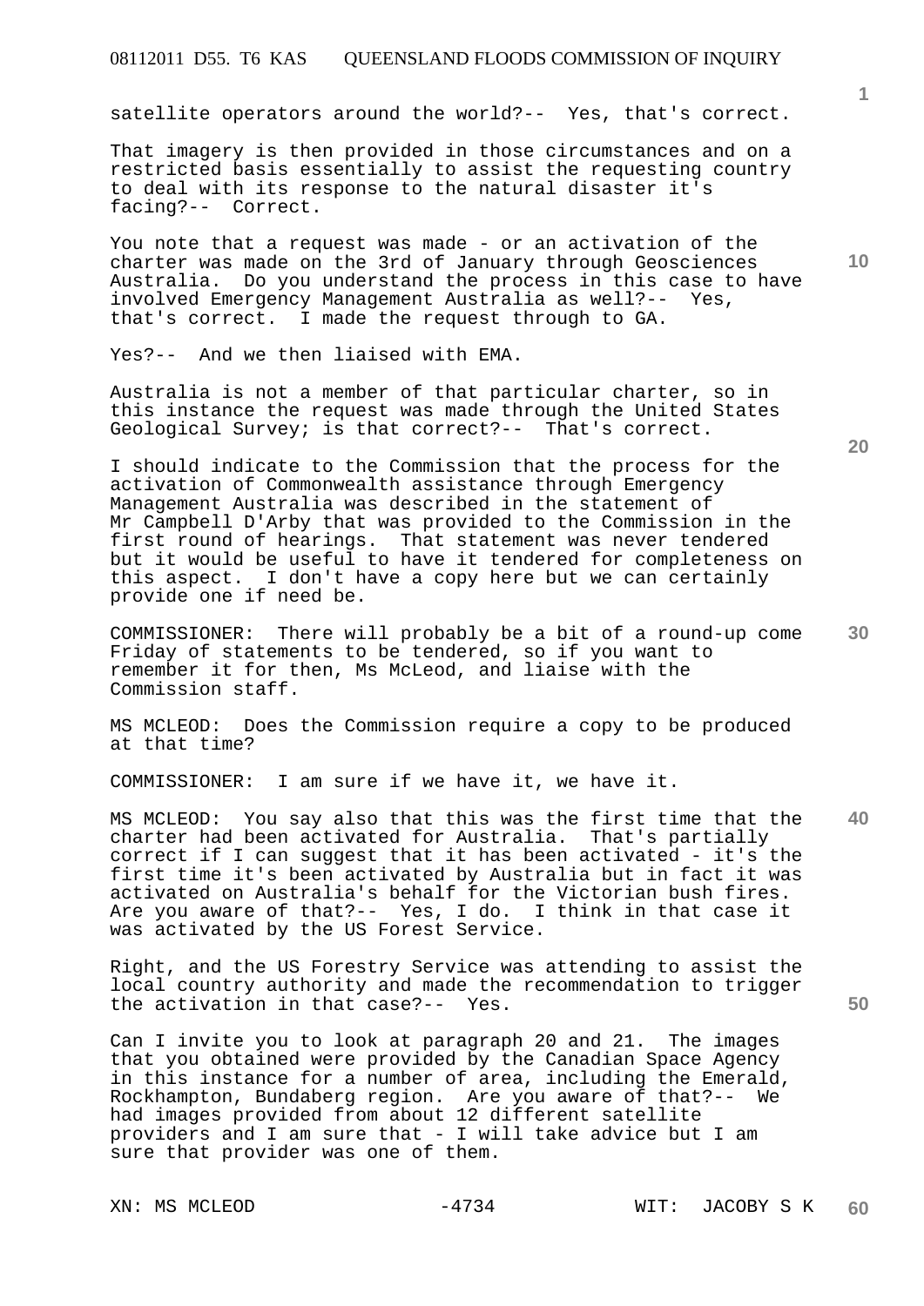satellite operators around the world?-- Yes, that's correct.

That imagery is then provided in those circumstances and on a restricted basis essentially to assist the requesting country to deal with its response to the natural disaster it's facing?-- Correct.

You note that a request was made - or an activation of the charter was made on the 3rd of January through Geosciences Australia. Do you understand the process in this case to have involved Emergency Management Australia as well?-- Yes, that's correct. I made the request through to GA.

Yes?-- And we then liaised with EMA.

Australia is not a member of that particular charter, so in this instance the request was made through the United States Geological Survey; is that correct?-- That's correct.

I should indicate to the Commission that the process for the activation of Commonwealth assistance through Emergency Management Australia was described in the statement of Mr Campbell D'Arby that was provided to the Commission in the first round of hearings. That statement was never tendered but it would be useful to have it tendered for completeness on this aspect. I don't have a copy here but we can certainly provide one if need be.

COMMISSIONER: There will probably be a bit of a round-up come Friday of statements to be tendered, so if you want to remember it for then, Ms McLeod, and liaise with the Commission staff.

MS MCLEOD: Does the Commission require a copy to be produced at that time?

COMMISSIONER: I am sure if we have it, we have it.

MS MCLEOD: You say also that this was the first time that the charter had been activated for Australia. That's partially correct if I can suggest that it has been activated - it's the first time it's been activated by Australia but in fact it was activated on Australia's behalf for the Victorian bush fires. Are you aware of that?-- Yes, I do. I think in that case it was activated by the US Forest Service.

Right, and the US Forestry Service was attending to assist the local country authority and made the recommendation to trigger the activation in that case?-- Yes.

Can I invite you to look at paragraph 20 and 21. The images that you obtained were provided by the Canadian Space Agency in this instance for a number of area, including the Emerald, Rockhampton, Bundaberg region. Are you aware of that?-- We had images provided from about 12 different satellite providers and I am sure that - I will take advice but I am sure that provider was one of them.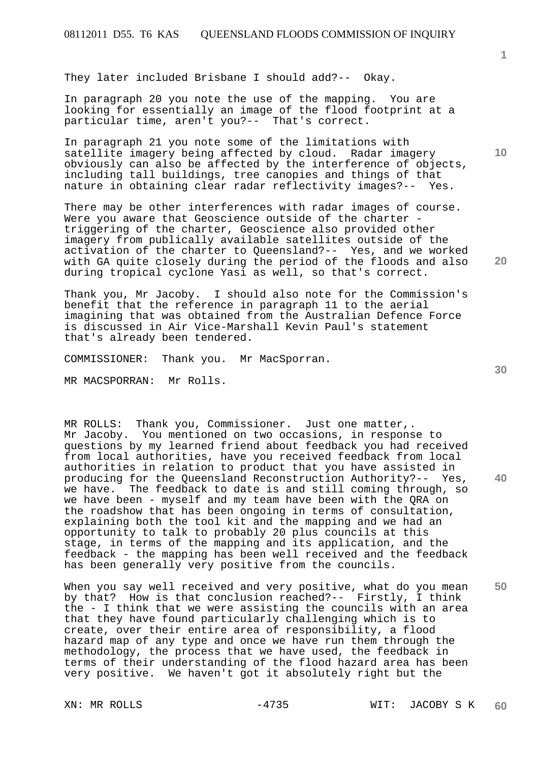They later included Brisbane I should add?-- Okay.

In paragraph 20 you note the use of the mapping. You are looking for essentially an image of the flood footprint at a particular time, aren't you?-- That's correct.

In paragraph 21 you note some of the limitations with satellite imagery being affected by cloud. Radar imagery obviously can also be affected by the interference of objects, including tall buildings, tree canopies and things of that nature in obtaining clear radar reflectivity images?-- Yes.

There may be other interferences with radar images of course. Were you aware that Geoscience outside of the charter - triggering of the charter, Geoscience also provided other imagery from publically available satellites outside of the activation of the charter to Queensland?-- Yes, and we worked with GA quite closely during the period of the floods and also during tropical cyclone Yasi as well, so that's correct.

Thank you, Mr Jacoby. I should also note for the Commission's benefit that the reference in paragraph 11 to the aerial imagining that was obtained from the Australian Defence Force is discussed in Air Vice-Marshall Kevin Paul's statement that's already been tendered.

COMMISSIONER: Thank you. Mr MacSporran.

MR MACSPORRAN: Mr Rolls.

MR ROLLS: Thank you, Commissioner. Just one matter,. Mr Jacoby. You mentioned on two occasions, in response to questions by my learned friend about feedback you had received from local authorities, have you received feedback from local authorities in relation to product that you have assisted in producing for the Queensland Reconstruction Authority?-- Yes, we have. The feedback to date is and still coming through, so we have been - myself and my team have been with the QRA on the roadshow that has been ongoing in terms of consultation, explaining both the tool kit and the mapping and we had an opportunity to talk to probably 20 plus councils at this stage, in terms of the mapping and its application, and the feedback - the mapping has been well received and the feedback has been generally very positive from the councils.

When you say well received and very positive, what do you mean by that? How is that conclusion reached?-- Firstly, I think the - I think that we were assisting the councils with an area that they have found particularly challenging which is to create, over their entire area of responsibility, a flood hazard map of any type and once we have run them through the methodology, the process that we have used, the feedback in terms of their understanding of the flood hazard area has been very positive. We haven't got it absolutely right but the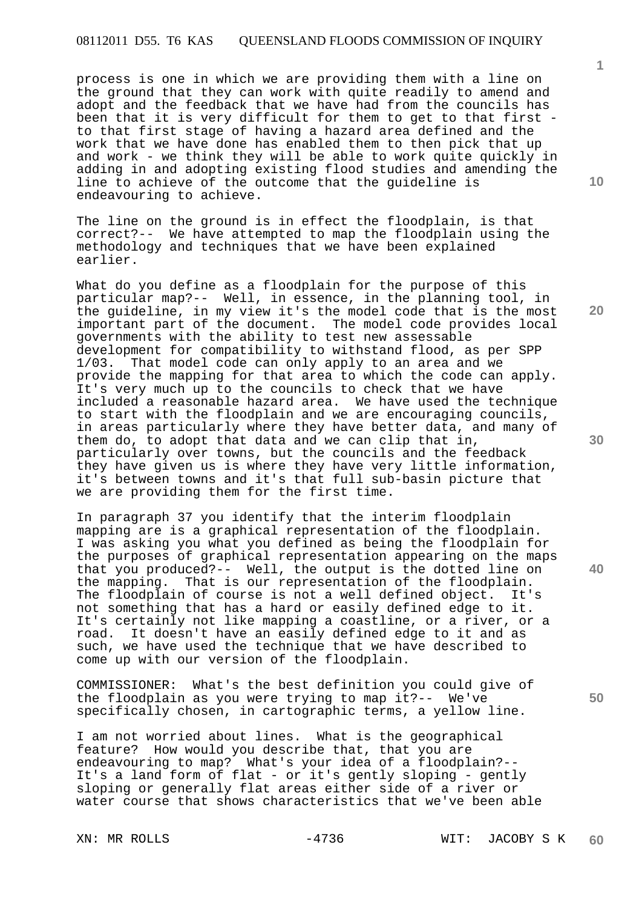process is one in which we are providing them with a line on the ground that they can work with quite readily to amend and adopt and the feedback that we have had from the councils has been that it is very difficult for them to get to that first - to that first stage of having a hazard area defined and the work that we have done has enabled them to then pick that up and work - we think they will be able to work quite quickly in adding in and adopting existing flood studies and amending the line to achieve of the outcome that the guideline is endeavouring to achieve.

The line on the ground is in effect the floodplain, is that correct?-- We have attempted to map the floodplain using the methodology and techniques that we have been explained earlier.

What do you define as a floodplain for the purpose of this particular map?-- Well, in essence, in the planning tool, in the guideline, in my view it's the model code that is the most important part of the document. The model code provides local governments with the ability to test new assessable development for compatibility to withstand flood, as per SPP 1/03. That model code can only apply to an area and we provide the mapping for that area to which the code can apply. It's very much up to the councils to check that we have included a reasonable hazard area. We have used the technique to start with the floodplain and we are encouraging councils, in areas particularly where they have better data, and many of them do, to adopt that data and we can clip that in, particularly over towns, but the councils and the feedback they have given us is where they have very little information, it's between towns and it's that full sub-basin picture that we are providing them for the first time.

In paragraph 37 you identify that the interim floodplain mapping are is a graphical representation of the floodplain. I was asking you what you defined as being the floodplain for the purposes of graphical representation appearing on the maps that you produced?-- Well, the output is the dotted line on the mapping. That is our representation of the floodplain. The floodplain of course is not a well defined object. It's not something that has a hard or easily defined edge to it. It's certainly not like mapping a coastline, or a river, or a road. It doesn't have an easily defined edge to it and as such, we have used the technique that we have described to come up with our version of the floodplain.

COMMISSIONER: What's the best definition you could give of the floodplain as you were trying to map it?-- We've specifically chosen, in cartographic terms, a yellow line.

I am not worried about lines. What is the geographical feature? How would you describe that, that you are endeavouring to map? What's your idea of a floodplain?-- It's a land form of flat - or it's gently sloping - gently sloping or generally flat areas either side of a river or water course that shows characteristics that we've been able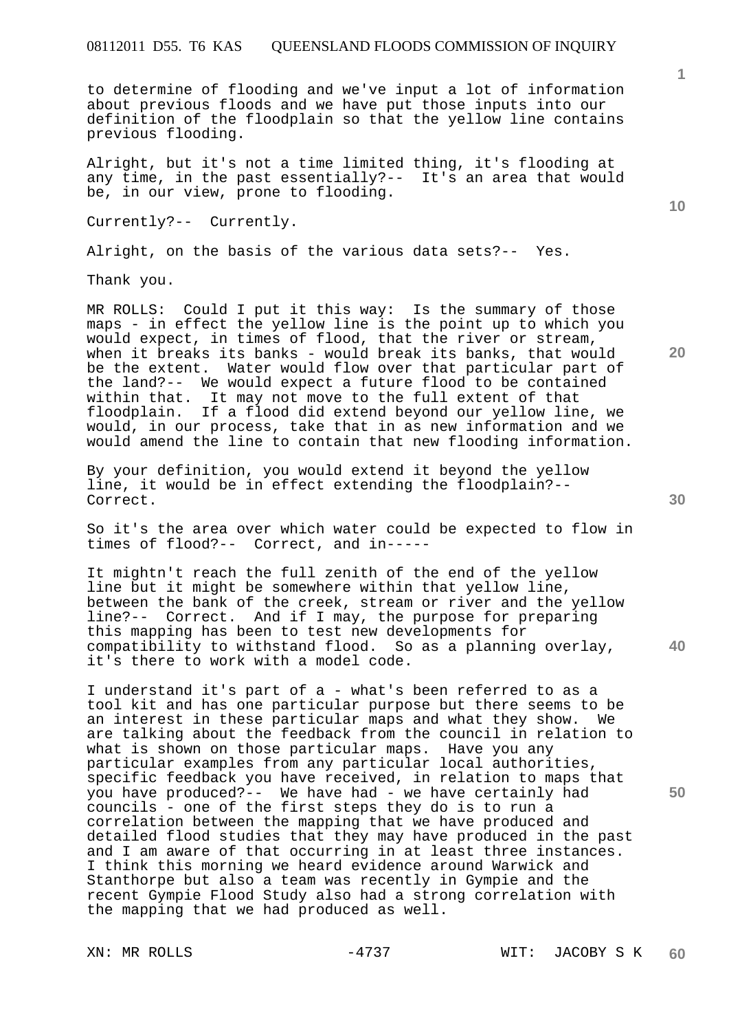to determine of flooding and we've input a lot of information about previous floods and we have put those inputs into our definition of the floodplain so that the yellow line contains previous flooding.

Alright, but it's not a time limited thing, it's flooding at any time, in the past essentially?-- It's an area that would be, in our view, prone to flooding.

Currently?-- Currently.

Alright, on the basis of the various data sets?-- Yes.

Thank you.

MR ROLLS: Could I put it this way: Is the summary of those maps - in effect the yellow line is the point up to which you would expect, in times of flood, that the river or stream, when it breaks its banks - would break its banks, that would be the extent. Water would flow over that particular part of the land?-- We would expect a future flood to be contained within that. It may not move to the full extent of that floodplain. If a flood did extend beyond our yellow line, we would, in our process, take that in as new information and we would amend the line to contain that new flooding information.

By your definition, you would extend it beyond the yellow line, it would be in effect extending the floodplain?-- Correct.

So it's the area over which water could be expected to flow in times of flood?-- Correct, and in-----

It mightn't reach the full zenith of the end of the yellow line but it might be somewhere within that yellow line, between the bank of the creek, stream or river and the yellow line?-- Correct. And if I may, the purpose for preparing this mapping has been to test new developments for compatibility to withstand flood. So as a planning overlay, it's there to work with a model code.

I understand it's part of a - what's been referred to as a tool kit and has one particular purpose but there seems to be an interest in these particular maps and what they show. We are talking about the feedback from the council in relation to what is shown on those particular maps. Have you any particular examples from any particular local authorities, specific feedback you have received, in relation to maps that you have produced?-- We have had - we have certainly had councils - one of the first steps they do is to run a correlation between the mapping that we have produced and detailed flood studies that they may have produced in the past and I am aware of that occurring in at least three instances. I think this morning we heard evidence around Warwick and Stanthorpe but also a team was recently in Gympie and the recent Gympie Flood Study also had a strong correlation with the mapping that we had produced as well.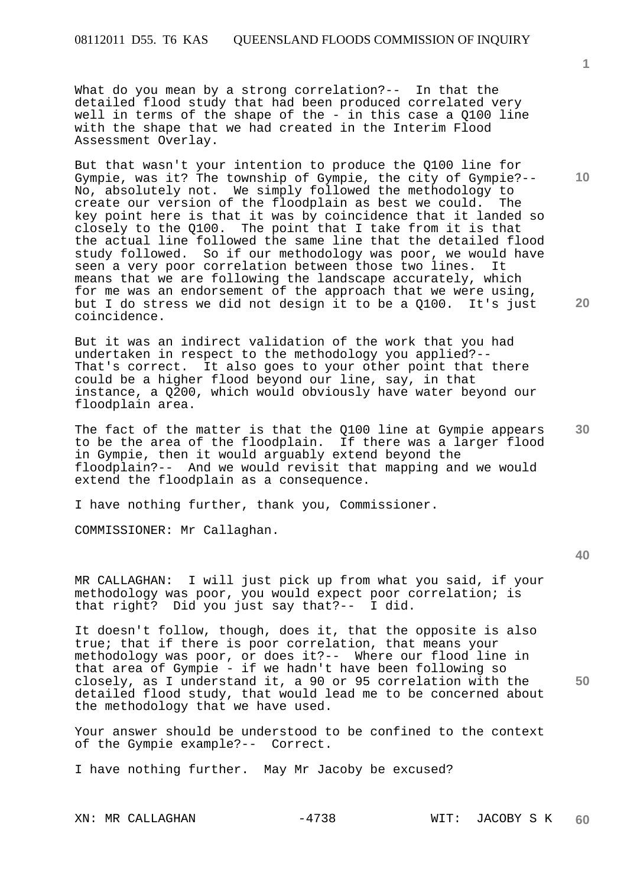What do you mean by a strong correlation?-- In that the detailed flood study that had been produced correlated very well in terms of the shape of the - in this case a Q100 line with the shape that we had created in the Interim Flood Assessment Overlay.

But that wasn't your intention to produce the Q100 line for Gympie, was it? The township of Gympie, the city of Gympie?-- No, absolutely not. We simply followed the methodology to create our version of the floodplain as best we could. The key point here is that it was by coincidence that it landed so closely to the Q100. The point that I take from it is that the actual line followed the same line that the detailed flood study followed. So if our methodology was poor, we would have seen a very poor correlation between those two lines. It means that we are following the landscape accurately, which for me was an endorsement of the approach that we were using, but I do stress we did not design it to be a Q100. It's just coincidence.

But it was an indirect validation of the work that you had undertaken in respect to the methodology you applied?-- That's correct. It also goes to your other point that there could be a higher flood beyond our line, say, in that instance, a Q200, which would obviously have water beyond our floodplain area.

The fact of the matter is that the Q100 line at Gympie appears to be the area of the floodplain. If there was a larger flood in Gympie, then it would arguably extend beyond the floodplain?-- And we would revisit that mapping and we would extend the floodplain as a consequence.

I have nothing further, thank you, Commissioner.

COMMISSIONER: Mr Callaghan.

MR CALLAGHAN: I will just pick up from what you said, if your methodology was poor, you would expect poor correlation; is that right? Did you just say that?-- I did.

It doesn't follow, though, does it, that the opposite is also true; that if there is poor correlation, that means your methodology was poor, or does it?-- Where our flood line in that area of Gympie - if we hadn't have been following so closely, as I understand it, a 90 or 95 correlation with the detailed flood study, that would lead me to be concerned about the methodology that we have used.

Your answer should be understood to be confined to the context of the Gympie example?-- Correct.

I have nothing further. May Mr Jacoby be excused?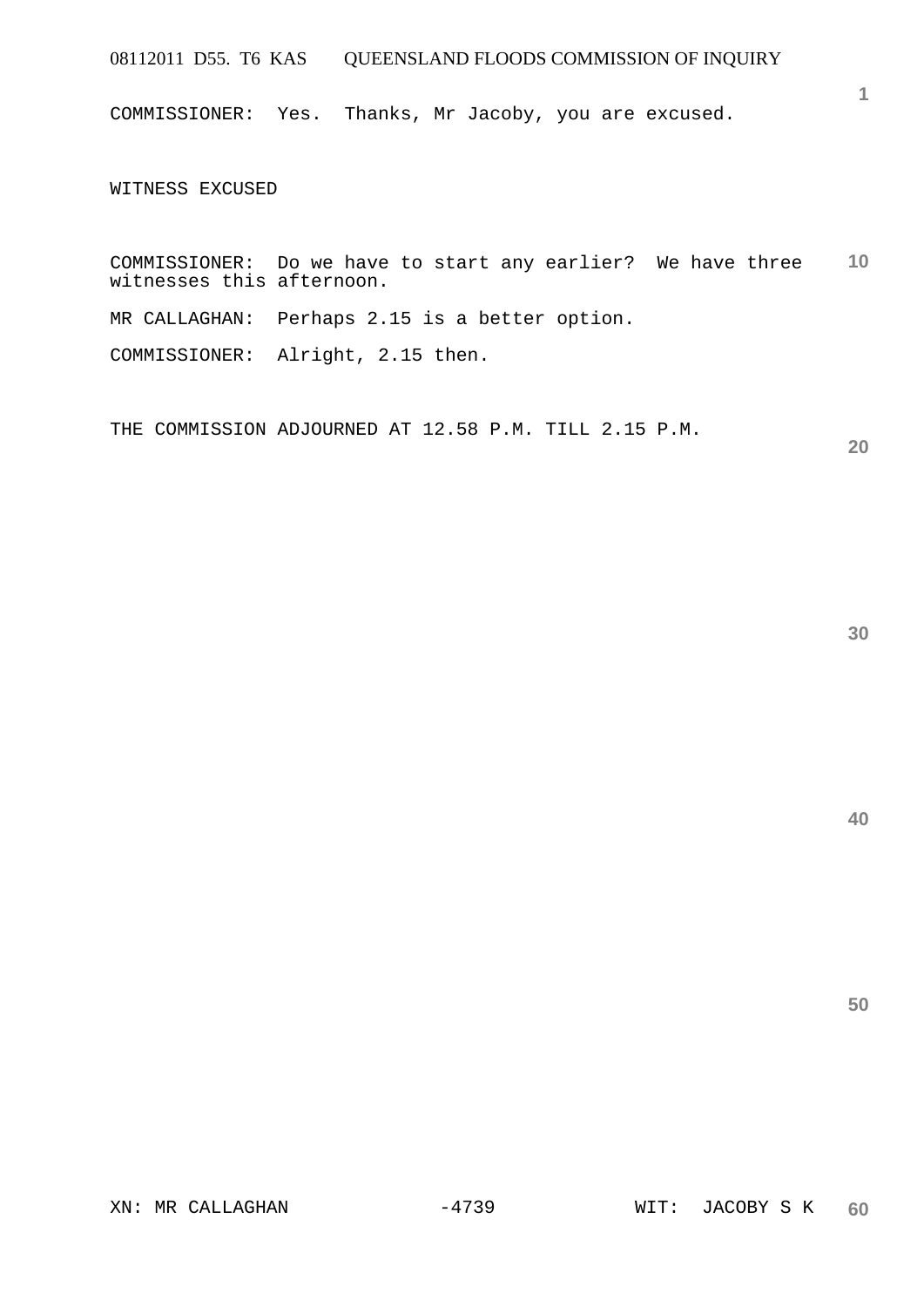COMMISSIONER: Yes. Thanks, Mr Jacoby, you are excused.

WITNESS EXCUSED

COMMISSIONER: Do we have to start any earlier? We have three witnesses this afternoon.

MR CALLAGHAN: Perhaps 2.15 is a better option.

COMMISSIONER: Alright, 2.15 then.

THE COMMISSION ADJOURNED AT 12.58 P.M. TILL 2.15 P.M.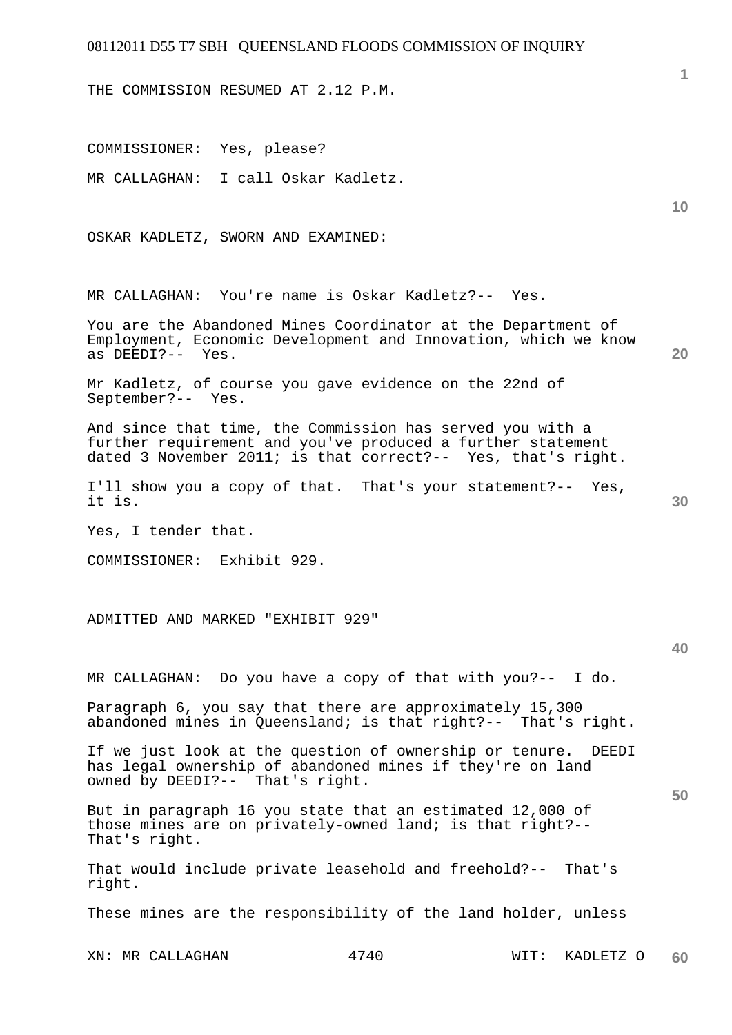THE COMMISSION RESUMED AT 2.12 P.M.

COMMISSIONER: Yes, please?

MR CALLAGHAN: I call Oskar Kadletz.

OSKAR KADLETZ, SWORN AND EXAMINED:

MR CALLAGHAN: You're name is Oskar Kadletz?-- Yes.

You are the Abandoned Mines Coordinator at the Department of Employment, Economic Development and Innovation, which we know as DEEDI?-- Yes.

Mr Kadletz, of course you gave evidence on the 22nd of September?-- Yes.

And since that time, the Commission has served you with a further requirement and you've produced a further statement dated 3 November 2011; is that correct?-- Yes, that's right.

I'll show you a copy of that. That's your statement?-- Yes, it is.

Yes, I tender that.

COMMISSIONER: Exhibit 929.

ADMITTED AND MARKED "EXHIBIT 929"

MR CALLAGHAN: Do you have a copy of that with you?-- I do.

Paragraph 6, you say that there are approximately 15,300 abandoned mines in Queensland; is that right?-- That's right.

If we just look at the question of ownership or tenure. DEEDI has legal ownership of abandoned mines if they're on land owned by DEEDI?-- That's right.

But in paragraph 16 you state that an estimated 12,000 of those mines are on privately-owned land; is that right?-- That's right.

That would include private leasehold and freehold?-- That's right.

These mines are the responsibility of the land holder, unless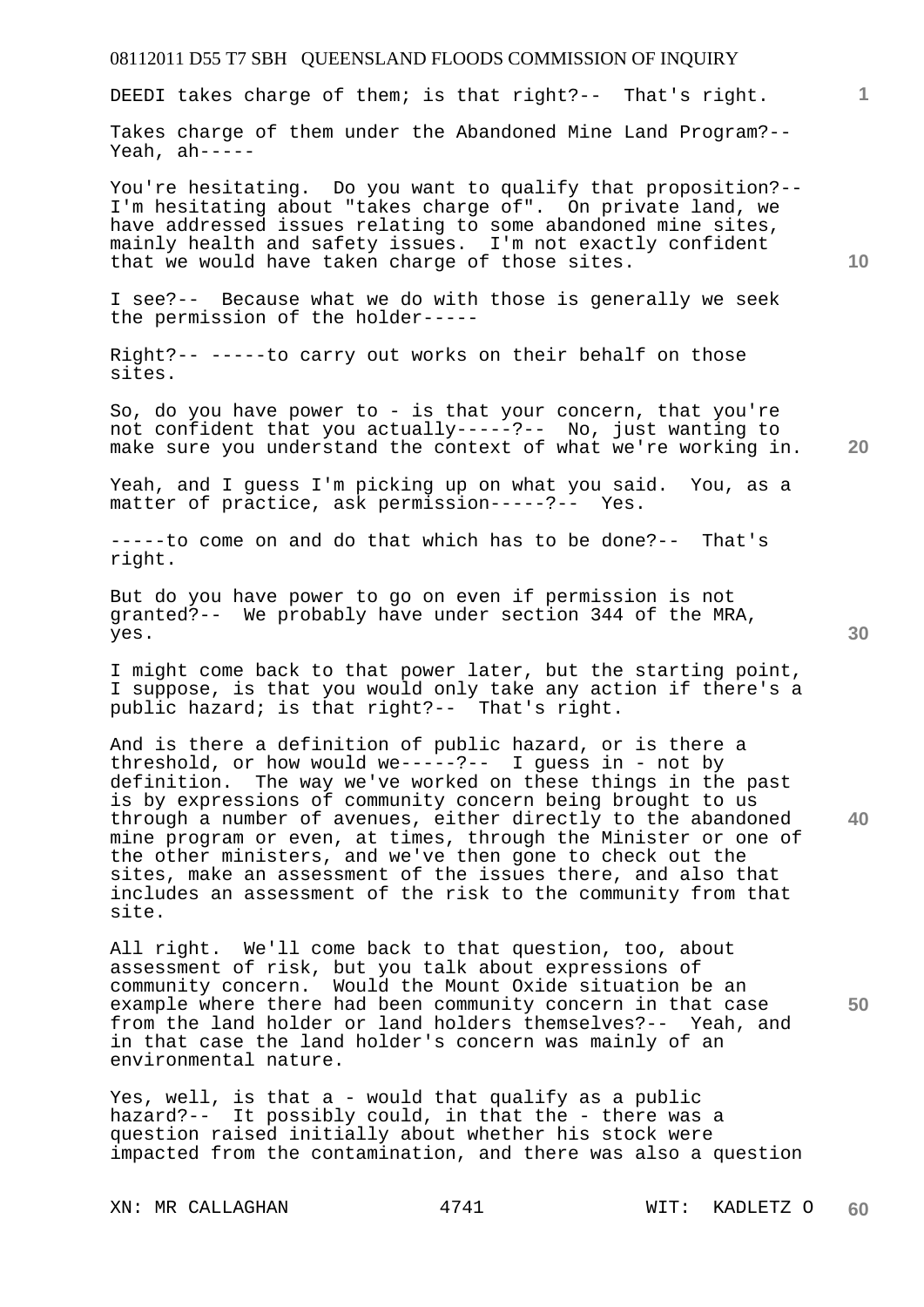DEEDI takes charge of them; is that right?-- That's right.

Takes charge of them under the Abandoned Mine Land Program?-- Yeah, ah-----

You're hesitating. Do you want to qualify that proposition?-- I'm hesitating about "takes charge of". On private land, we have addressed issues relating to some abandoned mine sites, mainly health and safety issues. I'm not exactly confident that we would have taken charge of those sites.

I see?-- Because what we do with those is generally we seek the permission of the holder-----

Right?-- -----to carry out works on their behalf on those sites.

So, do you have power to - is that your concern, that you're not confident that you actually-----?-- No, just wanting to make sure you understand the context of what we're working in.

Yeah, and I guess I'm picking up on what you said. You, as a matter of practice, ask permission-----?-- Yes.

-----to come on and do that which has to be done?-- That's right.

But do you have power to go on even if permission is not granted?-- We probably have under section 344 of the MRA, yes.

I might come back to that power later, but the starting point, I suppose, is that you would only take any action if there's a public hazard; is that right?-- That's right.

And is there a definition of public hazard, or is there a threshold, or how would we-----?-- I guess in - not by definition. The way we've worked on these things in the past is by expressions of community concern being brought to us through a number of avenues, either directly to the abandoned mine program or even, at times, through the Minister or one of the other ministers, and we've then gone to check out the sites, make an assessment of the issues there, and also that includes an assessment of the risk to the community from that site.

All right. We'll come back to that question, too, about assessment of risk, but you talk about expressions of community concern. Would the Mount Oxide situation be an example where there had been community concern in that case from the land holder or land holders themselves?-- Yeah, and in that case the land holder's concern was mainly of an environmental nature.

Yes, well, is that a - would that qualify as a public hazard?-- It possibly could, in that the - there was a question raised initially about whether his stock were impacted from the contamination, and there was also a question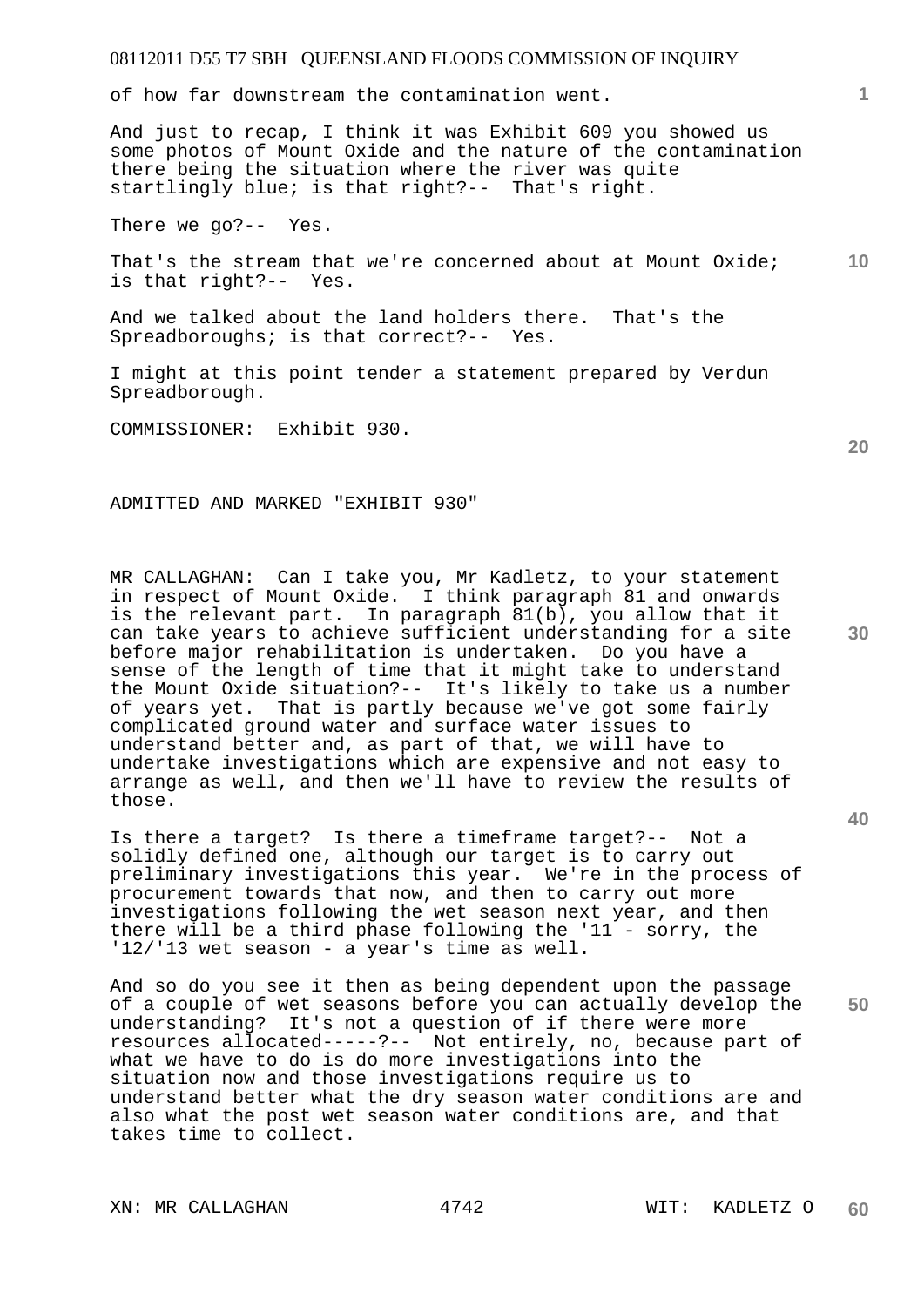of how far downstream the contamination went.

And just to recap, I think it was Exhibit 609 you showed us some photos of Mount Oxide and the nature of the contamination there being the situation where the river was quite startlingly blue; is that right?-- That's right.

There we go?-- Yes.

That's the stream that we're concerned about at Mount Oxide; is that right?-- Yes.

And we talked about the land holders there. That's the Spreadboroughs; is that correct?-- Yes.

I might at this point tender a statement prepared by Verdun Spreadborough.

COMMISSIONER: Exhibit 930.

ADMITTED AND MARKED "EXHIBIT 930"

MR CALLAGHAN: Can I take you, Mr Kadletz, to your statement in respect of Mount Oxide. I think paragraph 81 and onwards is the relevant part. In paragraph 81(b), you allow that it can take years to achieve sufficient understanding for a site before major rehabilitation is undertaken. Do you have a sense of the length of time that it might take to understand the Mount Oxide situation?-- It's likely to take us a number of years yet. That is partly because we've got some fairly complicated ground water and surface water issues to understand better and, as part of that, we will have to undertake investigations which are expensive and not easy to arrange as well, and then we'll have to review the results of those.

Is there a target? Is there a timeframe target?-- Not a solidly defined one, although our target is to carry out preliminary investigations this year. We're in the process of procurement towards that now, and then to carry out more investigations following the wet season next year, and then there will be a third phase following the '11 - sorry, the '12/'13 wet season - a year's time as well.

And so do you see it then as being dependent upon the passage of a couple of wet seasons before you can actually develop the understanding? It's not a question of if there were more resources allocated-----?-- Not entirely, no, because part of what we have to do is do more investigations into the situation now and those investigations require us to understand better what the dry season water conditions are and also what the post wet season water conditions are, and that takes time to collect.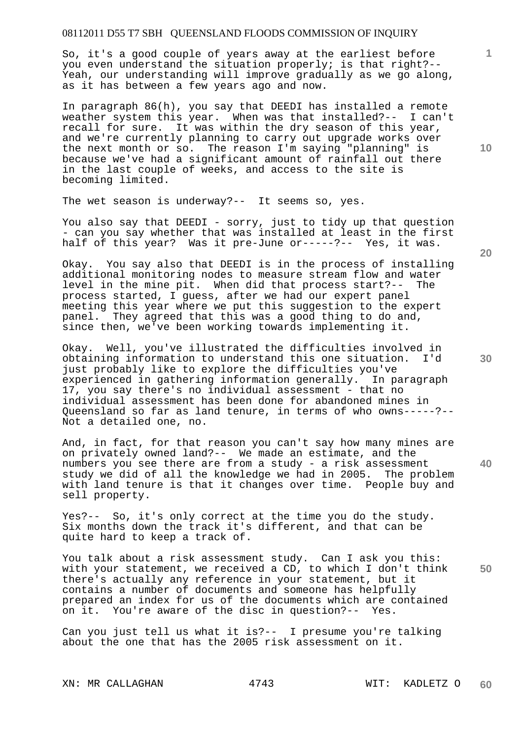So, it's a good couple of years away at the earliest before you even understand the situation properly; is that right?-- Yeah, our understanding will improve gradually as we go along, as it has between a few years ago and now.

In paragraph 86(h), you say that DEEDI has installed a remote weather system this year. When was that installed?-- I can't recall for sure. It was within the dry season of this year, and we're currently planning to carry out upgrade works over the next month or so. The reason I'm saying "planning" is because we've had a significant amount of rainfall out there in the last couple of weeks, and access to the site is becoming limited.

The wet season is underway?-- It seems so, yes.

You also say that DEEDI - sorry, just to tidy up that question - can you say whether that was installed at least in the first half of this year? Was it pre-June or-----?-- Yes, it was.

Okay. You say also that DEEDI is in the process of installing additional monitoring nodes to measure stream flow and water level in the mine pit. When did that process start?-- The process started, I guess, after we had our expert panel meeting this year where we put this suggestion to the expert panel. They agreed that this was a good thing to do and, since then, we've been working towards implementing it.

Okay. Well, you've illustrated the difficulties involved in obtaining information to understand this one situation. I'd just probably like to explore the difficulties you've experienced in gathering information generally. In paragraph 17, you say there's no individual assessment - that no individual assessment has been done for abandoned mines in Queensland so far as land tenure, in terms of who owns-----?-- Not a detailed one, no.

And, in fact, for that reason you can't say how many mines are on privately owned land?-- We made an estimate, and the numbers you see there are from a study - a risk assessment study we did of all the knowledge we had in 2005. The problem with land tenure is that it changes over time. People buy and sell property.

Yes?-- So, it's only correct at the time you do the study. Six months down the track it's different, and that can be quite hard to keep a track of.

You talk about a risk assessment study. Can I ask you this: with your statement, we received a CD, to which I don't think there's actually any reference in your statement, but it contains a number of documents and someone has helpfully prepared an index for us of the documents which are contained on it. You're aware of the disc in question?-- Yes.

Can you just tell us what it is?-- I presume you're talking about the one that has the 2005 risk assessment on it.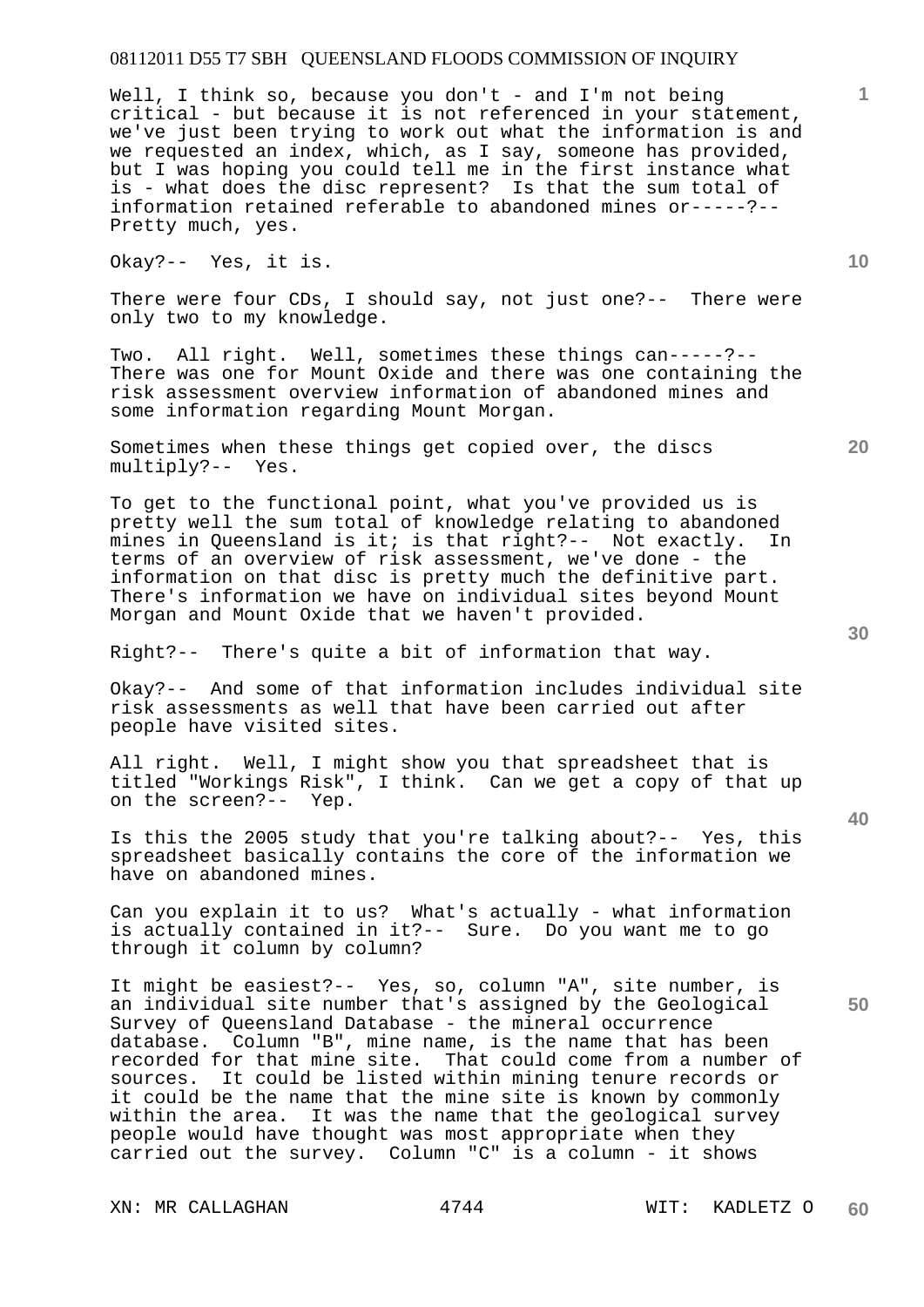Well, I think so, because you don't - and I'm not being critical - but because it is not referenced in your statement, we've just been trying to work out what the information is and we requested an index, which, as I say, someone has provided, but I was hoping you could tell me in the first instance what is - what does the disc represent? Is that the sum total of information retained referable to abandoned mines or-----?-- Pretty much, yes.

Okay?-- Yes, it is.

There were four CDs, I should say, not just one?-- There were only two to my knowledge.

Two. All right. Well, sometimes these things can-----?-- There was one for Mount Oxide and there was one containing the risk assessment overview information of abandoned mines and some information regarding Mount Morgan.

Sometimes when these things get copied over, the discs multiply?-- Yes.

To get to the functional point, what you've provided us is pretty well the sum total of knowledge relating to abandoned mines in Queensland is it; is that right?-- Not exactly. In terms of an overview of risk assessment, we've done - the information on that disc is pretty much the definitive part. There's information we have on individual sites beyond Mount Morgan and Mount Oxide that we haven't provided.

Right?-- There's quite a bit of information that way.

Okay?-- And some of that information includes individual site risk assessments as well that have been carried out after people have visited sites.

All right. Well, I might show you that spreadsheet that is titled "Workings Risk", I think. Can we get a copy of that up on the screen?-- Yep.

Is this the 2005 study that you're talking about?-- Yes, this spreadsheet basically contains the core of the information we have on abandoned mines.

Can you explain it to us? What's actually - what information is actually contained in it?-- Sure. Do you want me to go through it column by column?

It might be easiest?-- Yes, so, column "A", site number, is an individual site number that's assigned by the Geological Survey of Queensland Database - the mineral occurrence database. Column "B", mine name, is the name that has been recorded for that mine site. That could come from a number of sources. It could be listed within mining tenure records or it could be the name that the mine site is known by commonly within the area. It was the name that the geological survey people would have thought was most appropriate when they carried out the survey. Column "C" is a column - it shows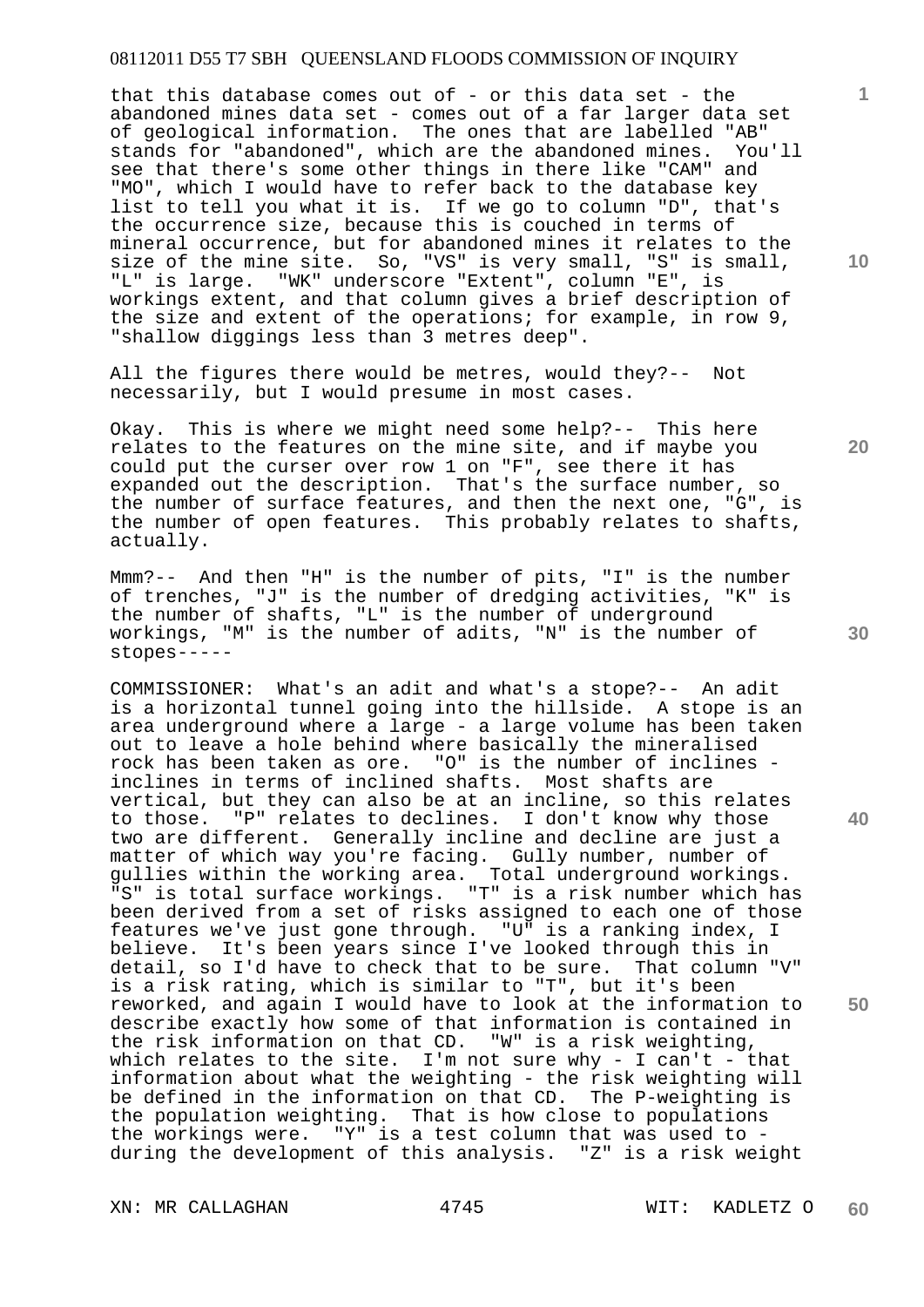that this database comes out of - or this data set - the abandoned mines data set - comes out of a far larger data set of geological information. The ones that are labelled "AB" stands for "abandoned", which are the abandoned mines. You'll see that there's some other things in there like "CAM" and "MO", which I would have to refer back to the database key list to tell you what it is. If we go to column "D", that's the occurrence size, because this is couched in terms of mineral occurrence, but for abandoned mines it relates to the size of the mine site. So, "VS" is very small, "S" is small, "L" is large. "WK" underscore "Extent", column "E", is workings extent, and that column gives a brief description of the size and extent of the operations; for example, in row 9, "shallow diggings less than 3 metres deep".

All the figures there would be metres, would they?-- Not necessarily, but I would presume in most cases.

Okay. This is where we might need some help?-- This here relates to the features on the mine site, and if maybe you could put the curser over row 1 on "F", see there it has expanded out the description. That's the surface number, so the number of surface features, and then the next one, "G", is the number of open features. This probably relates to shafts, actually.

Mmm?-- And then "H" is the number of pits, "I" is the number of trenches, "J" is the number of dredging activities, "K" is the number of shafts, "L" is the number of underground workings, "M" is the number of adits, "N" is the number of stopes-----

COMMISSIONER: What's an adit and what's a stope?-- An adit is a horizontal tunnel going into the hillside. A stope is an area underground where a large - a large volume has been taken out to leave a hole behind where basically the mineralised rock has been taken as ore. "O" is the number of inclines - inclines in terms of inclined shafts. Most shafts are vertical, but they can also be at an incline, so this relates to those. "P" relates to declines. I don't know why those two are different. Generally incline and decline are just a matter of which way you're facing. Gully number, number of gullies within the working area. Total underground workings. "S" is total surface workings. "T" is a risk number which has been derived from a set of risks assigned to each one of those features we've just gone through. "U" is a ranking index, I believe. It's been years since I've looked through this in detail, so I'd have to check that to be sure. That column "V" is a risk rating, which is similar to "T", but it's been reworked, and again I would have to look at the information to describe exactly how some of that information is contained in the risk information on that CD. "W" is a risk weighting, which relates to the site. I'm not sure why - I can't - that information about what the weighting - the risk weighting will be defined in the information on that CD. The P-weighting is the population weighting. That is how close to populations the workings were. "Y" is a test column that was used to - during the development of this analysis. "Z" is a risk weight

XN: MR CALLAGHAN WIT: KADLETZ O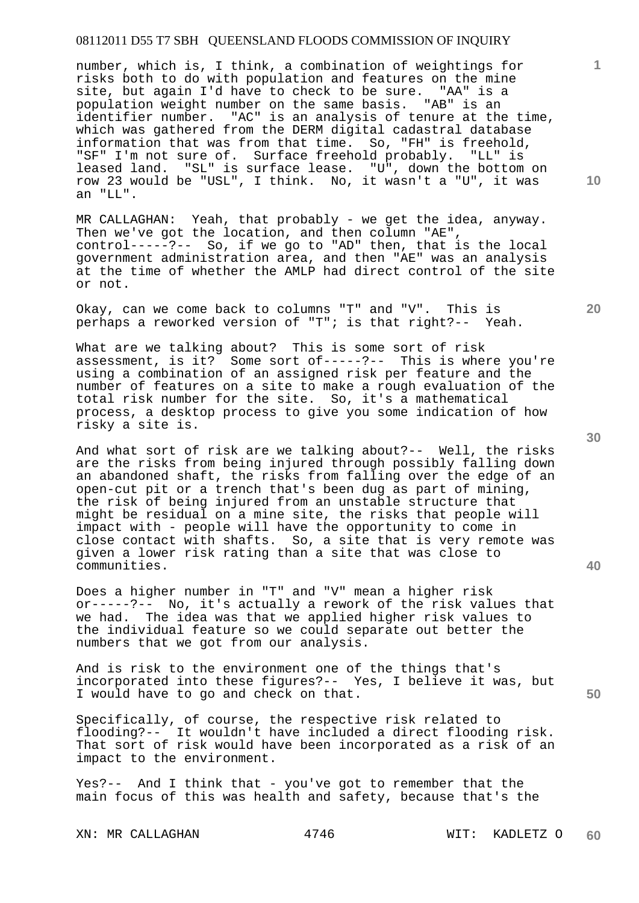number, which is, I think, a combination of weightings for risks both to do with population and features on the mine site, but again I'd have to check to be sure. "AA" is a population weight number on the same basis. "AB" is an identifier number. "AC" is an analysis of tenure at the time, which was gathered from the DERM digital cadastral database information that was from that time. So, "FH" is freehold, "SF" I'm not sure of. Surface freehold probably. "LL" is leased land. "SL" is surface lease. "U", down the bottom on row 23 would be "USL", I think. No, it wasn't a "U", it was an "LL".

MR CALLAGHAN: Yeah, that probably - we get the idea, anyway. Then we've got the location, and then column "AE", control-----?-- So, if we go to "AD" then, that is the local government administration area, and then "AE" was an analysis at the time of whether the AMLP had direct control of the site or not.

Okay, can we come back to columns "T" and "V". This is perhaps a reworked version of "T"; is that right?-- Yeah.

What are we talking about? This is some sort of risk assessment, is it? Some sort of-----?-- This is where you're using a combination of an assigned risk per feature and the number of features on a site to make a rough evaluation of the total risk number for the site. So, it's a mathematical process, a desktop process to give you some indication of how risky a site is.

And what sort of risk are we talking about?-- Well, the risks are the risks from being injured through possibly falling down an abandoned shaft, the risks from falling over the edge of an open-cut pit or a trench that's been dug as part of mining, the risk of being injured from an unstable structure that might be residual on a mine site, the risks that people will impact with - people will have the opportunity to come in close contact with shafts. So, a site that is very remote was given a lower risk rating than a site that was close to communities.

Does a higher number in "T" and "V" mean a higher risk or-----?-- No, it's actually a rework of the risk values that we had. The idea was that we applied higher risk values to the individual feature so we could separate out better the numbers that we got from our analysis.

And is risk to the environment one of the things that's incorporated into these figures?-- Yes, I believe it was, but I would have to go and check on that.

Specifically, of course, the respective risk related to flooding?-- It wouldn't have included a direct flooding risk. That sort of risk would have been incorporated as a risk of an impact to the environment.

Yes?-- And I think that - you've got to remember that the main focus of this was health and safety, because that's the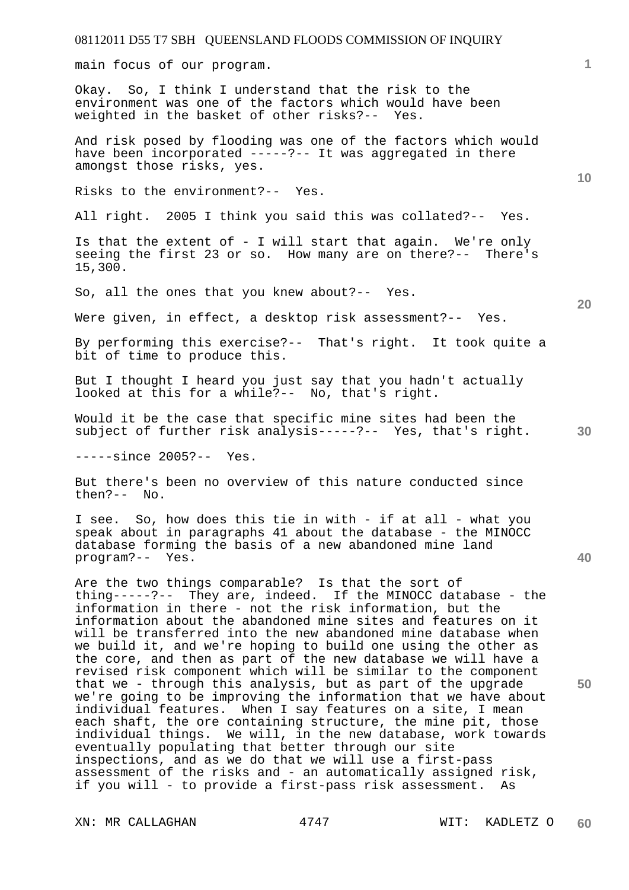main focus of our program.

Okay. So, I think I understand that the risk to the environment was one of the factors which would have been weighted in the basket of other risks?-- Yes.

And risk posed by flooding was one of the factors which would have been incorporated -----?-- It was aggregated in there amongst those risks, yes.

Risks to the environment?-- Yes.

All right. 2005 I think you said this was collated?-- Yes.

Is that the extent of - I will start that again. We're only seeing the first 23 or so. How many are on there?-- There's 15,300.

So, all the ones that you knew about?-- Yes.

Were given, in effect, a desktop risk assessment?-- Yes.

By performing this exercise?-- That's right. It took quite a bit of time to produce this.

But I thought I heard you just say that you hadn't actually looked at this for a while?-- No, that's right.

Would it be the case that specific mine sites had been the subject of further risk analysis-----?-- Yes, that's right.

-----since 2005?-- Yes.

But there's been no overview of this nature conducted since then?-- No.

I see. So, how does this tie in with - if at all - what you speak about in paragraphs 41 about the database - the MINOCC database forming the basis of a new abandoned mine land program?-- Yes.

Are the two things comparable? Is that the sort of thing-----?-- They are, indeed. If the MINOCC database - the information in there - not the risk information, but the information about the abandoned mine sites and features on it will be transferred into the new abandoned mine database when we build it, and we're hoping to build one using the other as the core, and then as part of the new database we will have a revised risk component which will be similar to the component that we - through this analysis, but as part of the upgrade we're going to be improving the information that we have about individual features. When I say features on a site, I mean each shaft, the ore containing structure, the mine pit, those individual things. We will, in the new database, work towards eventually populating that better through our site inspections, and as we do that we will use a first-pass assessment of the risks and - an automatically assigned risk, if you will - to provide a first-pass risk assessment. As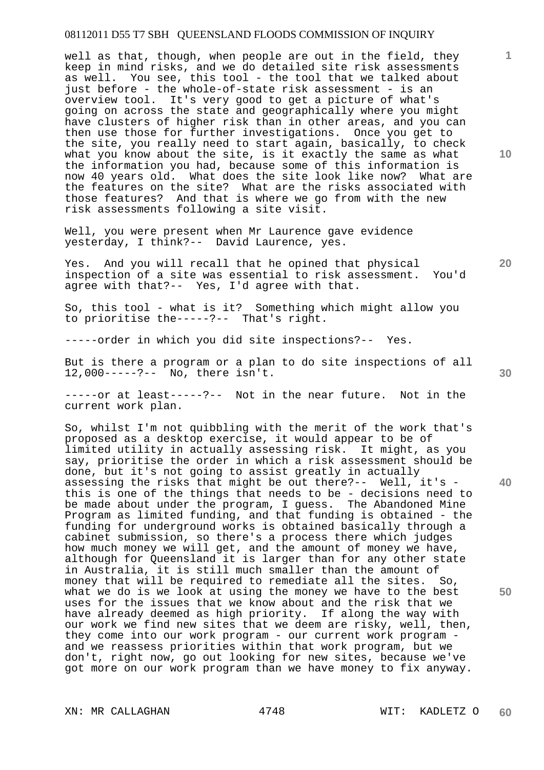well as that, though, when people are out in the field, they keep in mind risks, and we do detailed site risk assessments as well. You see, this tool - the tool that we talked about just before - the whole-of-state risk assessment - is an overview tool. It's very good to get a picture of what's going on across the state and geographically where you might have clusters of higher risk than in other areas, and you can then use those for further investigations. Once you get to the site, you really need to start again, basically, to check what you know about the site, is it exactly the same as what the information you had, because some of this information is now 40 years old. What does the site look like now? What are the features on the site? What are the risks associated with those features? And that is where we go from with the new risk assessments following a site visit.

Well, you were present when Mr Laurence gave evidence yesterday, I think?-- David Laurence, yes.

Yes. And you will recall that he opined that physical inspection of a site was essential to risk assessment. You'd agree with that?-- Yes, I'd agree with that.

So, this tool - what is it? Something which might allow you to prioritise the-----?-- That's right.

-----order in which you did site inspections?-- Yes.

But is there a program or a plan to do site inspections of all 12,000-----?-- No, there isn't.

-----or at least-----?-- Not in the near future. Not in the current work plan.

So, whilst I'm not quibbling with the merit of the work that's proposed as a desktop exercise, it would appear to be of limited utility in actually assessing risk. It might, as you say, prioritise the order in which a risk assessment should be done, but it's not going to assist greatly in actually assessing the risks that might be out there?-- Well, it's - this is one of the things that needs to be - decisions need to be made about under the program, I guess. The Abandoned Mine Program as limited funding, and that funding is obtained - the funding for underground works is obtained basically through a cabinet submission, so there's a process there which judges how much money we will get, and the amount of money we have, although for Queensland it is larger than for any other state in Australia, it is still much smaller than the amount of money that will be required to remediate all the sites. So, what we do is we look at using the money we have to the best uses for the issues that we know about and the risk that we have already deemed as high priority. If along the way with our work we find new sites that we deem are risky, well, then, they come into our work program - our current work program - and we reassess priorities within that work program, but we don't, right now, go out looking for new sites, because we've got more on our work program than we have money to fix anyway.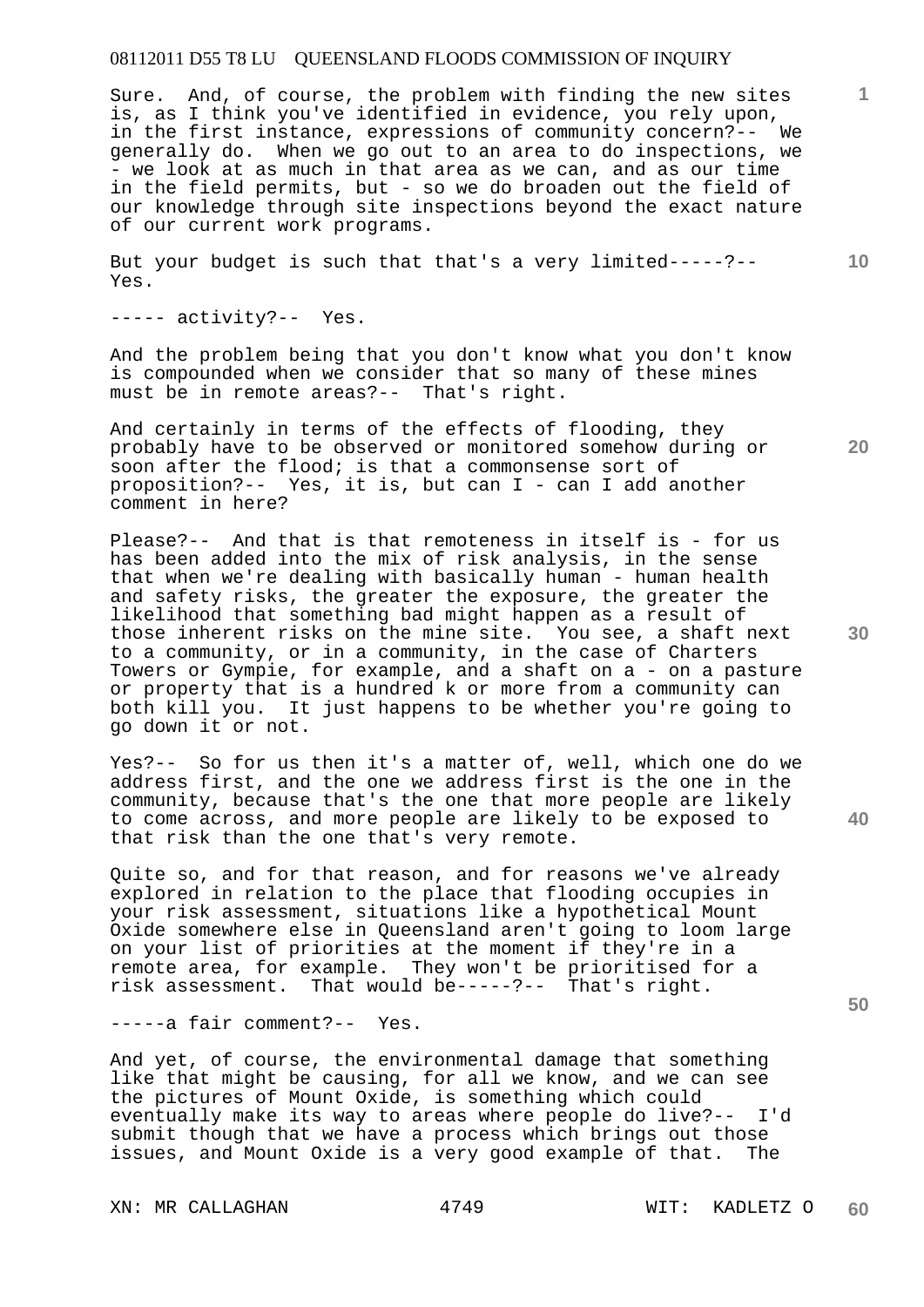Sure. And, of course, the problem with finding the new sites is, as I think you've identified in evidence, you rely upon, in the first instance, expressions of community concern?-- We generally do. When we go out to an area to do inspections, we - we look at as much in that area as we can, and as our time in the field permits, but - so we do broaden out the field of our knowledge through site inspections beyond the exact nature of our current work programs.

But your budget is such that that's a very limited-----?-- Yes.

----- activity?-- Yes.

And the problem being that you don't know what you don't know is compounded when we consider that so many of these mines must be in remote areas?-- That's right.

And certainly in terms of the effects of flooding, they probably have to be observed or monitored somehow during or soon after the flood; is that a commonsense sort of proposition?-- Yes, it is, but can I - can I add another comment in here?

Please?-- And that is that remoteness in itself is - for us has been added into the mix of risk analysis, in the sense that when we're dealing with basically human - human health and safety risks, the greater the exposure, the greater the likelihood that something bad might happen as a result of those inherent risks on the mine site. You see, a shaft next to a community, or in a community, in the case of Charters Towers or Gympie, for example, and a shaft on a - on a pasture or property that is a hundred k or more from a community can both kill you. It just happens to be whether you're going to go down it or not.

Yes?-- So for us then it's a matter of, well, which one do we address first, and the one we address first is the one in the community, because that's the one that more people are likely to come across, and more people are likely to be exposed to that risk than the one that's very remote.

Quite so, and for that reason, and for reasons we've already explored in relation to the place that flooding occupies in your risk assessment, situations like a hypothetical Mount Oxide somewhere else in Queensland aren't going to loom large on your list of priorities at the moment if they're in a remote area, for example. They won't be prioritised for a risk assessment. That would be-----?-- That's right.

-----a fair comment?-- Yes.

And yet, of course, the environmental damage that something like that might be causing, for all we know, and we can see the pictures of Mount Oxide, is something which could eventually make its way to areas where people do live?-- I'd submit though that we have a process which brings out those issues, and Mount Oxide is a very good example of that. The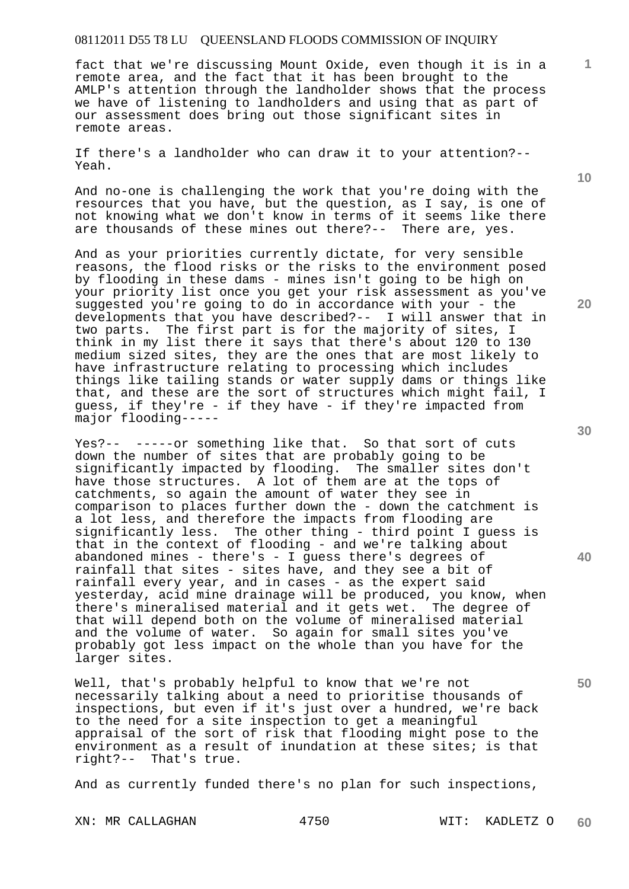fact that we're discussing Mount Oxide, even though it is in a remote area, and the fact that it has been brought to the AMLP's attention through the landholder shows that the process we have of listening to landholders and using that as part of our assessment does bring out those significant sites in remote areas.

If there's a landholder who can draw it to your attention?-- Yeah.

And no-one is challenging the work that you're doing with the resources that you have, but the question, as I say, is one of not knowing what we don't know in terms of it seems like there are thousands of these mines out there?-- There are, yes.

And as your priorities currently dictate, for very sensible reasons, the flood risks or the risks to the environment posed by flooding in these dams - mines isn't going to be high on your priority list once you get your risk assessment as you've suggested you're going to do in accordance with your - the developments that you have described?-- I will answer that in two parts. The first part is for the majority of sites, I think in my list there it says that there's about 120 to 130 medium sized sites, they are the ones that are most likely to have infrastructure relating to processing which includes things like tailing stands or water supply dams or things like that, and these are the sort of structures which might fail, I guess, if they're - if they have - if they're impacted from major flooding-----

Yes?-- -----or something like that. So that sort of cuts down the number of sites that are probably going to be significantly impacted by flooding. The smaller sites don't have those structures. A lot of them are at the tops of catchments, so again the amount of water they see in comparison to places further down the - down the catchment is a lot less, and therefore the impacts from flooding are significantly less. The other thing - third point I guess is that in the context of flooding - and we're talking about abandoned mines - there's - I guess there's degrees of rainfall that sites - sites have, and they see a bit of rainfall every year, and in cases - as the expert said yesterday, acid mine drainage will be produced, you know, when there's mineralised material and it gets wet. The degree of that will depend both on the volume of mineralised material and the volume of water. So again for small sites you've probably got less impact on the whole than you have for the larger sites.

Well, that's probably helpful to know that we're not necessarily talking about a need to prioritise thousands of inspections, but even if it's just over a hundred, we're back to the need for a site inspection to get a meaningful appraisal of the sort of risk that flooding might pose to the environment as a result of inundation at these sites; is that right?-- That's true.

And as currently funded there's no plan for such inspections,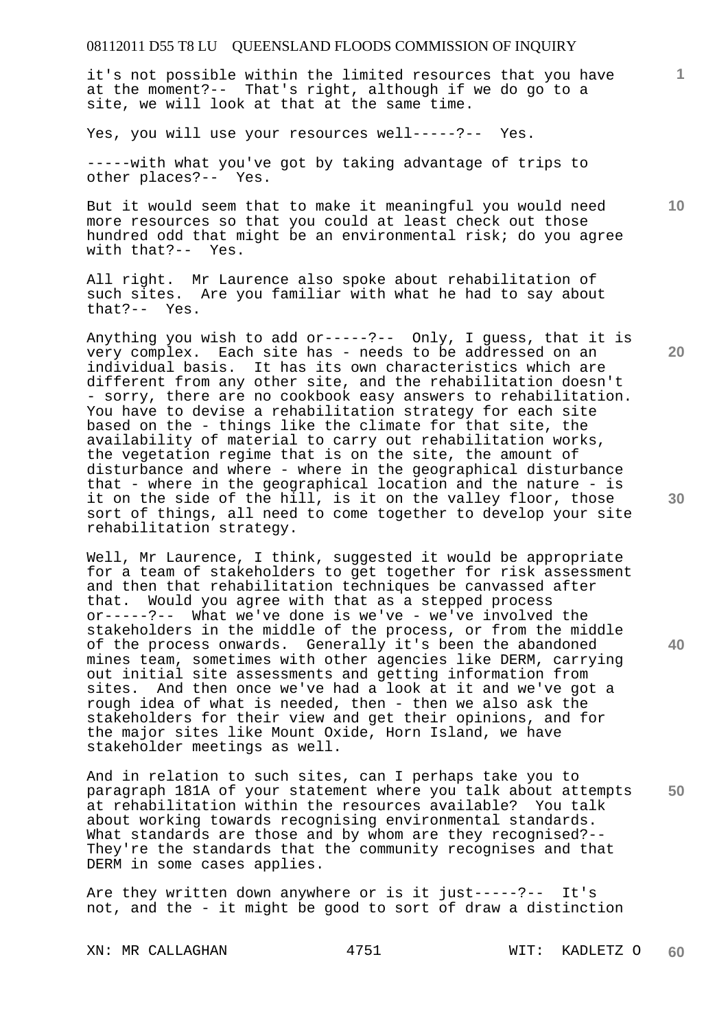it's not possible within the limited resources that you have at the moment?-- That's right, although if we do go to a site, we will look at that at the same time.

Yes, you will use your resources well-----?-- Yes.

-----with what you've got by taking advantage of trips to other places?-- Yes.

But it would seem that to make it meaningful you would need more resources so that you could at least check out those hundred odd that might be an environmental risk; do you agree with that?-- Yes.

All right. Mr Laurence also spoke about rehabilitation of such sites. Are you familiar with what he had to say about that?-- Yes.

Anything you wish to add or-----?-- Only, I guess, that it is very complex. Each site has - needs to be addressed on an individual basis. It has its own characteristics which are different from any other site, and the rehabilitation doesn't - sorry, there are no cookbook easy answers to rehabilitation. You have to devise a rehabilitation strategy for each site based on the - things like the climate for that site, the availability of material to carry out rehabilitation works, the vegetation regime that is on the site, the amount of disturbance and where - where in the geographical disturbance that - where in the geographical location and the nature - is it on the side of the hill, is it on the valley floor, those sort of things, all need to come together to develop your site rehabilitation strategy.

Well, Mr Laurence, I think, suggested it would be appropriate for a team of stakeholders to get together for risk assessment and then that rehabilitation techniques be canvassed after that. Would you agree with that as a stepped process or-----?-- What we've done is we've - we've involved the stakeholders in the middle of the process, or from the middle of the process onwards. Generally it's been the abandoned mines team, sometimes with other agencies like DERM, carrying out initial site assessments and getting information from sites. And then once we've had a look at it and we've got a rough idea of what is needed, then - then we also ask the stakeholders for their view and get their opinions, and for the major sites like Mount Oxide, Horn Island, we have stakeholder meetings as well.

And in relation to such sites, can I perhaps take you to paragraph 181A of your statement where you talk about attempts at rehabilitation within the resources available? You talk about working towards recognising environmental standards. What standards are those and by whom are they recognised?-- They're the standards that the community recognises and that DERM in some cases applies.

Are they written down anywhere or is it just-----?-- It's not, and the - it might be good to sort of draw a distinction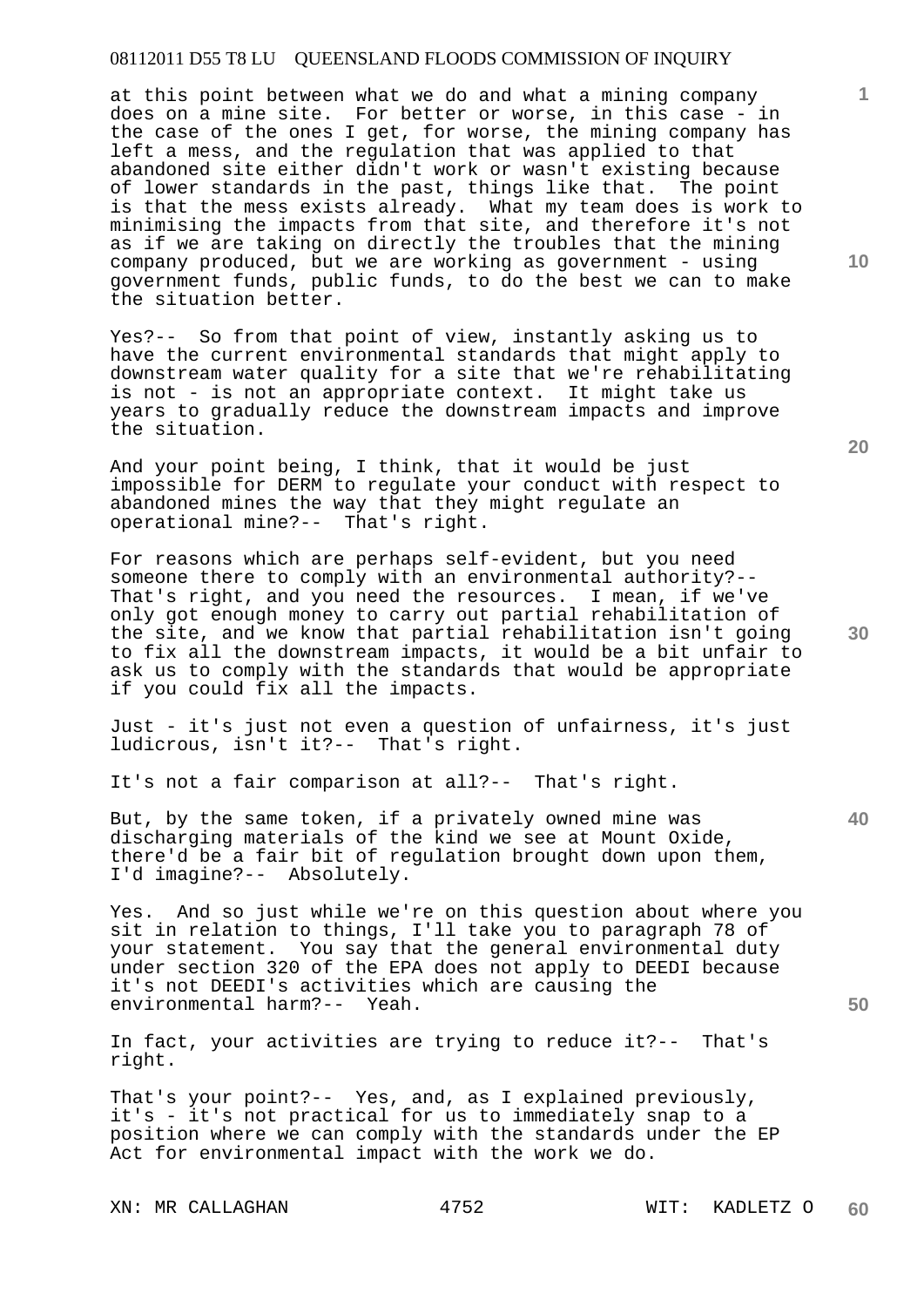at this point between what we do and what a mining company does on a mine site. For better or worse, in this case - in the case of the ones I get, for worse, the mining company has left a mess, and the regulation that was applied to that abandoned site either didn't work or wasn't existing because of lower standards in the past, things like that. The point is that the mess exists already. What my team does is work to minimising the impacts from that site, and therefore it's not as if we are taking on directly the troubles that the mining company produced, but we are working as government - using government funds, public funds, to do the best we can to make the situation better.

Yes?-- So from that point of view, instantly asking us to have the current environmental standards that might apply to downstream water quality for a site that we're rehabilitating is not - is not an appropriate context. It might take us years to gradually reduce the downstream impacts and improve the situation.

And your point being, I think, that it would be just impossible for DERM to regulate your conduct with respect to abandoned mines the way that they might regulate an operational mine?-- That's right.

For reasons which are perhaps self-evident, but you need someone there to comply with an environmental authority?-- That's right, and you need the resources. I mean, if we've only got enough money to carry out partial rehabilitation of the site, and we know that partial rehabilitation isn't going to fix all the downstream impacts, it would be a bit unfair to ask us to comply with the standards that would be appropriate if you could fix all the impacts.

Just - it's just not even a question of unfairness, it's just ludicrous, isn't it?-- That's right.

It's not a fair comparison at all?-- That's right.

But, by the same token, if a privately owned mine was discharging materials of the kind we see at Mount Oxide, there'd be a fair bit of regulation brought down upon them, I'd imagine?-- Absolutely.

Yes. And so just while we're on this question about where you sit in relation to things, I'll take you to paragraph 78 of your statement. You say that the general environmental duty under section 320 of the EPA does not apply to DEEDI because it's not DEEDI's activities which are causing the environmental harm?-- Yeah.

In fact, your activities are trying to reduce it?-- That's right.

That's your point?-- Yes, and, as I explained previously, it's - it's not practical for us to immediately snap to a position where we can comply with the standards under the EP Act for environmental impact with the work we do.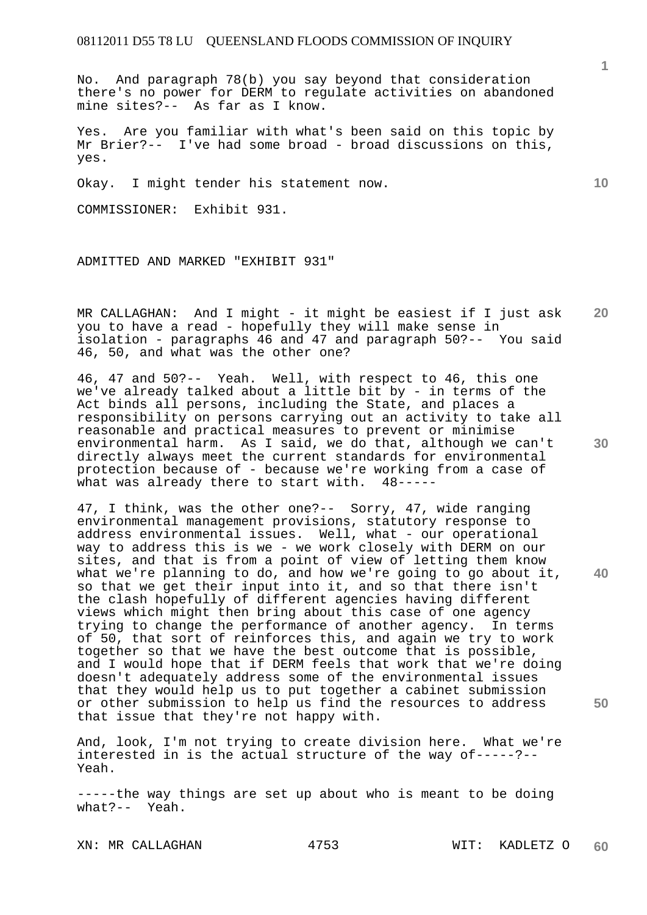No. And paragraph 78(b) you say beyond that consideration there's no power for DERM to regulate activities on abandoned mine sites?-- As far as I know.

Yes. Are you familiar with what's been said on this topic by Mr Brier?-- I've had some broad - broad discussions on this, yes.

Okay. I might tender his statement now.

COMMISSIONER: Exhibit 931.

ADMITTED AND MARKED "EXHIBIT 931"

MR CALLAGHAN: And I might - it might be easiest if I just ask you to have a read - hopefully they will make sense in isolation - paragraphs 46 and 47 and paragraph 50?-- You said 46, 50, and what was the other one?

46, 47 and 50?-- Yeah. Well, with respect to 46, this one we've already talked about a little bit by - in terms of the Act binds all persons, including the State, and places a responsibility on persons carrying out an activity to take all reasonable and practical measures to prevent or minimise environmental harm. As I said, we do that, although we can't directly always meet the current standards for environmental protection because of - because we're working from a case of what was already there to start with. 48-----

47, I think, was the other one?-- Sorry, 47, wide ranging environmental management provisions, statutory response to address environmental issues. Well, what - our operational way to address this is we - we work closely with DERM on our sites, and that is from a point of view of letting them know what we're planning to do, and how we're going to go about it, so that we get their input into it, and so that there isn't the clash hopefully of different agencies having different views which might then bring about this case of one agency trying to change the performance of another agency. In terms of 50, that sort of reinforces this, and again we try to work together so that we have the best outcome that is possible, and I would hope that if DERM feels that work that we're doing doesn't adequately address some of the environmental issues that they would help us to put together a cabinet submission or other submission to help us find the resources to address that issue that they're not happy with.

And, look, I'm not trying to create division here. What we're interested in is the actual structure of the way of-----?-- Yeah.

-----the way things are set up about who is meant to be doing what?-- Yeah.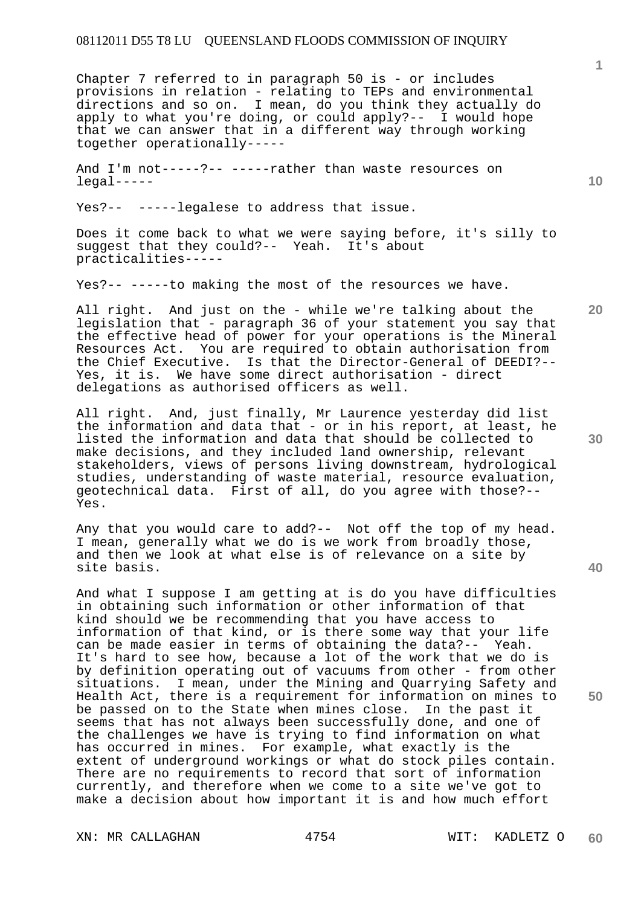Chapter 7 referred to in paragraph 50 is - or includes provisions in relation - relating to TEPs and environmental directions and so on. I mean, do you think they actually do apply to what you're doing, or could apply?-- I would hope that we can answer that in a different way through working together operationally-----

And I'm not-----?-- -----rather than waste resources on legal-----

Yes?-- -----legalese to address that issue.

Does it come back to what we were saying before, it's silly to suggest that they could?-- Yeah. It's about practicalities-----

Yes?-- -----to making the most of the resources we have.

All right. And just on the - while we're talking about the legislation that - paragraph 36 of your statement you say that the effective head of power for your operations is the Mineral Resources Act. You are required to obtain authorisation from the Chief Executive. Is that the Director-General of DEEDI?-- Yes, it is. We have some direct authorisation - direct delegations as authorised officers as well.

All right. And, just finally, Mr Laurence yesterday did list the information and data that - or in his report, at least, he listed the information and data that should be collected to make decisions, and they included land ownership, relevant stakeholders, views of persons living downstream, hydrological studies, understanding of waste material, resource evaluation, geotechnical data. First of all, do you agree with those?-- Yes.

Any that you would care to add?-- Not off the top of my head. I mean, generally what we do is we work from broadly those, and then we look at what else is of relevance on a site by site basis.

And what I suppose I am getting at is do you have difficulties in obtaining such information or other information of that kind should we be recommending that you have access to information of that kind, or is there some way that your life can be made easier in terms of obtaining the data?-- Yeah. It's hard to see how, because a lot of the work that we do is by definition operating out of vacuums from other - from other situations. I mean, under the Mining and Quarrying Safety and Health Act, there is a requirement for information on mines to be passed on to the State when mines close. In the past it seems that has not always been successfully done, and one of the challenges we have is trying to find information on what has occurred in mines. For example, what exactly is the extent of underground workings or what do stock piles contain. There are no requirements to record that sort of information currently, and therefore when we come to a site we've got to make a decision about how important it is and how much effort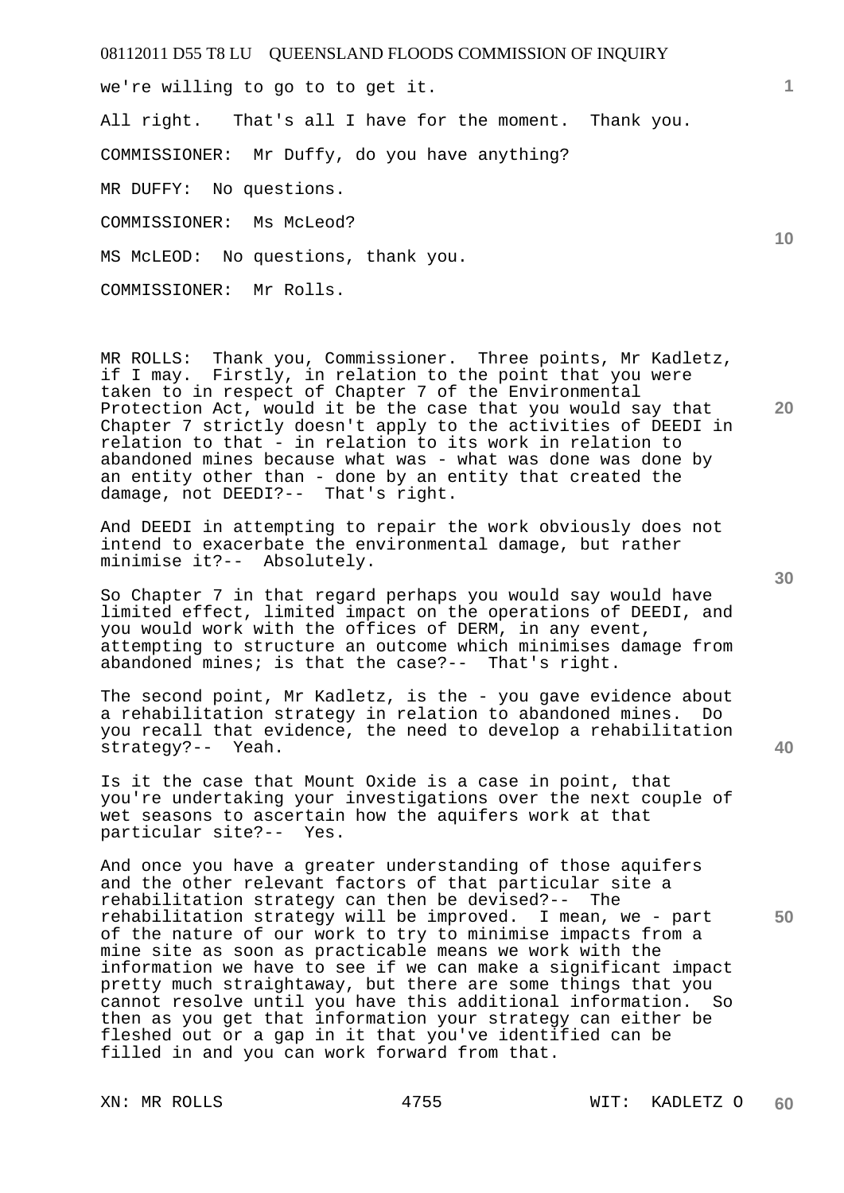we're willing to go to to get it.

All right. That's all I have for the moment. Thank you.

COMMISSIONER: Mr Duffy, do you have anything?

MR DUFFY: No questions.

COMMISSIONER: Ms McLeod?

MS McLEOD: No questions, thank you.

COMMISSIONER: Mr Rolls.

MR ROLLS: Thank you, Commissioner. Three points, Mr Kadletz, if I may. Firstly, in relation to the point that you were taken to in respect of Chapter 7 of the Environmental Protection Act, would it be the case that you would say that Chapter 7 strictly doesn't apply to the activities of DEEDI in relation to that - in relation to its work in relation to abandoned mines because what was - what was done was done by an entity other than - done by an entity that created the damage, not DEEDI?-- That's right.

And DEEDI in attempting to repair the work obviously does not intend to exacerbate the environmental damage, but rather minimise it?-- Absolutely.

So Chapter 7 in that regard perhaps you would say would have limited effect, limited impact on the operations of DEEDI, and you would work with the offices of DERM, in any event, attempting to structure an outcome which minimises damage from abandoned mines; is that the case?-- That's right.

The second point, Mr Kadletz, is the - you gave evidence about a rehabilitation strategy in relation to abandoned mines. Do you recall that evidence, the need to develop a rehabilitation strategy?-- Yeah.

Is it the case that Mount Oxide is a case in point, that you're undertaking your investigations over the next couple of wet seasons to ascertain how the aquifers work at that particular site?-- Yes.

And once you have a greater understanding of those aquifers and the other relevant factors of that particular site a rehabilitation strategy can then be devised?-- The rehabilitation strategy will be improved. I mean, we - part of the nature of our work to try to minimise impacts from a mine site as soon as practicable means we work with the information we have to see if we can make a significant impact pretty much straightaway, but there are some things that you cannot resolve until you have this additional information. So then as you get that information your strategy can either be fleshed out or a gap in it that you've identified can be filled in and you can work forward from that.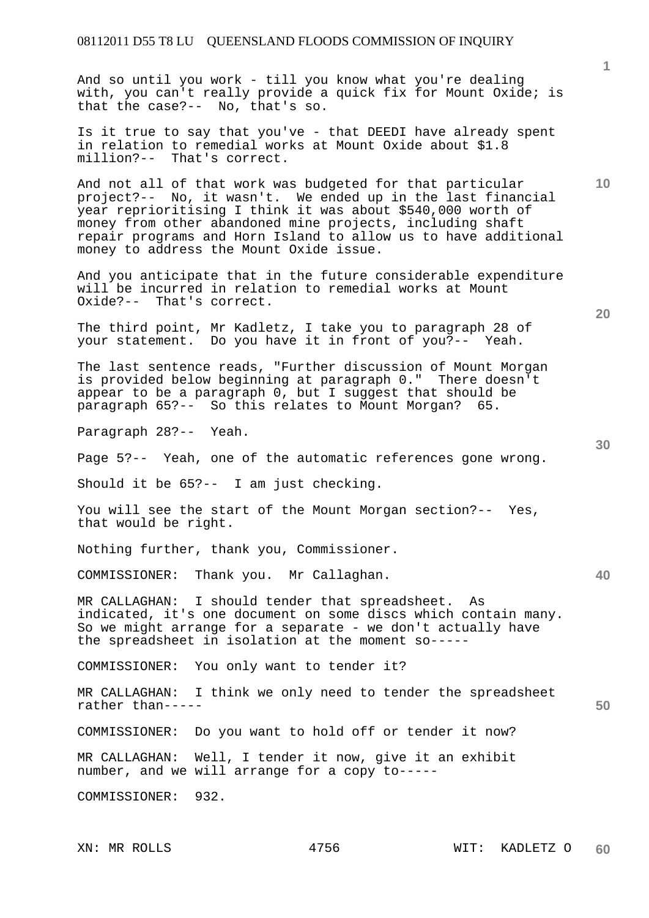And so until you work - till you know what you're dealing with, you can't really provide a quick fix for Mount Oxide; is that the case?-- No, that's so.

Is it true to say that you've - that DEEDI have already spent in relation to remedial works at Mount Oxide about $1.8 million?-- That's correct.

And not all of that work was budgeted for that particular project?-- No, it wasn't. We ended up in the last financial year reprioritising I think it was about $540,000 worth of money from other abandoned mine projects, including shaft repair programs and Horn Island to allow us to have additional money to address the Mount Oxide issue.

And you anticipate that in the future considerable expenditure will be incurred in relation to remedial works at Mount Oxide?-- That's correct.

The third point, Mr Kadletz, I take you to paragraph 28 of your statement. Do you have it in front of you?-- Yeah.

The last sentence reads, "Further discussion of Mount Morgan is provided below beginning at paragraph 0." There doesn't appear to be a paragraph 0, but I suggest that should be paragraph 65?-- So this relates to Mount Morgan? 65.

Paragraph 28?-- Yeah.

Page 5?-- Yeah, one of the automatic references gone wrong.

Should it be 65?-- I am just checking.

You will see the start of the Mount Morgan section?-- Yes, that would be right.

Nothing further, thank you, Commissioner.

COMMISSIONER: Thank you. Mr Callaghan.

MR CALLAGHAN: I should tender that spreadsheet. As indicated, it's one document on some discs which contain many. So we might arrange for a separate - we don't actually have the spreadsheet in isolation at the moment so-----

COMMISSIONER: You only want to tender it?

MR CALLAGHAN: I think we only need to tender the spreadsheet rather than-----

COMMISSIONER: Do you want to hold off or tender it now?

MR CALLAGHAN: Well, I tender it now, give it an exhibit number, and we will arrange for a copy to-----

COMMISSIONER: 932.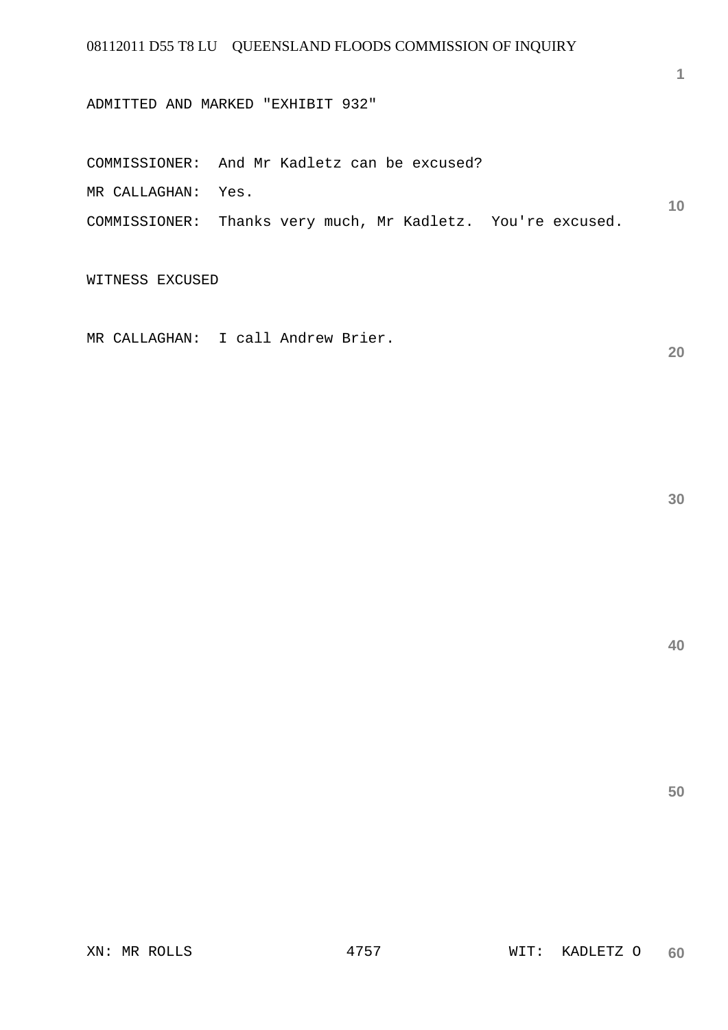ADMITTED AND MARKED "EXHIBIT 932"

COMMISSIONER: And Mr Kadletz can be excused?

MR CALLAGHAN: Yes.

COMMISSIONER: Thanks very much, Mr Kadletz. You're excused.

WITNESS EXCUSED

MR CALLAGHAN: I call Andrew Brier.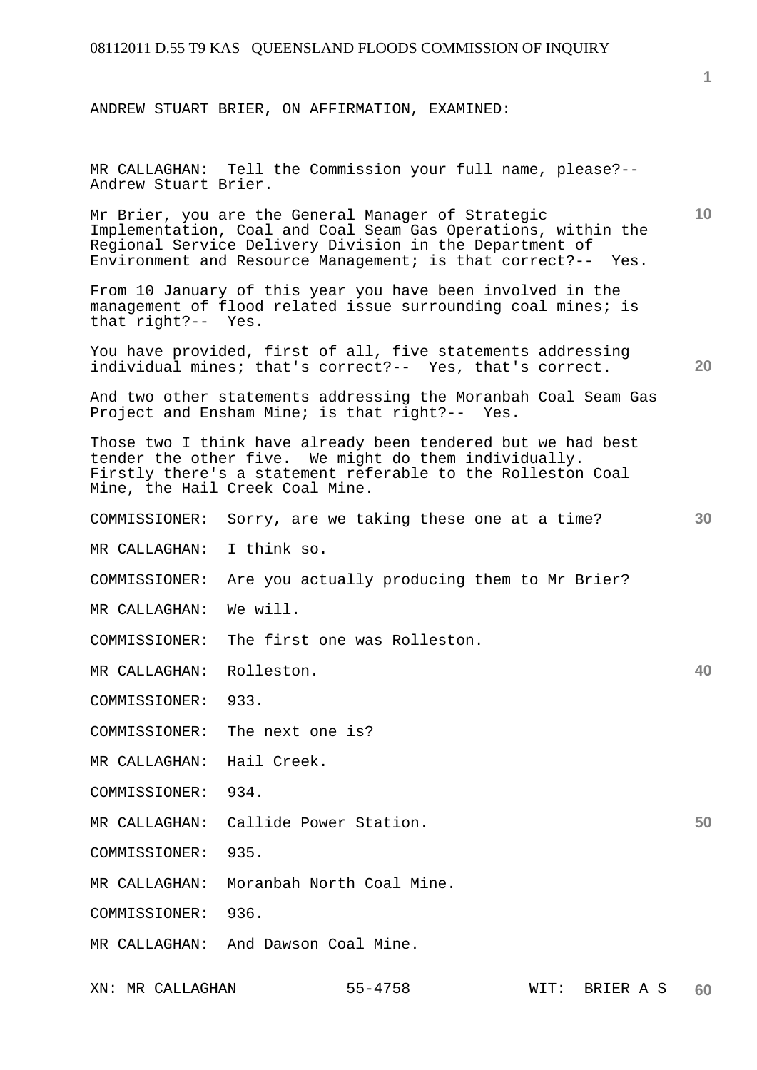ANDREW STUART BRIER, ON AFFIRMATION, EXAMINED:

MR CALLAGHAN: Tell the Commission your full name, please?-- Andrew Stuart Brier.

Mr Brier, you are the General Manager of Strategic Implementation, Coal and Coal Seam Gas Operations, within the Regional Service Delivery Division in the Department of Environment and Resource Management; is that correct?-- Yes.

From 10 January of this year you have been involved in the management of flood related issue surrounding coal mines; is that right?-- Yes.

You have provided, first of all, five statements addressing individual mines; that's correct?-- Yes, that's correct.

And two other statements addressing the Moranbah Coal Seam Gas Project and Ensham Mine; is that right?-- Yes.

Those two I think have already been tendered but we had best tender the other five. We might do them individually. Firstly there's a statement referable to the Rolleston Coal Mine, the Hail Creek Coal Mine.

COMMISSIONER: Sorry, are we taking these one at a time?

MR CALLAGHAN: I think so.

COMMISSIONER: Are you actually producing them to Mr Brier?

MR CALLAGHAN: We will.

COMMISSIONER: The first one was Rolleston.

MR CALLAGHAN: Rolleston.

COMMISSIONER: 933.

COMMISSIONER: The next one is?

MR CALLAGHAN: Hail Creek.

COMMISSIONER: 934.

MR CALLAGHAN: Callide Power Station.

COMMISSIONER: 935.

MR CALLAGHAN: Moranbah North Coal Mine.

COMMISSIONER: 936.

MR CALLAGHAN: And Dawson Coal Mine.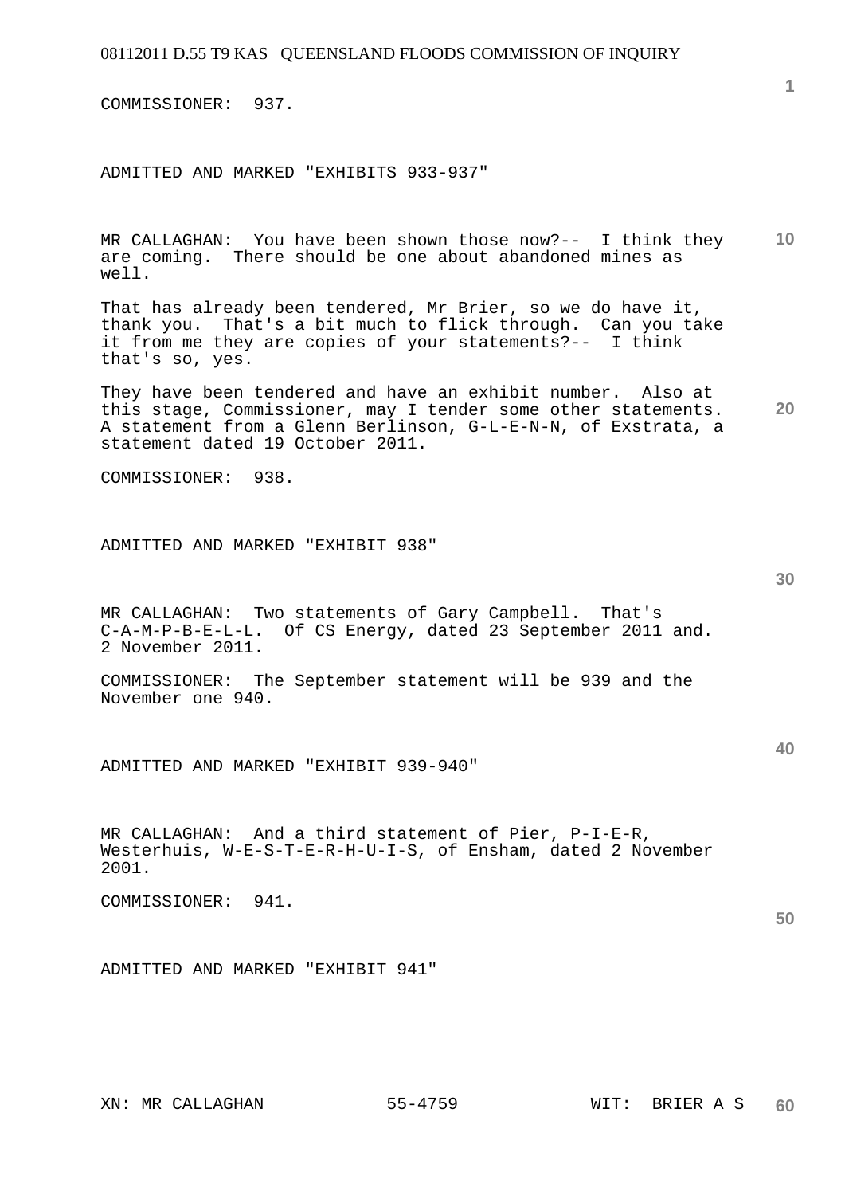COMMISSIONER: 937.

ADMITTED AND MARKED "EXHIBITS 933-937"

MR CALLAGHAN: You have been shown those now?-- I think they are coming. There should be one about abandoned mines as well.

That has already been tendered, Mr Brier, so we do have it, thank you. That's a bit much to flick through. Can you take it from me they are copies of your statements?-- I think that's so, yes.

They have been tendered and have an exhibit number. Also at this stage, Commissioner, may I tender some other statements. A statement from a Glenn Berlinson, G-L-E-N-N, of Exstrata, a statement dated 19 October 2011.

COMMISSIONER: 938.

ADMITTED AND MARKED "EXHIBIT 938"

MR CALLAGHAN: Two statements of Gary Campbell. That's C-A-M-P-B-E-L-L. Of CS Energy, dated 23 September 2011 and. 2 November 2011.

COMMISSIONER: The September statement will be 939 and the November one 940.

ADMITTED AND MARKED "EXHIBIT 939-940"

MR CALLAGHAN: And a third statement of Pier, P-I-E-R, Westerhuis, W-E-S-T-E-R-H-U-I-S, of Ensham, dated 2 November 2001.

COMMISSIONER: 941.

ADMITTED AND MARKED "EXHIBIT 941"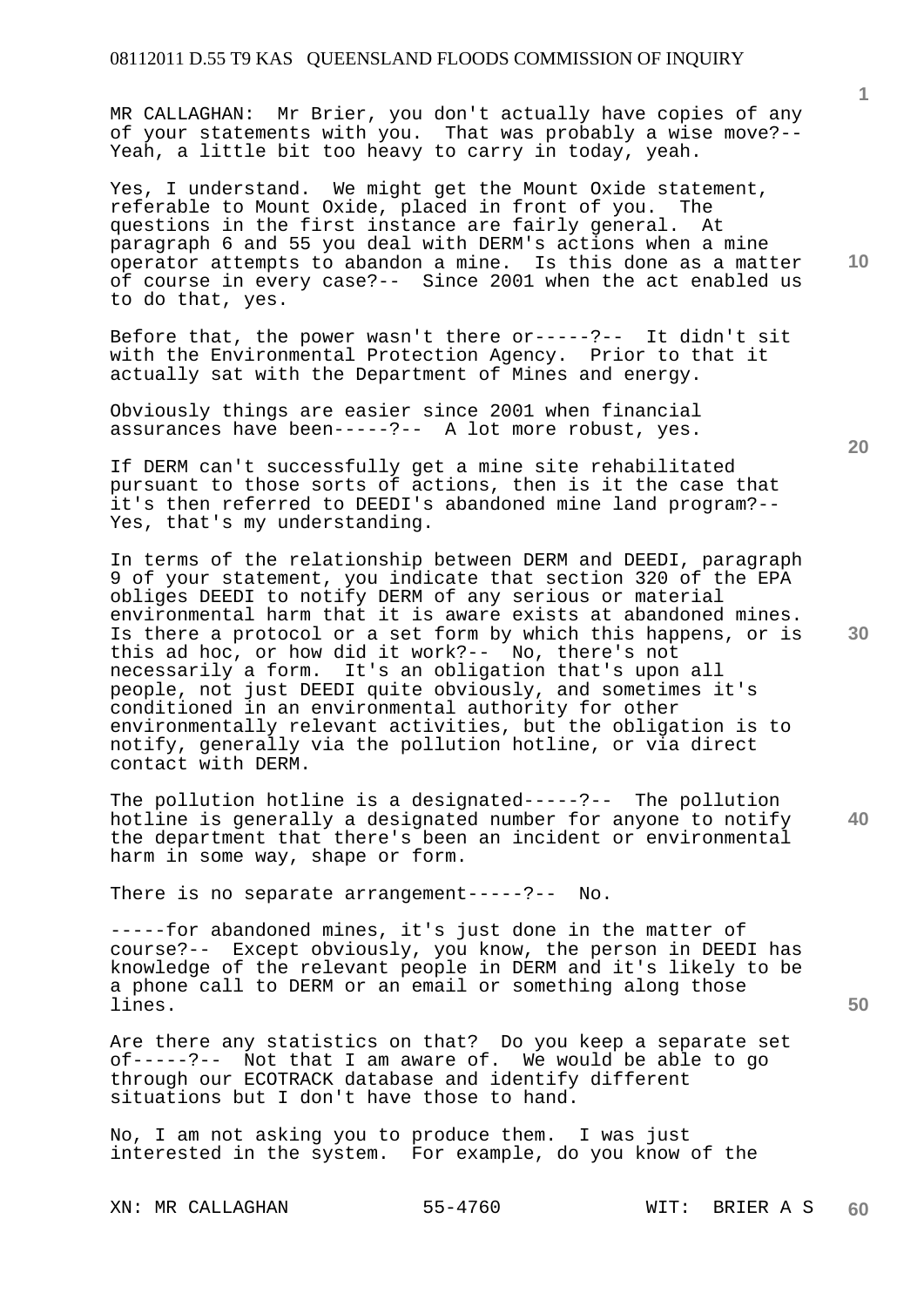MR CALLAGHAN: Mr Brier, you don't actually have copies of any of your statements with you. That was probably a wise move?-- Yeah, a little bit too heavy to carry in today, yeah.

Yes, I understand. We might get the Mount Oxide statement, referable to Mount Oxide, placed in front of you. The questions in the first instance are fairly general. At paragraph 6 and 55 you deal with DERM's actions when a mine operator attempts to abandon a mine. Is this done as a matter of course in every case?-- Since 2001 when the act enabled us to do that, yes.

Before that, the power wasn't there or-----?-- It didn't sit with the Environmental Protection Agency. Prior to that it actually sat with the Department of Mines and energy.

Obviously things are easier since 2001 when financial assurances have been-----?-- A lot more robust, yes.

If DERM can't successfully get a mine site rehabilitated pursuant to those sorts of actions, then is it the case that it's then referred to DEEDI's abandoned mine land program?-- Yes, that's my understanding.

In terms of the relationship between DERM and DEEDI, paragraph 9 of your statement, you indicate that section 320 of the EPA obliges DEEDI to notify DERM of any serious or material environmental harm that it is aware exists at abandoned mines. Is there a protocol or a set form by which this happens, or is this ad hoc, or how did it work?-- No, there's not necessarily a form. It's an obligation that's upon all people, not just DEEDI quite obviously, and sometimes it's conditioned in an environmental authority for other environmentally relevant activities, but the obligation is to notify, generally via the pollution hotline, or via direct contact with DERM.

The pollution hotline is a designated-----?-- The pollution hotline is generally a designated number for anyone to notify the department that there's been an incident or environmental harm in some way, shape or form.

There is no separate arrangement-----?-- No.

-----for abandoned mines, it's just done in the matter of course?-- Except obviously, you know, the person in DEEDI has knowledge of the relevant people in DERM and it's likely to be a phone call to DERM or an email or something along those lines.

Are there any statistics on that? Do you keep a separate set of-----?-- Not that I am aware of. We would be able to go through our ECOTRACK database and identify different situations but I don't have those to hand.

No, I am not asking you to produce them. I was just interested in the system. For example, do you know of the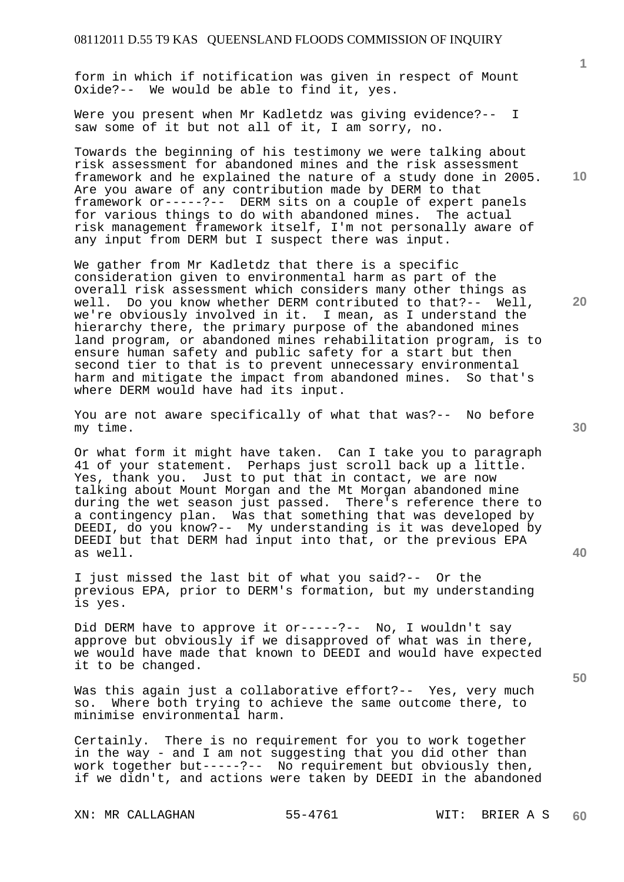form in which if notification was given in respect of Mount Oxide?-- We would be able to find it, yes.

Were you present when Mr Kadletdz was giving evidence?-- I saw some of it but not all of it, I am sorry, no.

Towards the beginning of his testimony we were talking about risk assessment for abandoned mines and the risk assessment framework and he explained the nature of a study done in 2005. Are you aware of any contribution made by DERM to that framework or-----?-- DERM sits on a couple of expert panels for various things to do with abandoned mines. The actual risk management framework itself, I'm not personally aware of any input from DERM but I suspect there was input.

We gather from Mr Kadletdz that there is a specific consideration given to environmental harm as part of the overall risk assessment which considers many other things as well. Do you know whether DERM contributed to that?-- Well, we're obviously involved in it. I mean, as I understand the hierarchy there, the primary purpose of the abandoned mines land program, or abandoned mines rehabilitation program, is to ensure human safety and public safety for a start but then second tier to that is to prevent unnecessary environmental harm and mitigate the impact from abandoned mines. So that's where DERM would have had its input.

You are not aware specifically of what that was?-- No before my time.

Or what form it might have taken. Can I take you to paragraph 41 of your statement. Perhaps just scroll back up a little. Yes, thank you. Just to put that in contact, we are now talking about Mount Morgan and the Mt Morgan abandoned mine during the wet season just passed. There's reference there to a contingency plan. Was that something that was developed by DEEDI, do you know?-- My understanding is it was developed by DEEDI but that DERM had input into that, or the previous EPA as well.

I just missed the last bit of what you said?-- Or the previous EPA, prior to DERM's formation, but my understanding is yes.

Did DERM have to approve it or-----?-- No, I wouldn't say approve but obviously if we disapproved of what was in there, we would have made that known to DEEDI and would have expected it to be changed.

Was this again just a collaborative effort?-- Yes, very much so. Where both trying to achieve the same outcome there, to minimise environmental harm.

Certainly. There is no requirement for you to work together in the way - and I am not suggesting that you did other than work together but-----?-- No requirement but obviously then, if we didn't, and actions were taken by DEEDI in the abandoned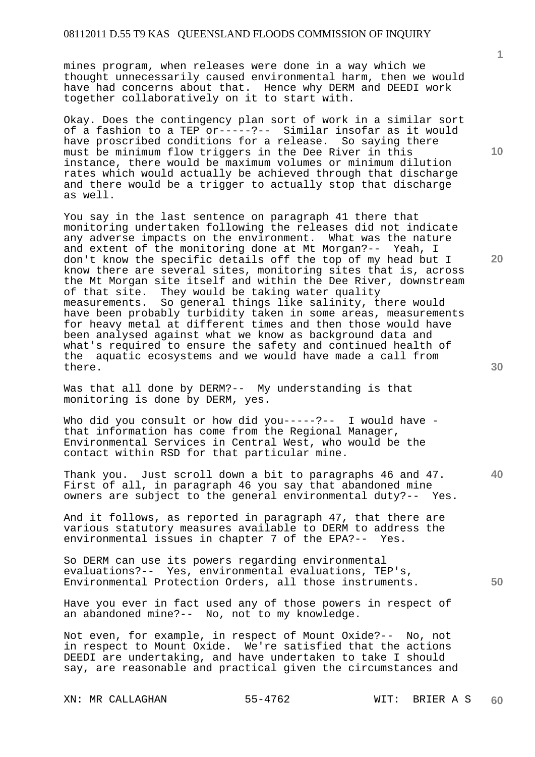mines program, when releases were done in a way which we thought unnecessarily caused environmental harm, then we would have had concerns about that. Hence why DERM and DEEDI work together collaboratively on it to start with.

Okay. Does the contingency plan sort of work in a similar sort of a fashion to a TEP or-----?-- Similar insofar as it would have proscribed conditions for a release. So saying there must be minimum flow triggers in the Dee River in this instance, there would be maximum volumes or minimum dilution rates which would actually be achieved through that discharge and there would be a trigger to actually stop that discharge as well.

You say in the last sentence on paragraph 41 there that monitoring undertaken following the releases did not indicate any adverse impacts on the environment. What was the nature and extent of the monitoring done at Mt Morgan?-- Yeah, I don't know the specific details off the top of my head but I know there are several sites, monitoring sites that is, across the Mt Morgan site itself and within the Dee River, downstream of that site. They would be taking water quality measurements. So general things like salinity, there would have been probably turbidity taken in some areas, measurements for heavy metal at different times and then those would have been analysed against what we know as background data and what's required to ensure the safety and continued health of the aquatic ecosystems and we would have made a call from there.

Was that all done by DERM?-- My understanding is that monitoring is done by DERM, yes.

Who did you consult or how did you-----?-- I would have - that information has come from the Regional Manager, Environmental Services in Central West, who would be the contact within RSD for that particular mine.

Thank you. Just scroll down a bit to paragraphs 46 and 47. First of all, in paragraph 46 you say that abandoned mine owners are subject to the general environmental duty?-- Yes.

And it follows, as reported in paragraph 47, that there are various statutory measures available to DERM to address the environmental issues in chapter 7 of the EPA?-- Yes.

So DERM can use its powers regarding environmental evaluations?-- Yes, environmental evaluations, TEP's, Environmental Protection Orders, all those instruments.

Have you ever in fact used any of those powers in respect of an abandoned mine?-- No, not to my knowledge.

Not even, for example, in respect of Mount Oxide?-- No, not in respect to Mount Oxide. We're satisfied that the actions DEEDI are undertaking, and have undertaken to take I should say, are reasonable and practical given the circumstances and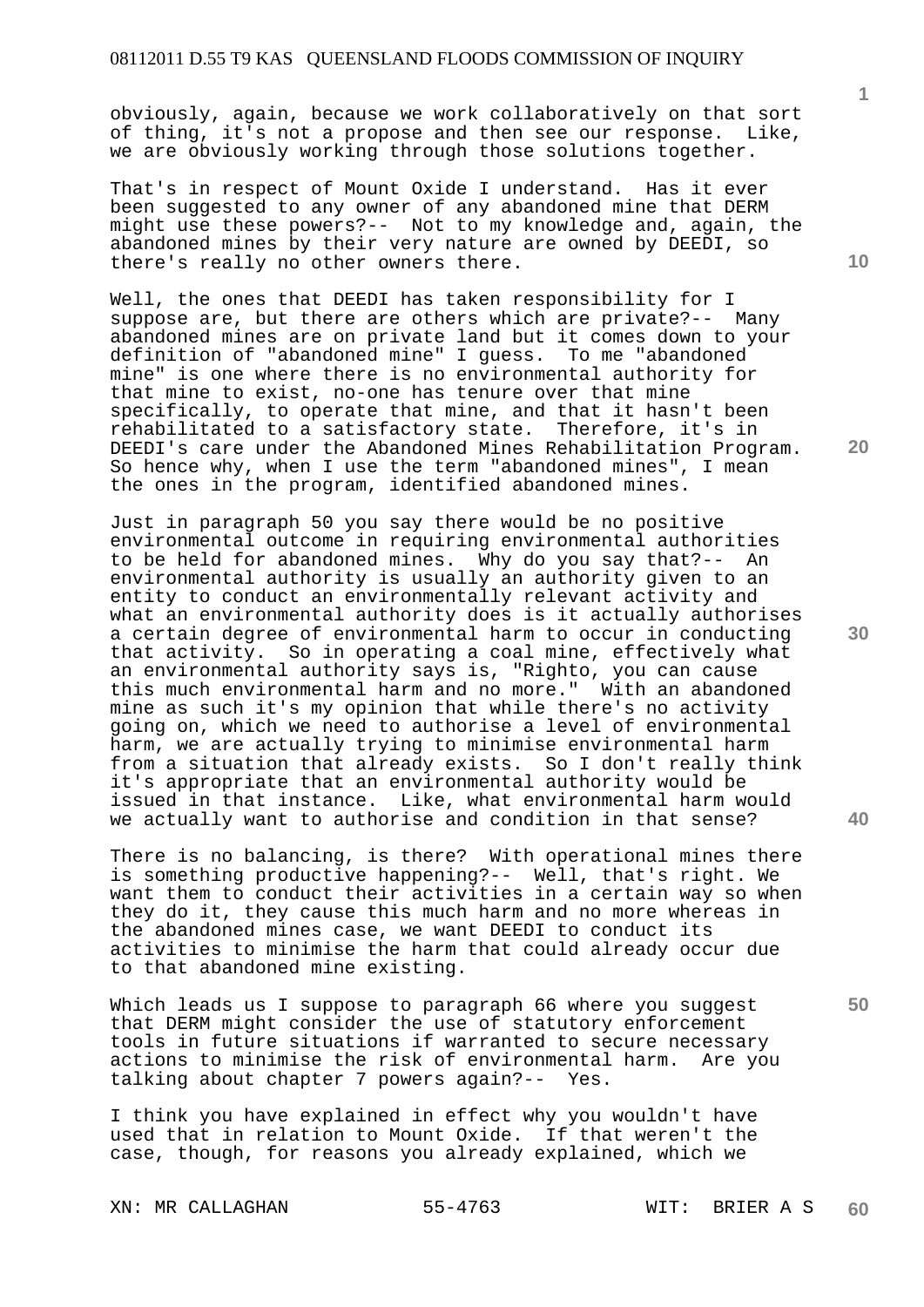obviously, again, because we work collaboratively on that sort of thing, it's not a propose and then see our response. Like, we are obviously working through those solutions together.

That's in respect of Mount Oxide I understand. Has it ever been suggested to any owner of any abandoned mine that DERM might use these powers?-- Not to my knowledge and, again, the abandoned mines by their very nature are owned by DEEDI, so there's really no other owners there.

Well, the ones that DEEDI has taken responsibility for I suppose are, but there are others which are private?-- Many abandoned mines are on private land but it comes down to your definition of "abandoned mine" I guess. To me "abandoned mine" is one where there is no environmental authority for that mine to exist, no-one has tenure over that mine specifically, to operate that mine, and that it hasn't been rehabilitated to a satisfactory state. Therefore, it's in DEEDI's care under the Abandoned Mines Rehabilitation Program. So hence why, when I use the term "abandoned mines", I mean the ones in the program, identified abandoned mines.

Just in paragraph 50 you say there would be no positive environmental outcome in requiring environmental authorities to be held for abandoned mines. Why do you say that?-- An environmental authority is usually an authority given to an entity to conduct an environmentally relevant activity and what an environmental authority does is it actually authorises a certain degree of environmental harm to occur in conducting that activity. So in operating a coal mine, effectively what an environmental authority says is, "Righto, you can cause this much environmental harm and no more." With an abandoned mine as such it's my opinion that while there's no activity going on, which we need to authorise a level of environmental harm, we are actually trying to minimise environmental harm from a situation that already exists. So I don't really think it's appropriate that an environmental authority would be issued in that instance. Like, what environmental harm would we actually want to authorise and condition in that sense?

There is no balancing, is there? With operational mines there is something productive happening?-- Well, that's right. We want them to conduct their activities in a certain way so when they do it, they cause this much harm and no more whereas in the abandoned mines case, we want DEEDI to conduct its activities to minimise the harm that could already occur due to that abandoned mine existing.

Which leads us I suppose to paragraph 66 where you suggest that DERM might consider the use of statutory enforcement tools in future situations if warranted to secure necessary actions to minimise the risk of environmental harm. Are you talking about chapter 7 powers again?-- Yes.

I think you have explained in effect why you wouldn't have used that in relation to Mount Oxide. If that weren't the case, though, for reasons you already explained, which we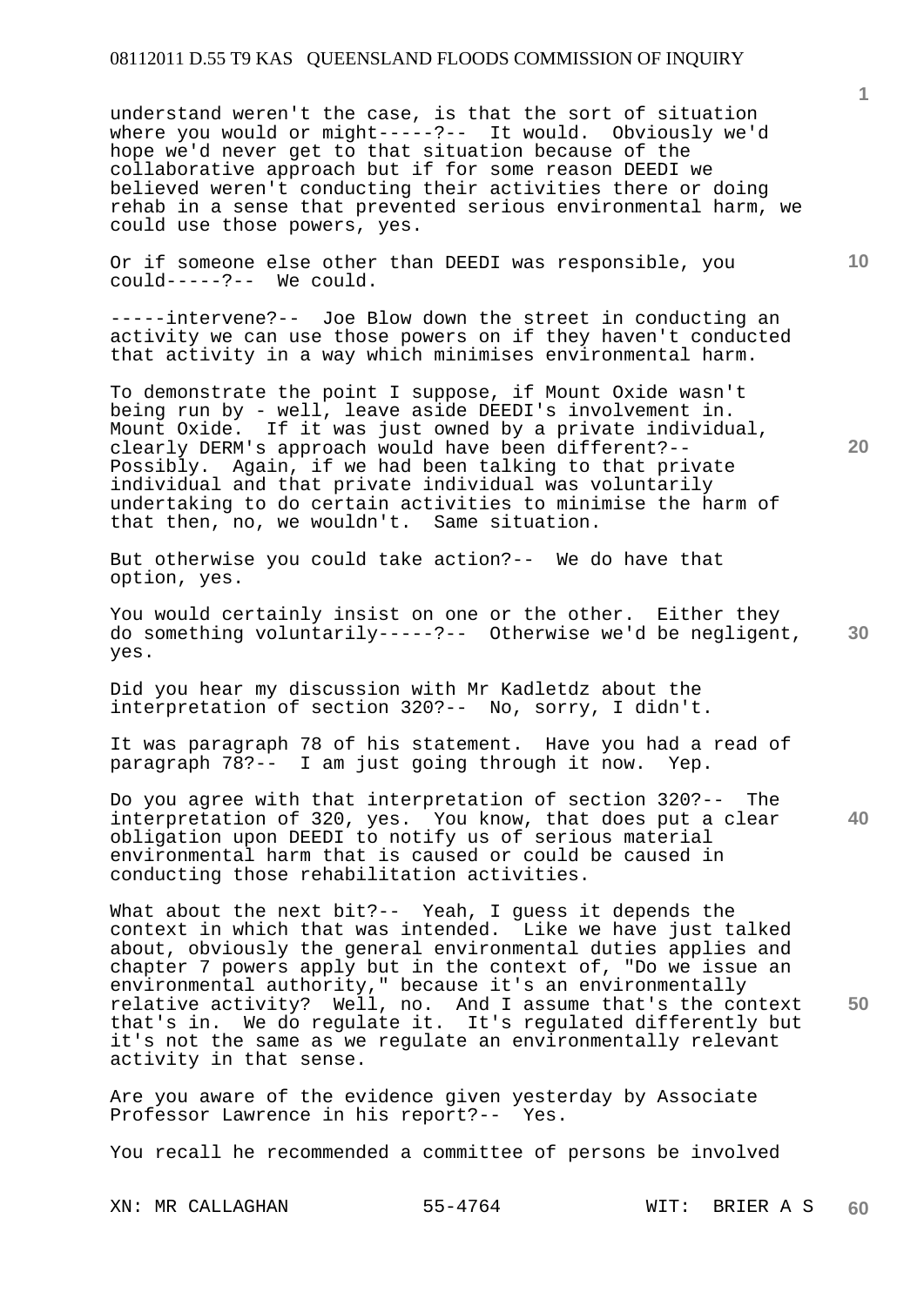understand weren't the case, is that the sort of situation where you would or might-----?-- It would. Obviously we'd hope we'd never get to that situation because of the collaborative approach but if for some reason DEEDI we believed weren't conducting their activities there or doing rehab in a sense that prevented serious environmental harm, we could use those powers, yes.

Or if someone else other than DEEDI was responsible, you could-----?-- We could.

-----intervene?-- Joe Blow down the street in conducting an activity we can use those powers on if they haven't conducted that activity in a way which minimises environmental harm.

To demonstrate the point I suppose, if Mount Oxide wasn't being run by - well, leave aside DEEDI's involvement in. Mount Oxide. If it was just owned by a private individual, clearly DERM's approach would have been different?-- Possibly. Again, if we had been talking to that private individual and that private individual was voluntarily undertaking to do certain activities to minimise the harm of that then, no, we wouldn't. Same situation.

But otherwise you could take action?-- We do have that option, yes.

You would certainly insist on one or the other. Either they do something voluntarily-----?-- Otherwise we'd be negligent, yes.

Did you hear my discussion with Mr Kadletdz about the interpretation of section 320?-- No, sorry, I didn't.

It was paragraph 78 of his statement. Have you had a read of paragraph 78?-- I am just going through it now. Yep.

Do you agree with that interpretation of section 320?-- The interpretation of 320, yes. You know, that does put a clear obligation upon DEEDI to notify us of serious material environmental harm that is caused or could be caused in conducting those rehabilitation activities.

What about the next bit?-- Yeah, I guess it depends the context in which that was intended. Like we have just talked about, obviously the general environmental duties applies and chapter 7 powers apply but in the context of, "Do we issue an environmental authority," because it's an environmentally relative activity? Well, no. And I assume that's the context that's in. We do regulate it. It's regulated differently but it's not the same as we regulate an environmentally relevant activity in that sense.

Are you aware of the evidence given yesterday by Associate Professor Lawrence in his report?-- Yes.

You recall he recommended a committee of persons be involved

XN: MR CALLAGHAN 55-4764 WIT: BRIER A S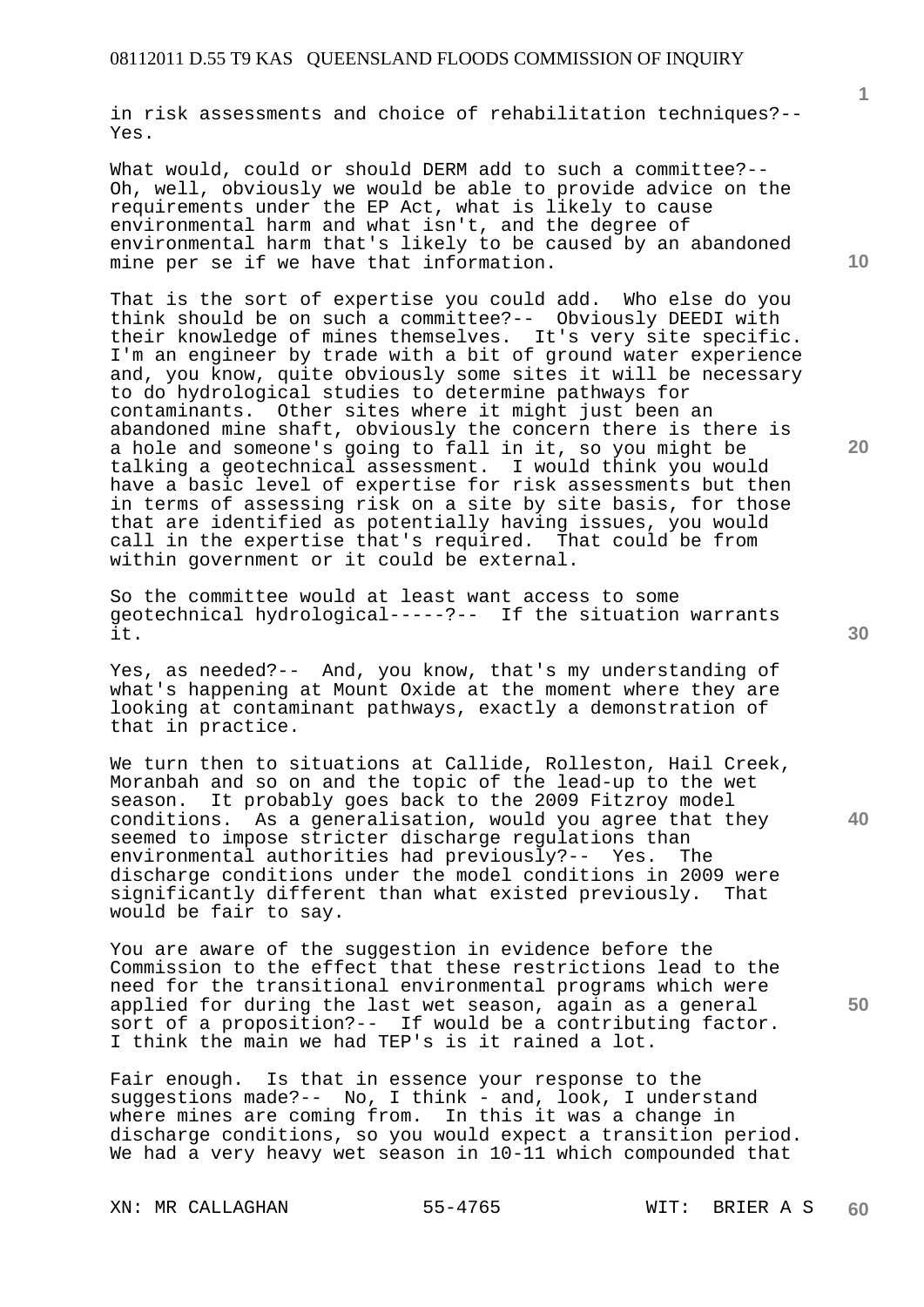in risk assessments and choice of rehabilitation techniques?-- Yes.

What would, could or should DERM add to such a committee?-- Oh, well, obviously we would be able to provide advice on the requirements under the EP Act, what is likely to cause environmental harm and what isn't, and the degree of environmental harm that's likely to be caused by an abandoned mine per se if we have that information.

That is the sort of expertise you could add. Who else do you think should be on such a committee?-- Obviously DEEDI with their knowledge of mines themselves. It's very site specific. I'm an engineer by trade with a bit of ground water experience and, you know, quite obviously some sites it will be necessary to do hydrological studies to determine pathways for contaminants. Other sites where it might just been an abandoned mine shaft, obviously the concern there is there is a hole and someone's going to fall in it, so you might be talking a geotechnical assessment. I would think you would have a basic level of expertise for risk assessments but then in terms of assessing risk on a site by site basis, for those that are identified as potentially having issues, you would call in the expertise that's required. That could be from within government or it could be external.

So the committee would at least want access to some geotechnical hydrological-----?-- If the situation warrants it.

Yes, as needed?-- And, you know, that's my understanding of what's happening at Mount Oxide at the moment where they are looking at contaminant pathways, exactly a demonstration of that in practice.

We turn then to situations at Callide, Rolleston, Hail Creek, Moranbah and so on and the topic of the lead-up to the wet season. It probably goes back to the 2009 Fitzroy model conditions. As a generalisation, would you agree that they seemed to impose stricter discharge regulations than environmental authorities had previously?-- Yes. The discharge conditions under the model conditions in 2009 were significantly different than what existed previously. That would be fair to say.

You are aware of the suggestion in evidence before the Commission to the effect that these restrictions lead to the need for the transitional environmental programs which were applied for during the last wet season, again as a general sort of a proposition?-- If would be a contributing factor. I think the main we had TEP's is it rained a lot.

Fair enough. Is that in essence your response to the suggestions made?-- No, I think - and, look, I understand where mines are coming from. In this it was a change in discharge conditions, so you would expect a transition period. We had a very heavy wet season in 10-11 which compounded that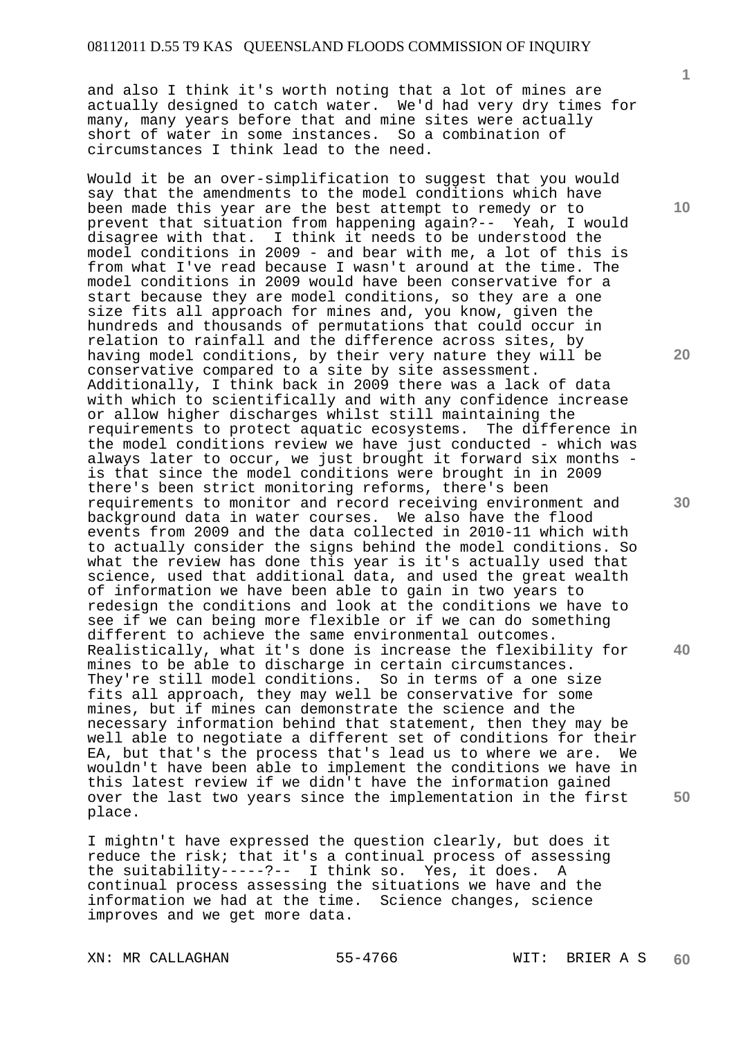and also I think it's worth noting that a lot of mines are actually designed to catch water. We'd had very dry times for many, many years before that and mine sites were actually short of water in some instances. So a combination of circumstances I think lead to the need.

Would it be an over-simplification to suggest that you would say that the amendments to the model conditions which have been made this year are the best attempt to remedy or to prevent that situation from happening again?-- Yeah, I would disagree with that. I think it needs to be understood the model conditions in 2009 - and bear with me, a lot of this is from what I've read because I wasn't around at the time. The model conditions in 2009 would have been conservative for a start because they are model conditions, so they are a one size fits all approach for mines and, you know, given the hundreds and thousands of permutations that could occur in relation to rainfall and the difference across sites, by having model conditions, by their very nature they will be conservative compared to a site by site assessment. Additionally, I think back in 2009 there was a lack of data with which to scientifically and with any confidence increase or allow higher discharges whilst still maintaining the requirements to protect aquatic ecosystems. The difference in the model conditions review we have just conducted - which was always later to occur, we just brought it forward six months - is that since the model conditions were brought in in 2009 there's been strict monitoring reforms, there's been requirements to monitor and record receiving environment and background data in water courses. We also have the flood events from 2009 and the data collected in 2010-11 which with to actually consider the signs behind the model conditions. So what the review has done this year is it's actually used that science, used that additional data, and used the great wealth of information we have been able to gain in two years to redesign the conditions and look at the conditions we have to see if we can being more flexible or if we can do something different to achieve the same environmental outcomes. Realistically, what it's done is increase the flexibility for mines to be able to discharge in certain circumstances. They're still model conditions. So in terms of a one size fits all approach, they may well be conservative for some mines, but if mines can demonstrate the science and the necessary information behind that statement, then they may be well able to negotiate a different set of conditions for their EA, but that's the process that's lead us to where we are. We wouldn't have been able to implement the conditions we have in this latest review if we didn't have the information gained over the last two years since the implementation in the first place.

I mightn't have expressed the question clearly, but does it reduce the risk; that it's a continual process of assessing the suitability-----?-- I think so. Yes, it does. A continual process assessing the situations we have and the information we had at the time. Science changes, science improves and we get more data.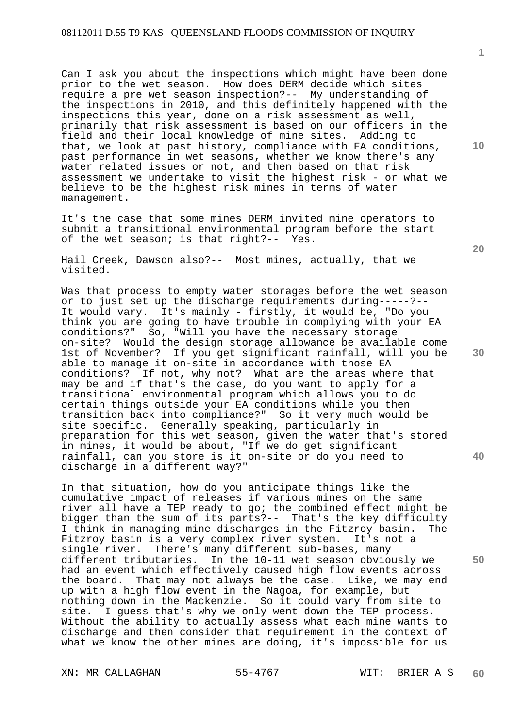Can I ask you about the inspections which might have been done prior to the wet season. How does DERM decide which sites require a pre wet season inspection?-- My understanding of the inspections in 2010, and this definitely happened with the inspections this year, done on a risk assessment as well, primarily that risk assessment is based on our officers in the field and their local knowledge of mine sites. Adding to that, we look at past history, compliance with EA conditions, past performance in wet seasons, whether we know there's any water related issues or not, and then based on that risk assessment we undertake to visit the highest risk - or what we believe to be the highest risk mines in terms of water management.

It's the case that some mines DERM invited mine operators to submit a transitional environmental program before the start of the wet season; is that right?-- Yes.

Hail Creek, Dawson also?-- Most mines, actually, that we visited.

Was that process to empty water storages before the wet season or to just set up the discharge requirements during-----?-- It would vary. It's mainly - firstly, it would be, "Do you think you are going to have trouble in complying with your EA conditions?" So, "Will you have the necessary storage on-site? Would the design storage allowance be available come 1st of November? If you get significant rainfall, will you be able to manage it on-site in accordance with those EA conditions? If not, why not? What are the areas where that may be and if that's the case, do you want to apply for a transitional environmental program which allows you to do certain things outside your EA conditions while you then transition back into compliance?" So it very much would be site specific. Generally speaking, particularly in preparation for this wet season, given the water that's stored in mines, it would be about, "If we do get significant rainfall, can you store is it on-site or do you need to discharge in a different way?"

In that situation, how do you anticipate things like the cumulative impact of releases if various mines on the same river all have a TEP ready to go; the combined effect might be bigger than the sum of its parts?-- That's the key difficulty I think in managing mine discharges in the Fitzroy basin. The Fitzroy basin is a very complex river system. It's not a single river. There's many different sub-bases, many different tributaries. In the 10-11 wet season obviously we had an event which effectively caused high flow events across the board. That may not always be the case. Like, we may end up with a high flow event in the Nagoa, for example, but nothing down in the Mackenzie. So it could vary from site to site. I guess that's why we only went down the TEP process. Without the ability to actually assess what each mine wants to discharge and then consider that requirement in the context of what we know the other mines are doing, it's impossible for us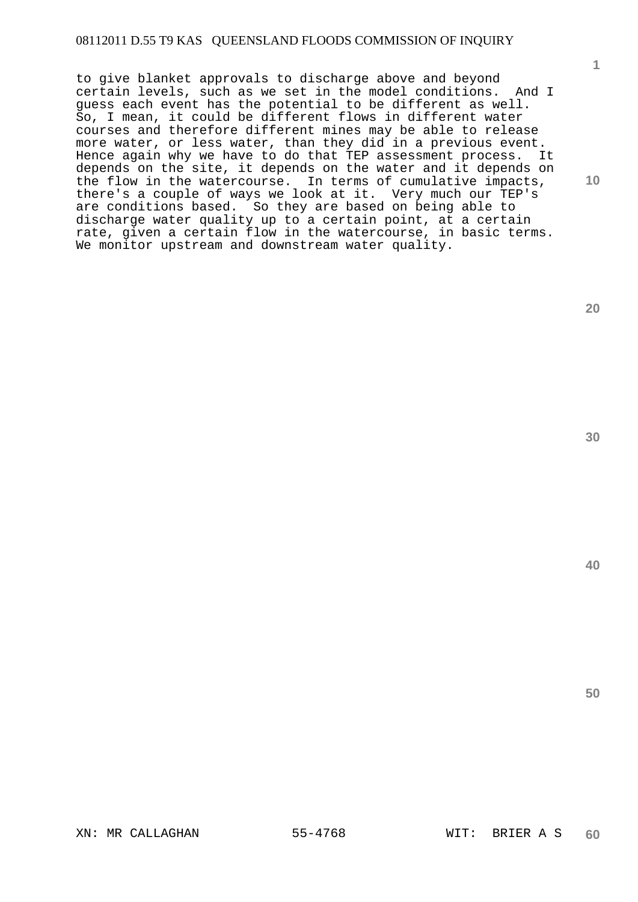to give blanket approvals to discharge above and beyond certain levels, such as we set in the model conditions. And I guess each event has the potential to be different as well. So, I mean, it could be different flows in different water courses and therefore different mines may be able to release more water, or less water, than they did in a previous event. Hence again why we have to do that TEP assessment process. It depends on the site, it depends on the water and it depends on the flow in the watercourse. In terms of cumulative impacts, there's a couple of ways we look at it. Very much our TEP's are conditions based. So they are based on being able to discharge water quality up to a certain point, at a certain rate, given a certain flow in the watercourse, in basic terms. We monitor upstream and downstream water quality.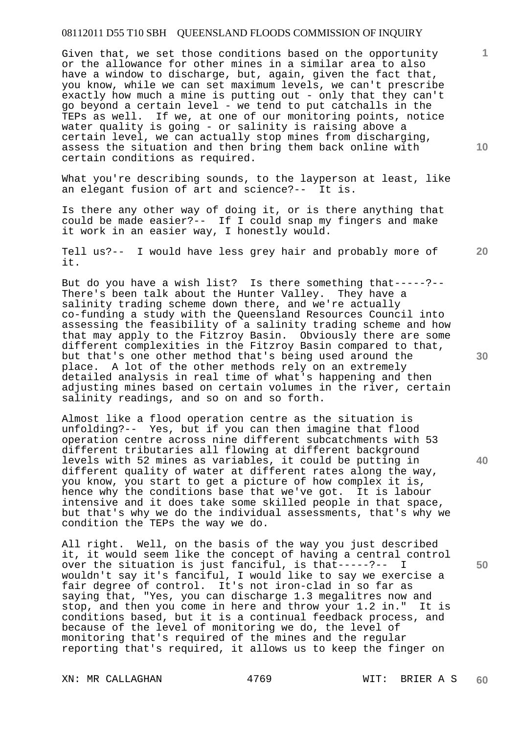Given that, we set those conditions based on the opportunity or the allowance for other mines in a similar area to also have a window to discharge, but, again, given the fact that, you know, while we can set maximum levels, we can't prescribe exactly how much a mine is putting out - only that they can't go beyond a certain level - we tend to put catchalls in the TEPs as well. If we, at one of our monitoring points, notice water quality is going - or salinity is raising above a certain level, we can actually stop mines from discharging, assess the situation and then bring them back online with certain conditions as required.

What you're describing sounds, to the layperson at least, like an elegant fusion of art and science?-- It is.

Is there any other way of doing it, or is there anything that could be made easier?-- If I could snap my fingers and make it work in an easier way, I honestly would.

Tell us?-- I would have less grey hair and probably more of it.

But do you have a wish list? Is there something that-----?-- There's been talk about the Hunter Valley. They have a salinity trading scheme down there, and we're actually co-funding a study with the Queensland Resources Council into assessing the feasibility of a salinity trading scheme and how that may apply to the Fitzroy Basin. Obviously there are some different complexities in the Fitzroy Basin compared to that, but that's one other method that's being used around the place. A lot of the other methods rely on an extremely detailed analysis in real time of what's happening and then adjusting mines based on certain volumes in the river, certain salinity readings, and so on and so forth.

Almost like a flood operation centre as the situation is unfolding?-- Yes, but if you can then imagine that flood operation centre across nine different subcatchments with 53 different tributaries all flowing at different background levels with 52 mines as variables, it could be putting in different quality of water at different rates along the way, you know, you start to get a picture of how complex it is, hence why the conditions base that we've got. It is labour intensive and it does take some skilled people in that space, but that's why we do the individual assessments, that's why we condition the TEPs the way we do.

All right. Well, on the basis of the way you just described it, it would seem like the concept of having a central control over the situation is just fanciful, is that-----?-- I wouldn't say it's fanciful, I would like to say we exercise a fair degree of control. It's not iron-clad in so far as saying that, "Yes, you can discharge 1.3 megalitres now and stop, and then you come in here and throw your 1.2 in." It is conditions based, but it is a continual feedback process, and because of the level of monitoring we do, the level of monitoring that's required of the mines and the regular reporting that's required, it allows us to keep the finger on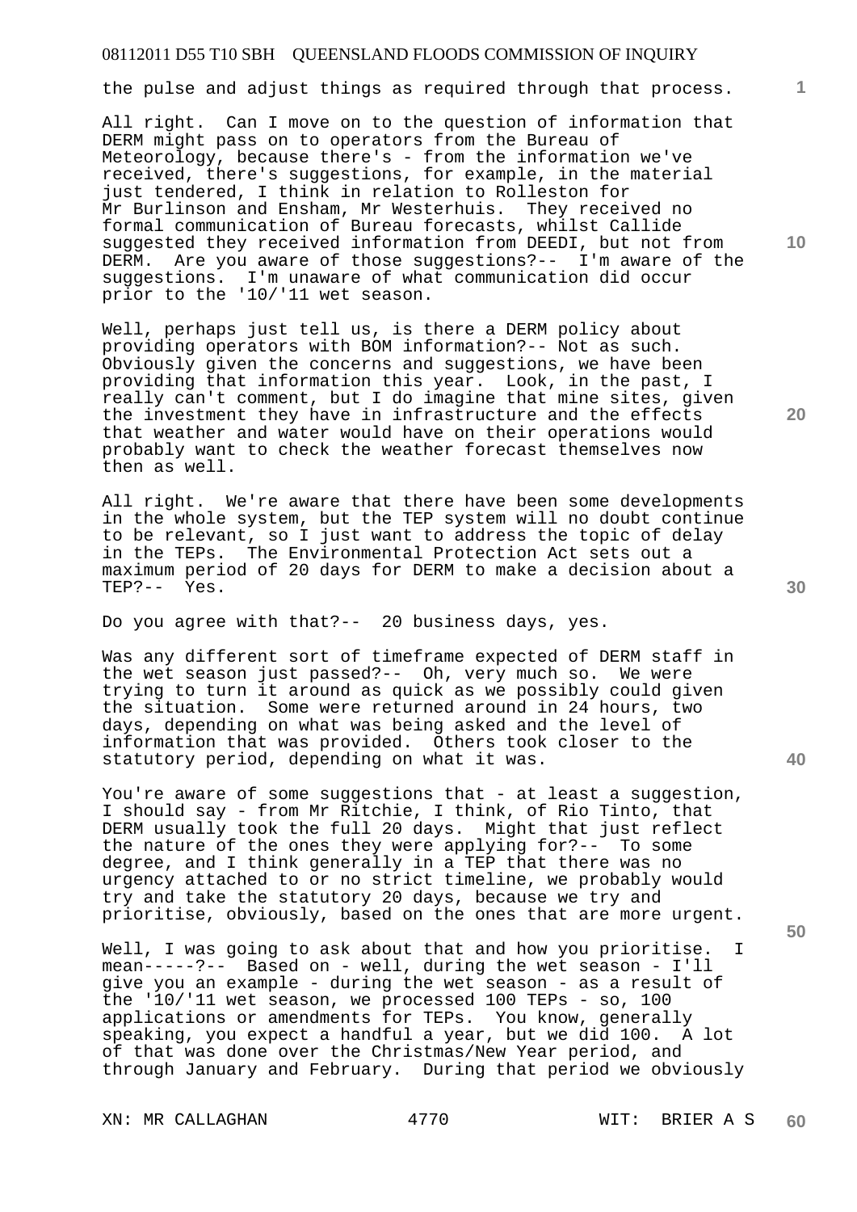the pulse and adjust things as required through that process.

All right. Can I move on to the question of information that DERM might pass on to operators from the Bureau of Meteorology, because there's - from the information we've received, there's suggestions, for example, in the material just tendered, I think in relation to Rolleston for Mr Burlinson and Ensham, Mr Westerhuis. They received no formal communication of Bureau forecasts, whilst Callide suggested they received information from DEEDI, but not from DERM. Are you aware of those suggestions?-- I'm aware of the suggestions. I'm unaware of what communication did occur prior to the '10/'11 wet season.

Well, perhaps just tell us, is there a DERM policy about providing operators with BOM information?-- Not as such. Obviously given the concerns and suggestions, we have been providing that information this year. Look, in the past, I really can't comment, but I do imagine that mine sites, given the investment they have in infrastructure and the effects that weather and water would have on their operations would probably want to check the weather forecast themselves now then as well.

All right. We're aware that there have been some developments in the whole system, but the TEP system will no doubt continue to be relevant, so I just want to address the topic of delay in the TEPs. The Environmental Protection Act sets out a maximum period of 20 days for DERM to make a decision about a TEP?-- Yes.

Do you agree with that?-- 20 business days, yes.

Was any different sort of timeframe expected of DERM staff in the wet season just passed?-- Oh, very much so. We were trying to turn it around as quick as we possibly could given the situation. Some were returned around in 24 hours, two days, depending on what was being asked and the level of information that was provided. Others took closer to the statutory period, depending on what it was.

You're aware of some suggestions that - at least a suggestion, I should say - from Mr Ritchie, I think, of Rio Tinto, that DERM usually took the full 20 days. Might that just reflect the nature of the ones they were applying for?-- To some degree, and I think generally in a TEP that there was no urgency attached to or no strict timeline, we probably would try and take the statutory 20 days, because we try and prioritise, obviously, based on the ones that are more urgent.

Well, I was going to ask about that and how you prioritise. I mean-----?-- Based on - well, during the wet season - I'll give you an example - during the wet season - as a result of the '10/'11 wet season, we processed 100 TEPs - so, 100 applications or amendments for TEPs. You know, generally speaking, you expect a handful a year, but we did 100. A lot of that was done over the Christmas/New Year period, and through January and February. During that period we obviously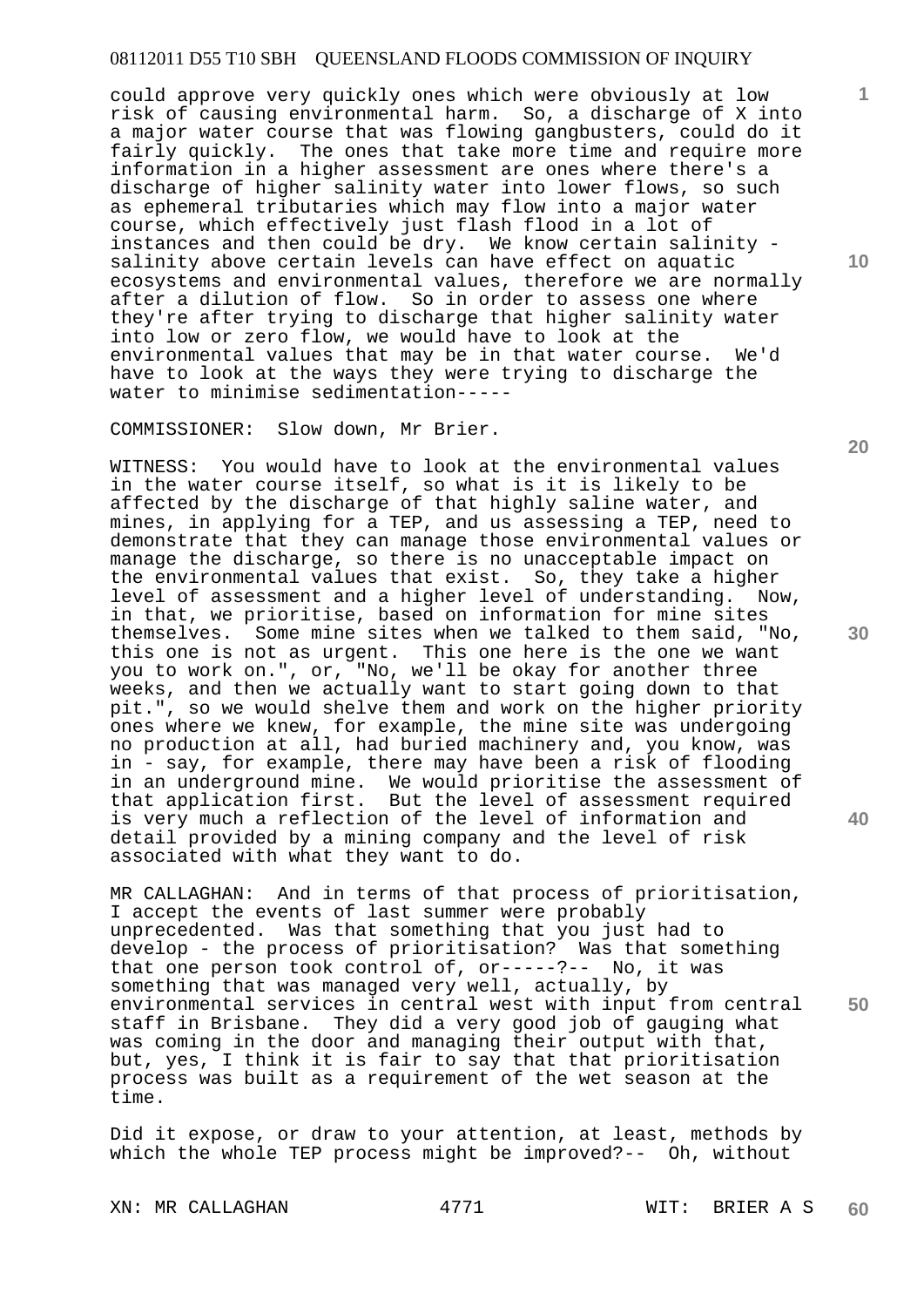could approve very quickly ones which were obviously at low risk of causing environmental harm. So, a discharge of X into a major water course that was flowing gangbusters, could do it fairly quickly. The ones that take more time and require more information in a higher assessment are ones where there's a discharge of higher salinity water into lower flows, so such as ephemeral tributaries which may flow into a major water course, which effectively just flash flood in a lot of instances and then could be dry. We know certain salinity - salinity above certain levels can have effect on aquatic ecosystems and environmental values, therefore we are normally after a dilution of flow. So in order to assess one where they're after trying to discharge that higher salinity water into low or zero flow, we would have to look at the environmental values that may be in that water course. We'd have to look at the ways they were trying to discharge the water to minimise sedimentation-----

COMMISSIONER: Slow down, Mr Brier.

WITNESS: You would have to look at the environmental values in the water course itself, so what is it is likely to be affected by the discharge of that highly saline water, and mines, in applying for a TEP, and us assessing a TEP, need to demonstrate that they can manage those environmental values or manage the discharge, so there is no unacceptable impact on the environmental values that exist. So, they take a higher level of assessment and a higher level of understanding. Now, in that, we prioritise, based on information for mine sites themselves. Some mine sites when we talked to them said, "No, this one is not as urgent. This one here is the one we want you to work on.", or, "No, we'll be okay for another three weeks, and then we actually want to start going down to that pit.", so we would shelve them and work on the higher priority ones where we knew, for example, the mine site was undergoing no production at all, had buried machinery and, you know, was in - say, for example, there may have been a risk of flooding in an underground mine. We would prioritise the assessment of that application first. But the level of assessment required is very much a reflection of the level of information and detail provided by a mining company and the level of risk associated with what they want to do.

MR CALLAGHAN: And in terms of that process of prioritisation, I accept the events of last summer were probably unprecedented. Was that something that you just had to develop - the process of prioritisation? Was that something that one person took control of, or-----?-- No, it was something that was managed very well, actually, by environmental services in central west with input from central staff in Brisbane. They did a very good job of gauging what was coming in the door and managing their output with that, but, yes, I think it is fair to say that that prioritisation process was built as a requirement of the wet season at the time.

Did it expose, or draw to your attention, at least, methods by which the whole TEP process might be improved?-- Oh, without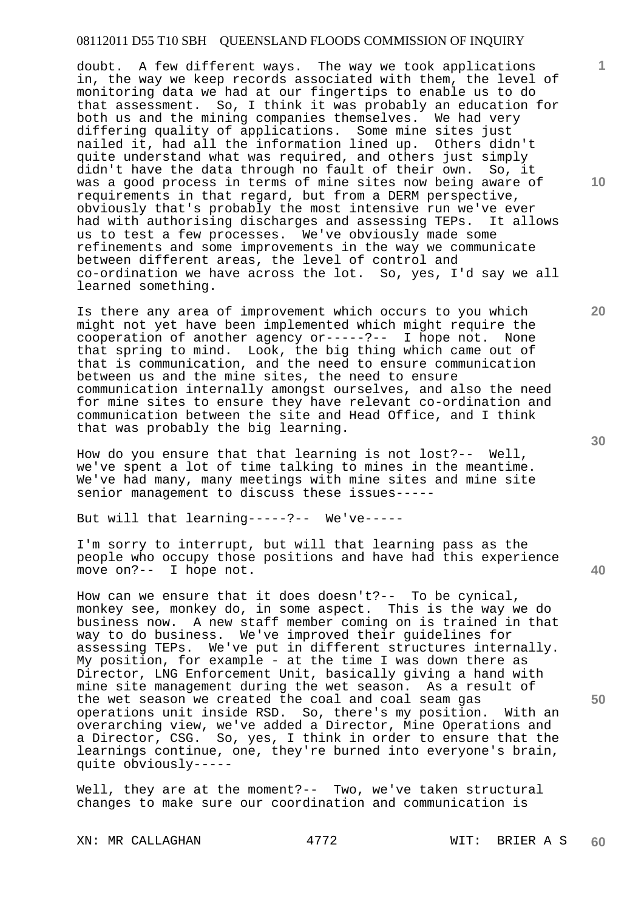doubt. A few different ways. The way we took applications in, the way we keep records associated with them, the level of monitoring data we had at our fingertips to enable us to do that assessment. So, I think it was probably an education for both us and the mining companies themselves. We had very differing quality of applications. Some mine sites just nailed it, had all the information lined up. Others didn't quite understand what was required, and others just simply didn't have the data through no fault of their own. So, it was a good process in terms of mine sites now being aware of requirements in that regard, but from a DERM perspective, obviously that's probably the most intensive run we've ever had with authorising discharges and assessing TEPs. It allows us to test a few processes. We've obviously made some refinements and some improvements in the way we communicate between different areas, the level of control and co-ordination we have across the lot. So, yes, I'd say we all learned something.

Is there any area of improvement which occurs to you which might not yet have been implemented which might require the cooperation of another agency or-----?-- I hope not. None that spring to mind. Look, the big thing which came out of that is communication, and the need to ensure communication between us and the mine sites, the need to ensure communication internally amongst ourselves, and also the need for mine sites to ensure they have relevant co-ordination and communication between the site and Head Office, and I think that was probably the big learning.

How do you ensure that that learning is not lost?-- Well, we've spent a lot of time talking to mines in the meantime. We've had many, many meetings with mine sites and mine site senior management to discuss these issues-----

But will that learning-----?-- We've-----

I'm sorry to interrupt, but will that learning pass as the people who occupy those positions and have had this experience move on?-- I hope not.

How can we ensure that it does doesn't?-- To be cynical, monkey see, monkey do, in some aspect. This is the way we do business now. A new staff member coming on is trained in that way to do business. We've improved their guidelines for assessing TEPs. We've put in different structures internally. My position, for example - at the time I was down there as Director, LNG Enforcement Unit, basically giving a hand with mine site management during the wet season. As a result of the wet season we created the coal and coal seam gas operations unit inside RSD. So, there's my position. With an overarching view, we've added a Director, Mine Operations and a Director, CSG. So, yes, I think in order to ensure that the learnings continue, one, they're burned into everyone's brain, quite obviously-----

Well, they are at the moment?-- Two, we've taken structural changes to make sure our coordination and communication is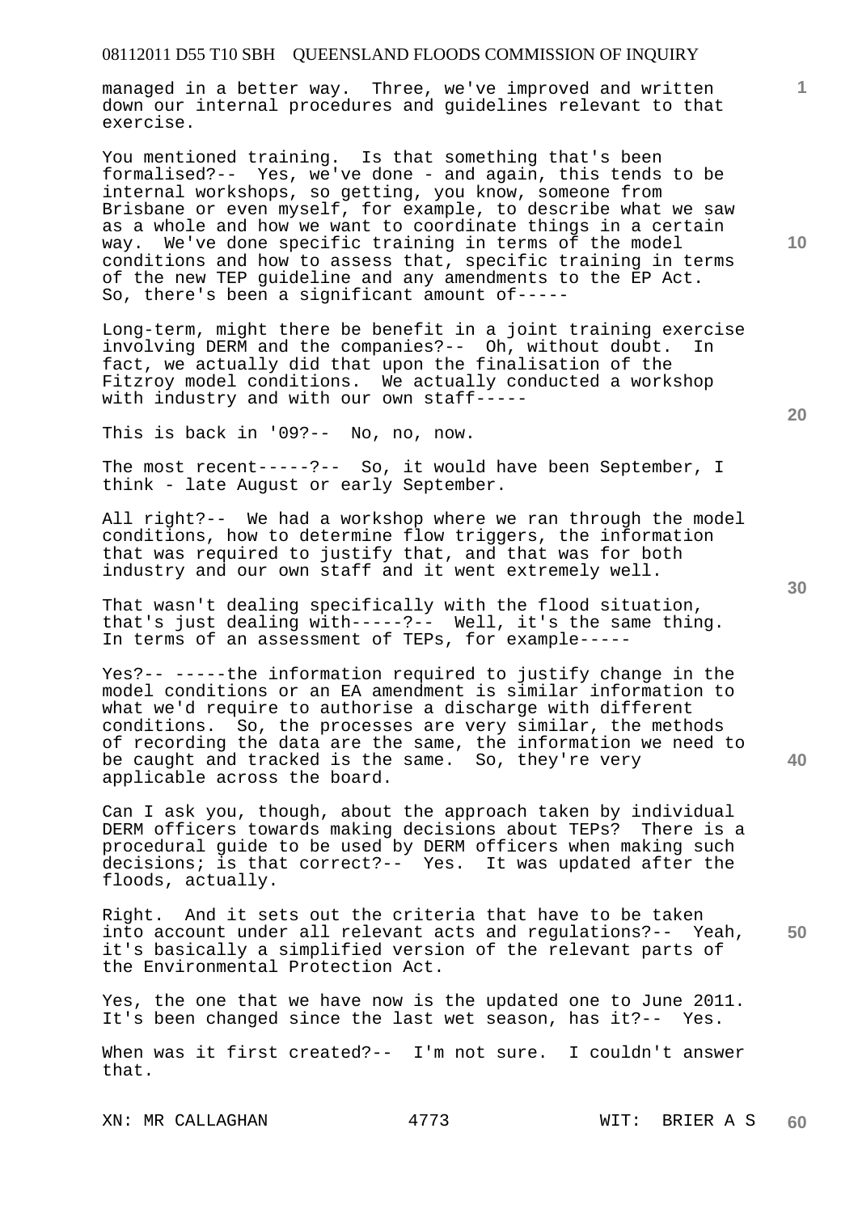managed in a better way. Three, we've improved and written down our internal procedures and guidelines relevant to that exercise.

You mentioned training. Is that something that's been formalised?-- Yes, we've done - and again, this tends to be internal workshops, so getting, you know, someone from Brisbane or even myself, for example, to describe what we saw as a whole and how we want to coordinate things in a certain way. We've done specific training in terms of the model conditions and how to assess that, specific training in terms of the new TEP guideline and any amendments to the EP Act. So, there's been a significant amount of-----

Long-term, might there be benefit in a joint training exercise involving DERM and the companies?-- Oh, without doubt. In fact, we actually did that upon the finalisation of the Fitzroy model conditions. We actually conducted a workshop with industry and with our own staff-----

This is back in '09?-- No, no, now.

The most recent-----?-- So, it would have been September, I think - late August or early September.

All right?-- We had a workshop where we ran through the model conditions, how to determine flow triggers, the information that was required to justify that, and that was for both industry and our own staff and it went extremely well.

That wasn't dealing specifically with the flood situation, that's just dealing with-----?-- Well, it's the same thing. In terms of an assessment of TEPs, for example-----

Yes?-- -----the information required to justify change in the model conditions or an EA amendment is similar information to what we'd require to authorise a discharge with different conditions. So, the processes are very similar, the methods of recording the data are the same, the information we need to be caught and tracked is the same. So, they're very applicable across the board.

Can I ask you, though, about the approach taken by individual DERM officers towards making decisions about TEPs? There is a procedural guide to be used by DERM officers when making such decisions; is that correct?-- Yes. It was updated after the floods, actually.

Right. And it sets out the criteria that have to be taken into account under all relevant acts and regulations?-- Yeah, it's basically a simplified version of the relevant parts of the Environmental Protection Act.

Yes, the one that we have now is the updated one to June 2011. It's been changed since the last wet season, has it?-- Yes.

When was it first created?-- I'm not sure. I couldn't answer that.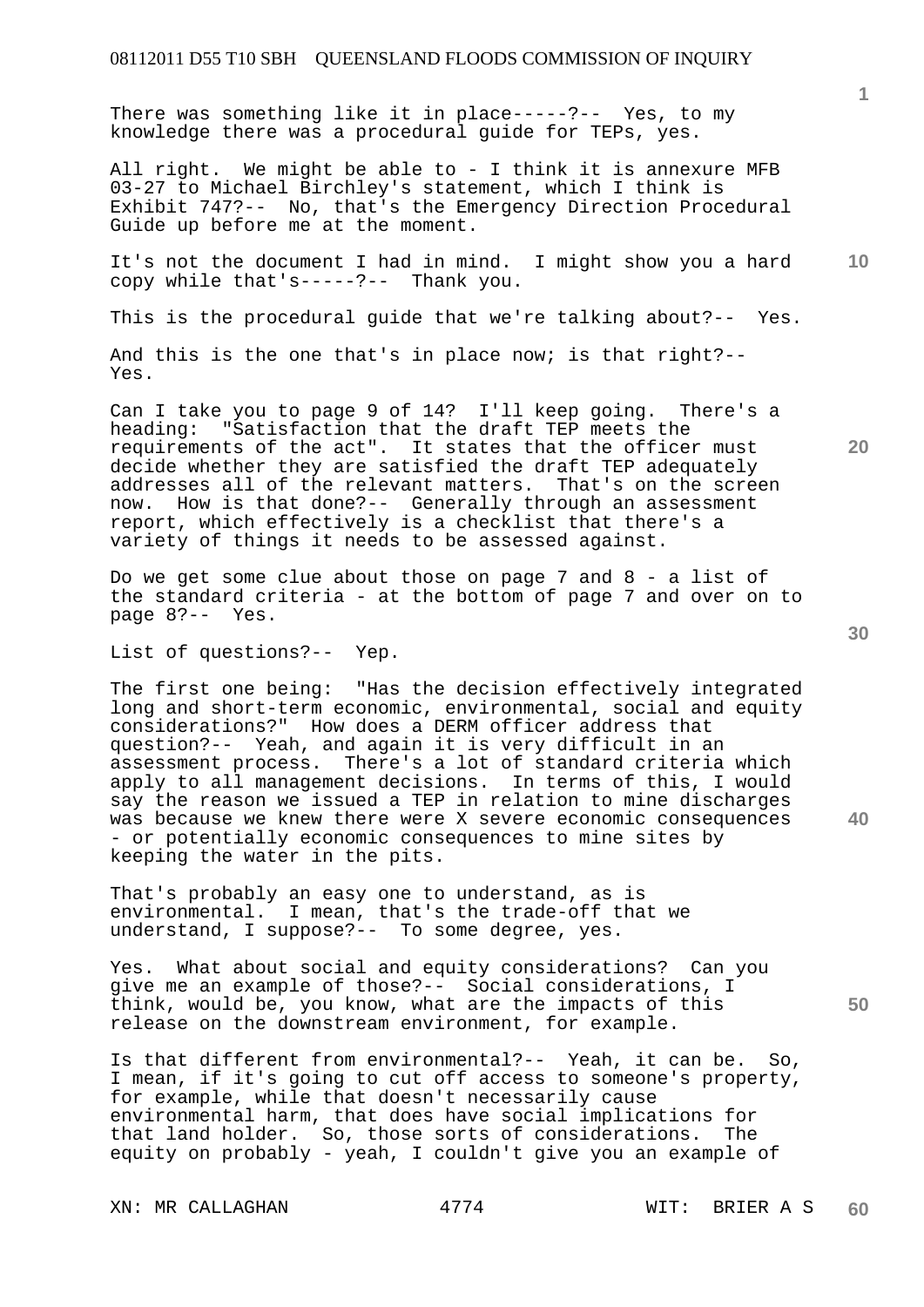There was something like it in place-----?-- Yes, to my knowledge there was a procedural guide for TEPs, yes.

All right. We might be able to - I think it is annexure MFB 03-27 to Michael Birchley's statement, which I think is Exhibit 747?-- No, that's the Emergency Direction Procedural Guide up before me at the moment.

It's not the document I had in mind. I might show you a hard copy while that's-----?-- Thank you.

This is the procedural guide that we're talking about?-- Yes.

And this is the one that's in place now; is that right?-- Yes.

Can I take you to page 9 of 14? I'll keep going. There's a heading: "Satisfaction that the draft TEP meets the requirements of the act". It states that the officer must decide whether they are satisfied the draft TEP adequately addresses all of the relevant matters. That's on the screen now. How is that done?-- Generally through an assessment report, which effectively is a checklist that there's a variety of things it needs to be assessed against.

Do we get some clue about those on page 7 and 8 - a list of the standard criteria - at the bottom of page 7 and over on to page 8?-- Yes.

List of questions?-- Yep.

The first one being: "Has the decision effectively integrated long and short-term economic, environmental, social and equity considerations?" How does a DERM officer address that question?-- Yeah, and again it is very difficult in an assessment process. There's a lot of standard criteria which apply to all management decisions. In terms of this, I would say the reason we issued a TEP in relation to mine discharges was because we knew there were X severe economic consequences - or potentially economic consequences to mine sites by keeping the water in the pits.

That's probably an easy one to understand, as is environmental. I mean, that's the trade-off that we understand, I suppose?-- To some degree, yes.

Yes. What about social and equity considerations? Can you give me an example of those?-- Social considerations, I think, would be, you know, what are the impacts of this release on the downstream environment, for example.

Is that different from environmental?-- Yeah, it can be. So, I mean, if it's going to cut off access to someone's property, for example, while that doesn't necessarily cause environmental harm, that does have social implications for that land holder. So, those sorts of considerations. The equity on probably - yeah, I couldn't give you an example of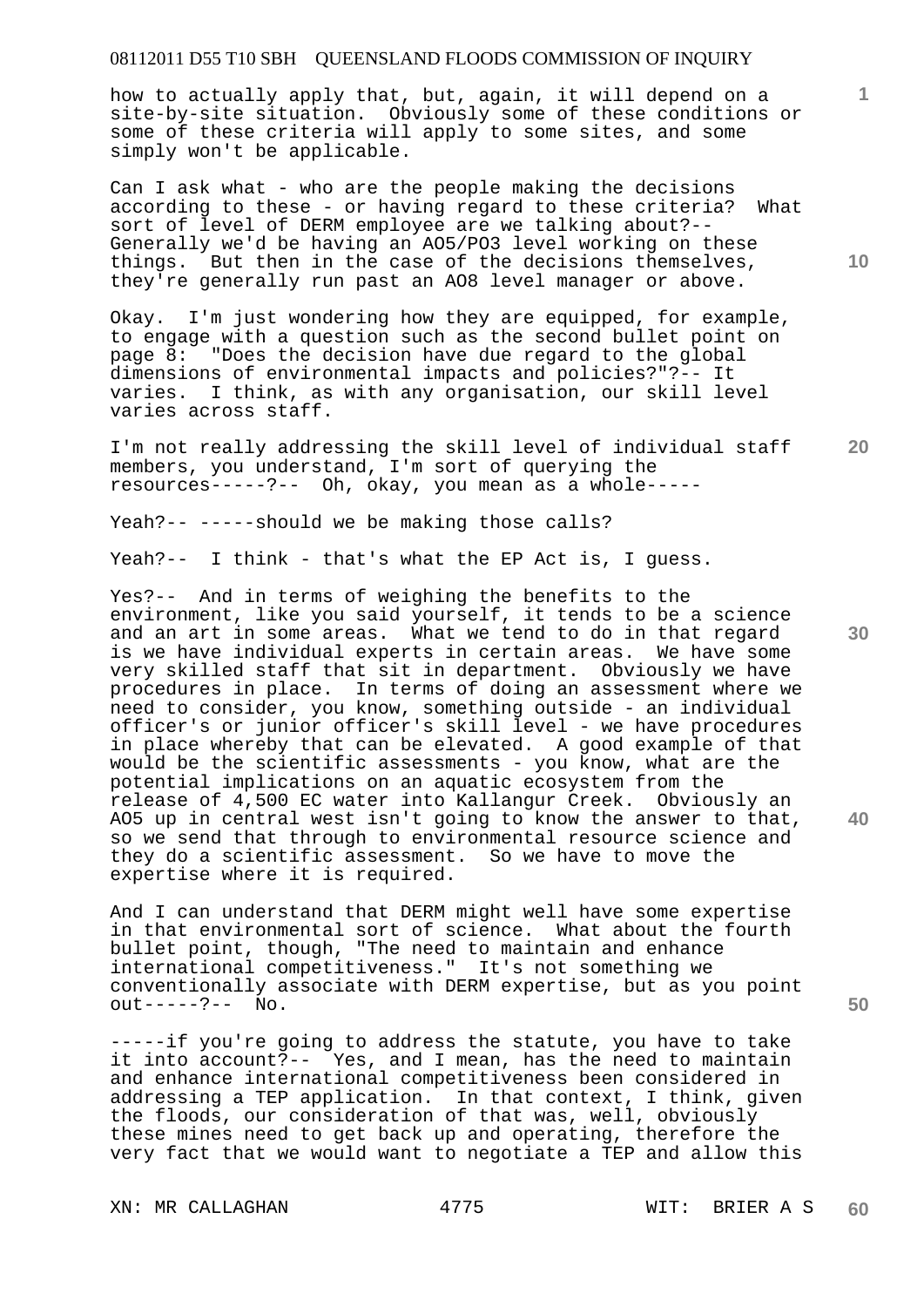how to actually apply that, but, again, it will depend on a site-by-site situation. Obviously some of these conditions or some of these criteria will apply to some sites, and some simply won't be applicable.

Can I ask what - who are the people making the decisions according to these - or having regard to these criteria? What sort of level of DERM employee are we talking about?-- Generally we'd be having an AO5/PO3 level working on these things. But then in the case of the decisions themselves, they're generally run past an AO8 level manager or above.

Okay. I'm just wondering how they are equipped, for example, to engage with a question such as the second bullet point on page 8: "Does the decision have due regard to the global dimensions of environmental impacts and policies?"?-- It varies. I think, as with any organisation, our skill level varies across staff.

I'm not really addressing the skill level of individual staff members, you understand, I'm sort of querying the resources-----?-- Oh, okay, you mean as a whole-----

Yeah?-- -----should we be making those calls?

Yeah?-- I think - that's what the EP Act is, I guess.

Yes?-- And in terms of weighing the benefits to the environment, like you said yourself, it tends to be a science and an art in some areas. What we tend to do in that regard is we have individual experts in certain areas. We have some very skilled staff that sit in department. Obviously we have procedures in place. In terms of doing an assessment where we need to consider, you know, something outside - an individual officer's or junior officer's skill level - we have procedures in place whereby that can be elevated. A good example of that would be the scientific assessments - you know, what are the potential implications on an aquatic ecosystem from the release of 4,500 EC water into Kallangur Creek. Obviously an AO5 up in central west isn't going to know the answer to that, so we send that through to environmental resource science and they do a scientific assessment. So we have to move the expertise where it is required.

And I can understand that DERM might well have some expertise in that environmental sort of science. What about the fourth bullet point, though, "The need to maintain and enhance international competitiveness." It's not something we conventionally associate with DERM expertise, but as you point out-----?-- No.

-----if you're going to address the statute, you have to take it into account?-- Yes, and I mean, has the need to maintain and enhance international competitiveness been considered in addressing a TEP application. In that context, I think, given the floods, our consideration of that was, well, obviously these mines need to get back up and operating, therefore the very fact that we would want to negotiate a TEP and allow this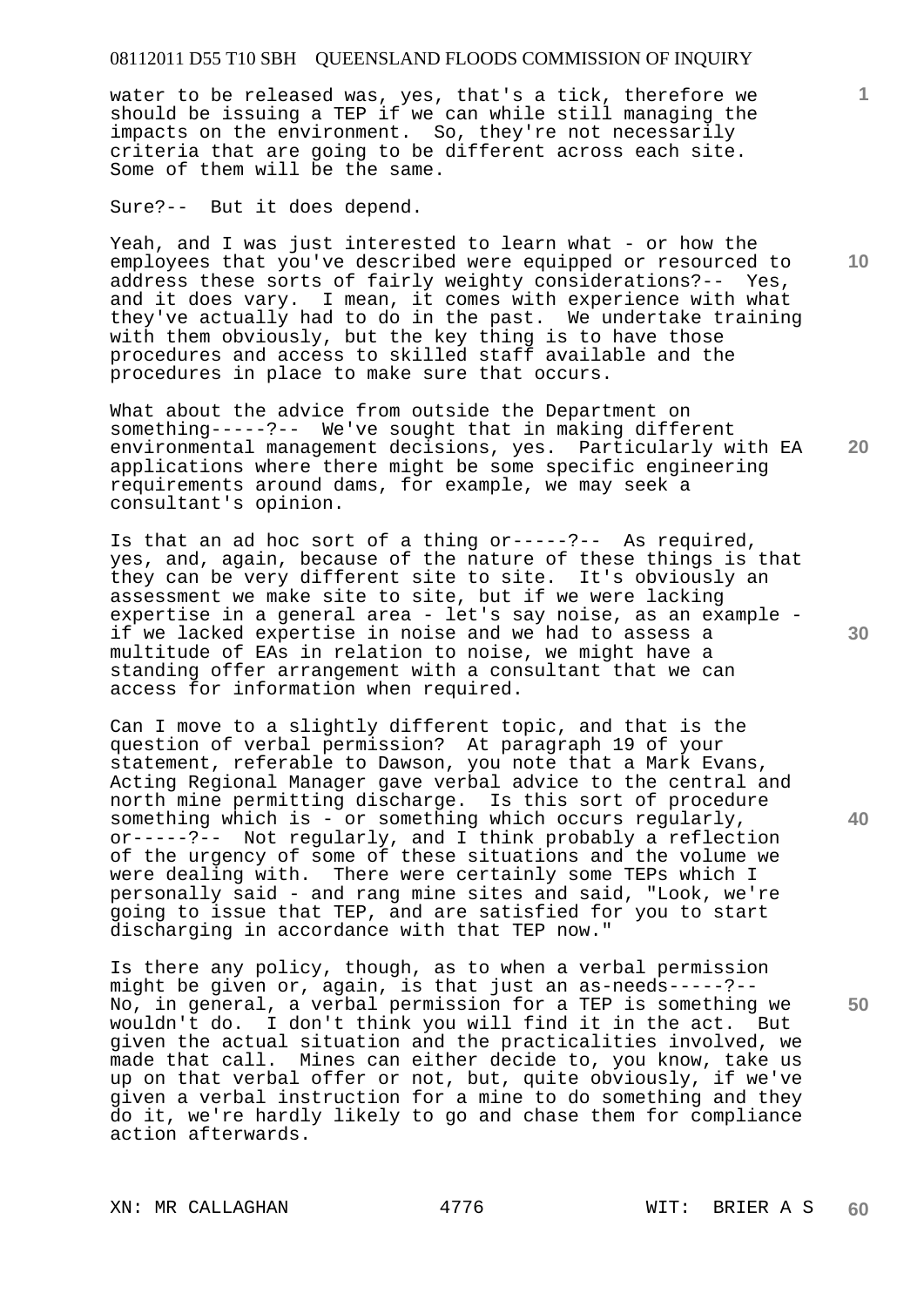water to be released was, yes, that's a tick, therefore we should be issuing a TEP if we can while still managing the impacts on the environment. So, they're not necessarily criteria that are going to be different across each site. Some of them will be the same.

Sure?-- But it does depend.

Yeah, and I was just interested to learn what - or how the employees that you've described were equipped or resourced to address these sorts of fairly weighty considerations?-- Yes, and it does vary. I mean, it comes with experience with what they've actually had to do in the past. We undertake training with them obviously, but the key thing is to have those procedures and access to skilled staff available and the procedures in place to make sure that occurs.

What about the advice from outside the Department on something-----?-- We've sought that in making different environmental management decisions, yes. Particularly with EA applications where there might be some specific engineering requirements around dams, for example, we may seek a consultant's opinion.

Is that an ad hoc sort of a thing or-----?-- As required, yes, and, again, because of the nature of these things is that they can be very different site to site. It's obviously an assessment we make site to site, but if we were lacking expertise in a general area - let's say noise, as an example - if we lacked expertise in noise and we had to assess a multitude of EAs in relation to noise, we might have a standing offer arrangement with a consultant that we can access for information when required.

Can I move to a slightly different topic, and that is the question of verbal permission? At paragraph 19 of your statement, referable to Dawson, you note that a Mark Evans, Acting Regional Manager gave verbal advice to the central and north mine permitting discharge. Is this sort of procedure something which is - or something which occurs regularly, or-----?-- Not regularly, and I think probably a reflection of the urgency of some of these situations and the volume we were dealing with. There were certainly some TEPs which I personally said - and rang mine sites and said, "Look, we're going to issue that TEP, and are satisfied for you to start discharging in accordance with that TEP now."

Is there any policy, though, as to when a verbal permission might be given or, again, is that just an as-needs-----?-- No, in general, a verbal permission for a TEP is something we wouldn't do. I don't think you will find it in the act. But given the actual situation and the practicalities involved, we made that call. Mines can either decide to, you know, take us up on that verbal offer or not, but, quite obviously, if we've given a verbal instruction for a mine to do something and they do it, we're hardly likely to go and chase them for compliance action afterwards.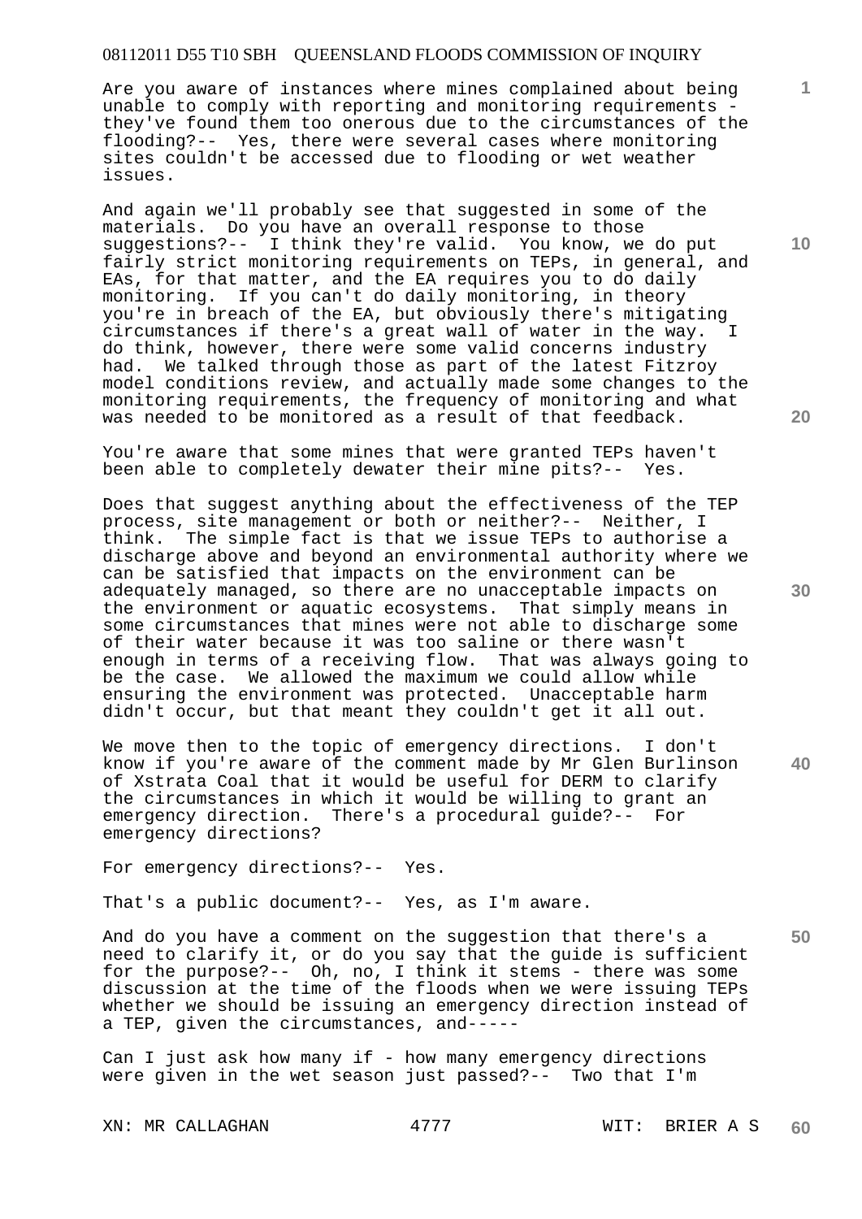Are you aware of instances where mines complained about being unable to comply with reporting and monitoring requirements - they've found them too onerous due to the circumstances of the flooding?-- Yes, there were several cases where monitoring sites couldn't be accessed due to flooding or wet weather issues.

And again we'll probably see that suggested in some of the materials. Do you have an overall response to those suggestions?-- I think they're valid. You know, we do put fairly strict monitoring requirements on TEPs, in general, and EAs, for that matter, and the EA requires you to do daily monitoring. If you can't do daily monitoring, in theory you're in breach of the EA, but obviously there's mitigating circumstances if there's a great wall of water in the way. I do think, however, there were some valid concerns industry had. We talked through those as part of the latest Fitzroy model conditions review, and actually made some changes to the monitoring requirements, the frequency of monitoring and what was needed to be monitored as a result of that feedback.

You're aware that some mines that were granted TEPs haven't been able to completely dewater their mine pits?-- Yes.

Does that suggest anything about the effectiveness of the TEP process, site management or both or neither?-- Neither, I think. The simple fact is that we issue TEPs to authorise a discharge above and beyond an environmental authority where we can be satisfied that impacts on the environment can be adequately managed, so there are no unacceptable impacts on the environment or aquatic ecosystems. That simply means in some circumstances that mines were not able to discharge some of their water because it was too saline or there wasn't enough in terms of a receiving flow. That was always going to be the case. We allowed the maximum we could allow while ensuring the environment was protected. Unacceptable harm didn't occur, but that meant they couldn't get it all out.

We move then to the topic of emergency directions. I don't know if you're aware of the comment made by Mr Glen Burlinson of Xstrata Coal that it would be useful for DERM to clarify the circumstances in which it would be willing to grant an emergency direction. There's a procedural guide?-- For emergency directions?

For emergency directions?-- Yes.

That's a public document?-- Yes, as I'm aware.

And do you have a comment on the suggestion that there's a need to clarify it, or do you say that the guide is sufficient for the purpose?-- Oh, no, I think it stems - there was some discussion at the time of the floods when we were issuing TEPs whether we should be issuing an emergency direction instead of a TEP, given the circumstances, and-----

Can I just ask how many if - how many emergency directions were given in the wet season just passed?-- Two that I'm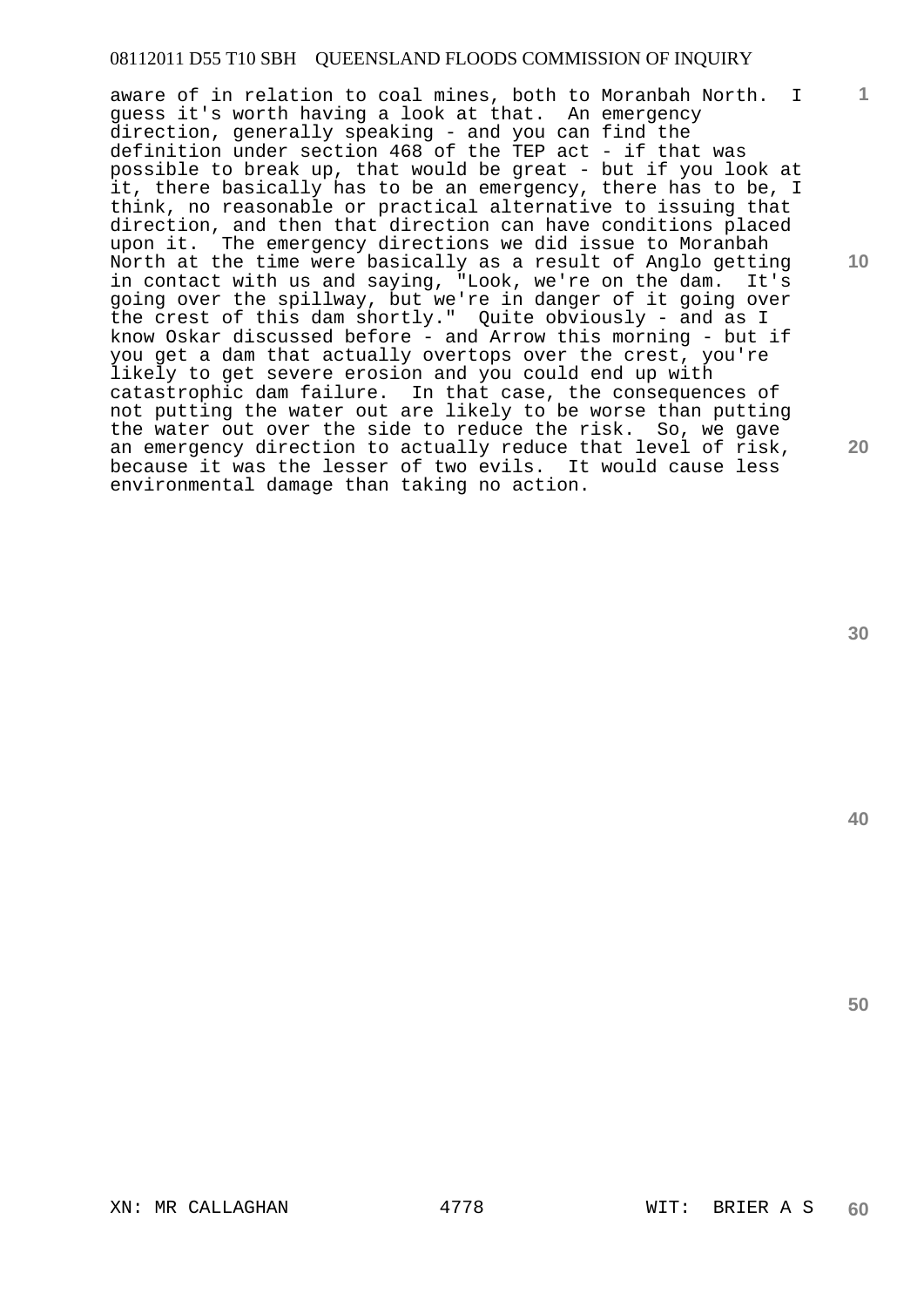aware of in relation to coal mines, both to Moranbah North. I guess it's worth having a look at that. An emergency direction, generally speaking - and you can find the definition under section 468 of the TEP act - if that was possible to break up, that would be great - but if you look at it, there basically has to be an emergency, there has to be, I think, no reasonable or practical alternative to issuing that direction, and then that direction can have conditions placed upon it. The emergency directions we did issue to Moranbah North at the time were basically as a result of Anglo getting in contact with us and saying, "Look, we're on the dam. It's going over the spillway, but we're in danger of it going over the crest of this dam shortly." Quite obviously - and as I know Oskar discussed before - and Arrow this morning - but if you get a dam that actually overtops over the crest, you're likely to get severe erosion and you could end up with catastrophic dam failure. In that case, the consequences of not putting the water out are likely to be worse than putting the water out over the side to reduce the risk. So, we gave an emergency direction to actually reduce that level of risk, because it was the lesser of two evils. It would cause less environmental damage than taking no action.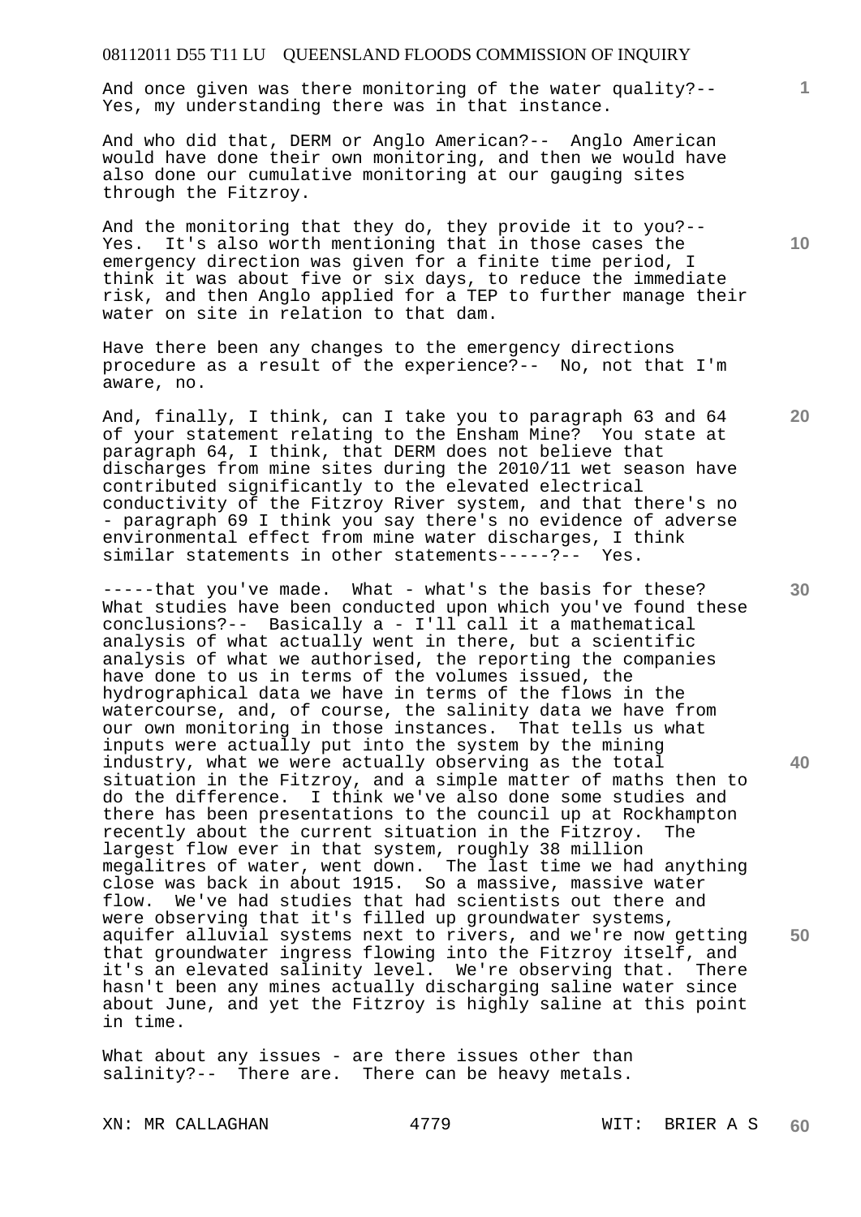And once given was there monitoring of the water quality?-- Yes, my understanding there was in that instance.

And who did that, DERM or Anglo American?-- Anglo American would have done their own monitoring, and then we would have also done our cumulative monitoring at our gauging sites through the Fitzroy.

And the monitoring that they do, they provide it to you?-- Yes. It's also worth mentioning that in those cases the emergency direction was given for a finite time period, I think it was about five or six days, to reduce the immediate risk, and then Anglo applied for a TEP to further manage their water on site in relation to that dam.

Have there been any changes to the emergency directions procedure as a result of the experience?-- No, not that I'm aware, no.

And, finally, I think, can I take you to paragraph 63 and 64 of your statement relating to the Ensham Mine? You state at paragraph 64, I think, that DERM does not believe that discharges from mine sites during the 2010/11 wet season have contributed significantly to the elevated electrical conductivity of the Fitzroy River system, and that there's no - paragraph 69 I think you say there's no evidence of adverse environmental effect from mine water discharges, I think similar statements in other statements-----?-- Yes.

-----that you've made. What - what's the basis for these? What studies have been conducted upon which you've found these conclusions?-- Basically a - I'll call it a mathematical analysis of what actually went in there, but a scientific analysis of what we authorised, the reporting the companies have done to us in terms of the volumes issued, the hydrographical data we have in terms of the flows in the watercourse, and, of course, the salinity data we have from our own monitoring in those instances. That tells us what inputs were actually put into the system by the mining industry, what we were actually observing as the total situation in the Fitzroy, and a simple matter of maths then to do the difference. I think we've also done some studies and there has been presentations to the council up at Rockhampton recently about the current situation in the Fitzroy. The largest flow ever in that system, roughly 38 million megalitres of water, went down. The last time we had anything close was back in about 1915. So a massive, massive water flow. We've had studies that had scientists out there and were observing that it's filled up groundwater systems, aquifer alluvial systems next to rivers, and we're now getting that groundwater ingress flowing into the Fitzroy itself, and it's an elevated salinity level. We're observing that. There hasn't been any mines actually discharging saline water since about June, and yet the Fitzroy is highly saline at this point in time.

What about any issues - are there issues other than salinity?-- There are. There can be heavy metals.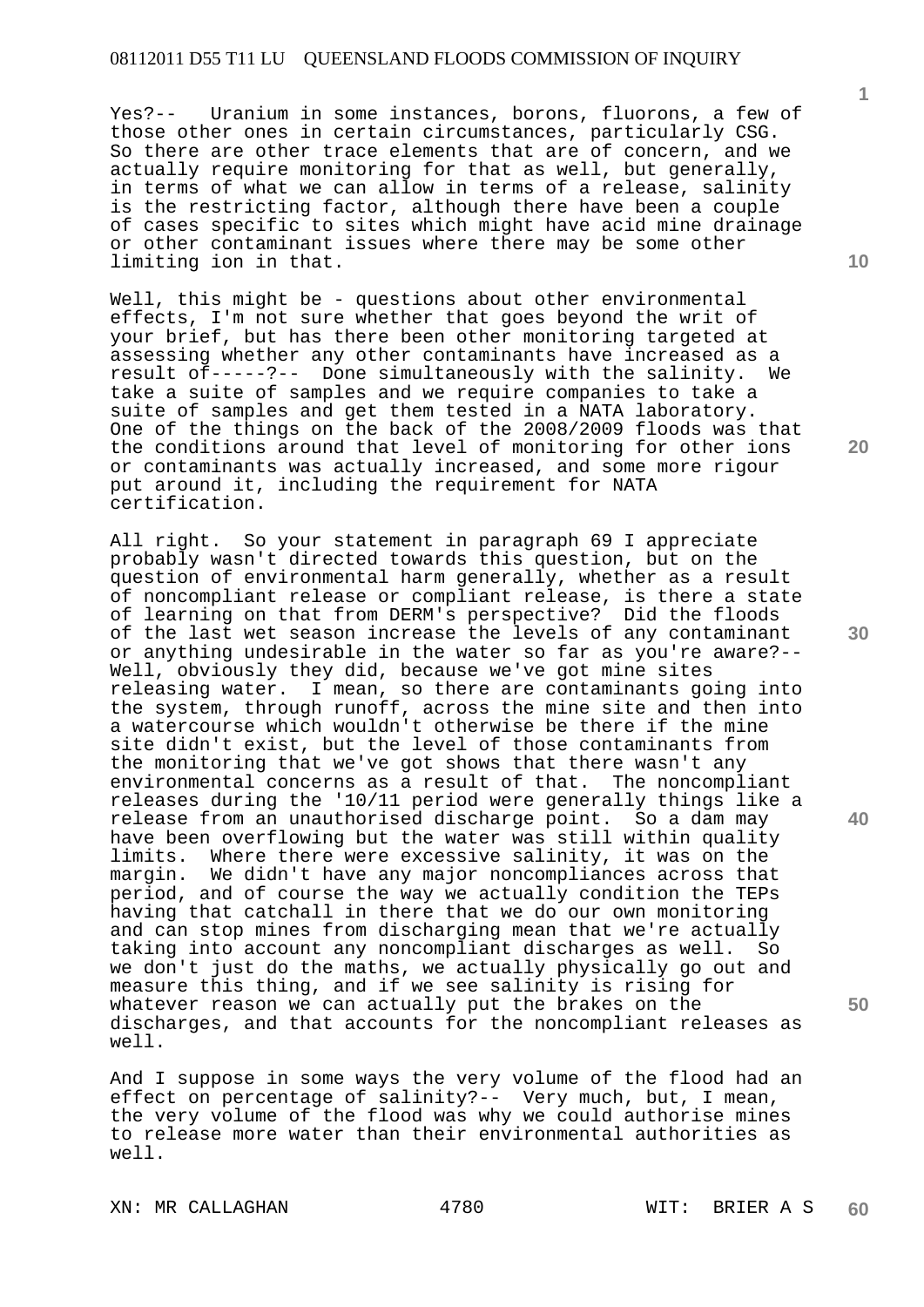Yes?-- Uranium in some instances, borons, fluorons, a few of those other ones in certain circumstances, particularly CSG. So there are other trace elements that are of concern, and we actually require monitoring for that as well, but generally, in terms of what we can allow in terms of a release, salinity is the restricting factor, although there have been a couple of cases specific to sites which might have acid mine drainage or other contaminant issues where there may be some other limiting ion in that.

Well, this might be - questions about other environmental effects, I'm not sure whether that goes beyond the writ of your brief, but has there been other monitoring targeted at assessing whether any other contaminants have increased as a result of-----?-- Done simultaneously with the salinity. We take a suite of samples and we require companies to take a suite of samples and get them tested in a NATA laboratory. One of the things on the back of the 2008/2009 floods was that the conditions around that level of monitoring for other ions or contaminants was actually increased, and some more rigour put around it, including the requirement for NATA certification.

All right. So your statement in paragraph 69 I appreciate probably wasn't directed towards this question, but on the question of environmental harm generally, whether as a result of noncompliant release or compliant release, is there a state of learning on that from DERM's perspective? Did the floods of the last wet season increase the levels of any contaminant or anything undesirable in the water so far as you're aware?-- Well, obviously they did, because we've got mine sites releasing water. I mean, so there are contaminants going into the system, through runoff, across the mine site and then into a watercourse which wouldn't otherwise be there if the mine site didn't exist, but the level of those contaminants from the monitoring that we've got shows that there wasn't any environmental concerns as a result of that. The noncompliant releases during the '10/11 period were generally things like a release from an unauthorised discharge point. So a dam may have been overflowing but the water was still within quality limits. Where there were excessive salinity, it was on the margin. We didn't have any major noncompliances across that period, and of course the way we actually condition the TEPs having that catchall in there that we do our own monitoring and can stop mines from discharging mean that we're actually taking into account any noncompliant discharges as well. So we don't just do the maths, we actually physically go out and measure this thing, and if we see salinity is rising for whatever reason we can actually put the brakes on the discharges, and that accounts for the noncompliant releases as well.

And I suppose in some ways the very volume of the flood had an effect on percentage of salinity?-- Very much, but, I mean, the very volume of the flood was why we could authorise mines to release more water than their environmental authorities as well.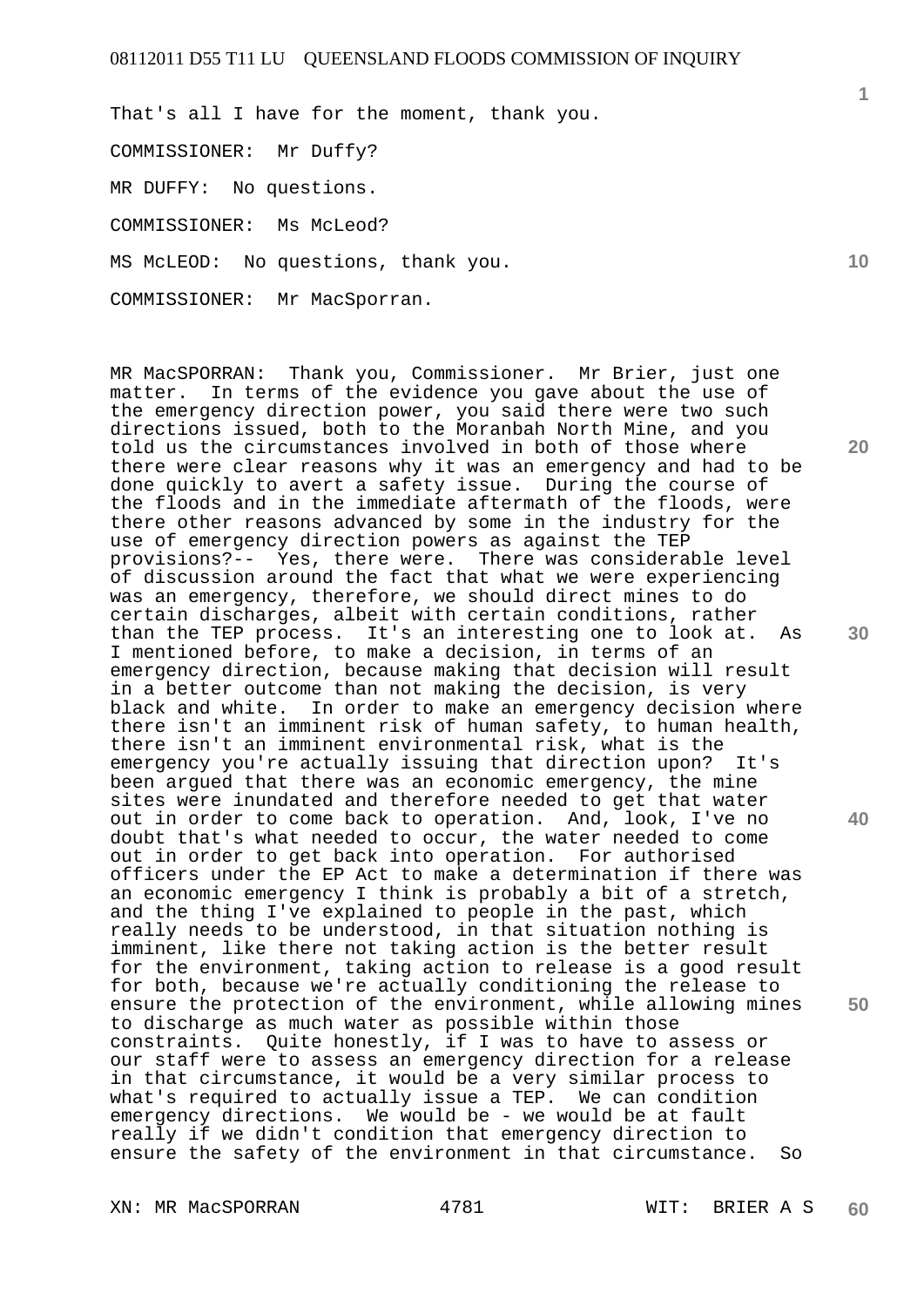That's all I have for the moment, thank you.

COMMISSIONER: Mr Duffy?

MR DUFFY: No questions.

COMMISSIONER: Ms McLeod?

MS McLEOD: No questions, thank you.

COMMISSIONER: Mr MacSporran.

MR MacSPORRAN: Thank you, Commissioner. Mr Brier, just one matter. In terms of the evidence you gave about the use of the emergency direction power, you said there were two such directions issued, both to the Moranbah North Mine, and you told us the circumstances involved in both of those where there were clear reasons why it was an emergency and had to be done quickly to avert a safety issue. During the course of the floods and in the immediate aftermath of the floods, were there other reasons advanced by some in the industry for the use of emergency direction powers as against the TEP provisions?-- Yes, there were. There was considerable level of discussion around the fact that what we were experiencing was an emergency, therefore, we should direct mines to do certain discharges, albeit with certain conditions, rather than the TEP process. It's an interesting one to look at. As I mentioned before, to make a decision, in terms of an emergency direction, because making that decision will result in a better outcome than not making the decision, is very black and white. In order to make an emergency decision where there isn't an imminent risk of human safety, to human health, there isn't an imminent environmental risk, what is the emergency you're actually issuing that direction upon? It's been argued that there was an economic emergency, the mine sites were inundated and therefore needed to get that water out in order to come back to operation. And, look, I've no doubt that's what needed to occur, the water needed to come out in order to get back into operation. For authorised officers under the EP Act to make a determination if there was an economic emergency I think is probably a bit of a stretch, and the thing I've explained to people in the past, which really needs to be understood, in that situation nothing is imminent, like there not taking action is the better result for the environment, taking action to release is a good result for both, because we're actually conditioning the release to ensure the protection of the environment, while allowing mines to discharge as much water as possible within those constraints. Quite honestly, if I was to have to assess or our staff were to assess an emergency direction for a release in that circumstance, it would be a very similar process to what's required to actually issue a TEP. We can condition emergency directions. We would be - we would be at fault really if we didn't condition that emergency direction to ensure the safety of the environment in that circumstance. So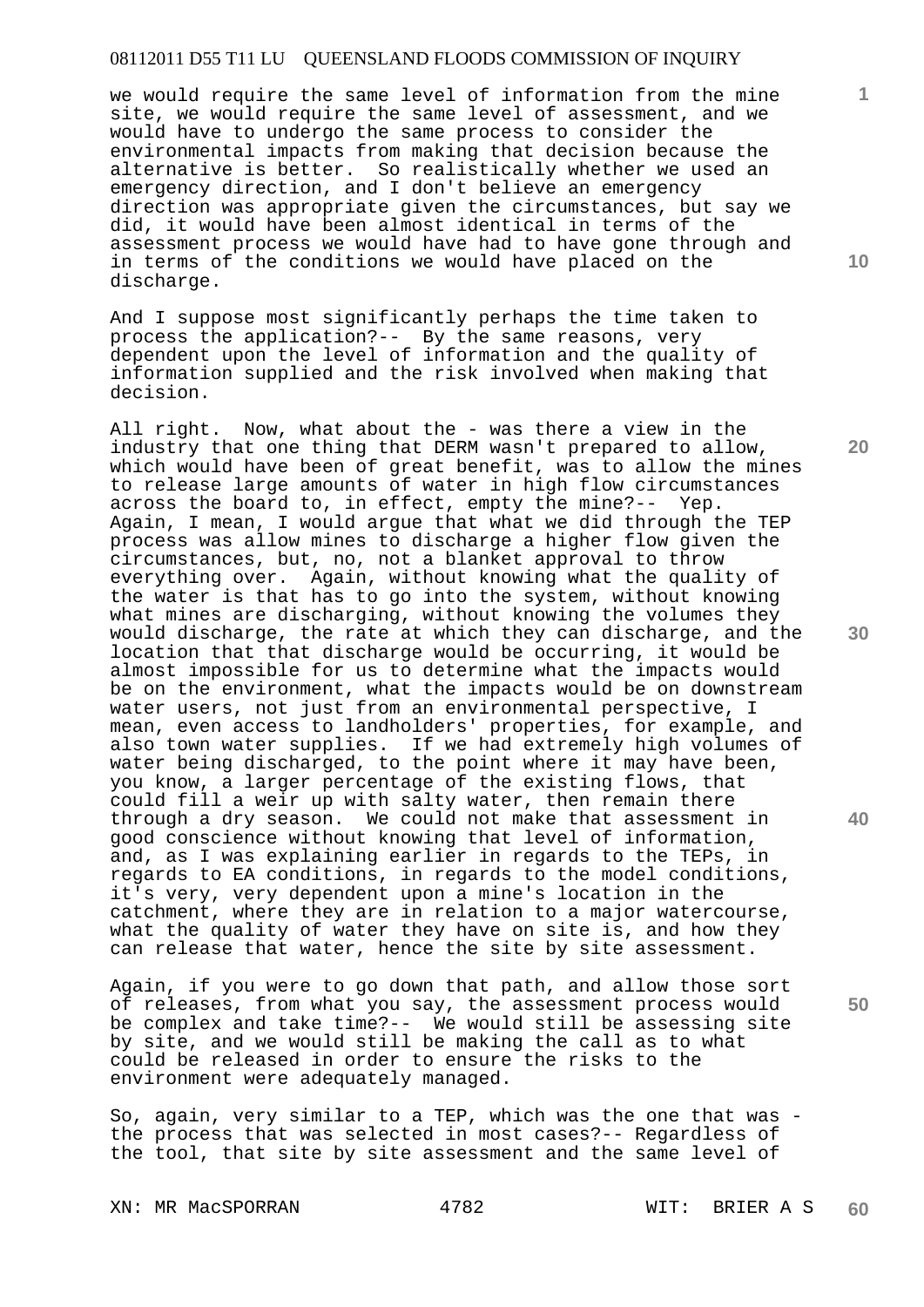we would require the same level of information from the mine site, we would require the same level of assessment, and we would have to undergo the same process to consider the environmental impacts from making that decision because the alternative is better. So realistically whether we used an emergency direction, and I don't believe an emergency direction was appropriate given the circumstances, but say we did, it would have been almost identical in terms of the assessment process we would have had to have gone through and in terms of the conditions we would have placed on the discharge.

And I suppose most significantly perhaps the time taken to process the application?-- By the same reasons, very dependent upon the level of information and the quality of information supplied and the risk involved when making that decision.

All right. Now, what about the - was there a view in the industry that one thing that DERM wasn't prepared to allow, which would have been of great benefit, was to allow the mines to release large amounts of water in high flow circumstances across the board to, in effect, empty the mine?-- Yep. Again, I mean, I would argue that what we did through the TEP process was allow mines to discharge a higher flow given the circumstances, but, no, not a blanket approval to throw everything over. Again, without knowing what the quality of the water is that has to go into the system, without knowing what mines are discharging, without knowing the volumes they would discharge, the rate at which they can discharge, and the location that that discharge would be occurring, it would be almost impossible for us to determine what the impacts would be on the environment, what the impacts would be on downstream water users, not just from an environmental perspective, I mean, even access to landholders' properties, for example, and also town water supplies. If we had extremely high volumes of water being discharged, to the point where it may have been, you know, a larger percentage of the existing flows, that could fill a weir up with salty water, then remain there through a dry season. We could not make that assessment in good conscience without knowing that level of information, and, as I was explaining earlier in regards to the TEPs, in regards to EA conditions, in regards to the model conditions, it's very, very dependent upon a mine's location in the catchment, where they are in relation to a major watercourse, what the quality of water they have on site is, and how they can release that water, hence the site by site assessment.

Again, if you were to go down that path, and allow those sort of releases, from what you say, the assessment process would be complex and take time?-- We would still be assessing site by site, and we would still be making the call as to what could be released in order to ensure the risks to the environment were adequately managed.

So, again, very similar to a TEP, which was the one that was - the process that was selected in most cases?-- Regardless of the tool, that site by site assessment and the same level of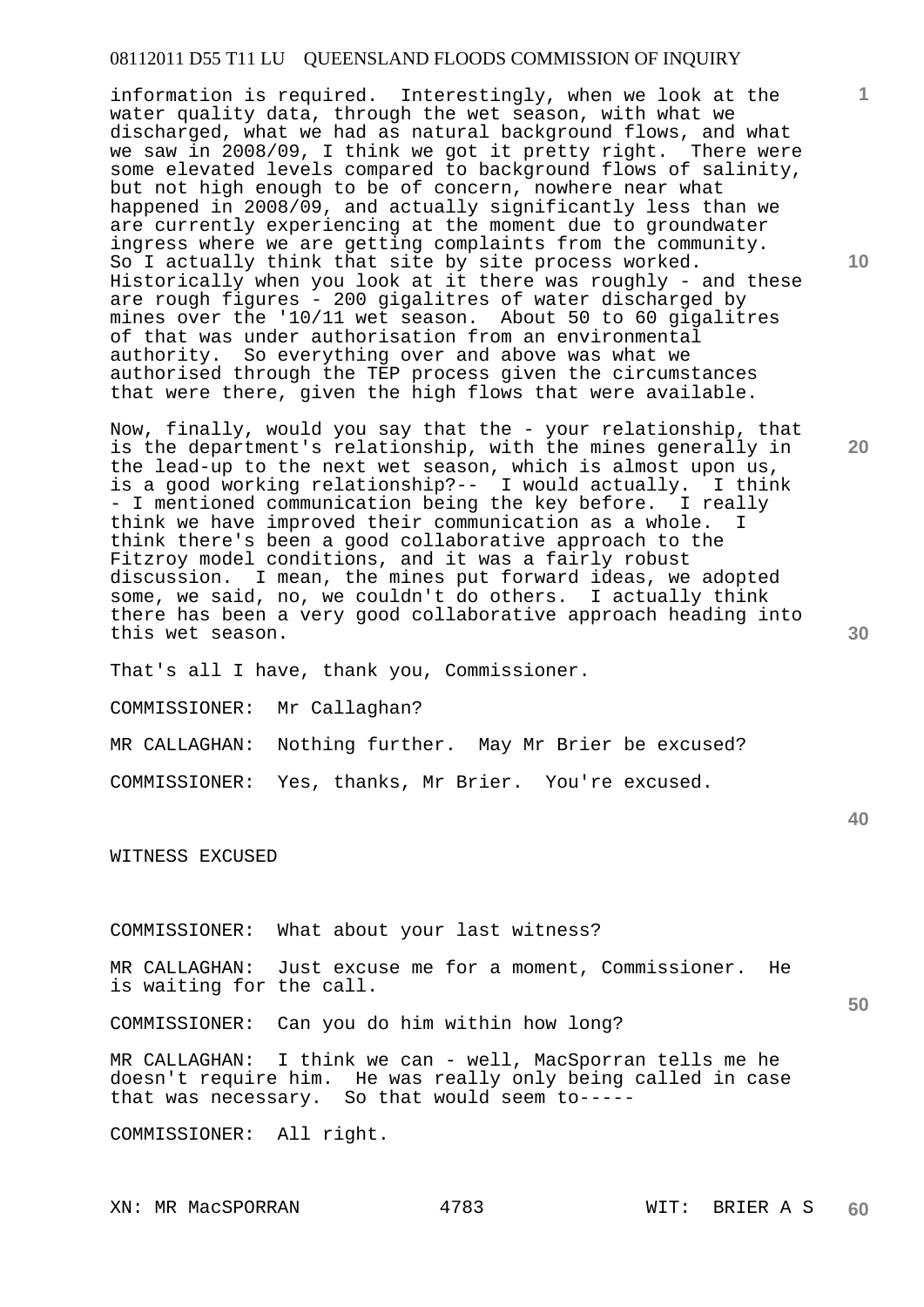information is required. Interestingly, when we look at the water quality data, through the wet season, with what we discharged, what we had as natural background flows, and what we saw in 2008/09, I think we got it pretty right. There were some elevated levels compared to background flows of salinity, but not high enough to be of concern, nowhere near what happened in 2008/09, and actually significantly less than we are currently experiencing at the moment due to groundwater ingress where we are getting complaints from the community. So I actually think that site by site process worked. Historically when you look at it there was roughly - and these are rough figures - 200 gigalitres of water discharged by mines over the '10/11 wet season. About 50 to 60 gigalitres of that was under authorisation from an environmental authority. So everything over and above was what we authorised through the TEP process given the circumstances that were there, given the high flows that were available.

Now, finally, would you say that the - your relationship, that is the department's relationship, with the mines generally in the lead-up to the next wet season, which is almost upon us, is a good working relationship?-- I would actually. I think - I mentioned communication being the key before. I really think we have improved their communication as a whole. I think there's been a good collaborative approach to the Fitzroy model conditions, and it was a fairly robust discussion. I mean, the mines put forward ideas, we adopted some, we said, no, we couldn't do others. I actually think there has been a very good collaborative approach heading into this wet season.

That's all I have, thank you, Commissioner.

COMMISSIONER: Mr Callaghan?

MR CALLAGHAN: Nothing further. May Mr Brier be excused?

COMMISSIONER: Yes, thanks, Mr Brier. You're excused.

WITNESS EXCUSED

COMMISSIONER: What about your last witness?

MR CALLAGHAN: Just excuse me for a moment, Commissioner. He is waiting for the call.

COMMISSIONER: Can you do him within how long?

MR CALLAGHAN: I think we can - well, MacSporran tells me he doesn't require him. He was really only being called in case that was necessary. So that would seem to-----

COMMISSIONER: All right.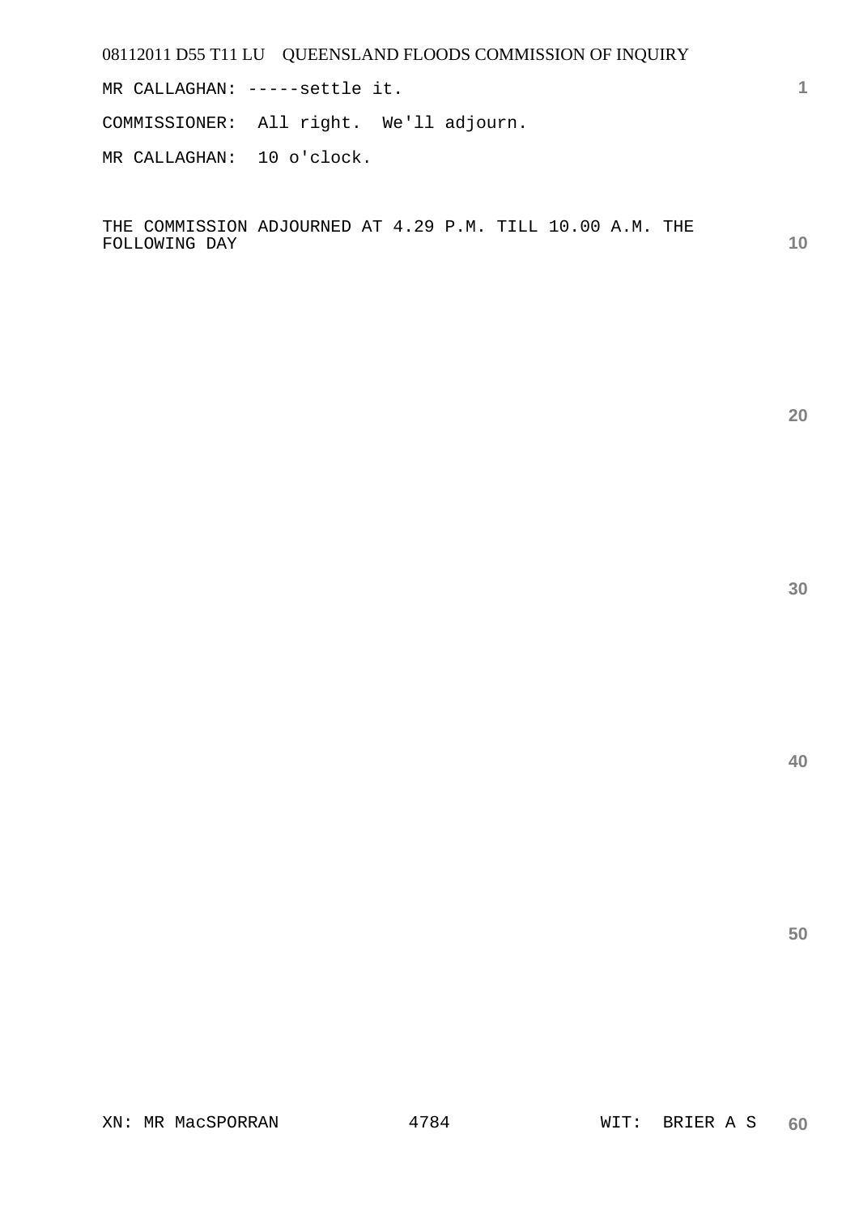MR CALLAGHAN: -----settle it.

COMMISSIONER: All right. We'll adjourn.

MR CALLAGHAN: 10 o'clock.

THE COMMISSION ADJOURNED AT 4.29 P.M. TILL 10.00 A.M. THE FOLLOWING DAY